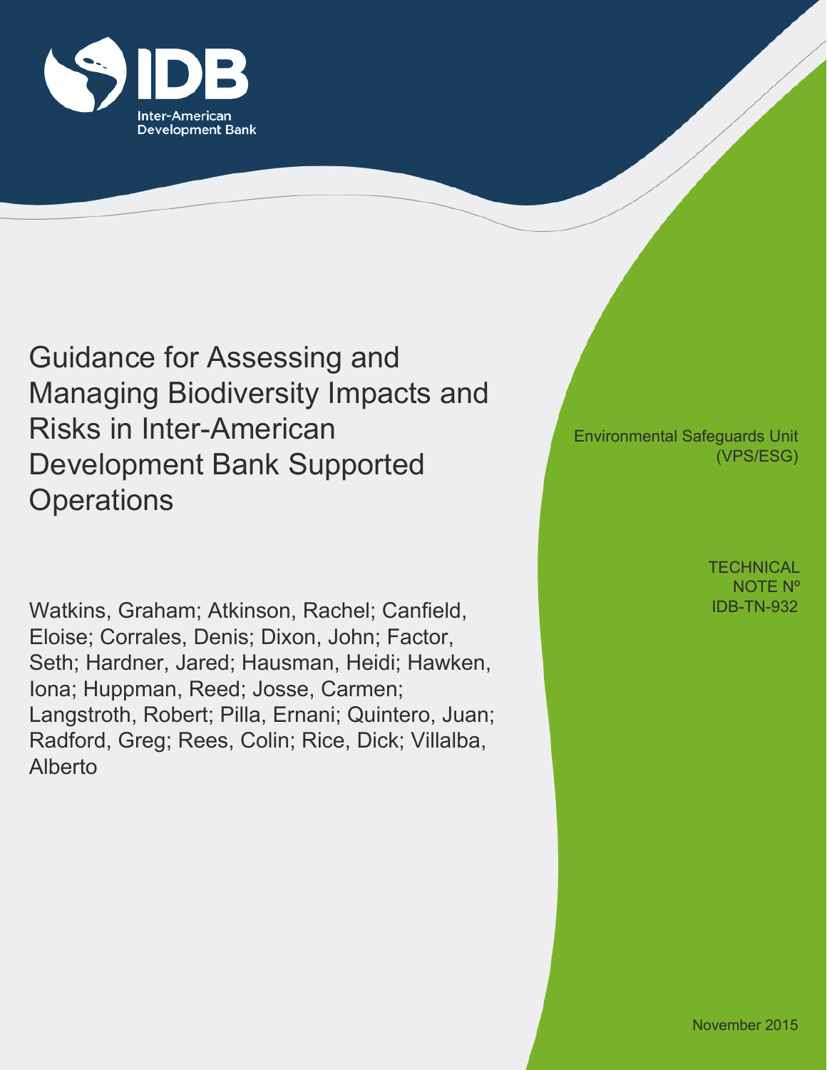Inter-American Development Bank

# Guidance for Assessing and Managing Biodiversity Impacts and Risks in Inter-American Development Bank Supported Operations

Watkins, Graham; Atkinson, Rachel; Canfield, Eloise; Corrales, Denis; Dixon, John; Factor, Seth; Hardner, Jared; Hausman, Heidi; Hawken, Iona; Huppman, Reed; Josse, Carmen; Langstroth, Robert; Pilla, Ernani; Quintero, Juan; Radford, Greg; Rees, Colin; Rice, Dick; Villalba, Alberto

Environmental Safeguards Unit (VPS/ESG)

TECHNICAL NOTE Nº IDB-TN-932

November 2015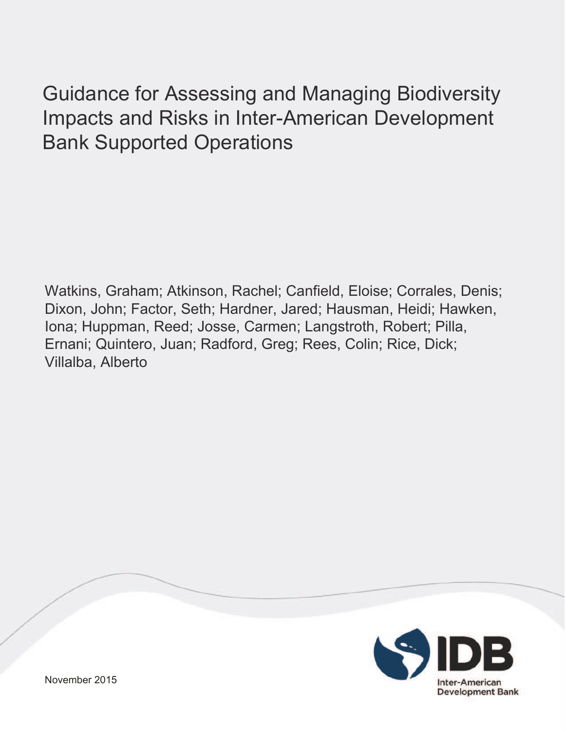# Guidance for Assessing and Managing Biodiversity Impacts and Risks in Inter-American Development Bank Supported Operations

Watkins, Graham; Atkinson, Rachel; Canfield, Eloise; Corrales, Denis; Dixon, John; Factor, Seth; Hardner, Jared; Hausman, Heidi; Hawken, Iona; Huppman, Reed; Josse, Carmen; Langstroth, Robert; Pilla, Ernani; Quintero, Juan; Radford, Greg; Rees, Colin; Rice, Dick; Villalba, Alberto

November 2015

IDB
Inter-American Development Bank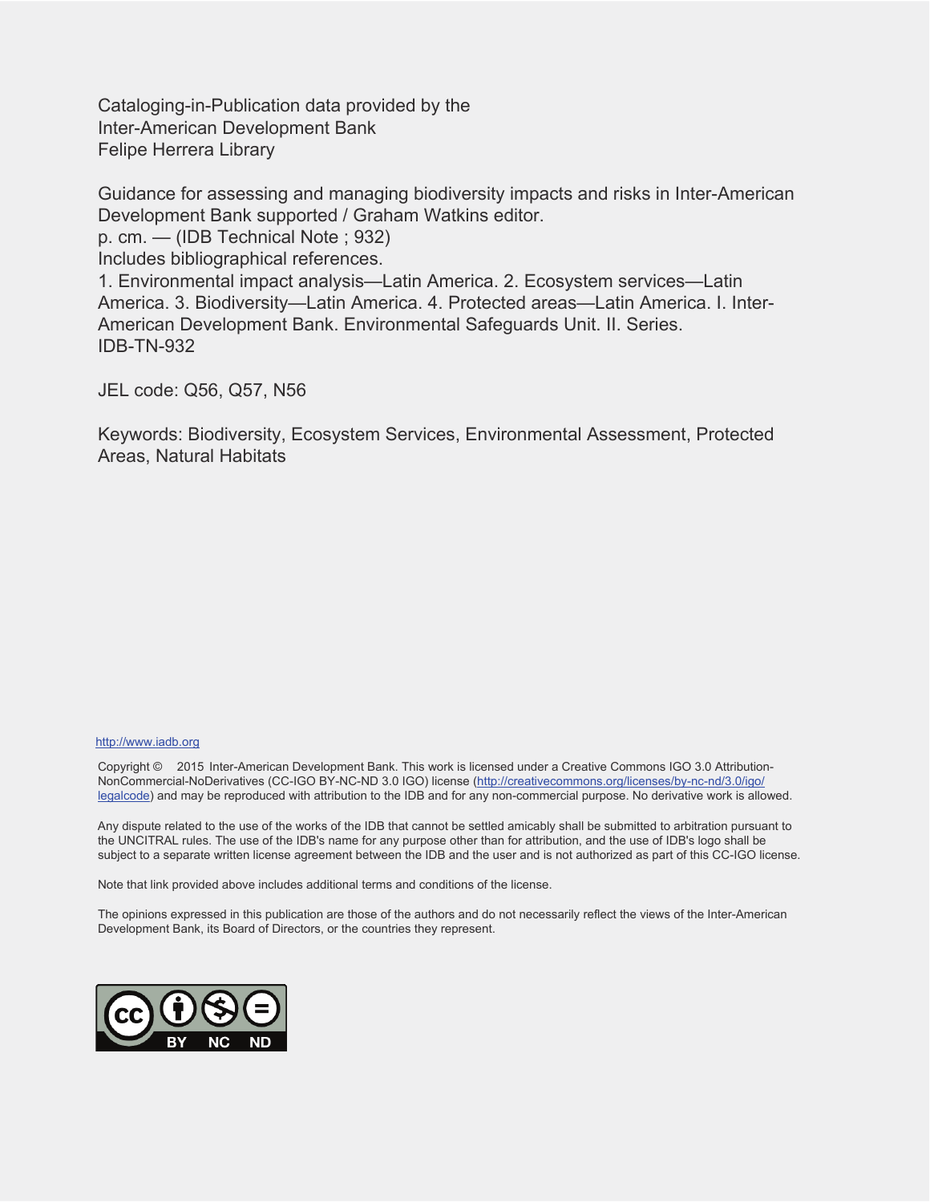Cataloging-in-Publication data provided by the
Inter-American Development Bank
Felipe Herrera Library

Guidance for assessing and managing biodiversity impacts and risks in Inter-American Development Bank supported / Graham Watkins editor.
p. cm. — (IDB Technical Note ; 932)
Includes bibliographical references.
1. Environmental impact analysis—Latin America. 2. Ecosystem services—Latin America. 3. Biodiversity—Latin America. 4. Protected areas—Latin America. I. Inter-American Development Bank. Environmental Safeguards Unit. II. Series.
IDB-TN-932

JEL code: Q56, Q57, N56

Keywords: Biodiversity, Ecosystem Services, Environmental Assessment, Protected Areas, Natural Habitats

http://www.iadb.org

Copyright © 2015 Inter-American Development Bank. This work is licensed under a Creative Commons IGO 3.0 Attribution-NonCommercial-NoDerivatives (CC-IGO BY-NC-ND 3.0 IGO) license (http://creativecommons.org/licenses/by-nc-nd/3.0/igo/legalcode) and may be reproduced with attribution to the IDB and for any non-commercial purpose. No derivative work is allowed.

Any dispute related to the use of the works of the IDB that cannot be settled amicably shall be submitted to arbitration pursuant to the UNCITRAL rules. The use of the IDB's name for any purpose other than for attribution, and the use of IDB's logo shall be subject to a separate written license agreement between the IDB and the user and is not authorized as part of this CC-IGO license.

Note that link provided above includes additional terms and conditions of the license.

The opinions expressed in this publication are those of the authors and do not necessarily reflect the views of the Inter-American Development Bank, its Board of Directors, or the countries they represent.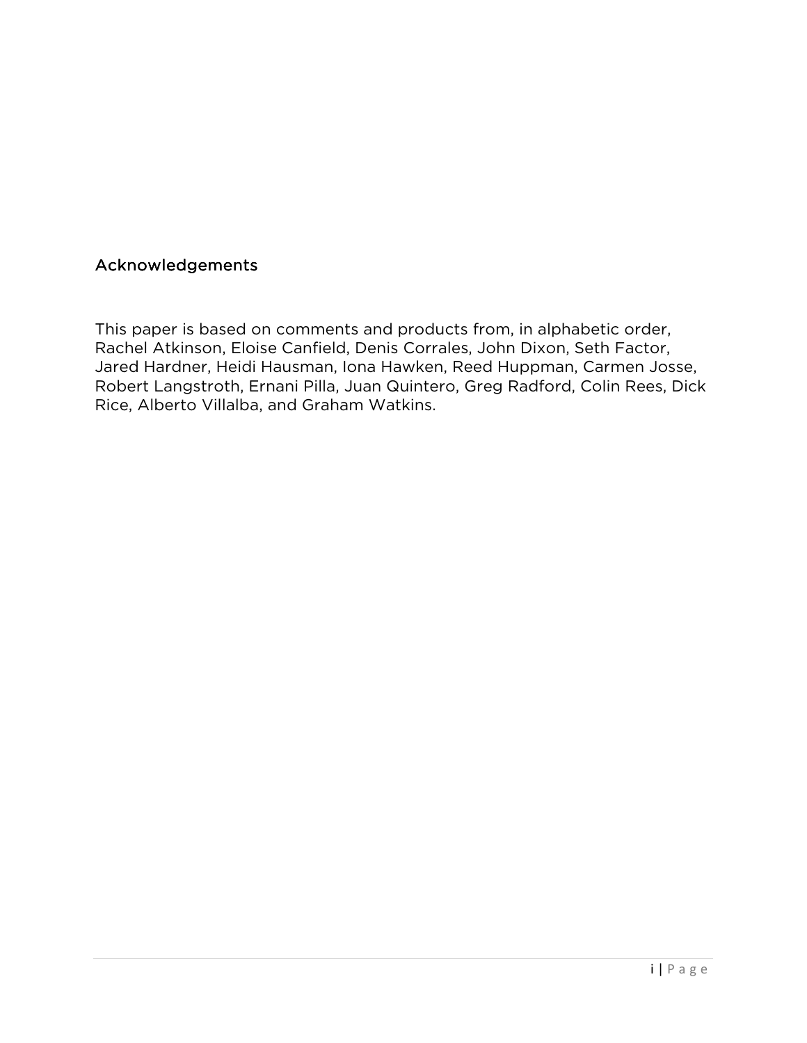## Acknowledgements

This paper is based on comments and products from, in alphabetic order, Rachel Atkinson, Eloise Canfield, Denis Corrales, John Dixon, Seth Factor, Jared Hardner, Heidi Hausman, Iona Hawken, Reed Huppman, Carmen Josse, Robert Langstroth, Ernani Pilla, Juan Quintero, Greg Radford, Colin Rees, Dick Rice, Alberto Villalba, and Graham Watkins.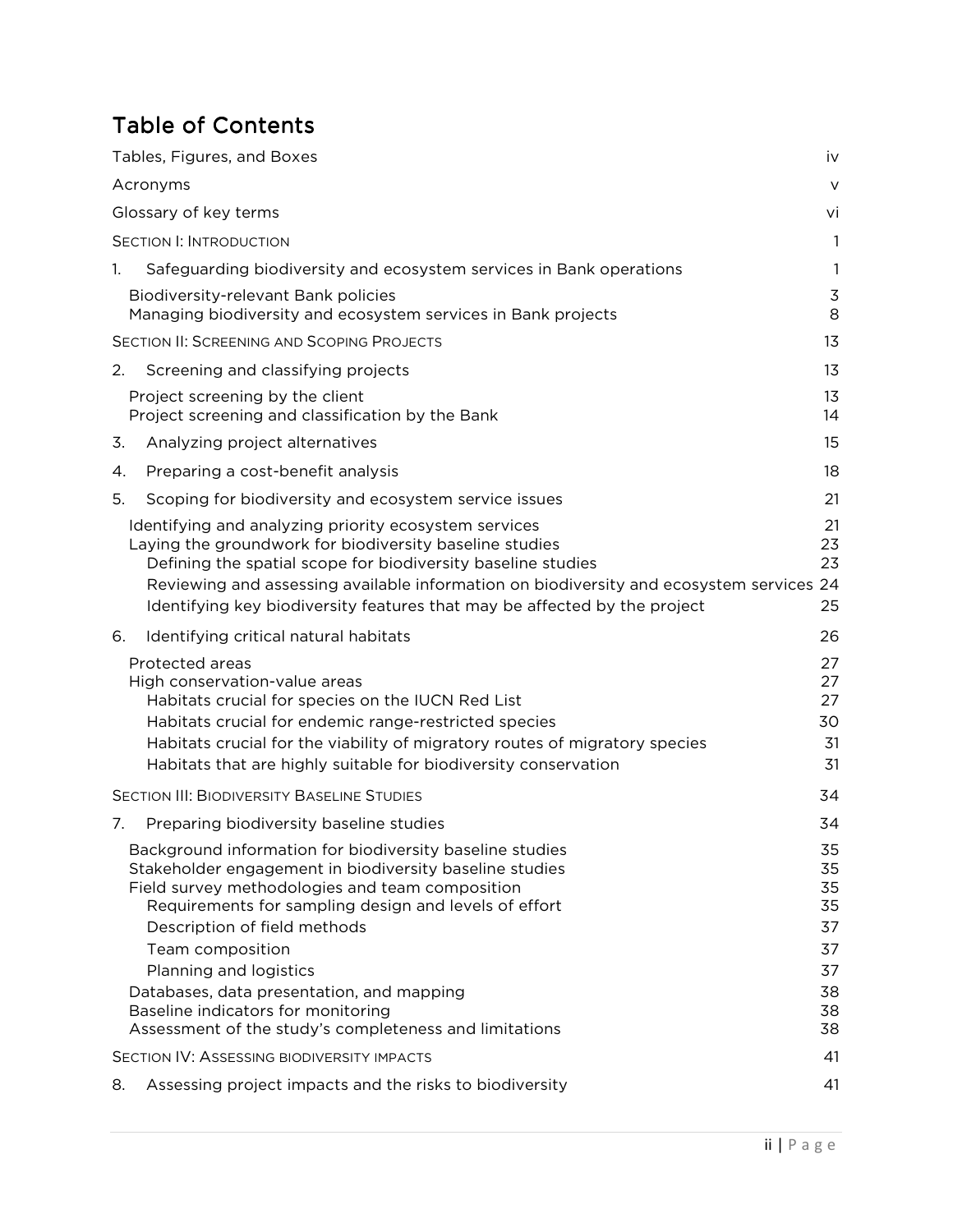# Table of Contents

Tables, Figures, and Boxes iv

Acronyms v

Glossary of key terms vi

SECTION I: INTRODUCTION 1

1. Safeguarding biodiversity and ecosystem services in Bank operations 1
   - Biodiversity-relevant Bank policies 3
   - Managing biodiversity and ecosystem services in Bank projects 8

SECTION II: SCREENING AND SCOPING PROJECTS 13

2. Screening and classifying projects 13
   - Project screening by the client 13
   - Project screening and classification by the Bank 14
3. Analyzing project alternatives 15
4. Preparing a cost-benefit analysis 18
5. Scoping for biodiversity and ecosystem service issues 21
   - Identifying and analyzing priority ecosystem services 21
   - Laying the groundwork for biodiversity baseline studies 23
     - Defining the spatial scope for biodiversity baseline studies 23
     - Reviewing and assessing available information on biodiversity and ecosystem services 24
     - Identifying key biodiversity features that may be affected by the project 25
6. Identifying critical natural habitats 26
   - Protected areas 27
   - High conservation-value areas 27
     - Habitats crucial for species on the IUCN Red List 27
     - Habitats crucial for endemic range-restricted species 30
     - Habitats crucial for the viability of migratory routes of migratory species 31
     - Habitats that are highly suitable for biodiversity conservation 31

SECTION III: BIODIVERSITY BASELINE STUDIES 34

7. Preparing biodiversity baseline studies 34
   - Background information for biodiversity baseline studies 35
   - Stakeholder engagement in biodiversity baseline studies 35
   - Field survey methodologies and team composition 35
     - Requirements for sampling design and levels of effort 35
     - Description of field methods 37
     - Team composition 37
     - Planning and logistics 37
   - Databases, data presentation, and mapping 38
   - Baseline indicators for monitoring 38
   - Assessment of the study's completeness and limitations 38

SECTION IV: ASSESSING BIODIVERSITY IMPACTS 41

8. Assessing project impacts and the risks to biodiversity 41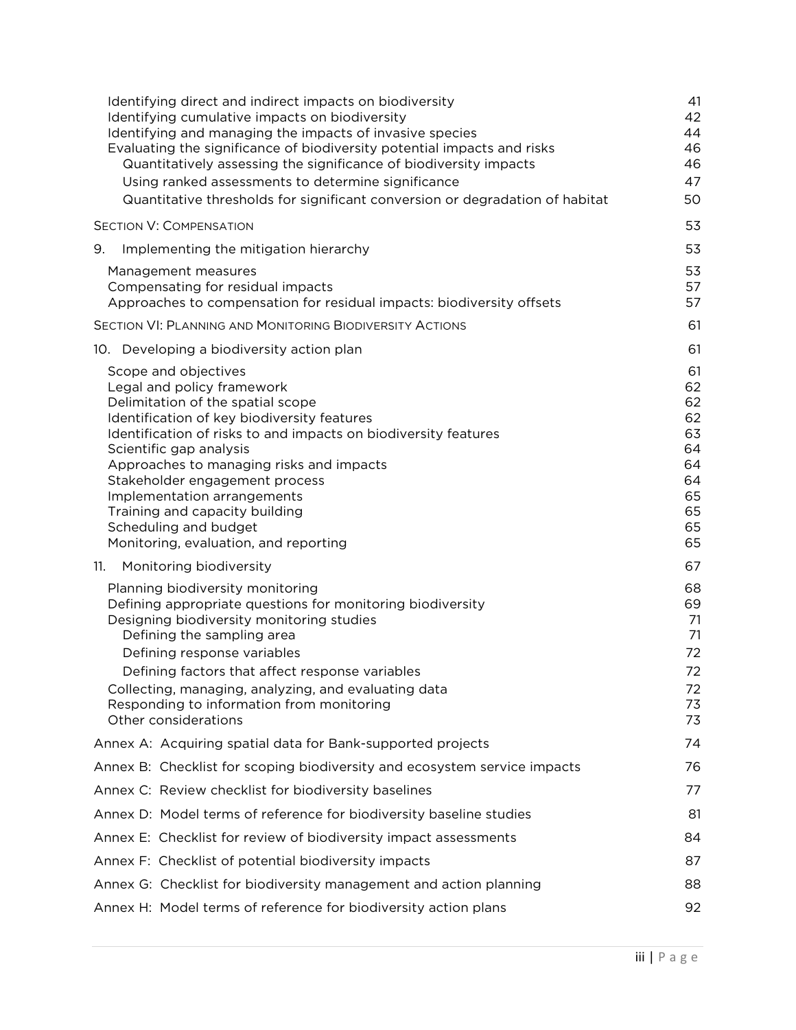| | |
|---|---|
| Identifying direct and indirect impacts on biodiversity | 41 |
| Identifying cumulative impacts on biodiversity | 42 |
| Identifying and managing the impacts of invasive species | 44 |
| Evaluating the significance of biodiversity potential impacts and risks | 46 |
| Quantitatively assessing the significance of biodiversity impacts | 46 |
| Using ranked assessments to determine significance | 47 |
| Quantitative thresholds for significant conversion or degradation of habitat | 50 |
| SECTION V: COMPENSATION | 53 |
| 9. Implementing the mitigation hierarchy | 53 |
| Management measures | 53 |
| Compensating for residual impacts | 57 |
| Approaches to compensation for residual impacts: biodiversity offsets | 57 |
| SECTION VI: PLANNING AND MONITORING BIODIVERSITY ACTIONS | 61 |
| 10. Developing a biodiversity action plan | 61 |
| Scope and objectives | 61 |
| Legal and policy framework | 62 |
| Delimitation of the spatial scope | 62 |
| Identification of key biodiversity features | 62 |
| Identification of risks to and impacts on biodiversity features | 63 |
| Scientific gap analysis | 64 |
| Approaches to managing risks and impacts | 64 |
| Stakeholder engagement process | 64 |
| Implementation arrangements | 65 |
| Training and capacity building | 65 |
| Scheduling and budget | 65 |
| Monitoring, evaluation, and reporting | 65 |
| 11. Monitoring biodiversity | 67 |
| Planning biodiversity monitoring | 68 |
| Defining appropriate questions for monitoring biodiversity | 69 |
| Designing biodiversity monitoring studies | 71 |
| Defining the sampling area | 71 |
| Defining response variables | 72 |
| Defining factors that affect response variables | 72 |
| Collecting, managing, analyzing, and evaluating data | 72 |
| Responding to information from monitoring | 73 |
| Other considerations | 73 |
| Annex A: Acquiring spatial data for Bank-supported projects | 74 |
| Annex B: Checklist for scoping biodiversity and ecosystem service impacts | 76 |
| Annex C: Review checklist for biodiversity baselines | 77 |
| Annex D: Model terms of reference for biodiversity baseline studies | 81 |
| Annex E: Checklist for review of biodiversity impact assessments | 84 |
| Annex F: Checklist of potential biodiversity impacts | 87 |
| Annex G: Checklist for biodiversity management and action planning | 88 |
| Annex H: Model terms of reference for biodiversity action plans | 92 |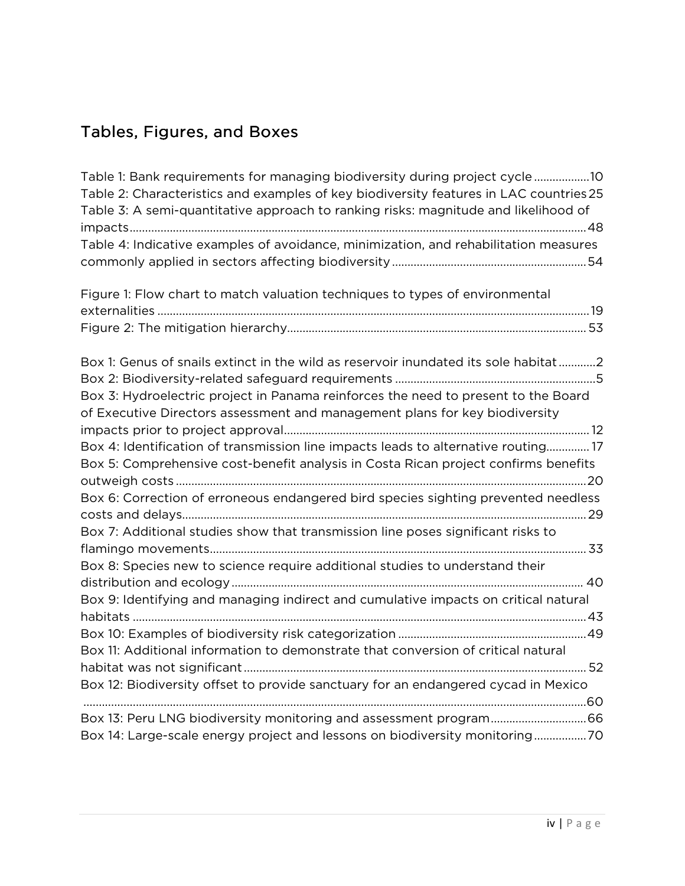## Tables, Figures, and Boxes

Table 1: Bank requirements for managing biodiversity during project cycle .................. 10
Table 2: Characteristics and examples of key biodiversity features in LAC countries 25
Table 3: A semi-quantitative approach to ranking risks: magnitude and likelihood of impacts .................. 48
Table 4: Indicative examples of avoidance, minimization, and rehabilitation measures commonly applied in sectors affecting biodiversity .................. 54

Figure 1: Flow chart to match valuation techniques to types of environmental externalities .................. 19
Figure 2: The mitigation hierarchy .................. 53

Box 1: Genus of snails extinct in the wild as reservoir inundated its sole habitat .................. 2
Box 2: Biodiversity-related safeguard requirements .................. 5
Box 3: Hydroelectric project in Panama reinforces the need to present to the Board of Executive Directors assessment and management plans for key biodiversity impacts prior to project approval .................. 12
Box 4: Identification of transmission line impacts leads to alternative routing .................. 17
Box 5: Comprehensive cost-benefit analysis in Costa Rican project confirms benefits outweigh costs .................. 20
Box 6: Correction of erroneous endangered bird species sighting prevented needless costs and delays .................. 29
Box 7: Additional studies show that transmission line poses significant risks to flamingo movements .................. 33
Box 8: Species new to science require additional studies to understand their distribution and ecology .................. 40
Box 9: Identifying and managing indirect and cumulative impacts on critical natural habitats .................. 43
Box 10: Examples of biodiversity risk categorization .................. 49
Box 11: Additional information to demonstrate that conversion of critical natural habitat was not significant .................. 52
Box 12: Biodiversity offset to provide sanctuary for an endangered cycad in Mexico .................. 60
Box 13: Peru LNG biodiversity monitoring and assessment program .................. 66
Box 14: Large-scale energy project and lessons on biodiversity monitoring .................. 70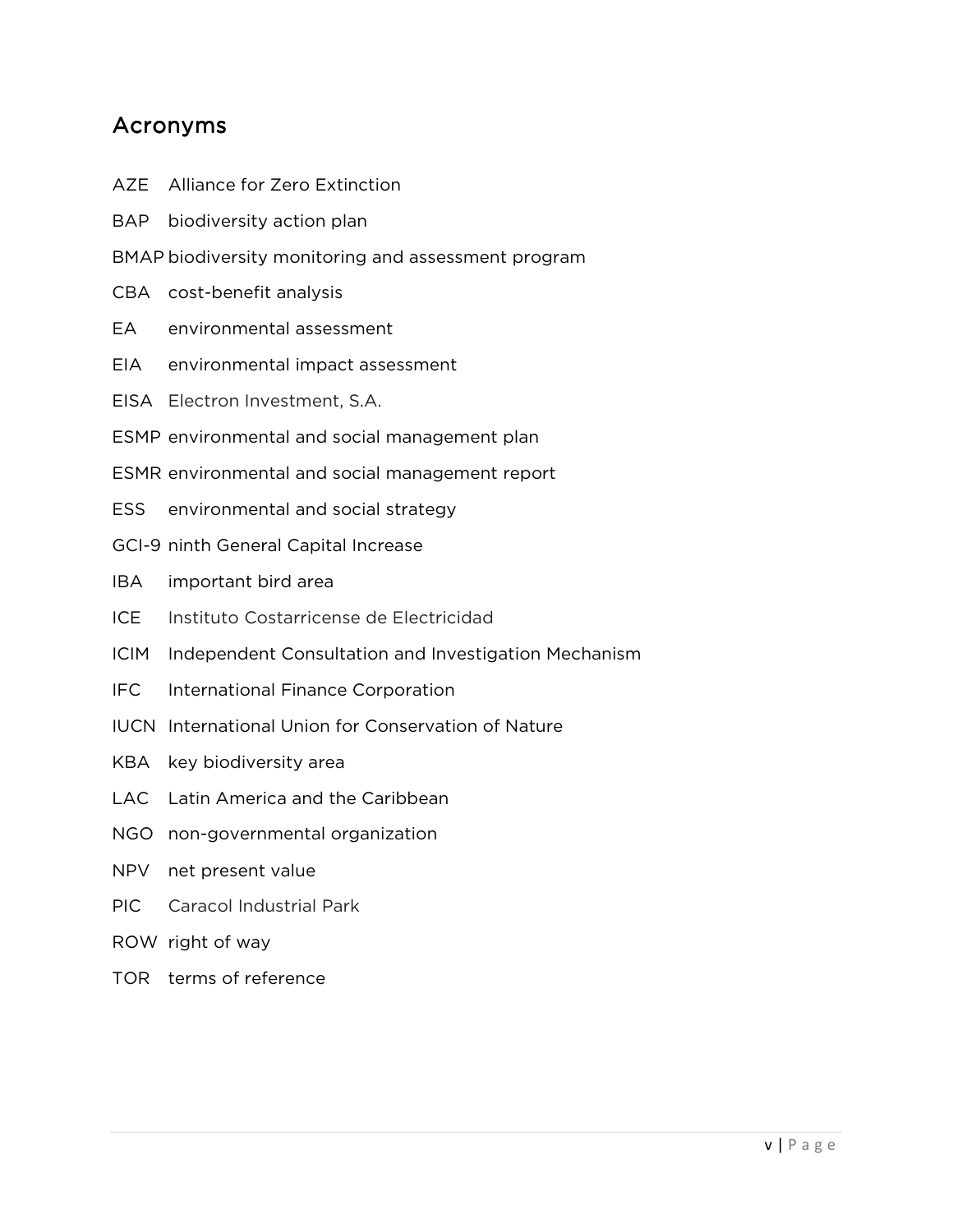## Acronyms

| | |
|---|---|
| AZE | Alliance for Zero Extinction |
| BAP | biodiversity action plan |
| BMAP | biodiversity monitoring and assessment program |
| CBA | cost-benefit analysis |
| EA | environmental assessment |
| EIA | environmental impact assessment |
| EISA | Electron Investment, S.A. |
| ESMP | environmental and social management plan |
| ESMR | environmental and social management report |
| ESS | environmental and social strategy |
| GCI-9 | ninth General Capital Increase |
| IBA | important bird area |
| ICE | Instituto Costarricense de Electricidad |
| ICIM | Independent Consultation and Investigation Mechanism |
| IFC | International Finance Corporation |
| IUCN | International Union for Conservation of Nature |
| KBA | key biodiversity area |
| LAC | Latin America and the Caribbean |
| NGO | non-governmental organization |
| NPV | net present value |
| PIC | Caracol Industrial Park |
| ROW | right of way |
| TOR | terms of reference |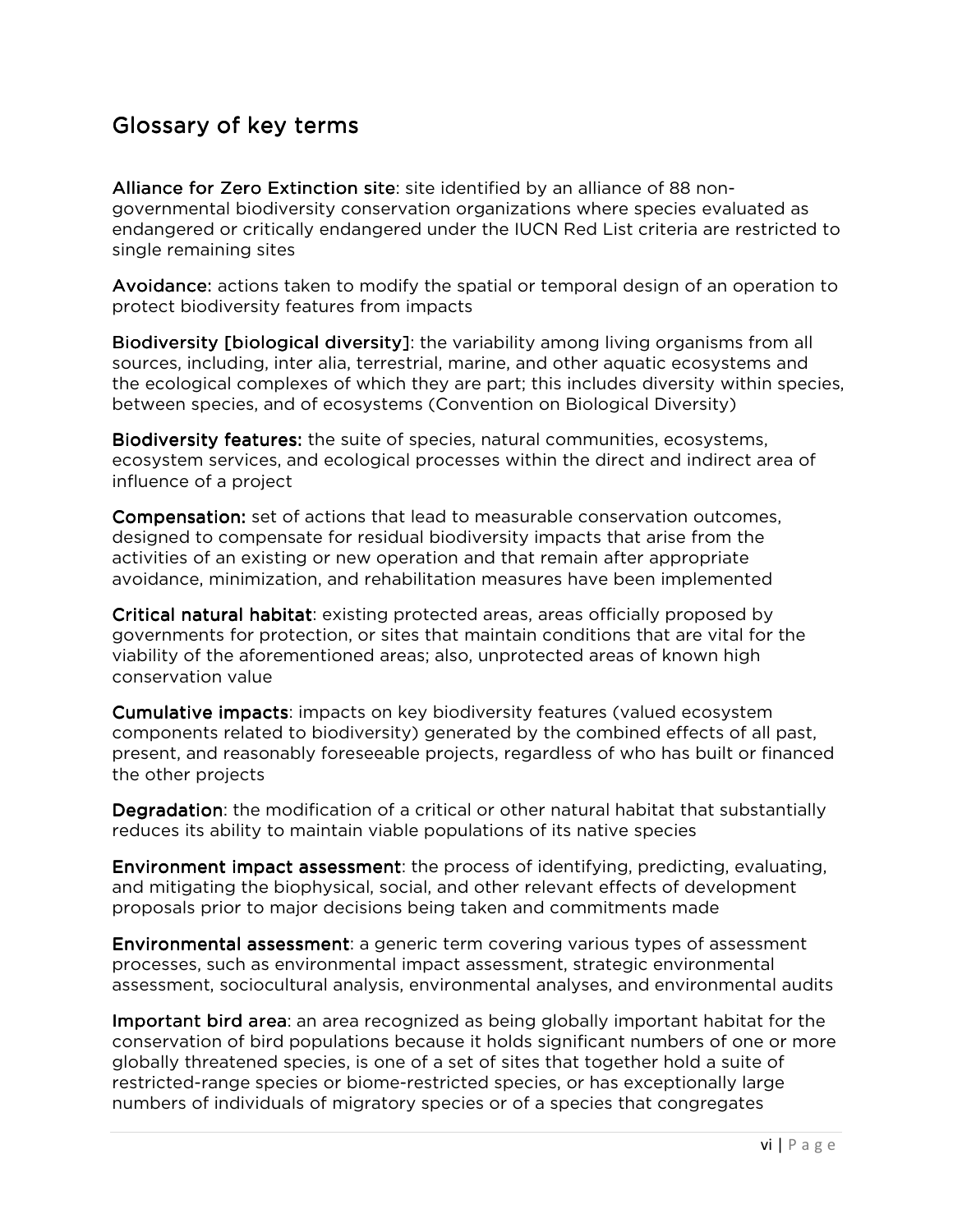## Glossary of key terms

**Alliance for Zero Extinction site**: site identified by an alliance of 88 non-governmental biodiversity conservation organizations where species evaluated as endangered or critically endangered under the IUCN Red List criteria are restricted to single remaining sites

**Avoidance:** actions taken to modify the spatial or temporal design of an operation to protect biodiversity features from impacts

**Biodiversity [biological diversity]**: the variability among living organisms from all sources, including, inter alia, terrestrial, marine, and other aquatic ecosystems and the ecological complexes of which they are part; this includes diversity within species, between species, and of ecosystems (Convention on Biological Diversity)

**Biodiversity features:** the suite of species, natural communities, ecosystems, ecosystem services, and ecological processes within the direct and indirect area of influence of a project

**Compensation:** set of actions that lead to measurable conservation outcomes, designed to compensate for residual biodiversity impacts that arise from the activities of an existing or new operation and that remain after appropriate avoidance, minimization, and rehabilitation measures have been implemented

**Critical natural habitat**: existing protected areas, areas officially proposed by governments for protection, or sites that maintain conditions that are vital for the viability of the aforementioned areas; also, unprotected areas of known high conservation value

**Cumulative impacts**: impacts on key biodiversity features (valued ecosystem components related to biodiversity) generated by the combined effects of all past, present, and reasonably foreseeable projects, regardless of who has built or financed the other projects

**Degradation**: the modification of a critical or other natural habitat that substantially reduces its ability to maintain viable populations of its native species

**Environment impact assessment**: the process of identifying, predicting, evaluating, and mitigating the biophysical, social, and other relevant effects of development proposals prior to major decisions being taken and commitments made

**Environmental assessment**: a generic term covering various types of assessment processes, such as environmental impact assessment, strategic environmental assessment, sociocultural analysis, environmental analyses, and environmental audits

**Important bird area**: an area recognized as being globally important habitat for the conservation of bird populations because it holds significant numbers of one or more globally threatened species, is one of a set of sites that together hold a suite of restricted-range species or biome-restricted species, or has exceptionally large numbers of individuals of migratory species or of a species that congregates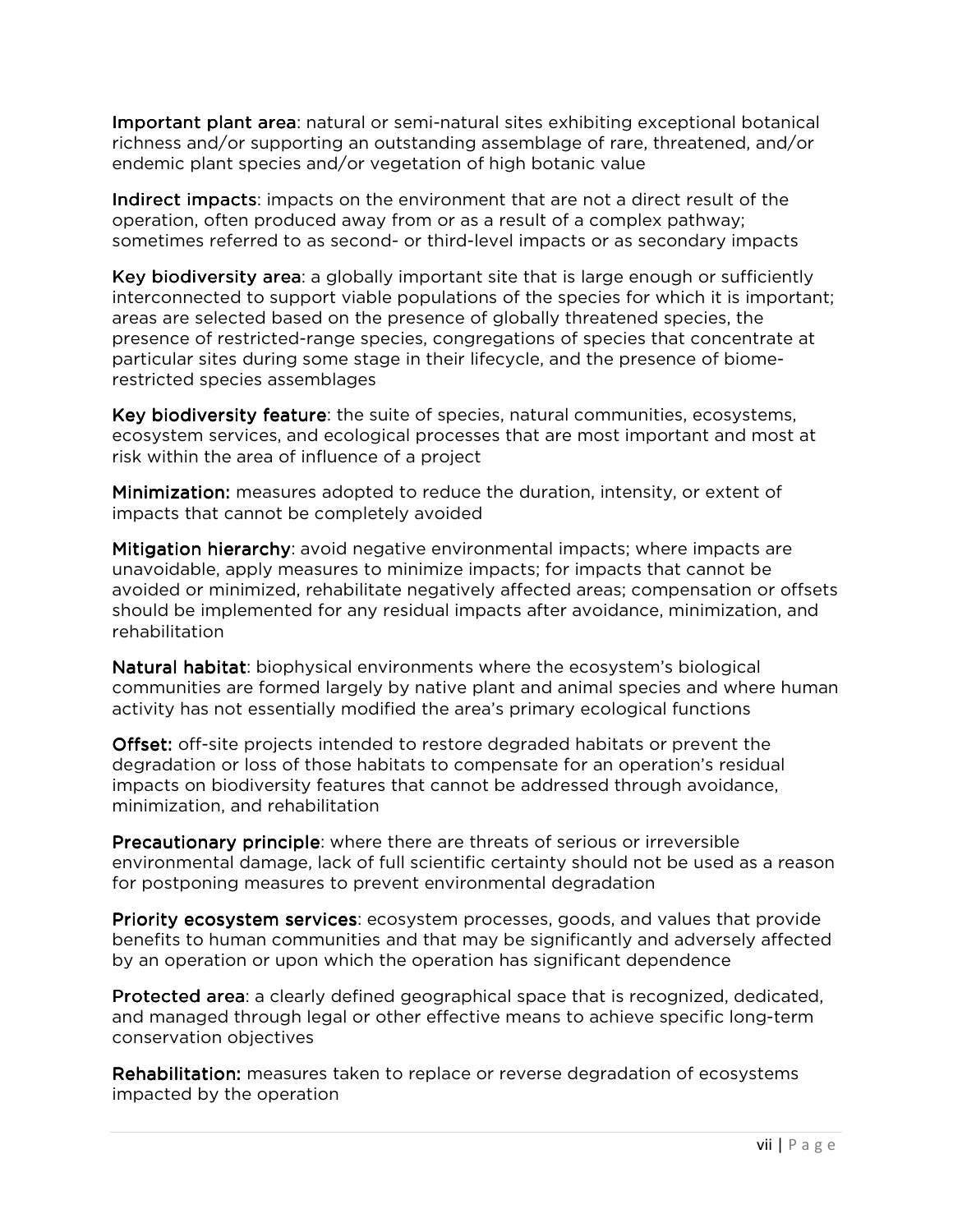**Important plant area**: natural or semi-natural sites exhibiting exceptional botanical richness and/or supporting an outstanding assemblage of rare, threatened, and/or endemic plant species and/or vegetation of high botanic value

**Indirect impacts**: impacts on the environment that are not a direct result of the operation, often produced away from or as a result of a complex pathway; sometimes referred to as second- or third-level impacts or as secondary impacts

**Key biodiversity area**: a globally important site that is large enough or sufficiently interconnected to support viable populations of the species for which it is important; areas are selected based on the presence of globally threatened species, the presence of restricted-range species, congregations of species that concentrate at particular sites during some stage in their lifecycle, and the presence of biome-restricted species assemblages

**Key biodiversity feature**: the suite of species, natural communities, ecosystems, ecosystem services, and ecological processes that are most important and most at risk within the area of influence of a project

**Minimization:** measures adopted to reduce the duration, intensity, or extent of impacts that cannot be completely avoided

**Mitigation hierarchy**: avoid negative environmental impacts; where impacts are unavoidable, apply measures to minimize impacts; for impacts that cannot be avoided or minimized, rehabilitate negatively affected areas; compensation or offsets should be implemented for any residual impacts after avoidance, minimization, and rehabilitation

**Natural habitat**: biophysical environments where the ecosystem's biological communities are formed largely by native plant and animal species and where human activity has not essentially modified the area's primary ecological functions

**Offset:** off-site projects intended to restore degraded habitats or prevent the degradation or loss of those habitats to compensate for an operation's residual impacts on biodiversity features that cannot be addressed through avoidance, minimization, and rehabilitation

**Precautionary principle**: where there are threats of serious or irreversible environmental damage, lack of full scientific certainty should not be used as a reason for postponing measures to prevent environmental degradation

**Priority ecosystem services**: ecosystem processes, goods, and values that provide benefits to human communities and that may be significantly and adversely affected by an operation or upon which the operation has significant dependence

**Protected area**: a clearly defined geographical space that is recognized, dedicated, and managed through legal or other effective means to achieve specific long-term conservation objectives

**Rehabilitation:** measures taken to replace or reverse degradation of ecosystems impacted by the operation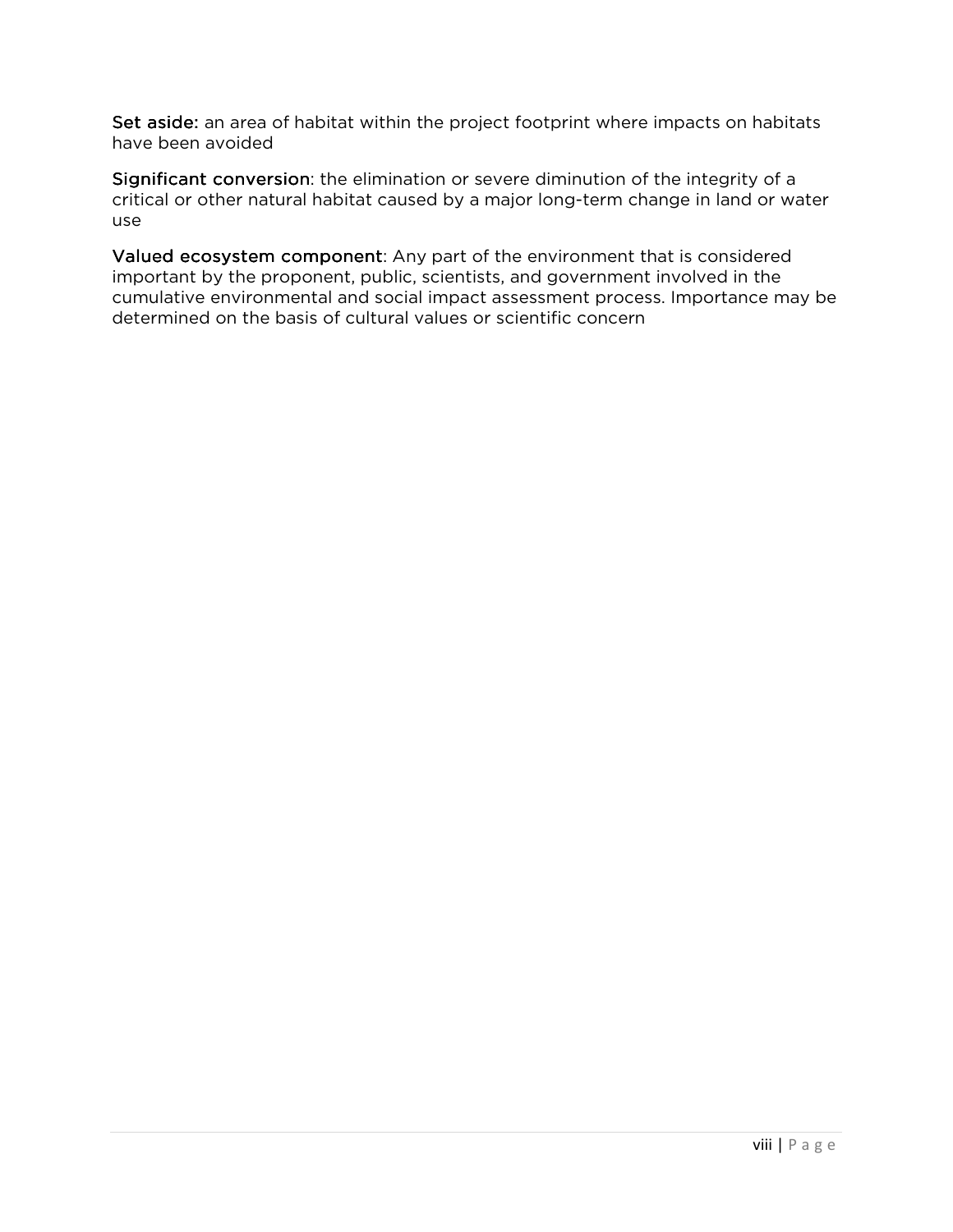**Set aside:** an area of habitat within the project footprint where impacts on habitats have been avoided

**Significant conversion**: the elimination or severe diminution of the integrity of a critical or other natural habitat caused by a major long-term change in land or water use

**Valued ecosystem component**: Any part of the environment that is considered important by the proponent, public, scientists, and government involved in the cumulative environmental and social impact assessment process. Importance may be determined on the basis of cultural values or scientific concern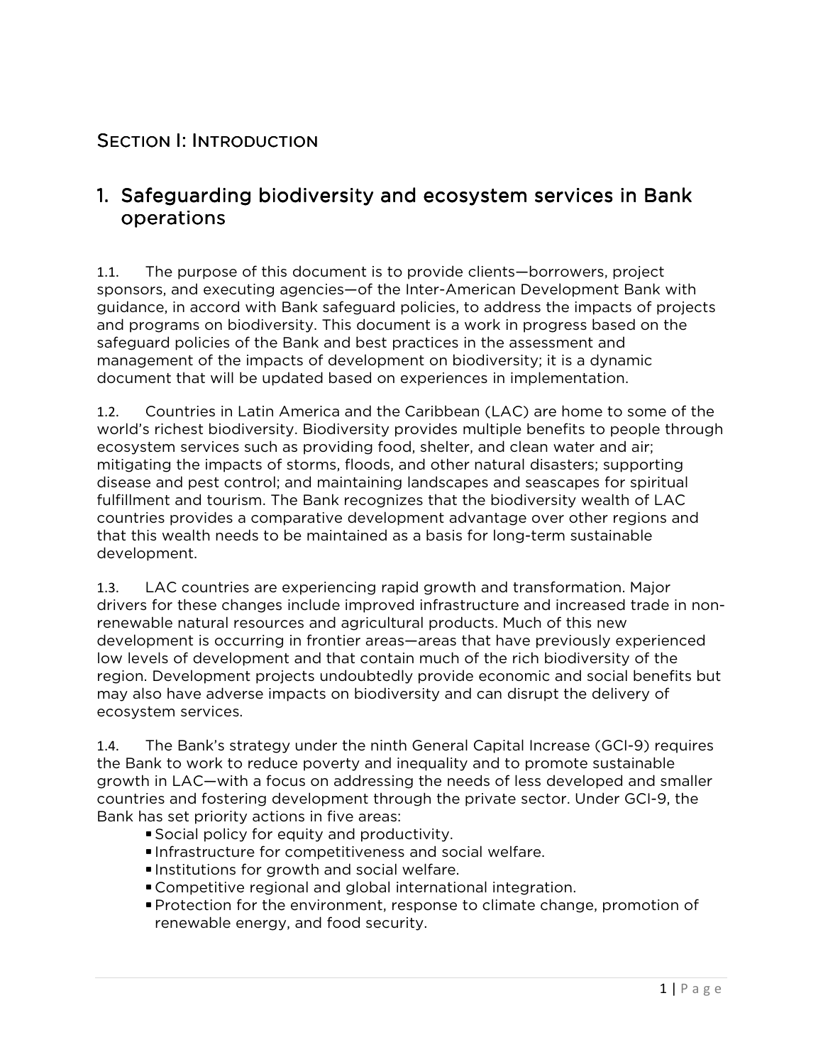# Section I: Introduction

## 1. Safeguarding biodiversity and ecosystem services in Bank operations

1.1. The purpose of this document is to provide clients—borrowers, project sponsors, and executing agencies—of the Inter-American Development Bank with guidance, in accord with Bank safeguard policies, to address the impacts of projects and programs on biodiversity. This document is a work in progress based on the safeguard policies of the Bank and best practices in the assessment and management of the impacts of development on biodiversity; it is a dynamic document that will be updated based on experiences in implementation.

1.2. Countries in Latin America and the Caribbean (LAC) are home to some of the world's richest biodiversity. Biodiversity provides multiple benefits to people through ecosystem services such as providing food, shelter, and clean water and air; mitigating the impacts of storms, floods, and other natural disasters; supporting disease and pest control; and maintaining landscapes and seascapes for spiritual fulfillment and tourism. The Bank recognizes that the biodiversity wealth of LAC countries provides a comparative development advantage over other regions and that this wealth needs to be maintained as a basis for long-term sustainable development.

1.3. LAC countries are experiencing rapid growth and transformation. Major drivers for these changes include improved infrastructure and increased trade in non-renewable natural resources and agricultural products. Much of this new development is occurring in frontier areas—areas that have previously experienced low levels of development and that contain much of the rich biodiversity of the region. Development projects undoubtedly provide economic and social benefits but may also have adverse impacts on biodiversity and can disrupt the delivery of ecosystem services.

1.4. The Bank's strategy under the ninth General Capital Increase (GCI-9) requires the Bank to work to reduce poverty and inequality and to promote sustainable growth in LAC—with a focus on addressing the needs of less developed and smaller countries and fostering development through the private sector. Under GCI-9, the Bank has set priority actions in five areas:

- Social policy for equity and productivity.
- Infrastructure for competitiveness and social welfare.
- Institutions for growth and social welfare.
- Competitive regional and global international integration.
- Protection for the environment, response to climate change, promotion of renewable energy, and food security.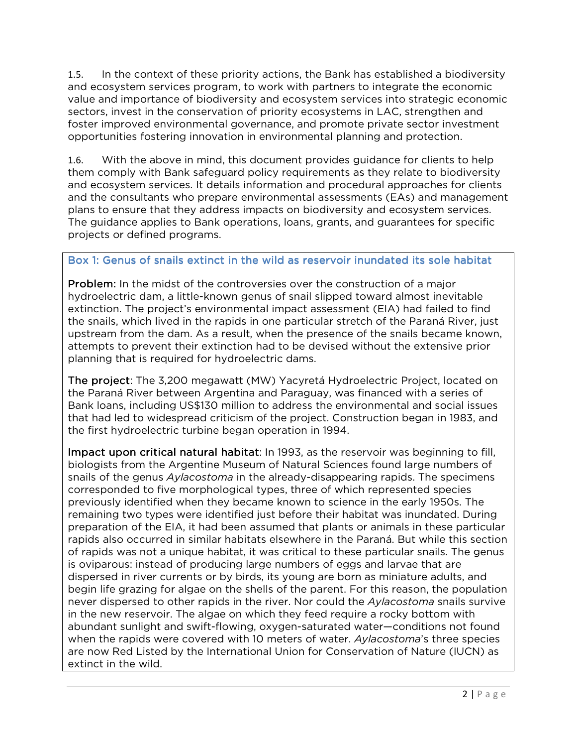1.5. In the context of these priority actions, the Bank has established a biodiversity and ecosystem services program, to work with partners to integrate the economic value and importance of biodiversity and ecosystem services into strategic economic sectors, invest in the conservation of priority ecosystems in LAC, strengthen and foster improved environmental governance, and promote private sector investment opportunities fostering innovation in environmental planning and protection.

1.6. With the above in mind, this document provides guidance for clients to help them comply with Bank safeguard policy requirements as they relate to biodiversity and ecosystem services. It details information and procedural approaches for clients and the consultants who prepare environmental assessments (EAs) and management plans to ensure that they address impacts on biodiversity and ecosystem services. The guidance applies to Bank operations, loans, grants, and guarantees for specific projects or defined programs.

### Box 1: Genus of snails extinct in the wild as reservoir inundated its sole habitat

**Problem:** In the midst of the controversies over the construction of a major hydroelectric dam, a little-known genus of snail slipped toward almost inevitable extinction. The project's environmental impact assessment (EIA) had failed to find the snails, which lived in the rapids in one particular stretch of the Paraná River, just upstream from the dam. As a result, when the presence of the snails became known, attempts to prevent their extinction had to be devised without the extensive prior planning that is required for hydroelectric dams.

**The project**: The 3,200 megawatt (MW) Yacyretá Hydroelectric Project, located on the Paraná River between Argentina and Paraguay, was financed with a series of Bank loans, including US$130 million to address the environmental and social issues that had led to widespread criticism of the project. Construction began in 1983, and the first hydroelectric turbine began operation in 1994.

**Impact upon critical natural habitat**: In 1993, as the reservoir was beginning to fill, biologists from the Argentine Museum of Natural Sciences found large numbers of snails of the genus *Aylacostoma* in the already-disappearing rapids. The specimens corresponded to five morphological types, three of which represented species previously identified when they became known to science in the early 1950s. The remaining two types were identified just before their habitat was inundated. During preparation of the EIA, it had been assumed that plants or animals in these particular rapids also occurred in similar habitats elsewhere in the Paraná. But while this section of rapids was not a unique habitat, it was critical to these particular snails. The genus is oviparous: instead of producing large numbers of eggs and larvae that are dispersed in river currents or by birds, its young are born as miniature adults, and begin life grazing for algae on the shells of the parent. For this reason, the population never dispersed to other rapids in the river. Nor could the *Aylacostoma* snails survive in the new reservoir. The algae on which they feed require a rocky bottom with abundant sunlight and swift-flowing, oxygen-saturated water—conditions not found when the rapids were covered with 10 meters of water. *Aylacostoma*'s three species are now Red Listed by the International Union for Conservation of Nature (IUCN) as extinct in the wild.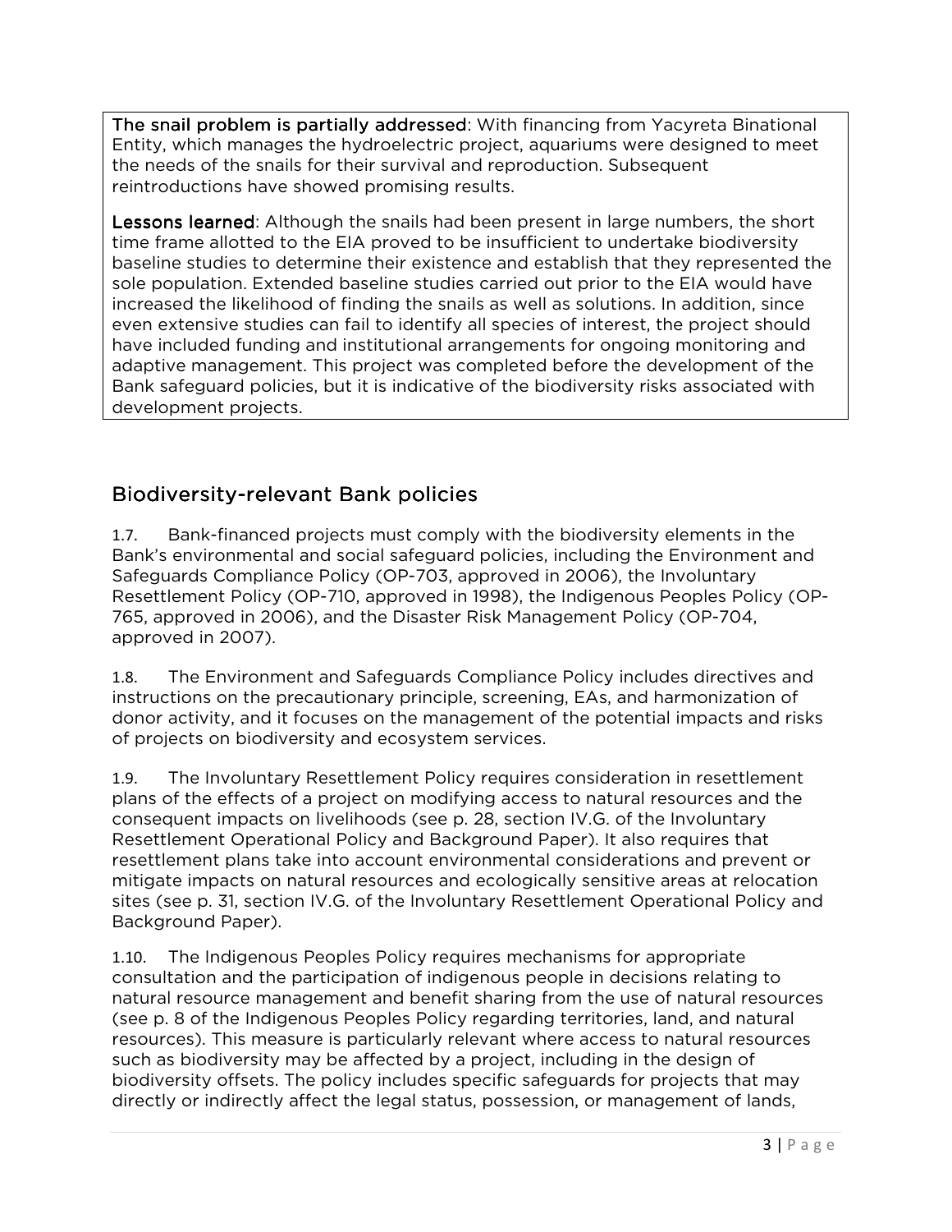**The snail problem is partially addressed**: With financing from Yacyreta Binational Entity, which manages the hydroelectric project, aquariums were designed to meet the needs of the snails for their survival and reproduction. Subsequent reintroductions have showed promising results.

**Lessons learned**: Although the snails had been present in large numbers, the short time frame allotted to the EIA proved to be insufficient to undertake biodiversity baseline studies to determine their existence and establish that they represented the sole population. Extended baseline studies carried out prior to the EIA would have increased the likelihood of finding the snails as well as solutions. In addition, since even extensive studies can fail to identify all species of interest, the project should have included funding and institutional arrangements for ongoing monitoring and adaptive management. This project was completed before the development of the Bank safeguard policies, but it is indicative of the biodiversity risks associated with development projects.

## Biodiversity-relevant Bank policies

1.7. Bank-financed projects must comply with the biodiversity elements in the Bank's environmental and social safeguard policies, including the Environment and Safeguards Compliance Policy (OP-703, approved in 2006), the Involuntary Resettlement Policy (OP-710, approved in 1998), the Indigenous Peoples Policy (OP-765, approved in 2006), and the Disaster Risk Management Policy (OP-704, approved in 2007).

1.8. The Environment and Safeguards Compliance Policy includes directives and instructions on the precautionary principle, screening, EAs, and harmonization of donor activity, and it focuses on the management of the potential impacts and risks of projects on biodiversity and ecosystem services.

1.9. The Involuntary Resettlement Policy requires consideration in resettlement plans of the effects of a project on modifying access to natural resources and the consequent impacts on livelihoods (see p. 28, section IV.G. of the Involuntary Resettlement Operational Policy and Background Paper). It also requires that resettlement plans take into account environmental considerations and prevent or mitigate impacts on natural resources and ecologically sensitive areas at relocation sites (see p. 31, section IV.G. of the Involuntary Resettlement Operational Policy and Background Paper).

1.10. The Indigenous Peoples Policy requires mechanisms for appropriate consultation and the participation of indigenous people in decisions relating to natural resource management and benefit sharing from the use of natural resources (see p. 8 of the Indigenous Peoples Policy regarding territories, land, and natural resources). This measure is particularly relevant where access to natural resources such as biodiversity may be affected by a project, including in the design of biodiversity offsets. The policy includes specific safeguards for projects that may directly or indirectly affect the legal status, possession, or management of lands,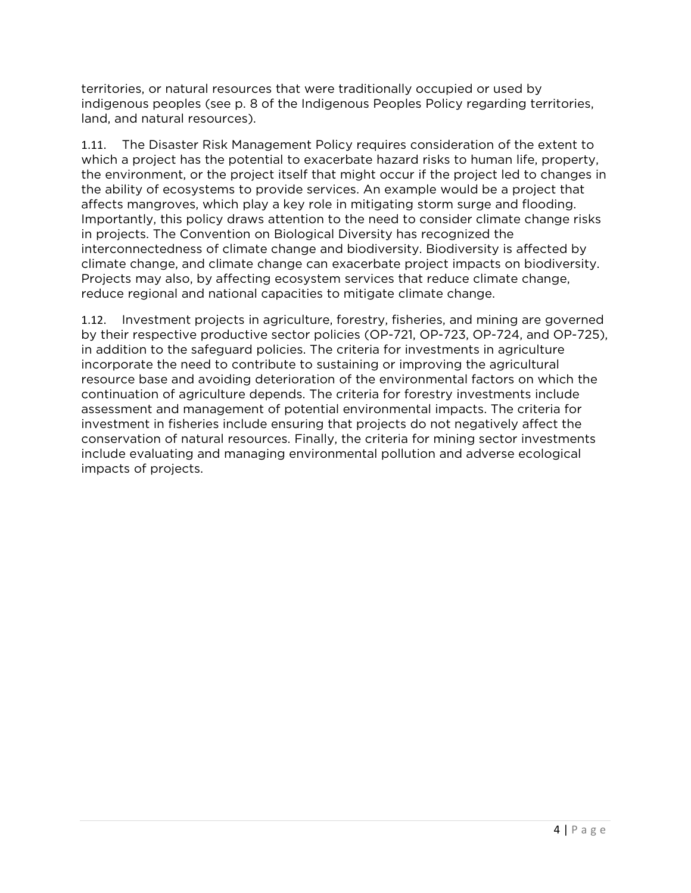territories, or natural resources that were traditionally occupied or used by indigenous peoples (see p. 8 of the Indigenous Peoples Policy regarding territories, land, and natural resources).

1.11. The Disaster Risk Management Policy requires consideration of the extent to which a project has the potential to exacerbate hazard risks to human life, property, the environment, or the project itself that might occur if the project led to changes in the ability of ecosystems to provide services. An example would be a project that affects mangroves, which play a key role in mitigating storm surge and flooding. Importantly, this policy draws attention to the need to consider climate change risks in projects. The Convention on Biological Diversity has recognized the interconnectedness of climate change and biodiversity. Biodiversity is affected by climate change, and climate change can exacerbate project impacts on biodiversity. Projects may also, by affecting ecosystem services that reduce climate change, reduce regional and national capacities to mitigate climate change.

1.12. Investment projects in agriculture, forestry, fisheries, and mining are governed by their respective productive sector policies (OP-721, OP-723, OP-724, and OP-725), in addition to the safeguard policies. The criteria for investments in agriculture incorporate the need to contribute to sustaining or improving the agricultural resource base and avoiding deterioration of the environmental factors on which the continuation of agriculture depends. The criteria for forestry investments include assessment and management of potential environmental impacts. The criteria for investment in fisheries include ensuring that projects do not negatively affect the conservation of natural resources. Finally, the criteria for mining sector investments include evaluating and managing environmental pollution and adverse ecological impacts of projects.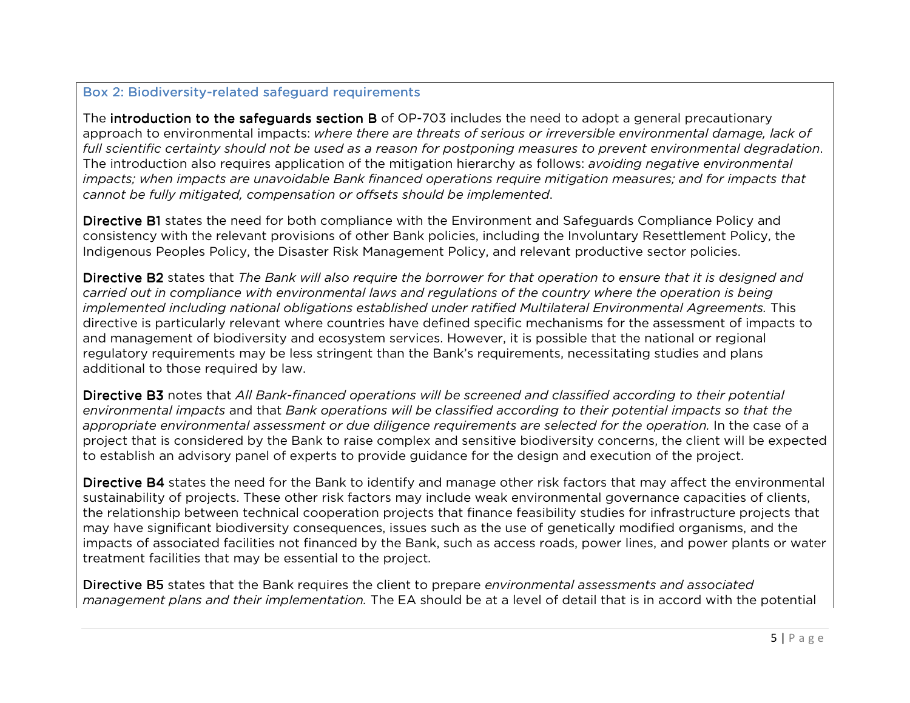### Box 2: Biodiversity-related safeguard requirements

The **introduction to the safeguards section B** of OP-703 includes the need to adopt a general precautionary approach to environmental impacts: *where there are threats of serious or irreversible environmental damage, lack of full scientific certainty should not be used as a reason for postponing measures to prevent environmental degradation*. The introduction also requires application of the mitigation hierarchy as follows: *avoiding negative environmental impacts; when impacts are unavoidable Bank financed operations require mitigation measures; and for impacts that cannot be fully mitigated, compensation or offsets should be implemented*.

**Directive B1** states the need for both compliance with the Environment and Safeguards Compliance Policy and consistency with the relevant provisions of other Bank policies, including the Involuntary Resettlement Policy, the Indigenous Peoples Policy, the Disaster Risk Management Policy, and relevant productive sector policies.

**Directive B2** states that *The Bank will also require the borrower for that operation to ensure that it is designed and carried out in compliance with environmental laws and regulations of the country where the operation is being implemented including national obligations established under ratified Multilateral Environmental Agreements.* This directive is particularly relevant where countries have defined specific mechanisms for the assessment of impacts to and management of biodiversity and ecosystem services. However, it is possible that the national or regional regulatory requirements may be less stringent than the Bank's requirements, necessitating studies and plans additional to those required by law.

**Directive B3** notes that *All Bank-financed operations will be screened and classified according to their potential environmental impacts* and that *Bank operations will be classified according to their potential impacts so that the appropriate environmental assessment or due diligence requirements are selected for the operation.* In the case of a project that is considered by the Bank to raise complex and sensitive biodiversity concerns, the client will be expected to establish an advisory panel of experts to provide guidance for the design and execution of the project.

**Directive B4** states the need for the Bank to identify and manage other risk factors that may affect the environmental sustainability of projects. These other risk factors may include weak environmental governance capacities of clients, the relationship between technical cooperation projects that finance feasibility studies for infrastructure projects that may have significant biodiversity consequences, issues such as the use of genetically modified organisms, and the impacts of associated facilities not financed by the Bank, such as access roads, power lines, and power plants or water treatment facilities that may be essential to the project.

**Directive B5** states that the Bank requires the client to prepare *environmental assessments and associated management plans and their implementation.* The EA should be at a level of detail that is in accord with the potential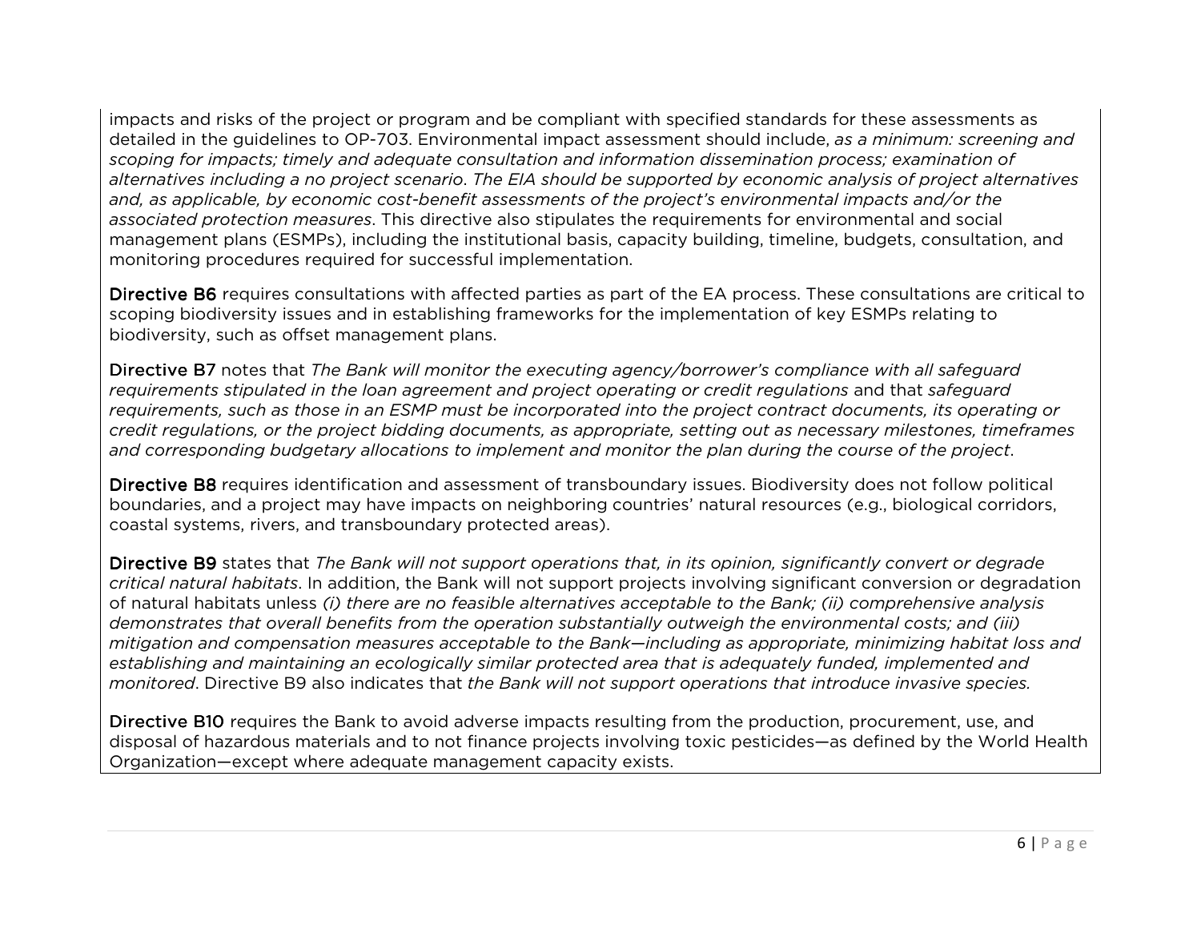impacts and risks of the project or program and be compliant with specified standards for these assessments as detailed in the guidelines to OP-703. Environmental impact assessment should include, *as a minimum: screening and scoping for impacts; timely and adequate consultation and information dissemination process; examination of alternatives including a no project scenario*. *The EIA should be supported by economic analysis of project alternatives and, as applicable, by economic cost-benefit assessments of the project's environmental impacts and/or the associated protection measures*. This directive also stipulates the requirements for environmental and social management plans (ESMPs), including the institutional basis, capacity building, timeline, budgets, consultation, and monitoring procedures required for successful implementation.

**Directive B6** requires consultations with affected parties as part of the EA process. These consultations are critical to scoping biodiversity issues and in establishing frameworks for the implementation of key ESMPs relating to biodiversity, such as offset management plans.

**Directive B7** notes that *The Bank will monitor the executing agency/borrower's compliance with all safeguard requirements stipulated in the loan agreement and project operating or credit regulations* and that *safeguard requirements, such as those in an ESMP must be incorporated into the project contract documents, its operating or credit regulations, or the project bidding documents, as appropriate, setting out as necessary milestones, timeframes and corresponding budgetary allocations to implement and monitor the plan during the course of the project*.

**Directive B8** requires identification and assessment of transboundary issues. Biodiversity does not follow political boundaries, and a project may have impacts on neighboring countries' natural resources (e.g., biological corridors, coastal systems, rivers, and transboundary protected areas).

**Directive B9** states that *The Bank will not support operations that, in its opinion, significantly convert or degrade critical natural habitats*. In addition, the Bank will not support projects involving significant conversion or degradation of natural habitats unless *(i) there are no feasible alternatives acceptable to the Bank; (ii) comprehensive analysis demonstrates that overall benefits from the operation substantially outweigh the environmental costs; and (iii) mitigation and compensation measures acceptable to the Bank—including as appropriate, minimizing habitat loss and establishing and maintaining an ecologically similar protected area that is adequately funded, implemented and monitored*. Directive B9 also indicates that *the Bank will not support operations that introduce invasive species.*

**Directive B10** requires the Bank to avoid adverse impacts resulting from the production, procurement, use, and disposal of hazardous materials and to not finance projects involving toxic pesticides—as defined by the World Health Organization—except where adequate management capacity exists.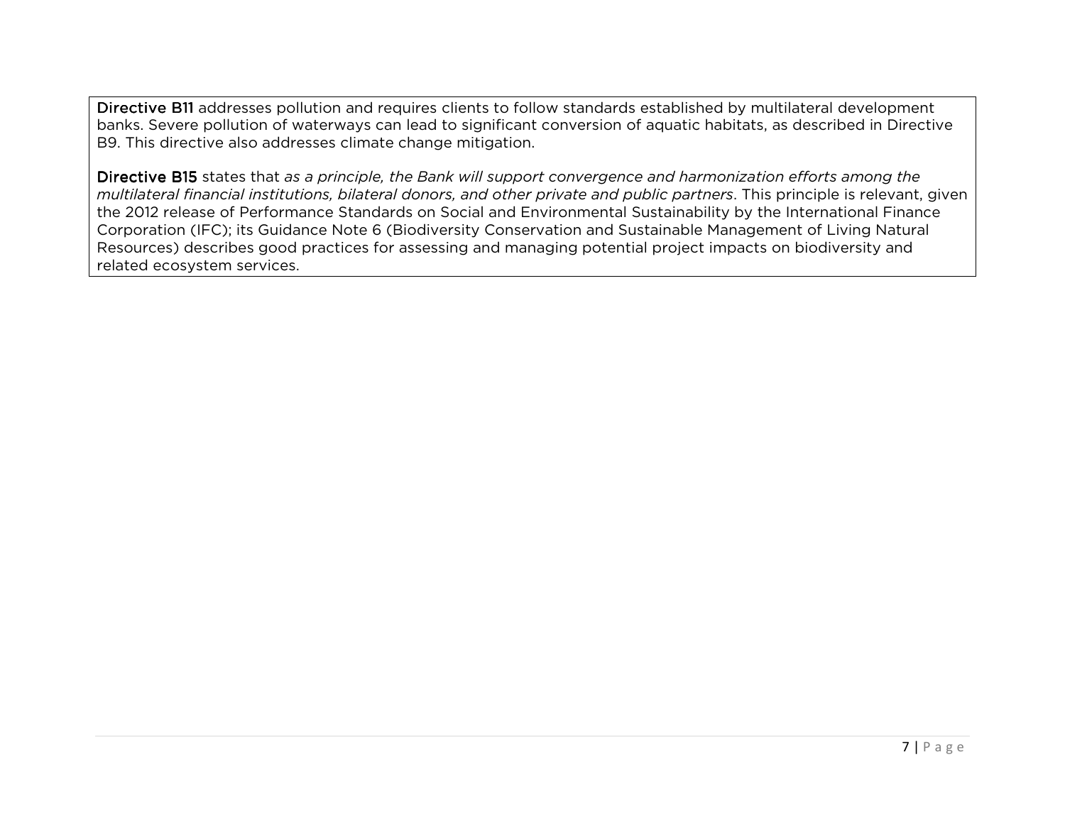**Directive B11** addresses pollution and requires clients to follow standards established by multilateral development banks. Severe pollution of waterways can lead to significant conversion of aquatic habitats, as described in Directive B9. This directive also addresses climate change mitigation.

**Directive B15** states that *as a principle, the Bank will support convergence and harmonization efforts among the multilateral financial institutions, bilateral donors, and other private and public partners*. This principle is relevant, given the 2012 release of Performance Standards on Social and Environmental Sustainability by the International Finance Corporation (IFC); its Guidance Note 6 (Biodiversity Conservation and Sustainable Management of Living Natural Resources) describes good practices for assessing and managing potential project impacts on biodiversity and related ecosystem services.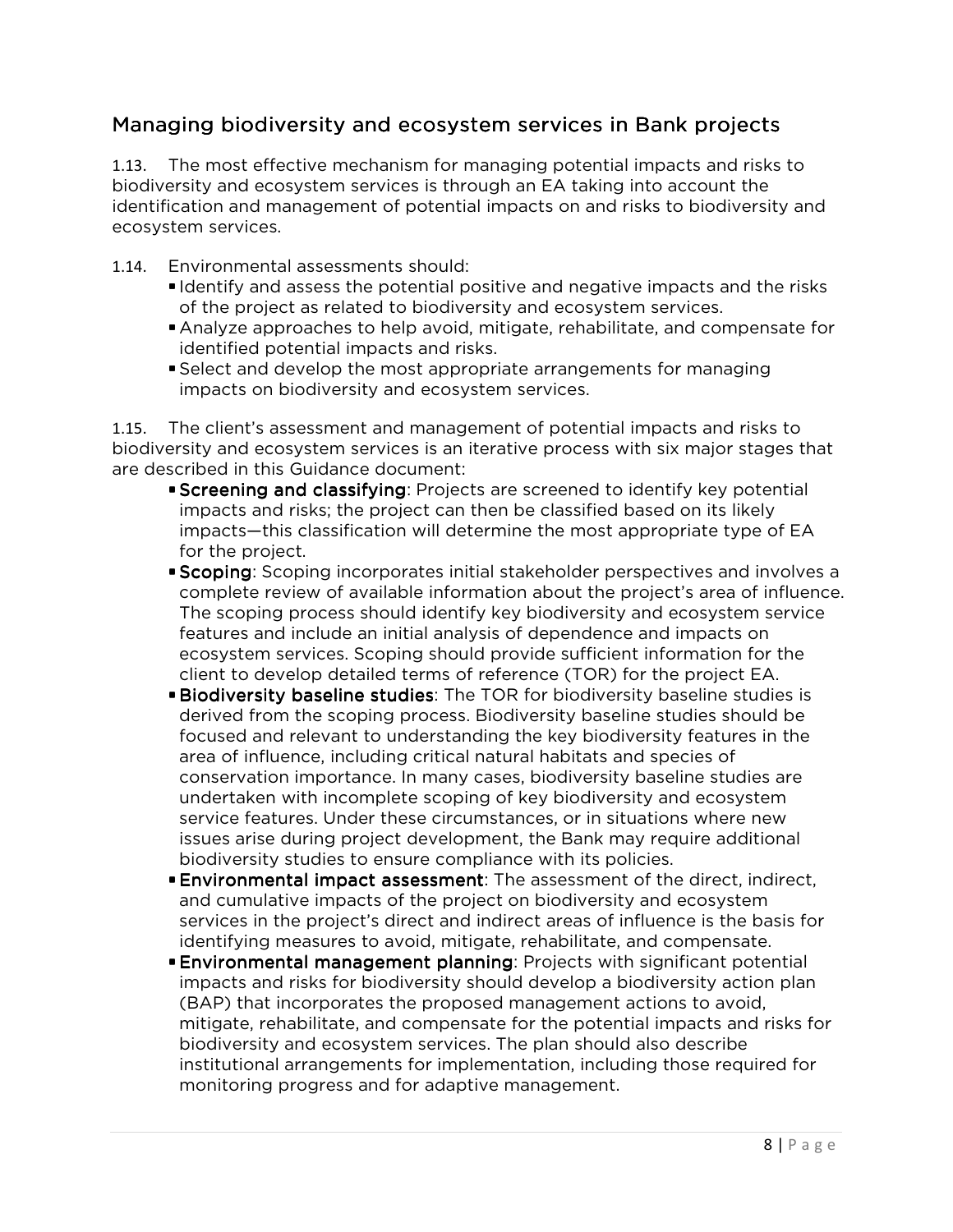## Managing biodiversity and ecosystem services in Bank projects

1.13. The most effective mechanism for managing potential impacts and risks to biodiversity and ecosystem services is through an EA taking into account the identification and management of potential impacts on and risks to biodiversity and ecosystem services.

1.14. Environmental assessments should:

- Identify and assess the potential positive and negative impacts and the risks of the project as related to biodiversity and ecosystem services.
- Analyze approaches to help avoid, mitigate, rehabilitate, and compensate for identified potential impacts and risks.
- Select and develop the most appropriate arrangements for managing impacts on biodiversity and ecosystem services.

1.15. The client's assessment and management of potential impacts and risks to biodiversity and ecosystem services is an iterative process with six major stages that are described in this Guidance document:

- **Screening and classifying**: Projects are screened to identify key potential impacts and risks; the project can then be classified based on its likely impacts—this classification will determine the most appropriate type of EA for the project.
- **Scoping**: Scoping incorporates initial stakeholder perspectives and involves a complete review of available information about the project's area of influence. The scoping process should identify key biodiversity and ecosystem service features and include an initial analysis of dependence and impacts on ecosystem services. Scoping should provide sufficient information for the client to develop detailed terms of reference (TOR) for the project EA.
- **Biodiversity baseline studies**: The TOR for biodiversity baseline studies is derived from the scoping process. Biodiversity baseline studies should be focused and relevant to understanding the key biodiversity features in the area of influence, including critical natural habitats and species of conservation importance. In many cases, biodiversity baseline studies are undertaken with incomplete scoping of key biodiversity and ecosystem service features. Under these circumstances, or in situations where new issues arise during project development, the Bank may require additional biodiversity studies to ensure compliance with its policies.
- **Environmental impact assessment**: The assessment of the direct, indirect, and cumulative impacts of the project on biodiversity and ecosystem services in the project's direct and indirect areas of influence is the basis for identifying measures to avoid, mitigate, rehabilitate, and compensate.
- **Environmental management planning**: Projects with significant potential impacts and risks for biodiversity should develop a biodiversity action plan (BAP) that incorporates the proposed management actions to avoid, mitigate, rehabilitate, and compensate for the potential impacts and risks for biodiversity and ecosystem services. The plan should also describe institutional arrangements for implementation, including those required for monitoring progress and for adaptive management.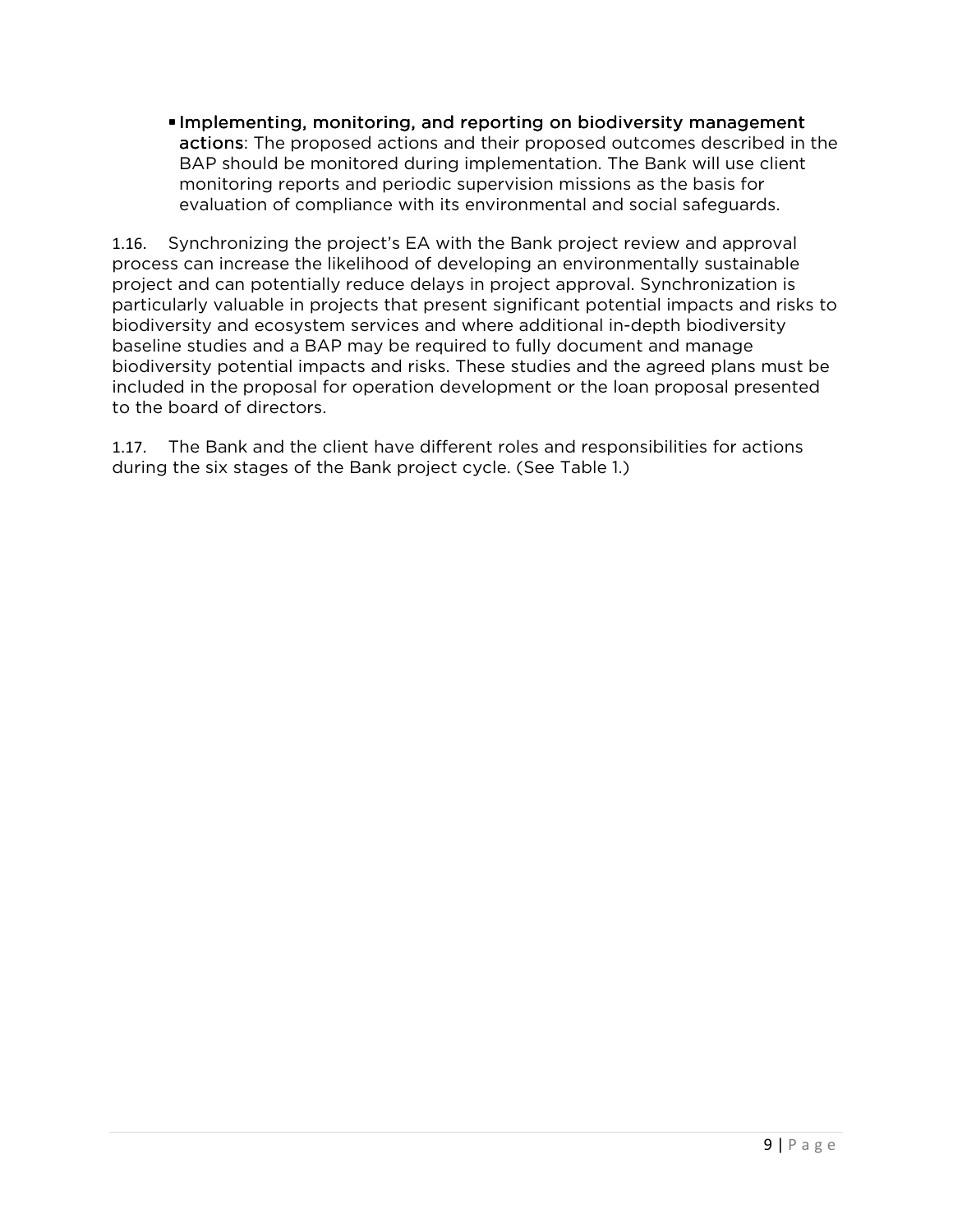- **Implementing, monitoring, and reporting on biodiversity management actions**: The proposed actions and their proposed outcomes described in the BAP should be monitored during implementation. The Bank will use client monitoring reports and periodic supervision missions as the basis for evaluation of compliance with its environmental and social safeguards.

1.16. Synchronizing the project's EA with the Bank project review and approval process can increase the likelihood of developing an environmentally sustainable project and can potentially reduce delays in project approval. Synchronization is particularly valuable in projects that present significant potential impacts and risks to biodiversity and ecosystem services and where additional in-depth biodiversity baseline studies and a BAP may be required to fully document and manage biodiversity potential impacts and risks. These studies and the agreed plans must be included in the proposal for operation development or the loan proposal presented to the board of directors.

1.17. The Bank and the client have different roles and responsibilities for actions during the six stages of the Bank project cycle. (See Table 1.)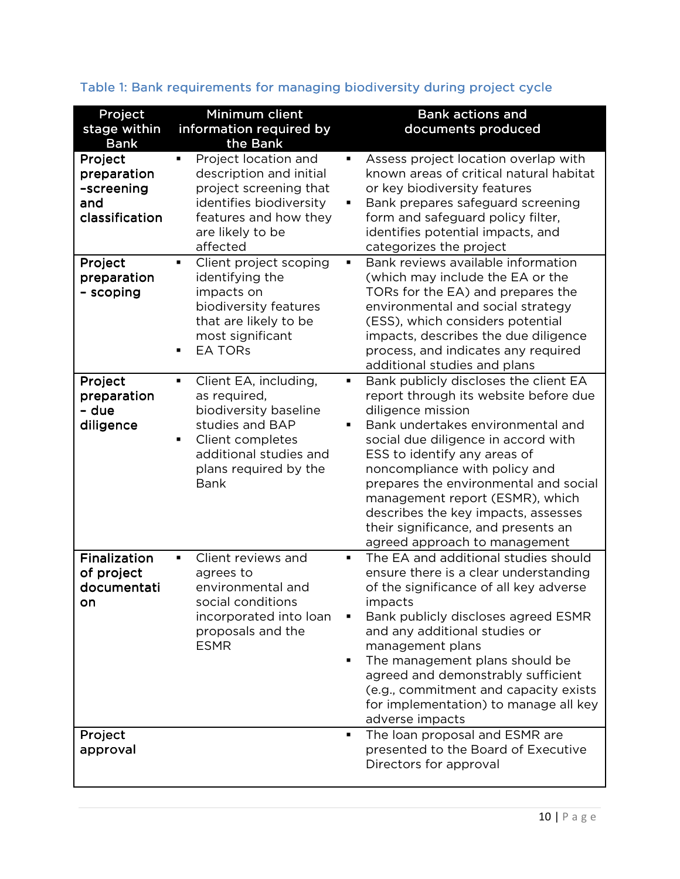Table 1: Bank requirements for managing biodiversity during project cycle

| Project stage within Bank | Minimum client information required by the Bank | Bank actions and documents produced |
|---|---|---|
| **Project preparation -screening and classification** | ▪ Project location and description and initial project screening that identifies biodiversity features and how they are likely to be affected | ▪ Assess project location overlap with known areas of critical natural habitat or key biodiversity features<br>▪ Bank prepares safeguard screening form and safeguard policy filter, identifies potential impacts, and categorizes the project |
| **Project preparation - scoping** | ▪ Client project scoping identifying the impacts on biodiversity features that are likely to be most significant<br>▪ EA TORs | ▪ Bank reviews available information (which may include the EA or the TORs for the EA) and prepares the environmental and social strategy (ESS), which considers potential impacts, describes the due diligence process, and indicates any required additional studies and plans |
| **Project preparation - due diligence** | ▪ Client EA, including, as required, biodiversity baseline studies and BAP<br>▪ Client completes additional studies and plans required by the Bank | ▪ Bank publicly discloses the client EA report through its website before due diligence mission<br>▪ Bank undertakes environmental and social due diligence in accord with ESS to identify any areas of noncompliance with policy and prepares the environmental and social management report (ESMR), which describes the key impacts, assesses their significance, and presents an agreed approach to management |
| **Finalization of project documentation** | ▪ Client reviews and agrees to environmental and social conditions incorporated into loan proposals and the ESMR | ▪ The EA and additional studies should ensure there is a clear understanding of the significance of all key adverse impacts<br>▪ Bank publicly discloses agreed ESMR and any additional studies or management plans<br>▪ The management plans should be agreed and demonstrably sufficient (e.g., commitment and capacity exists for implementation) to manage all key adverse impacts |
| **Project approval** | | ▪ The loan proposal and ESMR are presented to the Board of Executive Directors for approval |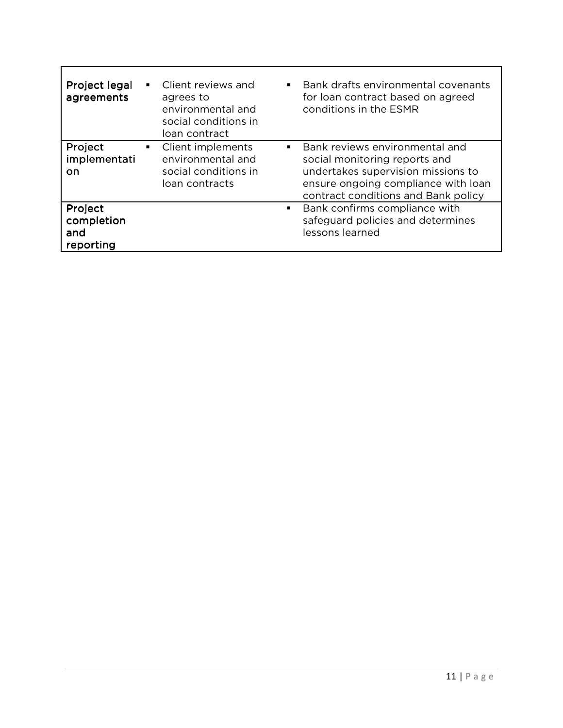| | | |
|---|---|---|
| **Project legal agreements** | ▪ Client reviews and agrees to environmental and social conditions in loan contract | ▪ Bank drafts environmental covenants for loan contract based on agreed conditions in the ESMR |
| **Project implementation** | ▪ Client implements environmental and social conditions in loan contracts | ▪ Bank reviews environmental and social monitoring reports and undertakes supervision missions to ensure ongoing compliance with loan contract conditions and Bank policy |
| **Project completion and reporting** | | ▪ Bank confirms compliance with safeguard policies and determines lessons learned |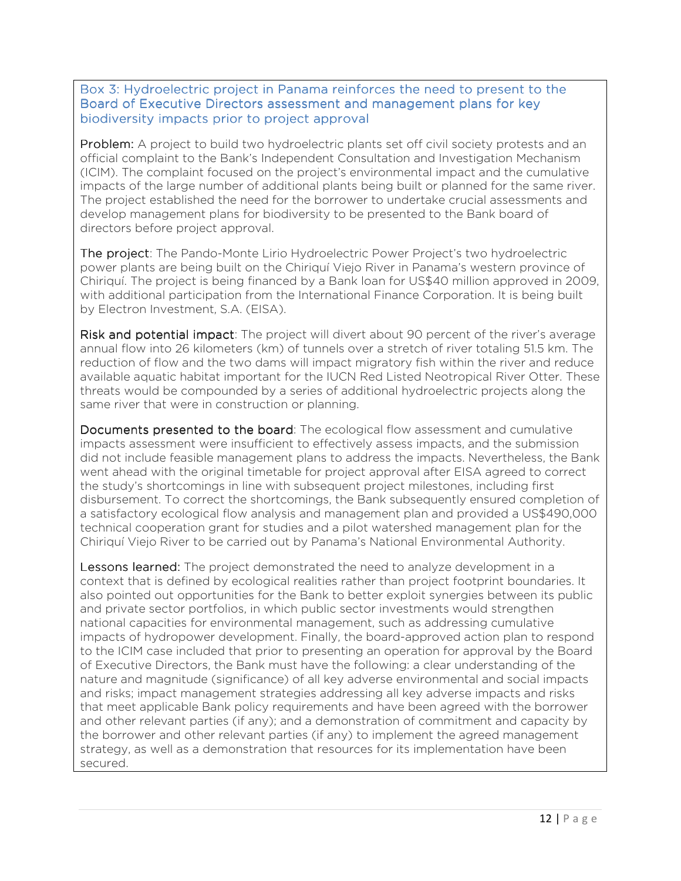### Box 3: Hydroelectric project in Panama reinforces the need to present to the Board of Executive Directors assessment and management plans for key biodiversity impacts prior to project approval

**Problem:** A project to build two hydroelectric plants set off civil society protests and an official complaint to the Bank's Independent Consultation and Investigation Mechanism (ICIM). The complaint focused on the project's environmental impact and the cumulative impacts of the large number of additional plants being built or planned for the same river. The project established the need for the borrower to undertake crucial assessments and develop management plans for biodiversity to be presented to the Bank board of directors before project approval.

**The project**: The Pando-Monte Lirio Hydroelectric Power Project's two hydroelectric power plants are being built on the Chiriquí Viejo River in Panama's western province of Chiriquí. The project is being financed by a Bank loan for US$40 million approved in 2009, with additional participation from the International Finance Corporation. It is being built by Electron Investment, S.A. (EISA).

**Risk and potential impact**: The project will divert about 90 percent of the river's average annual flow into 26 kilometers (km) of tunnels over a stretch of river totaling 51.5 km. The reduction of flow and the two dams will impact migratory fish within the river and reduce available aquatic habitat important for the IUCN Red Listed Neotropical River Otter. These threats would be compounded by a series of additional hydroelectric projects along the same river that were in construction or planning.

**Documents presented to the board**: The ecological flow assessment and cumulative impacts assessment were insufficient to effectively assess impacts, and the submission did not include feasible management plans to address the impacts. Nevertheless, the Bank went ahead with the original timetable for project approval after EISA agreed to correct the study's shortcomings in line with subsequent project milestones, including first disbursement. To correct the shortcomings, the Bank subsequently ensured completion of a satisfactory ecological flow analysis and management plan and provided a US$490,000 technical cooperation grant for studies and a pilot watershed management plan for the Chiriquí Viejo River to be carried out by Panama's National Environmental Authority.

**Lessons learned:** The project demonstrated the need to analyze development in a context that is defined by ecological realities rather than project footprint boundaries. It also pointed out opportunities for the Bank to better exploit synergies between its public and private sector portfolios, in which public sector investments would strengthen national capacities for environmental management, such as addressing cumulative impacts of hydropower development. Finally, the board-approved action plan to respond to the ICIM case included that prior to presenting an operation for approval by the Board of Executive Directors, the Bank must have the following: a clear understanding of the nature and magnitude (significance) of all key adverse environmental and social impacts and risks; impact management strategies addressing all key adverse impacts and risks that meet applicable Bank policy requirements and have been agreed with the borrower and other relevant parties (if any); and a demonstration of commitment and capacity by the borrower and other relevant parties (if any) to implement the agreed management strategy, as well as a demonstration that resources for its implementation have been secured.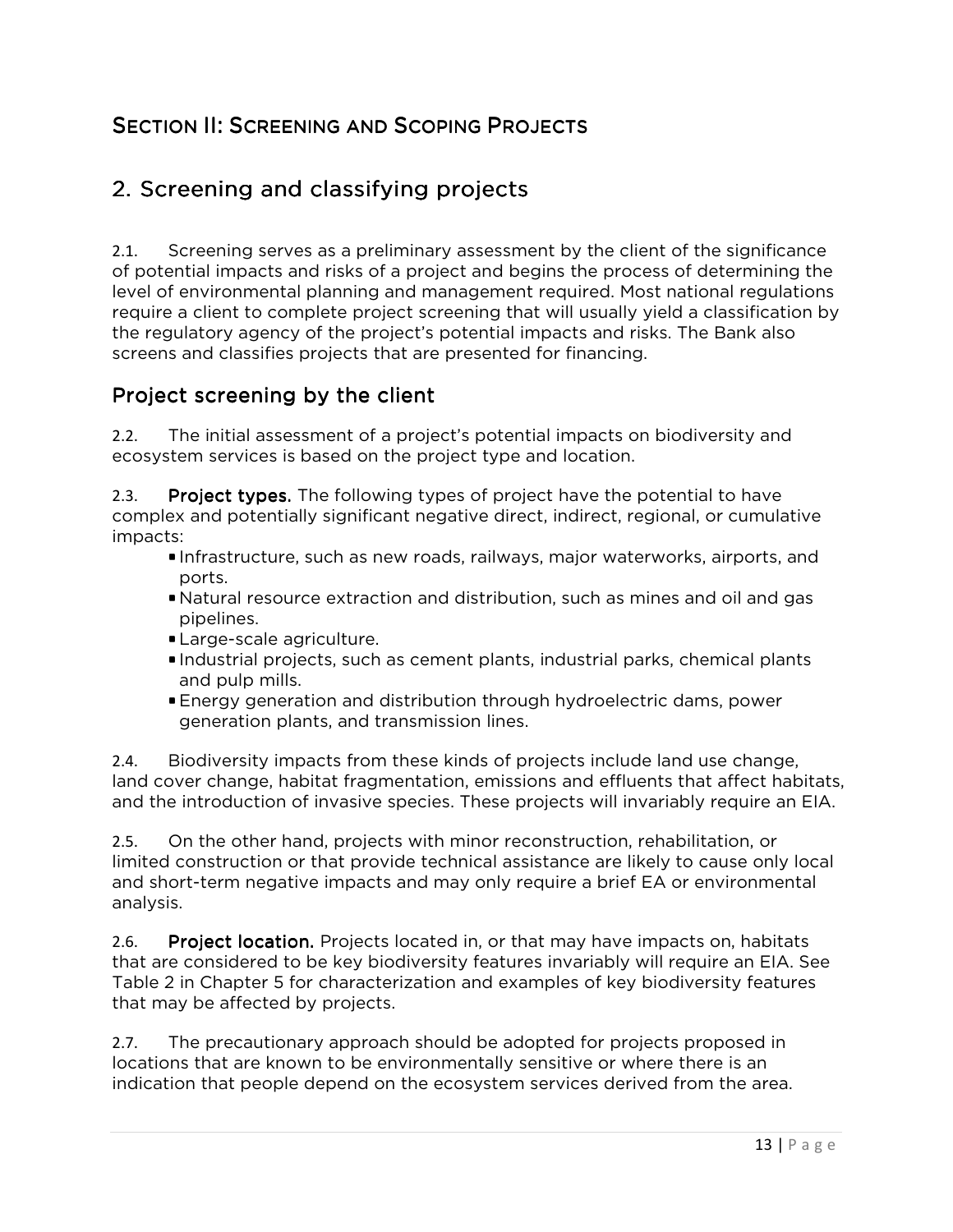# Section II: Screening and Scoping Projects

## 2. Screening and classifying projects

2.1. Screening serves as a preliminary assessment by the client of the significance of potential impacts and risks of a project and begins the process of determining the level of environmental planning and management required. Most national regulations require a client to complete project screening that will usually yield a classification by the regulatory agency of the project's potential impacts and risks. The Bank also screens and classifies projects that are presented for financing.

### Project screening by the client

2.2. The initial assessment of a project's potential impacts on biodiversity and ecosystem services is based on the project type and location.

2.3. **Project types.** The following types of project have the potential to have complex and potentially significant negative direct, indirect, regional, or cumulative impacts:

- Infrastructure, such as new roads, railways, major waterworks, airports, and ports.
- Natural resource extraction and distribution, such as mines and oil and gas pipelines.
- Large-scale agriculture.
- Industrial projects, such as cement plants, industrial parks, chemical plants and pulp mills.
- Energy generation and distribution through hydroelectric dams, power generation plants, and transmission lines.

2.4. Biodiversity impacts from these kinds of projects include land use change, land cover change, habitat fragmentation, emissions and effluents that affect habitats, and the introduction of invasive species. These projects will invariably require an EIA.

2.5. On the other hand, projects with minor reconstruction, rehabilitation, or limited construction or that provide technical assistance are likely to cause only local and short-term negative impacts and may only require a brief EA or environmental analysis.

2.6. **Project location.** Projects located in, or that may have impacts on, habitats that are considered to be key biodiversity features invariably will require an EIA. See Table 2 in Chapter 5 for characterization and examples of key biodiversity features that may be affected by projects.

2.7. The precautionary approach should be adopted for projects proposed in locations that are known to be environmentally sensitive or where there is an indication that people depend on the ecosystem services derived from the area.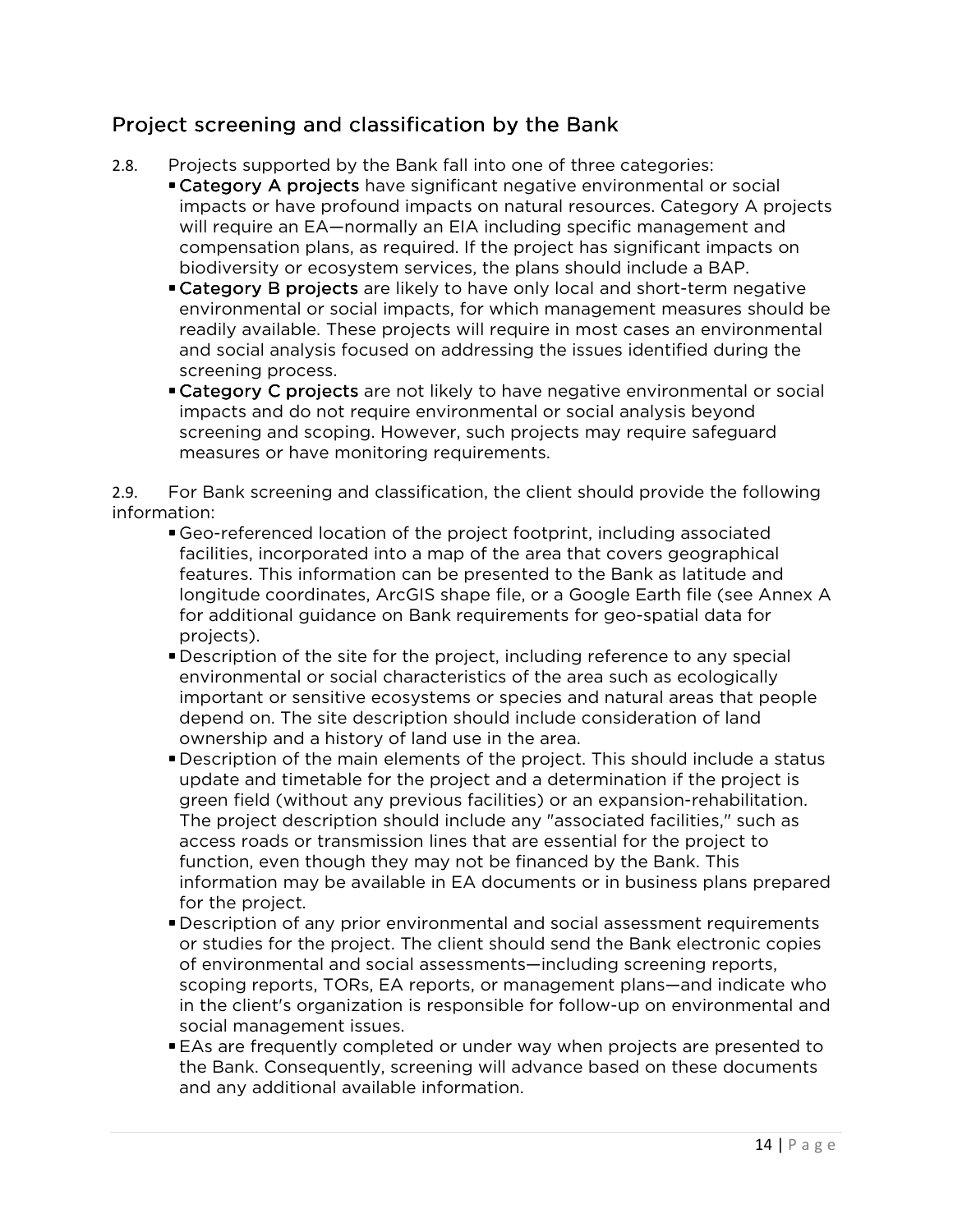## Project screening and classification by the Bank

2.8. Projects supported by the Bank fall into one of three categories:

- **Category A projects** have significant negative environmental or social impacts or have profound impacts on natural resources. Category A projects will require an EA—normally an EIA including specific management and compensation plans, as required. If the project has significant impacts on biodiversity or ecosystem services, the plans should include a BAP.
- **Category B projects** are likely to have only local and short-term negative environmental or social impacts, for which management measures should be readily available. These projects will require in most cases an environmental and social analysis focused on addressing the issues identified during the screening process.
- **Category C projects** are not likely to have negative environmental or social impacts and do not require environmental or social analysis beyond screening and scoping. However, such projects may require safeguard measures or have monitoring requirements.

2.9. For Bank screening and classification, the client should provide the following information:

- Geo-referenced location of the project footprint, including associated facilities, incorporated into a map of the area that covers geographical features. This information can be presented to the Bank as latitude and longitude coordinates, ArcGIS shape file, or a Google Earth file (see Annex A for additional guidance on Bank requirements for geo-spatial data for projects).
- Description of the site for the project, including reference to any special environmental or social characteristics of the area such as ecologically important or sensitive ecosystems or species and natural areas that people depend on. The site description should include consideration of land ownership and a history of land use in the area.
- Description of the main elements of the project. This should include a status update and timetable for the project and a determination if the project is green field (without any previous facilities) or an expansion-rehabilitation. The project description should include any "associated facilities," such as access roads or transmission lines that are essential for the project to function, even though they may not be financed by the Bank. This information may be available in EA documents or in business plans prepared for the project.
- Description of any prior environmental and social assessment requirements or studies for the project. The client should send the Bank electronic copies of environmental and social assessments—including screening reports, scoping reports, TORs, EA reports, or management plans—and indicate who in the client's organization is responsible for follow-up on environmental and social management issues.
- EAs are frequently completed or under way when projects are presented to the Bank. Consequently, screening will advance based on these documents and any additional available information.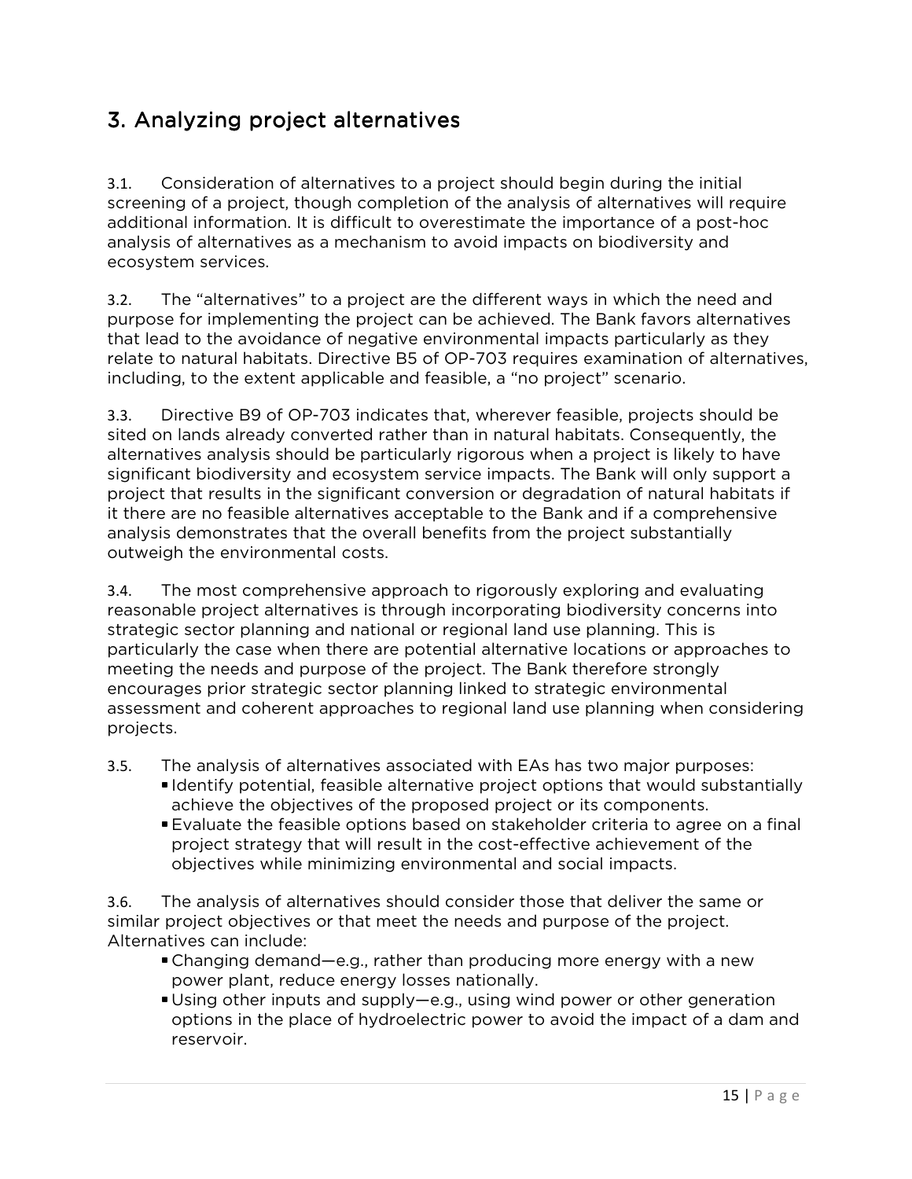## 3. Analyzing project alternatives

3.1. Consideration of alternatives to a project should begin during the initial screening of a project, though completion of the analysis of alternatives will require additional information. It is difficult to overestimate the importance of a post-hoc analysis of alternatives as a mechanism to avoid impacts on biodiversity and ecosystem services.

3.2. The "alternatives" to a project are the different ways in which the need and purpose for implementing the project can be achieved. The Bank favors alternatives that lead to the avoidance of negative environmental impacts particularly as they relate to natural habitats. Directive B5 of OP-703 requires examination of alternatives, including, to the extent applicable and feasible, a "no project" scenario.

3.3. Directive B9 of OP-703 indicates that, wherever feasible, projects should be sited on lands already converted rather than in natural habitats. Consequently, the alternatives analysis should be particularly rigorous when a project is likely to have significant biodiversity and ecosystem service impacts. The Bank will only support a project that results in the significant conversion or degradation of natural habitats if it there are no feasible alternatives acceptable to the Bank and if a comprehensive analysis demonstrates that the overall benefits from the project substantially outweigh the environmental costs.

3.4. The most comprehensive approach to rigorously exploring and evaluating reasonable project alternatives is through incorporating biodiversity concerns into strategic sector planning and national or regional land use planning. This is particularly the case when there are potential alternative locations or approaches to meeting the needs and purpose of the project. The Bank therefore strongly encourages prior strategic sector planning linked to strategic environmental assessment and coherent approaches to regional land use planning when considering projects.

3.5. The analysis of alternatives associated with EAs has two major purposes:

- Identify potential, feasible alternative project options that would substantially achieve the objectives of the proposed project or its components.
- Evaluate the feasible options based on stakeholder criteria to agree on a final project strategy that will result in the cost-effective achievement of the objectives while minimizing environmental and social impacts.

3.6. The analysis of alternatives should consider those that deliver the same or similar project objectives or that meet the needs and purpose of the project. Alternatives can include:

- Changing demand—e.g., rather than producing more energy with a new power plant, reduce energy losses nationally.
- Using other inputs and supply—e.g., using wind power or other generation options in the place of hydroelectric power to avoid the impact of a dam and reservoir.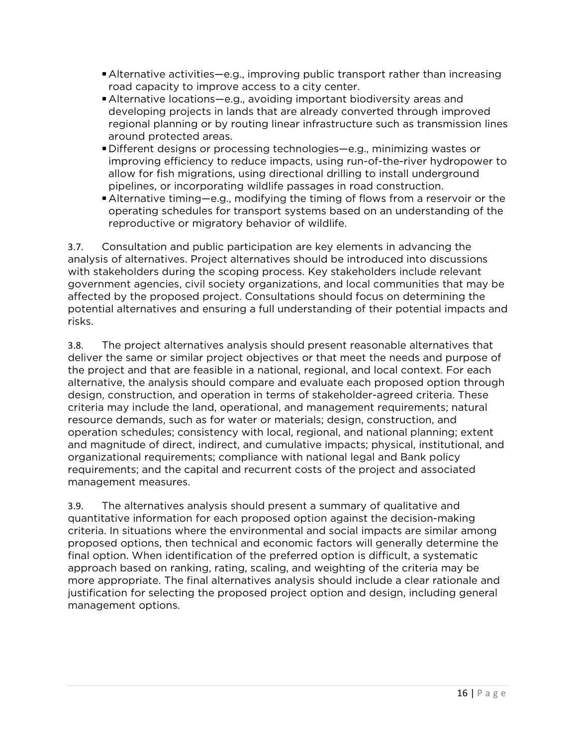- Alternative activities—e.g., improving public transport rather than increasing road capacity to improve access to a city center.
- Alternative locations—e.g., avoiding important biodiversity areas and developing projects in lands that are already converted through improved regional planning or by routing linear infrastructure such as transmission lines around protected areas.
- Different designs or processing technologies—e.g., minimizing wastes or improving efficiency to reduce impacts, using run-of-the-river hydropower to allow for fish migrations, using directional drilling to install underground pipelines, or incorporating wildlife passages in road construction.
- Alternative timing—e.g., modifying the timing of flows from a reservoir or the operating schedules for transport systems based on an understanding of the reproductive or migratory behavior of wildlife.

3.7. Consultation and public participation are key elements in advancing the analysis of alternatives. Project alternatives should be introduced into discussions with stakeholders during the scoping process. Key stakeholders include relevant government agencies, civil society organizations, and local communities that may be affected by the proposed project. Consultations should focus on determining the potential alternatives and ensuring a full understanding of their potential impacts and risks.

3.8. The project alternatives analysis should present reasonable alternatives that deliver the same or similar project objectives or that meet the needs and purpose of the project and that are feasible in a national, regional, and local context. For each alternative, the analysis should compare and evaluate each proposed option through design, construction, and operation in terms of stakeholder-agreed criteria. These criteria may include the land, operational, and management requirements; natural resource demands, such as for water or materials; design, construction, and operation schedules; consistency with local, regional, and national planning; extent and magnitude of direct, indirect, and cumulative impacts; physical, institutional, and organizational requirements; compliance with national legal and Bank policy requirements; and the capital and recurrent costs of the project and associated management measures.

3.9. The alternatives analysis should present a summary of qualitative and quantitative information for each proposed option against the decision-making criteria. In situations where the environmental and social impacts are similar among proposed options, then technical and economic factors will generally determine the final option. When identification of the preferred option is difficult, a systematic approach based on ranking, rating, scaling, and weighting of the criteria may be more appropriate. The final alternatives analysis should include a clear rationale and justification for selecting the proposed project option and design, including general management options.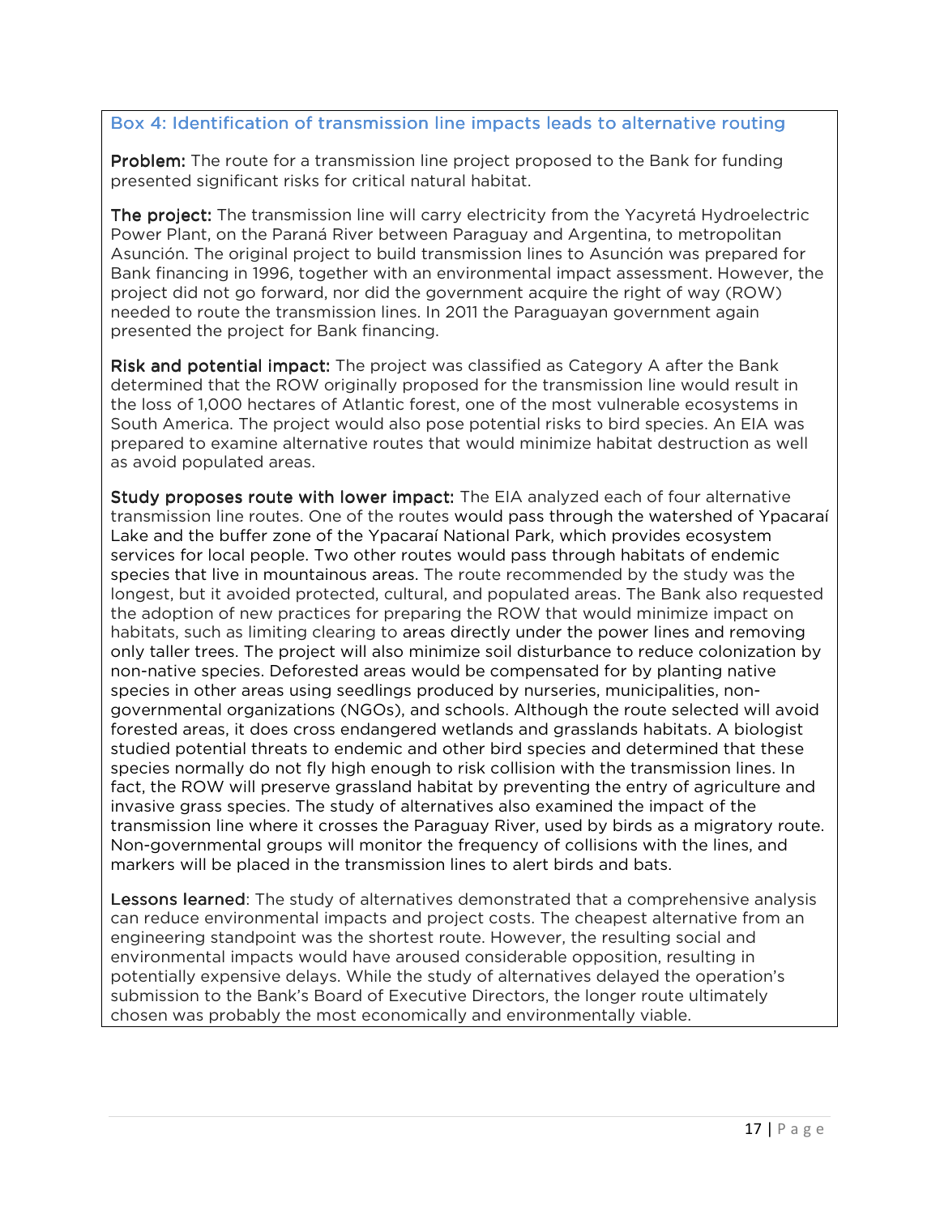### Box 4: Identification of transmission line impacts leads to alternative routing

**Problem:** The route for a transmission line project proposed to the Bank for funding presented significant risks for critical natural habitat.

**The project:** The transmission line will carry electricity from the Yacyretá Hydroelectric Power Plant, on the Paraná River between Paraguay and Argentina, to metropolitan Asunción. The original project to build transmission lines to Asunción was prepared for Bank financing in 1996, together with an environmental impact assessment. However, the project did not go forward, nor did the government acquire the right of way (ROW) needed to route the transmission lines. In 2011 the Paraguayan government again presented the project for Bank financing.

**Risk and potential impact:** The project was classified as Category A after the Bank determined that the ROW originally proposed for the transmission line would result in the loss of 1,000 hectares of Atlantic forest, one of the most vulnerable ecosystems in South America. The project would also pose potential risks to bird species. An EIA was prepared to examine alternative routes that would minimize habitat destruction as well as avoid populated areas.

**Study proposes route with lower impact:** The EIA analyzed each of four alternative transmission line routes. One of the routes would pass through the watershed of Ypacaraí Lake and the buffer zone of the Ypacaraí National Park, which provides ecosystem services for local people. Two other routes would pass through habitats of endemic species that live in mountainous areas. The route recommended by the study was the longest, but it avoided protected, cultural, and populated areas. The Bank also requested the adoption of new practices for preparing the ROW that would minimize impact on habitats, such as limiting clearing to areas directly under the power lines and removing only taller trees. The project will also minimize soil disturbance to reduce colonization by non-native species. Deforested areas would be compensated for by planting native species in other areas using seedlings produced by nurseries, municipalities, non-governmental organizations (NGOs), and schools. Although the route selected will avoid forested areas, it does cross endangered wetlands and grasslands habitats. A biologist studied potential threats to endemic and other bird species and determined that these species normally do not fly high enough to risk collision with the transmission lines. In fact, the ROW will preserve grassland habitat by preventing the entry of agriculture and invasive grass species. The study of alternatives also examined the impact of the transmission line where it crosses the Paraguay River, used by birds as a migratory route. Non-governmental groups will monitor the frequency of collisions with the lines, and markers will be placed in the transmission lines to alert birds and bats.

**Lessons learned**: The study of alternatives demonstrated that a comprehensive analysis can reduce environmental impacts and project costs. The cheapest alternative from an engineering standpoint was the shortest route. However, the resulting social and environmental impacts would have aroused considerable opposition, resulting in potentially expensive delays. While the study of alternatives delayed the operation's submission to the Bank's Board of Executive Directors, the longer route ultimately chosen was probably the most economically and environmentally viable.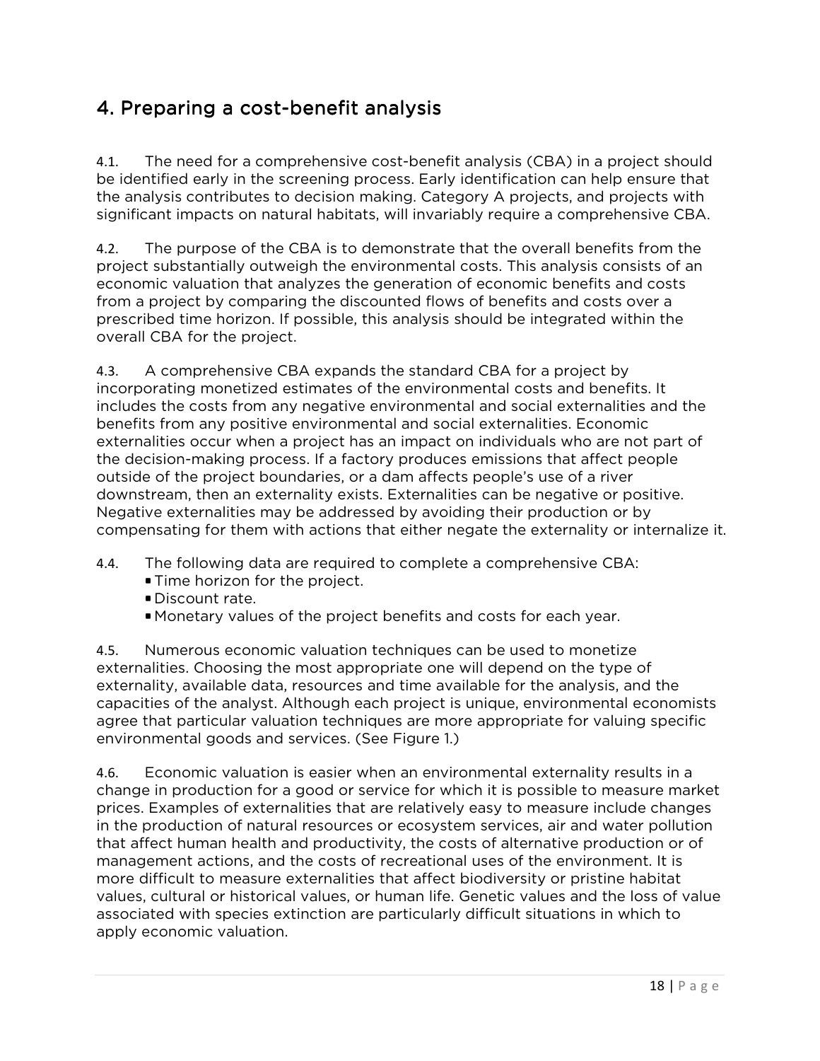## 4. Preparing a cost-benefit analysis

4.1. The need for a comprehensive cost-benefit analysis (CBA) in a project should be identified early in the screening process. Early identification can help ensure that the analysis contributes to decision making. Category A projects, and projects with significant impacts on natural habitats, will invariably require a comprehensive CBA.

4.2. The purpose of the CBA is to demonstrate that the overall benefits from the project substantially outweigh the environmental costs. This analysis consists of an economic valuation that analyzes the generation of economic benefits and costs from a project by comparing the discounted flows of benefits and costs over a prescribed time horizon. If possible, this analysis should be integrated within the overall CBA for the project.

4.3. A comprehensive CBA expands the standard CBA for a project by incorporating monetized estimates of the environmental costs and benefits. It includes the costs from any negative environmental and social externalities and the benefits from any positive environmental and social externalities. Economic externalities occur when a project has an impact on individuals who are not part of the decision-making process. If a factory produces emissions that affect people outside of the project boundaries, or a dam affects people's use of a river downstream, then an externality exists. Externalities can be negative or positive. Negative externalities may be addressed by avoiding their production or by compensating for them with actions that either negate the externality or internalize it.

4.4. The following data are required to complete a comprehensive CBA:

- Time horizon for the project.
- Discount rate.
- Monetary values of the project benefits and costs for each year.

4.5. Numerous economic valuation techniques can be used to monetize externalities. Choosing the most appropriate one will depend on the type of externality, available data, resources and time available for the analysis, and the capacities of the analyst. Although each project is unique, environmental economists agree that particular valuation techniques are more appropriate for valuing specific environmental goods and services. (See Figure 1.)

4.6. Economic valuation is easier when an environmental externality results in a change in production for a good or service for which it is possible to measure market prices. Examples of externalities that are relatively easy to measure include changes in the production of natural resources or ecosystem services, air and water pollution that affect human health and productivity, the costs of alternative production or of management actions, and the costs of recreational uses of the environment. It is more difficult to measure externalities that affect biodiversity or pristine habitat values, cultural or historical values, or human life. Genetic values and the loss of value associated with species extinction are particularly difficult situations in which to apply economic valuation.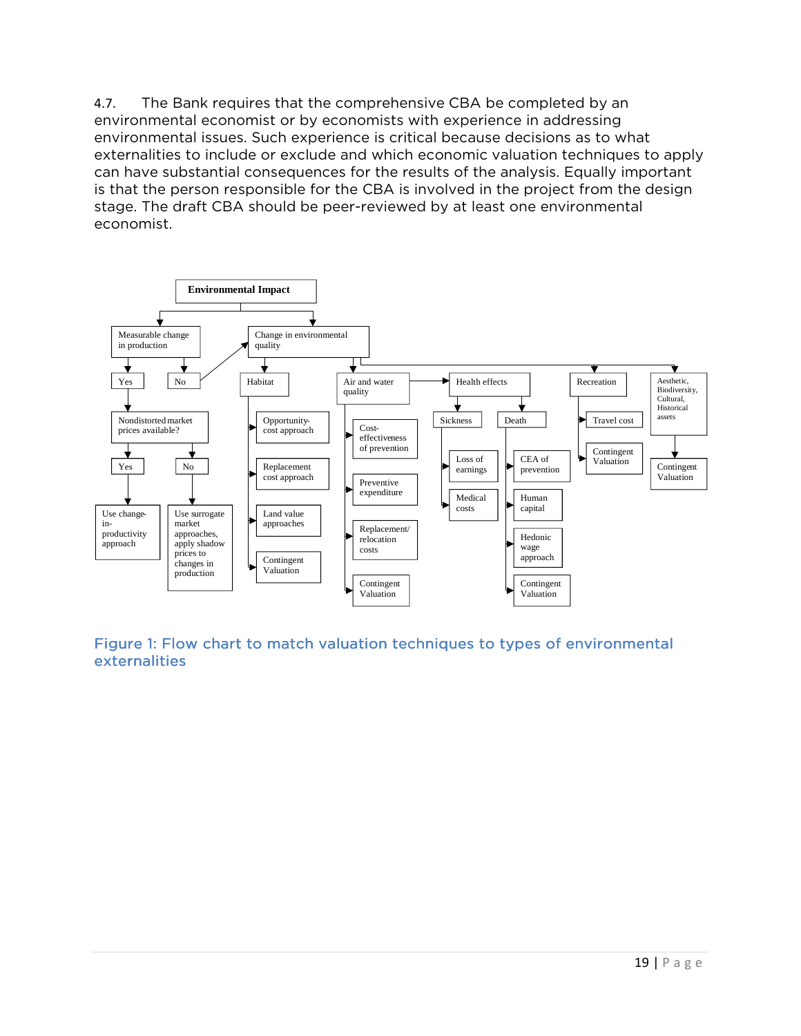4.7. The Bank requires that the comprehensive CBA be completed by an environmental economist or by economists with experience in addressing environmental issues. Such experience is critical because decisions as to what externalities to include or exclude and which economic valuation techniques to apply can have substantial consequences for the results of the analysis. Equally important is that the person responsible for the CBA is involved in the project from the design stage. The draft CBA should be peer-reviewed by at least one environmental economist.

- **Environmental Impact**
  - Measurable change in production
    - Yes
      - Nondistorted market prices available?
        - Yes
          - Use change-in-productivity approach
        - No
          - Use surrogate market approaches, apply shadow prices to changes in production
    - No
      - Change in environmental quality
  - Change in environmental quality
    - Habitat
      - Opportunity-cost approach
      - Replacement cost approach
      - Land value approaches
      - Contingent Valuation
    - Air and water quality
      - Cost-effectiveness of prevention
      - Preventive expenditure
      - Replacement/ relocation costs
      - Contingent Valuation
      - Health effects
        - Sickness
          - Loss of earnings
          - Medical costs
        - Death
          - CEA of prevention
          - Human capital
          - Hedonic wage approach
          - Contingent Valuation
    - Recreation
      - Travel cost
      - Contingent Valuation
    - Aesthetic, Biodiversity, Cultural, Historical assets
      - Contingent Valuation

Figure 1: Flow chart to match valuation techniques to types of environmental externalities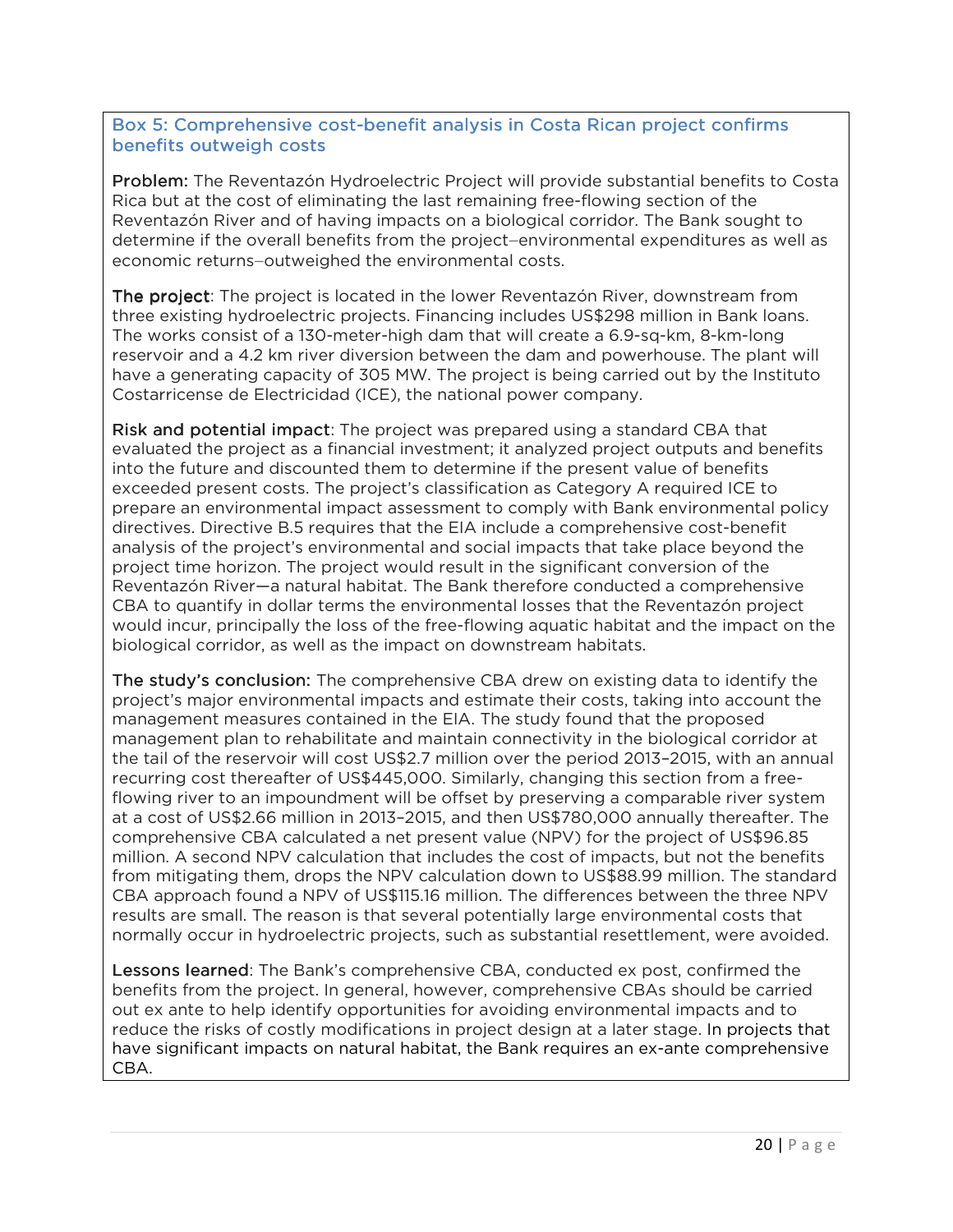### Box 5: Comprehensive cost-benefit analysis in Costa Rican project confirms benefits outweigh costs

**Problem:** The Reventazón Hydroelectric Project will provide substantial benefits to Costa Rica but at the cost of eliminating the last remaining free-flowing section of the Reventazón River and of having impacts on a biological corridor. The Bank sought to determine if the overall benefits from the project–environmental expenditures as well as economic returns–outweighed the environmental costs.

**The project**: The project is located in the lower Reventazón River, downstream from three existing hydroelectric projects. Financing includes US$298 million in Bank loans. The works consist of a 130-meter-high dam that will create a 6.9-sq-km, 8-km-long reservoir and a 4.2 km river diversion between the dam and powerhouse. The plant will have a generating capacity of 305 MW. The project is being carried out by the Instituto Costarricense de Electricidad (ICE), the national power company.

**Risk and potential impact**: The project was prepared using a standard CBA that evaluated the project as a financial investment; it analyzed project outputs and benefits into the future and discounted them to determine if the present value of benefits exceeded present costs. The project's classification as Category A required ICE to prepare an environmental impact assessment to comply with Bank environmental policy directives. Directive B.5 requires that the EIA include a comprehensive cost-benefit analysis of the project's environmental and social impacts that take place beyond the project time horizon. The project would result in the significant conversion of the Reventazón River—a natural habitat. The Bank therefore conducted a comprehensive CBA to quantify in dollar terms the environmental losses that the Reventazón project would incur, principally the loss of the free-flowing aquatic habitat and the impact on the biological corridor, as well as the impact on downstream habitats.

**The study's conclusion:** The comprehensive CBA drew on existing data to identify the project's major environmental impacts and estimate their costs, taking into account the management measures contained in the EIA. The study found that the proposed management plan to rehabilitate and maintain connectivity in the biological corridor at the tail of the reservoir will cost US$2.7 million over the period 2013–2015, with an annual recurring cost thereafter of US$445,000. Similarly, changing this section from a free-flowing river to an impoundment will be offset by preserving a comparable river system at a cost of US$2.66 million in 2013–2015, and then US$780,000 annually thereafter. The comprehensive CBA calculated a net present value (NPV) for the project of US$96.85 million. A second NPV calculation that includes the cost of impacts, but not the benefits from mitigating them, drops the NPV calculation down to US$88.99 million. The standard CBA approach found a NPV of US$115.16 million. The differences between the three NPV results are small. The reason is that several potentially large environmental costs that normally occur in hydroelectric projects, such as substantial resettlement, were avoided.

**Lessons learned**: The Bank's comprehensive CBA, conducted ex post, confirmed the benefits from the project. In general, however, comprehensive CBAs should be carried out ex ante to help identify opportunities for avoiding environmental impacts and to reduce the risks of costly modifications in project design at a later stage. In projects that have significant impacts on natural habitat, the Bank requires an ex-ante comprehensive CBA.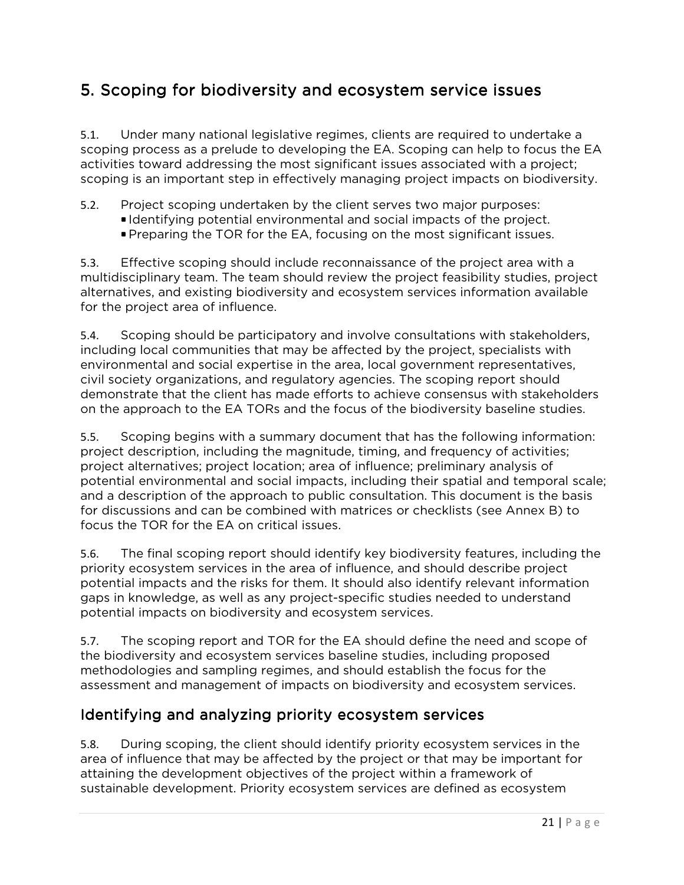## 5. Scoping for biodiversity and ecosystem service issues

5.1. Under many national legislative regimes, clients are required to undertake a scoping process as a prelude to developing the EA. Scoping can help to focus the EA activities toward addressing the most significant issues associated with a project; scoping is an important step in effectively managing project impacts on biodiversity.

5.2. Project scoping undertaken by the client serves two major purposes:

- Identifying potential environmental and social impacts of the project.
- Preparing the TOR for the EA, focusing on the most significant issues.

5.3. Effective scoping should include reconnaissance of the project area with a multidisciplinary team. The team should review the project feasibility studies, project alternatives, and existing biodiversity and ecosystem services information available for the project area of influence.

5.4. Scoping should be participatory and involve consultations with stakeholders, including local communities that may be affected by the project, specialists with environmental and social expertise in the area, local government representatives, civil society organizations, and regulatory agencies. The scoping report should demonstrate that the client has made efforts to achieve consensus with stakeholders on the approach to the EA TORs and the focus of the biodiversity baseline studies.

5.5. Scoping begins with a summary document that has the following information: project description, including the magnitude, timing, and frequency of activities; project alternatives; project location; area of influence; preliminary analysis of potential environmental and social impacts, including their spatial and temporal scale; and a description of the approach to public consultation. This document is the basis for discussions and can be combined with matrices or checklists (see Annex B) to focus the TOR for the EA on critical issues.

5.6. The final scoping report should identify key biodiversity features, including the priority ecosystem services in the area of influence, and should describe project potential impacts and the risks for them. It should also identify relevant information gaps in knowledge, as well as any project-specific studies needed to understand potential impacts on biodiversity and ecosystem services.

5.7. The scoping report and TOR for the EA should define the need and scope of the biodiversity and ecosystem services baseline studies, including proposed methodologies and sampling regimes, and should establish the focus for the assessment and management of impacts on biodiversity and ecosystem services.

### Identifying and analyzing priority ecosystem services

5.8. During scoping, the client should identify priority ecosystem services in the area of influence that may be affected by the project or that may be important for attaining the development objectives of the project within a framework of sustainable development. Priority ecosystem services are defined as ecosystem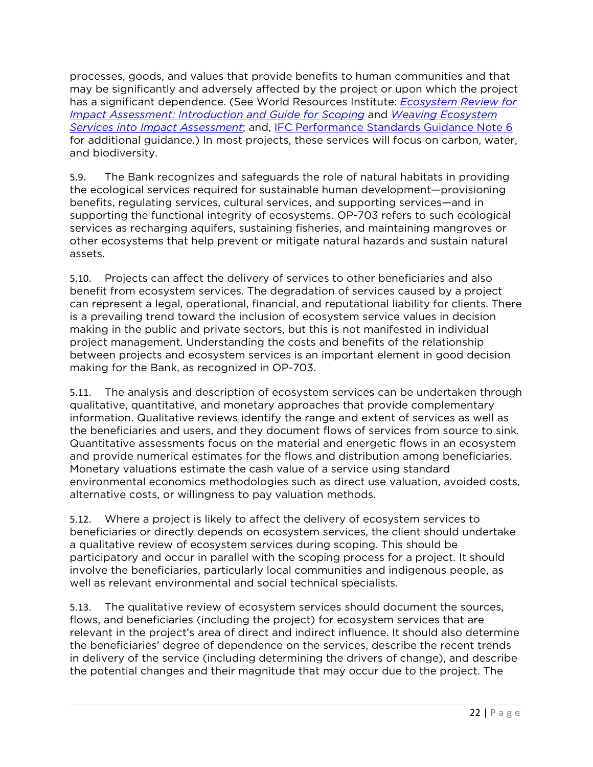processes, goods, and values that provide benefits to human communities and that may be significantly and adversely affected by the project or upon which the project has a significant dependence. (See World Resources Institute: *Ecosystem Review for Impact Assessment: Introduction and Guide for Scoping* and *Weaving Ecosystem Services into Impact Assessment*; and, IFC Performance Standards Guidance Note 6 for additional guidance.) In most projects, these services will focus on carbon, water, and biodiversity.

5.9. The Bank recognizes and safeguards the role of natural habitats in providing the ecological services required for sustainable human development—provisioning benefits, regulating services, cultural services, and supporting services—and in supporting the functional integrity of ecosystems. OP-703 refers to such ecological services as recharging aquifers, sustaining fisheries, and maintaining mangroves or other ecosystems that help prevent or mitigate natural hazards and sustain natural assets.

5.10. Projects can affect the delivery of services to other beneficiaries and also benefit from ecosystem services. The degradation of services caused by a project can represent a legal, operational, financial, and reputational liability for clients. There is a prevailing trend toward the inclusion of ecosystem service values in decision making in the public and private sectors, but this is not manifested in individual project management. Understanding the costs and benefits of the relationship between projects and ecosystem services is an important element in good decision making for the Bank, as recognized in OP-703.

5.11. The analysis and description of ecosystem services can be undertaken through qualitative, quantitative, and monetary approaches that provide complementary information. Qualitative reviews identify the range and extent of services as well as the beneficiaries and users, and they document flows of services from source to sink. Quantitative assessments focus on the material and energetic flows in an ecosystem and provide numerical estimates for the flows and distribution among beneficiaries. Monetary valuations estimate the cash value of a service using standard environmental economics methodologies such as direct use valuation, avoided costs, alternative costs, or willingness to pay valuation methods.

5.12. Where a project is likely to affect the delivery of ecosystem services to beneficiaries or directly depends on ecosystem services, the client should undertake a qualitative review of ecosystem services during scoping. This should be participatory and occur in parallel with the scoping process for a project. It should involve the beneficiaries, particularly local communities and indigenous people, as well as relevant environmental and social technical specialists.

5.13. The qualitative review of ecosystem services should document the sources, flows, and beneficiaries (including the project) for ecosystem services that are relevant in the project's area of direct and indirect influence. It should also determine the beneficiaries' degree of dependence on the services, describe the recent trends in delivery of the service (including determining the drivers of change), and describe the potential changes and their magnitude that may occur due to the project. The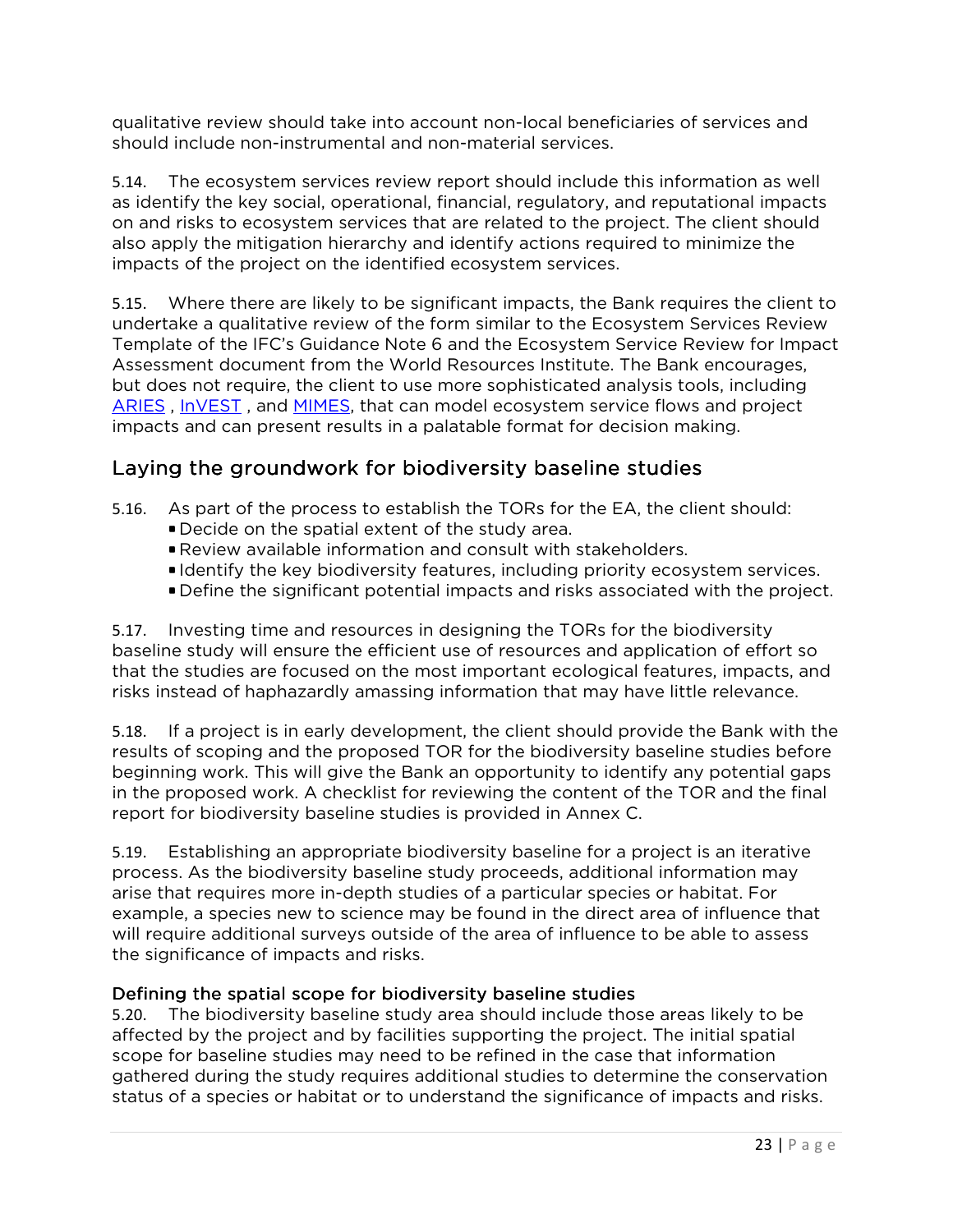qualitative review should take into account non-local beneficiaries of services and should include non-instrumental and non-material services.

5.14. The ecosystem services review report should include this information as well as identify the key social, operational, financial, regulatory, and reputational impacts on and risks to ecosystem services that are related to the project. The client should also apply the mitigation hierarchy and identify actions required to minimize the impacts of the project on the identified ecosystem services.

5.15. Where there are likely to be significant impacts, the Bank requires the client to undertake a qualitative review of the form similar to the Ecosystem Services Review Template of the IFC's Guidance Note 6 and the Ecosystem Service Review for Impact Assessment document from the World Resources Institute. The Bank encourages, but does not require, the client to use more sophisticated analysis tools, including ARIES , InVEST , and MIMES, that can model ecosystem service flows and project impacts and can present results in a palatable format for decision making.

## Laying the groundwork for biodiversity baseline studies

5.16. As part of the process to establish the TORs for the EA, the client should:

- Decide on the spatial extent of the study area.
- Review available information and consult with stakeholders.
- Identify the key biodiversity features, including priority ecosystem services.
- Define the significant potential impacts and risks associated with the project.

5.17. Investing time and resources in designing the TORs for the biodiversity baseline study will ensure the efficient use of resources and application of effort so that the studies are focused on the most important ecological features, impacts, and risks instead of haphazardly amassing information that may have little relevance.

5.18. If a project is in early development, the client should provide the Bank with the results of scoping and the proposed TOR for the biodiversity baseline studies before beginning work. This will give the Bank an opportunity to identify any potential gaps in the proposed work. A checklist for reviewing the content of the TOR and the final report for biodiversity baseline studies is provided in Annex C.

5.19. Establishing an appropriate biodiversity baseline for a project is an iterative process. As the biodiversity baseline study proceeds, additional information may arise that requires more in-depth studies of a particular species or habitat. For example, a species new to science may be found in the direct area of influence that will require additional surveys outside of the area of influence to be able to assess the significance of impacts and risks.

### Defining the spatial scope for biodiversity baseline studies

5.20. The biodiversity baseline study area should include those areas likely to be affected by the project and by facilities supporting the project. The initial spatial scope for baseline studies may need to be refined in the case that information gathered during the study requires additional studies to determine the conservation status of a species or habitat or to understand the significance of impacts and risks.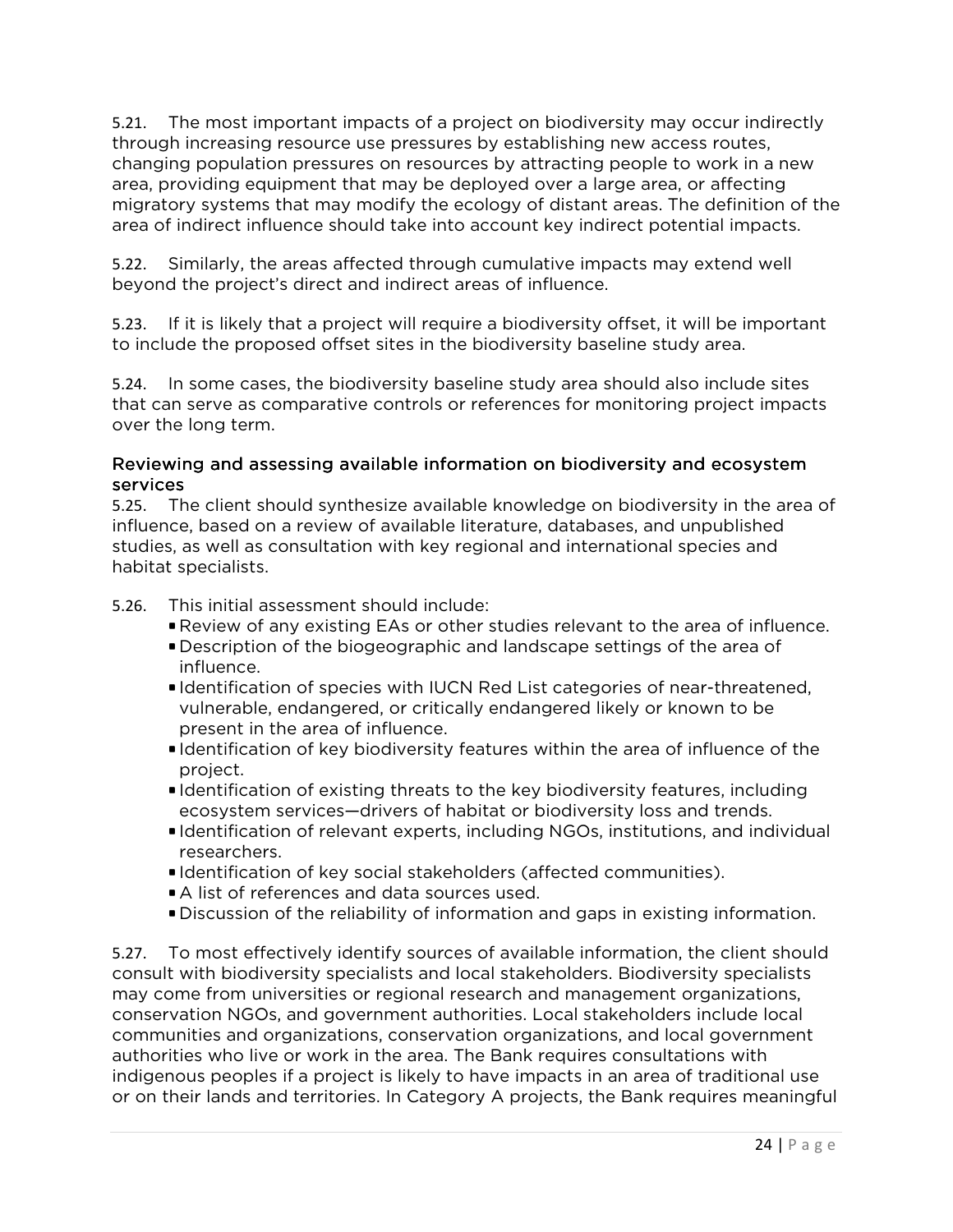5.21. The most important impacts of a project on biodiversity may occur indirectly through increasing resource use pressures by establishing new access routes, changing population pressures on resources by attracting people to work in a new area, providing equipment that may be deployed over a large area, or affecting migratory systems that may modify the ecology of distant areas. The definition of the area of indirect influence should take into account key indirect potential impacts.

5.22. Similarly, the areas affected through cumulative impacts may extend well beyond the project's direct and indirect areas of influence.

5.23. If it is likely that a project will require a biodiversity offset, it will be important to include the proposed offset sites in the biodiversity baseline study area.

5.24. In some cases, the biodiversity baseline study area should also include sites that can serve as comparative controls or references for monitoring project impacts over the long term.

### Reviewing and assessing available information on biodiversity and ecosystem services

5.25. The client should synthesize available knowledge on biodiversity in the area of influence, based on a review of available literature, databases, and unpublished studies, as well as consultation with key regional and international species and habitat specialists.

5.26. This initial assessment should include:

- Review of any existing EAs or other studies relevant to the area of influence.
- Description of the biogeographic and landscape settings of the area of influence.
- Identification of species with IUCN Red List categories of near-threatened, vulnerable, endangered, or critically endangered likely or known to be present in the area of influence.
- Identification of key biodiversity features within the area of influence of the project.
- Identification of existing threats to the key biodiversity features, including ecosystem services—drivers of habitat or biodiversity loss and trends.
- Identification of relevant experts, including NGOs, institutions, and individual researchers.
- Identification of key social stakeholders (affected communities).
- A list of references and data sources used.
- Discussion of the reliability of information and gaps in existing information.

5.27. To most effectively identify sources of available information, the client should consult with biodiversity specialists and local stakeholders. Biodiversity specialists may come from universities or regional research and management organizations, conservation NGOs, and government authorities. Local stakeholders include local communities and organizations, conservation organizations, and local government authorities who live or work in the area. The Bank requires consultations with indigenous peoples if a project is likely to have impacts in an area of traditional use or on their lands and territories. In Category A projects, the Bank requires meaningful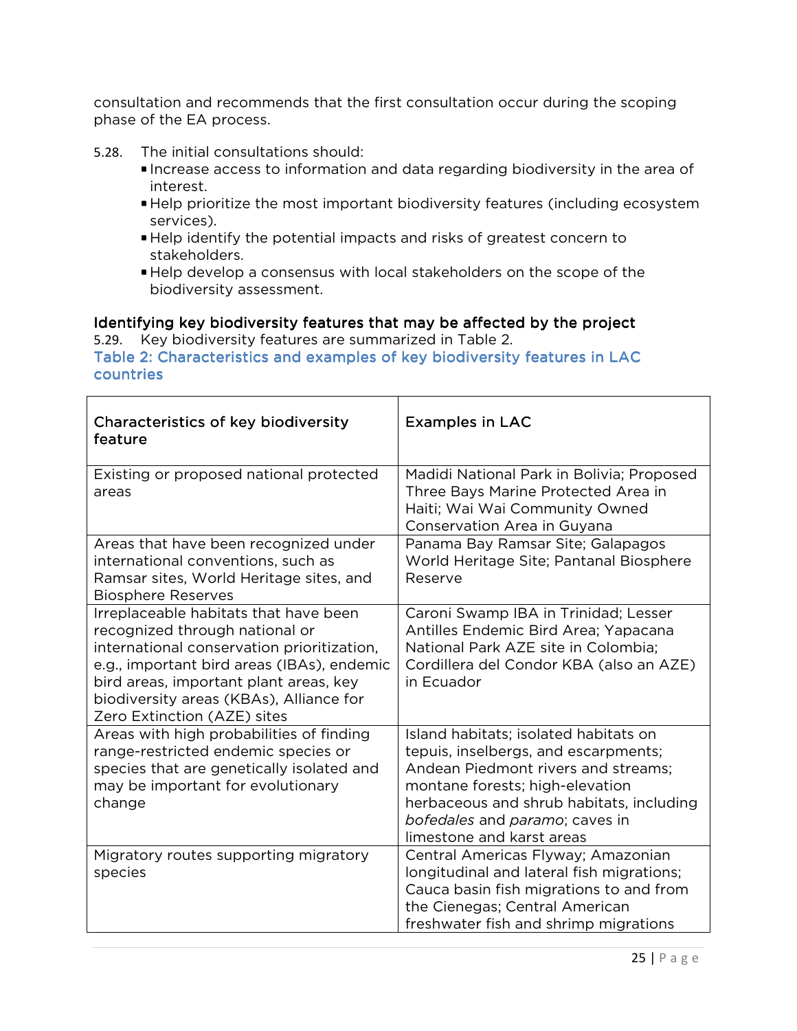consultation and recommends that the first consultation occur during the scoping phase of the EA process.

5.28. The initial consultations should:

- Increase access to information and data regarding biodiversity in the area of interest.
- Help prioritize the most important biodiversity features (including ecosystem services).
- Help identify the potential impacts and risks of greatest concern to stakeholders.
- Help develop a consensus with local stakeholders on the scope of the biodiversity assessment.

### Identifying key biodiversity features that may be affected by the project

5.29. Key biodiversity features are summarized in Table 2.

**Table 2: Characteristics and examples of key biodiversity features in LAC countries**

| Characteristics of key biodiversity feature | Examples in LAC |
|---|---|
| Existing or proposed national protected areas | Madidi National Park in Bolivia; Proposed Three Bays Marine Protected Area in Haiti; Wai Wai Community Owned Conservation Area in Guyana |
| Areas that have been recognized under international conventions, such as Ramsar sites, World Heritage sites, and Biosphere Reserves | Panama Bay Ramsar Site; Galapagos World Heritage Site; Pantanal Biosphere Reserve |
| Irreplaceable habitats that have been recognized through national or international conservation prioritization, e.g., important bird areas (IBAs), endemic bird areas, important plant areas, key biodiversity areas (KBAs), Alliance for Zero Extinction (AZE) sites | Caroni Swamp IBA in Trinidad; Lesser Antilles Endemic Bird Area; Yapacana National Park AZE site in Colombia; Cordillera del Condor KBA (also an AZE) in Ecuador |
| Areas with high probabilities of finding range-restricted endemic species or species that are genetically isolated and may be important for evolutionary change | Island habitats; isolated habitats on tepuis, inselbergs, and escarpments; Andean Piedmont rivers and streams; montane forests; high-elevation herbaceous and shrub habitats, including *bofedales* and *paramo*; caves in limestone and karst areas |
| Migratory routes supporting migratory species | Central Americas Flyway; Amazonian longitudinal and lateral fish migrations; Cauca basin fish migrations to and from the Cienegas; Central American freshwater fish and shrimp migrations |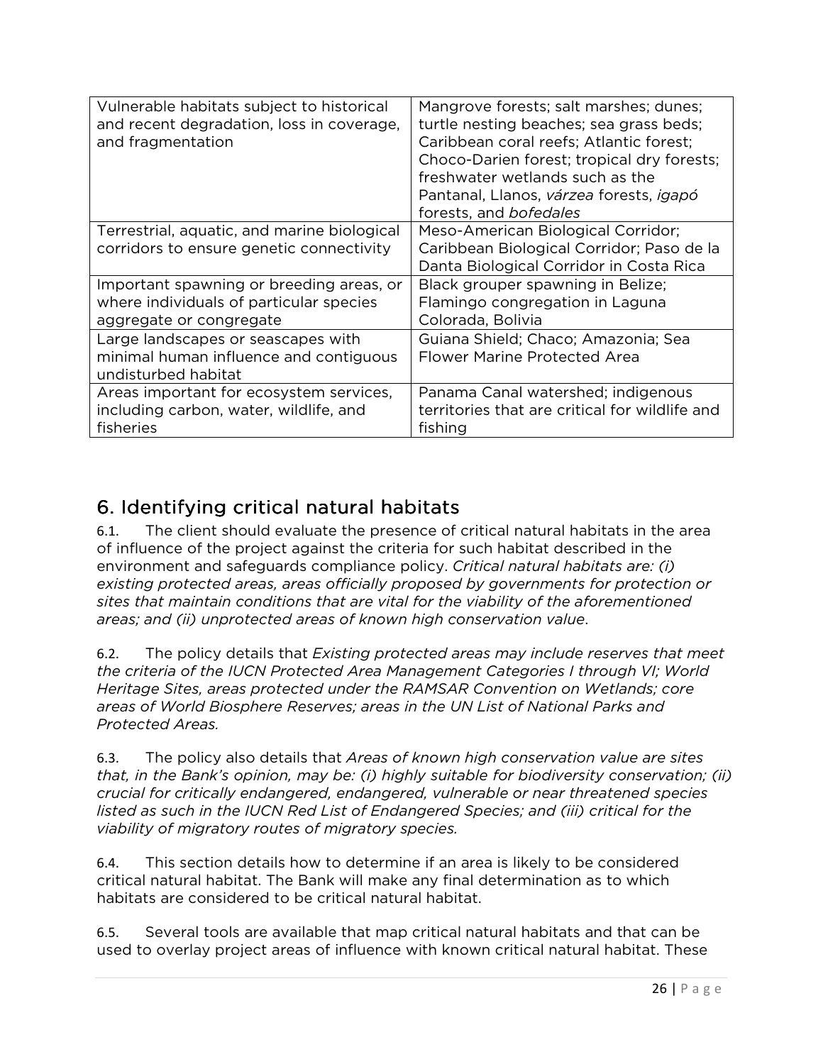| Vulnerable habitats subject to historical and recent degradation, loss in coverage, and fragmentation | Mangrove forests; salt marshes; dunes; turtle nesting beaches; sea grass beds; Caribbean coral reefs; Atlantic forest; Choco-Darien forest; tropical dry forests; freshwater wetlands such as the Pantanal, Llanos, *várzea* forests, *igapó* forests, and *bofedales* |
|---|---|
| Terrestrial, aquatic, and marine biological corridors to ensure genetic connectivity | Meso-American Biological Corridor; Caribbean Biological Corridor; Paso de la Danta Biological Corridor in Costa Rica |
| Important spawning or breeding areas, or where individuals of particular species aggregate or congregate | Black grouper spawning in Belize; Flamingo congregation in Laguna Colorada, Bolivia |
| Large landscapes or seascapes with minimal human influence and contiguous undisturbed habitat | Guiana Shield; Chaco; Amazonia; Sea Flower Marine Protected Area |
| Areas important for ecosystem services, including carbon, water, wildlife, and fisheries | Panama Canal watershed; indigenous territories that are critical for wildlife and fishing |

## 6. Identifying critical natural habitats

6.1. The client should evaluate the presence of critical natural habitats in the area of influence of the project against the criteria for such habitat described in the environment and safeguards compliance policy. *Critical natural habitats are: (i) existing protected areas, areas officially proposed by governments for protection or sites that maintain conditions that are vital for the viability of the aforementioned areas; and (ii) unprotected areas of known high conservation value*.

6.2. The policy details that *Existing protected areas may include reserves that meet the criteria of the IUCN Protected Area Management Categories I through VI; World Heritage Sites, areas protected under the RAMSAR Convention on Wetlands; core areas of World Biosphere Reserves; areas in the UN List of National Parks and Protected Areas.*

6.3. The policy also details that *Areas of known high conservation value are sites that, in the Bank's opinion, may be: (i) highly suitable for biodiversity conservation; (ii) crucial for critically endangered, endangered, vulnerable or near threatened species listed as such in the IUCN Red List of Endangered Species; and (iii) critical for the viability of migratory routes of migratory species.*

6.4. This section details how to determine if an area is likely to be considered critical natural habitat. The Bank will make any final determination as to which habitats are considered to be critical natural habitat.

6.5. Several tools are available that map critical natural habitats and that can be used to overlay project areas of influence with known critical natural habitat. These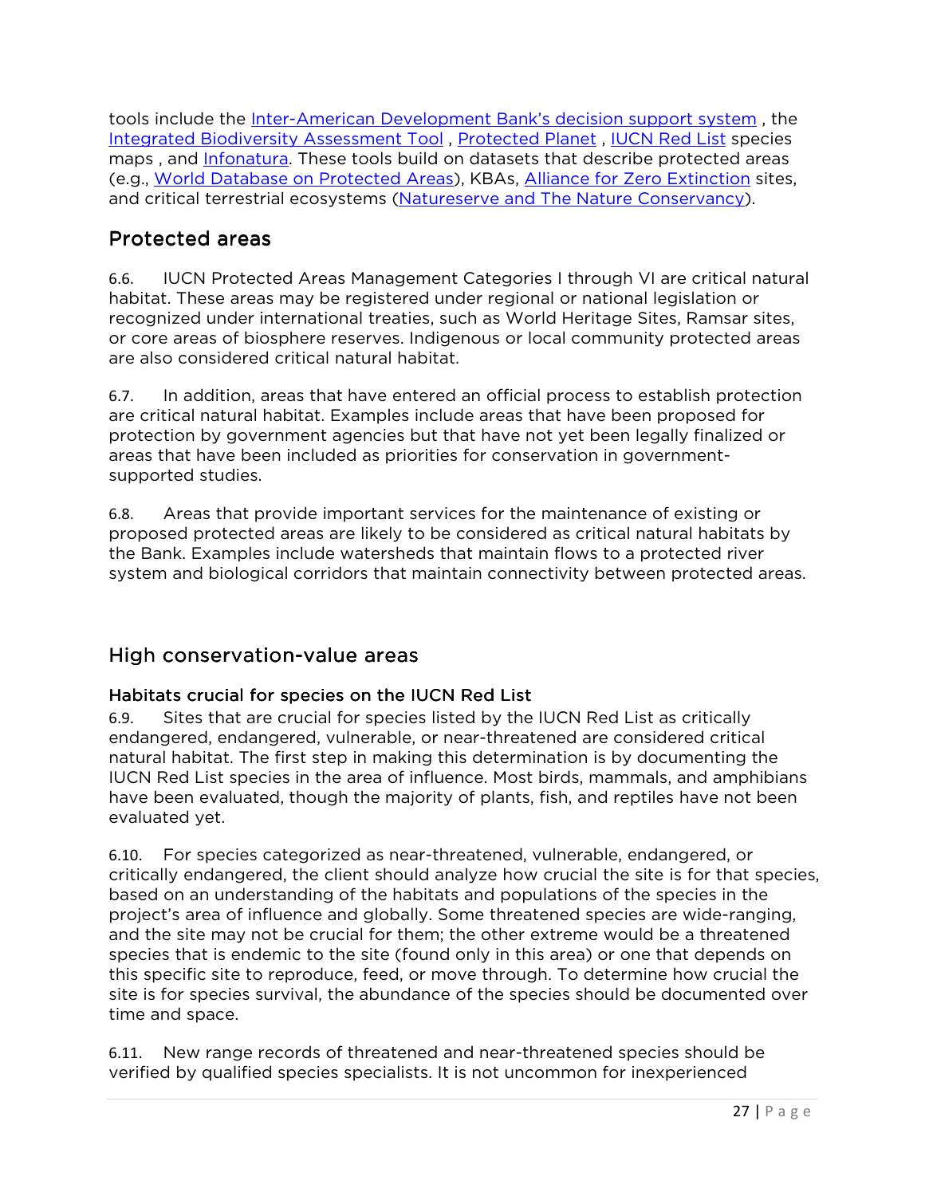tools include the Inter-American Development Bank's decision support system , the Integrated Biodiversity Assessment Tool , Protected Planet , IUCN Red List species maps , and Infonatura. These tools build on datasets that describe protected areas (e.g., World Database on Protected Areas), KBAs, Alliance for Zero Extinction sites, and critical terrestrial ecosystems (Natureserve and The Nature Conservancy).

## Protected areas

6.6. IUCN Protected Areas Management Categories I through VI are critical natural habitat. These areas may be registered under regional or national legislation or recognized under international treaties, such as World Heritage Sites, Ramsar sites, or core areas of biosphere reserves. Indigenous or local community protected areas are also considered critical natural habitat.

6.7. In addition, areas that have entered an official process to establish protection are critical natural habitat. Examples include areas that have been proposed for protection by government agencies but that have not yet been legally finalized or areas that have been included as priorities for conservation in government-supported studies.

6.8. Areas that provide important services for the maintenance of existing or proposed protected areas are likely to be considered as critical natural habitats by the Bank. Examples include watersheds that maintain flows to a protected river system and biological corridors that maintain connectivity between protected areas.

## High conservation-value areas

### Habitats crucial for species on the IUCN Red List

6.9. Sites that are crucial for species listed by the IUCN Red List as critically endangered, endangered, vulnerable, or near-threatened are considered critical natural habitat. The first step in making this determination is by documenting the IUCN Red List species in the area of influence. Most birds, mammals, and amphibians have been evaluated, though the majority of plants, fish, and reptiles have not been evaluated yet.

6.10. For species categorized as near-threatened, vulnerable, endangered, or critically endangered, the client should analyze how crucial the site is for that species, based on an understanding of the habitats and populations of the species in the project's area of influence and globally. Some threatened species are wide-ranging, and the site may not be crucial for them; the other extreme would be a threatened species that is endemic to the site (found only in this area) or one that depends on this specific site to reproduce, feed, or move through. To determine how crucial the site is for species survival, the abundance of the species should be documented over time and space.

6.11. New range records of threatened and near-threatened species should be verified by qualified species specialists. It is not uncommon for inexperienced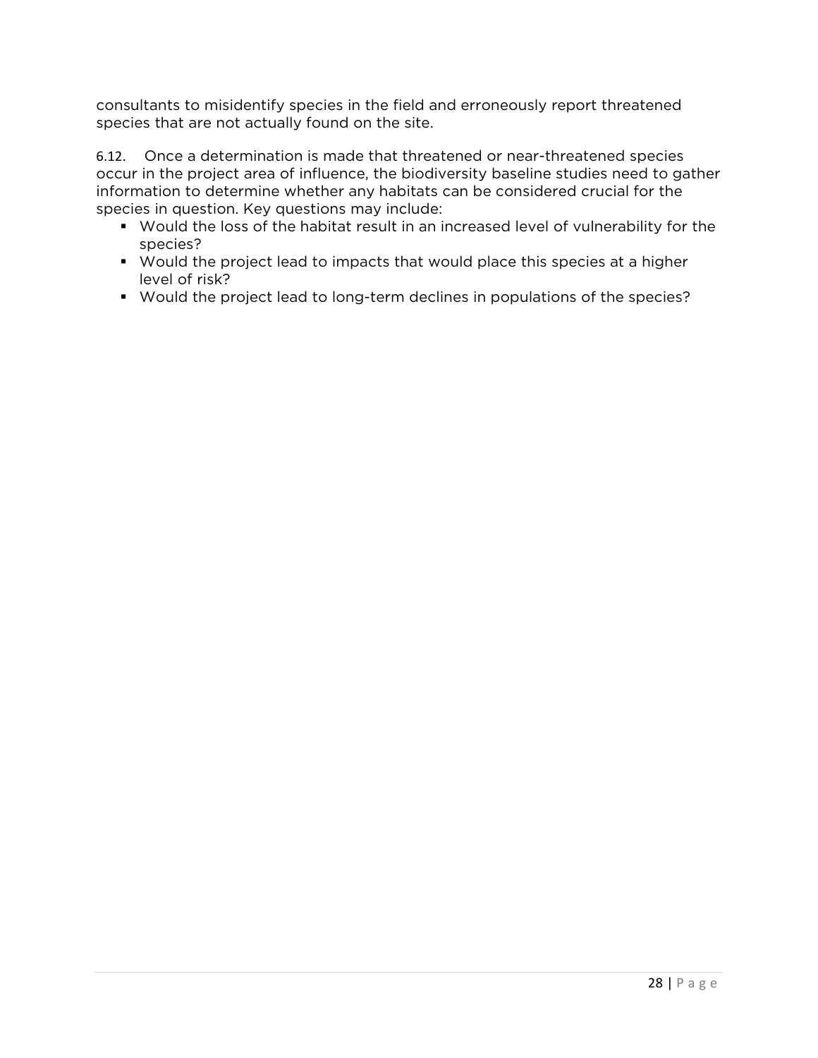consultants to misidentify species in the field and erroneously report threatened species that are not actually found on the site.

6.12. Once a determination is made that threatened or near-threatened species occur in the project area of influence, the biodiversity baseline studies need to gather information to determine whether any habitats can be considered crucial for the species in question. Key questions may include:

- Would the loss of the habitat result in an increased level of vulnerability for the species?
- Would the project lead to impacts that would place this species at a higher level of risk?
- Would the project lead to long-term declines in populations of the species?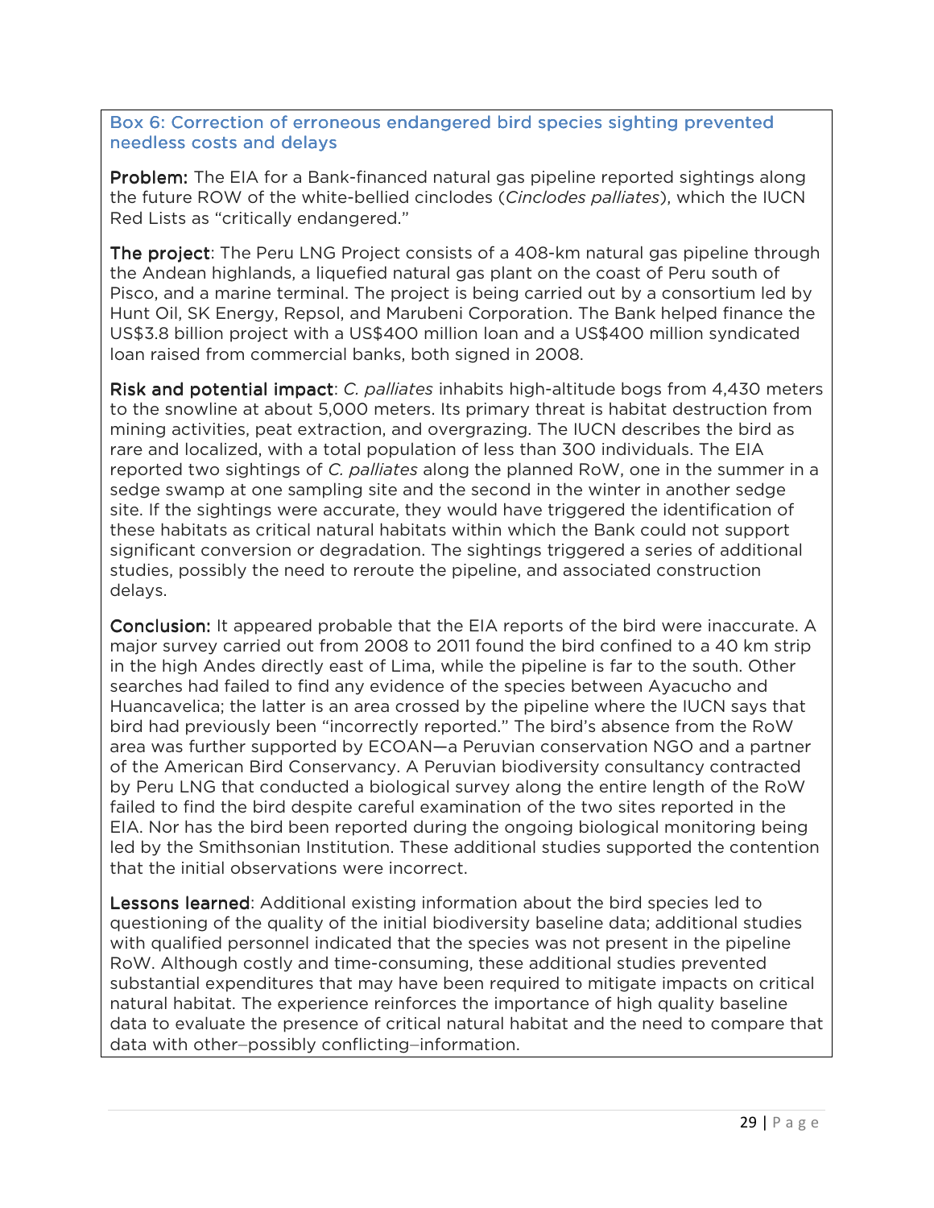### Box 6: Correction of erroneous endangered bird species sighting prevented needless costs and delays

**Problem:** The EIA for a Bank-financed natural gas pipeline reported sightings along the future ROW of the white-bellied cinclodes (*Cinclodes palliates*), which the IUCN Red Lists as "critically endangered."

**The project**: The Peru LNG Project consists of a 408-km natural gas pipeline through the Andean highlands, a liquefied natural gas plant on the coast of Peru south of Pisco, and a marine terminal. The project is being carried out by a consortium led by Hunt Oil, SK Energy, Repsol, and Marubeni Corporation. The Bank helped finance the US$3.8 billion project with a US$400 million loan and a US$400 million syndicated loan raised from commercial banks, both signed in 2008.

**Risk and potential impact**: *C. palliates* inhabits high-altitude bogs from 4,430 meters to the snowline at about 5,000 meters. Its primary threat is habitat destruction from mining activities, peat extraction, and overgrazing. The IUCN describes the bird as rare and localized, with a total population of less than 300 individuals. The EIA reported two sightings of *C. palliates* along the planned RoW, one in the summer in a sedge swamp at one sampling site and the second in the winter in another sedge site. If the sightings were accurate, they would have triggered the identification of these habitats as critical natural habitats within which the Bank could not support significant conversion or degradation. The sightings triggered a series of additional studies, possibly the need to reroute the pipeline, and associated construction delays.

**Conclusion:** It appeared probable that the EIA reports of the bird were inaccurate. A major survey carried out from 2008 to 2011 found the bird confined to a 40 km strip in the high Andes directly east of Lima, while the pipeline is far to the south. Other searches had failed to find any evidence of the species between Ayacucho and Huancavelica; the latter is an area crossed by the pipeline where the IUCN says that bird had previously been "incorrectly reported." The bird's absence from the RoW area was further supported by ECOAN—a Peruvian conservation NGO and a partner of the American Bird Conservancy. A Peruvian biodiversity consultancy contracted by Peru LNG that conducted a biological survey along the entire length of the RoW failed to find the bird despite careful examination of the two sites reported in the EIA. Nor has the bird been reported during the ongoing biological monitoring being led by the Smithsonian Institution. These additional studies supported the contention that the initial observations were incorrect.

**Lessons learned**: Additional existing information about the bird species led to questioning of the quality of the initial biodiversity baseline data; additional studies with qualified personnel indicated that the species was not present in the pipeline RoW. Although costly and time-consuming, these additional studies prevented substantial expenditures that may have been required to mitigate impacts on critical natural habitat. The experience reinforces the importance of high quality baseline data to evaluate the presence of critical natural habitat and the need to compare that data with other–possibly conflicting–information.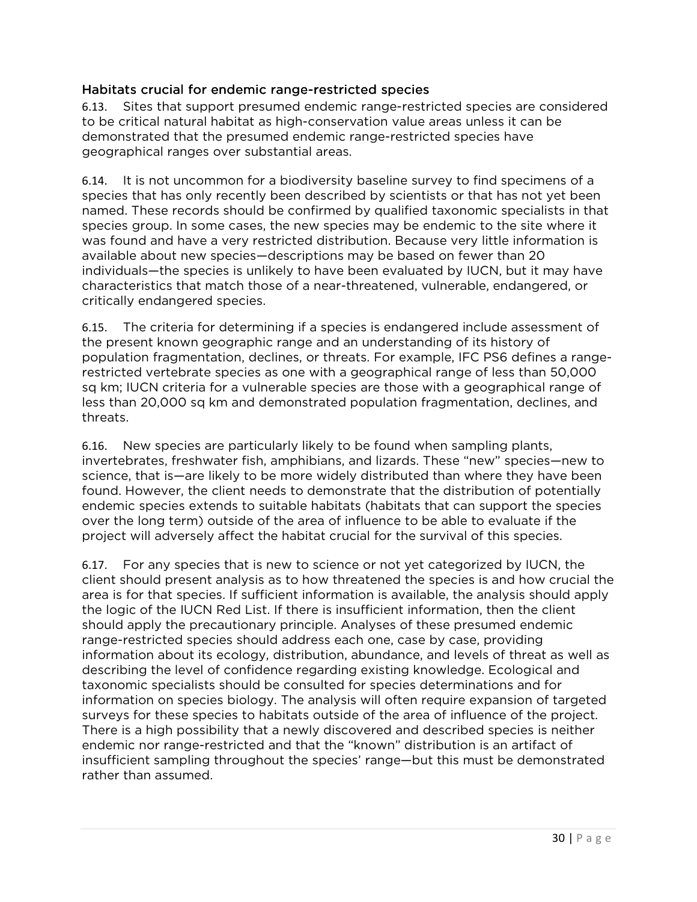### Habitats crucial for endemic range-restricted species

6.13. Sites that support presumed endemic range-restricted species are considered to be critical natural habitat as high-conservation value areas unless it can be demonstrated that the presumed endemic range-restricted species have geographical ranges over substantial areas.

6.14. It is not uncommon for a biodiversity baseline survey to find specimens of a species that has only recently been described by scientists or that has not yet been named. These records should be confirmed by qualified taxonomic specialists in that species group. In some cases, the new species may be endemic to the site where it was found and have a very restricted distribution. Because very little information is available about new species—descriptions may be based on fewer than 20 individuals—the species is unlikely to have been evaluated by IUCN, but it may have characteristics that match those of a near-threatened, vulnerable, endangered, or critically endangered species.

6.15. The criteria for determining if a species is endangered include assessment of the present known geographic range and an understanding of its history of population fragmentation, declines, or threats. For example, IFC PS6 defines a range-restricted vertebrate species as one with a geographical range of less than 50,000 sq km; IUCN criteria for a vulnerable species are those with a geographical range of less than 20,000 sq km and demonstrated population fragmentation, declines, and threats.

6.16. New species are particularly likely to be found when sampling plants, invertebrates, freshwater fish, amphibians, and lizards. These "new" species—new to science, that is—are likely to be more widely distributed than where they have been found. However, the client needs to demonstrate that the distribution of potentially endemic species extends to suitable habitats (habitats that can support the species over the long term) outside of the area of influence to be able to evaluate if the project will adversely affect the habitat crucial for the survival of this species.

6.17. For any species that is new to science or not yet categorized by IUCN, the client should present analysis as to how threatened the species is and how crucial the area is for that species. If sufficient information is available, the analysis should apply the logic of the IUCN Red List. If there is insufficient information, then the client should apply the precautionary principle. Analyses of these presumed endemic range-restricted species should address each one, case by case, providing information about its ecology, distribution, abundance, and levels of threat as well as describing the level of confidence regarding existing knowledge. Ecological and taxonomic specialists should be consulted for species determinations and for information on species biology. The analysis will often require expansion of targeted surveys for these species to habitats outside of the area of influence of the project. There is a high possibility that a newly discovered and described species is neither endemic nor range-restricted and that the "known" distribution is an artifact of insufficient sampling throughout the species' range—but this must be demonstrated rather than assumed.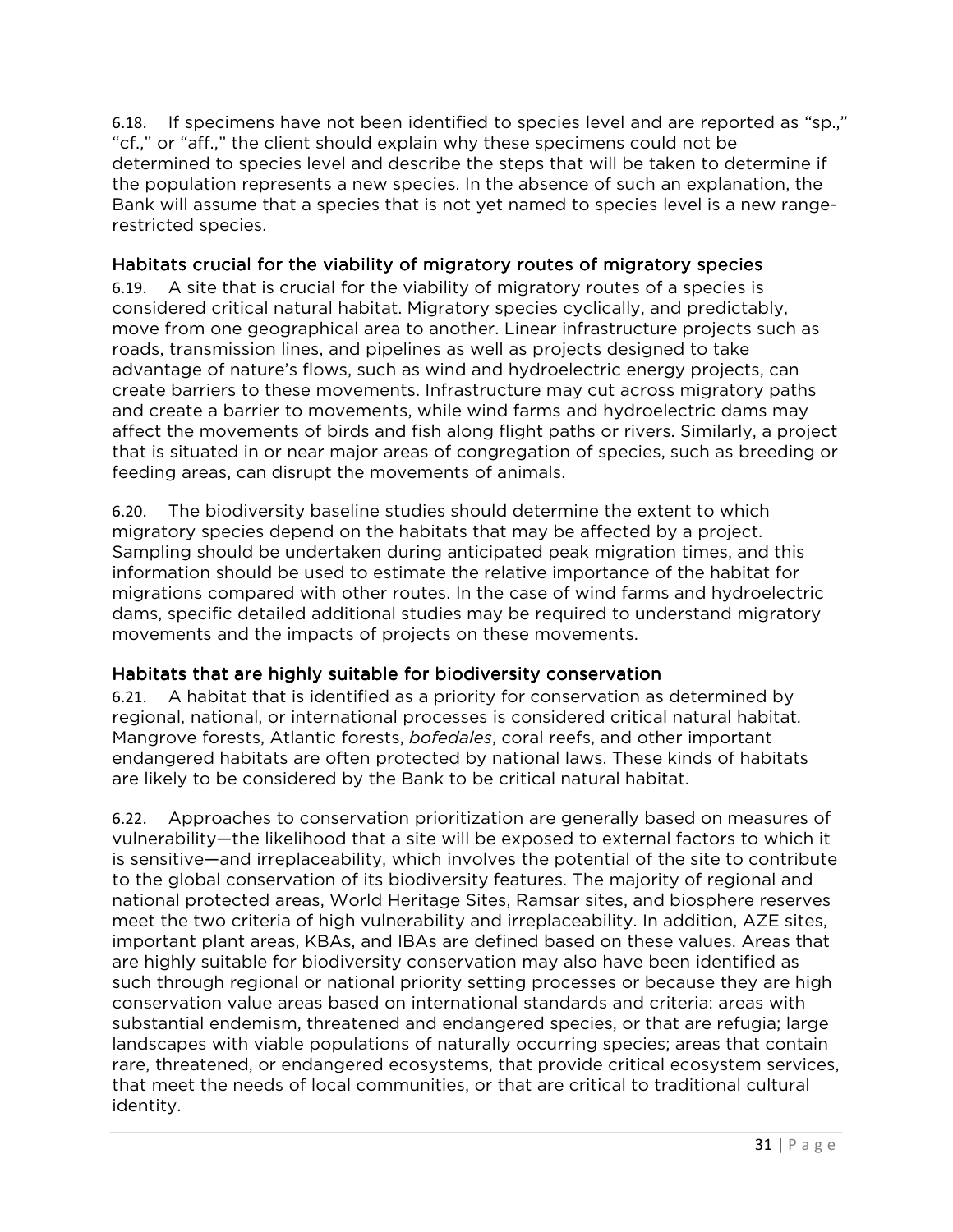6.18. If specimens have not been identified to species level and are reported as "sp.," "cf.," or "aff.," the client should explain why these specimens could not be determined to species level and describe the steps that will be taken to determine if the population represents a new species. In the absence of such an explanation, the Bank will assume that a species that is not yet named to species level is a new range-restricted species.

### Habitats crucial for the viability of migratory routes of migratory species

6.19. A site that is crucial for the viability of migratory routes of a species is considered critical natural habitat. Migratory species cyclically, and predictably, move from one geographical area to another. Linear infrastructure projects such as roads, transmission lines, and pipelines as well as projects designed to take advantage of nature's flows, such as wind and hydroelectric energy projects, can create barriers to these movements. Infrastructure may cut across migratory paths and create a barrier to movements, while wind farms and hydroelectric dams may affect the movements of birds and fish along flight paths or rivers. Similarly, a project that is situated in or near major areas of congregation of species, such as breeding or feeding areas, can disrupt the movements of animals.

6.20. The biodiversity baseline studies should determine the extent to which migratory species depend on the habitats that may be affected by a project. Sampling should be undertaken during anticipated peak migration times, and this information should be used to estimate the relative importance of the habitat for migrations compared with other routes. In the case of wind farms and hydroelectric dams, specific detailed additional studies may be required to understand migratory movements and the impacts of projects on these movements.

### Habitats that are highly suitable for biodiversity conservation

6.21. A habitat that is identified as a priority for conservation as determined by regional, national, or international processes is considered critical natural habitat. Mangrove forests, Atlantic forests, *bofedales*, coral reefs, and other important endangered habitats are often protected by national laws. These kinds of habitats are likely to be considered by the Bank to be critical natural habitat.

6.22. Approaches to conservation prioritization are generally based on measures of vulnerability—the likelihood that a site will be exposed to external factors to which it is sensitive—and irreplaceability, which involves the potential of the site to contribute to the global conservation of its biodiversity features. The majority of regional and national protected areas, World Heritage Sites, Ramsar sites, and biosphere reserves meet the two criteria of high vulnerability and irreplaceability. In addition, AZE sites, important plant areas, KBAs, and IBAs are defined based on these values. Areas that are highly suitable for biodiversity conservation may also have been identified as such through regional or national priority setting processes or because they are high conservation value areas based on international standards and criteria: areas with substantial endemism, threatened and endangered species, or that are refugia; large landscapes with viable populations of naturally occurring species; areas that contain rare, threatened, or endangered ecosystems, that provide critical ecosystem services, that meet the needs of local communities, or that are critical to traditional cultural identity.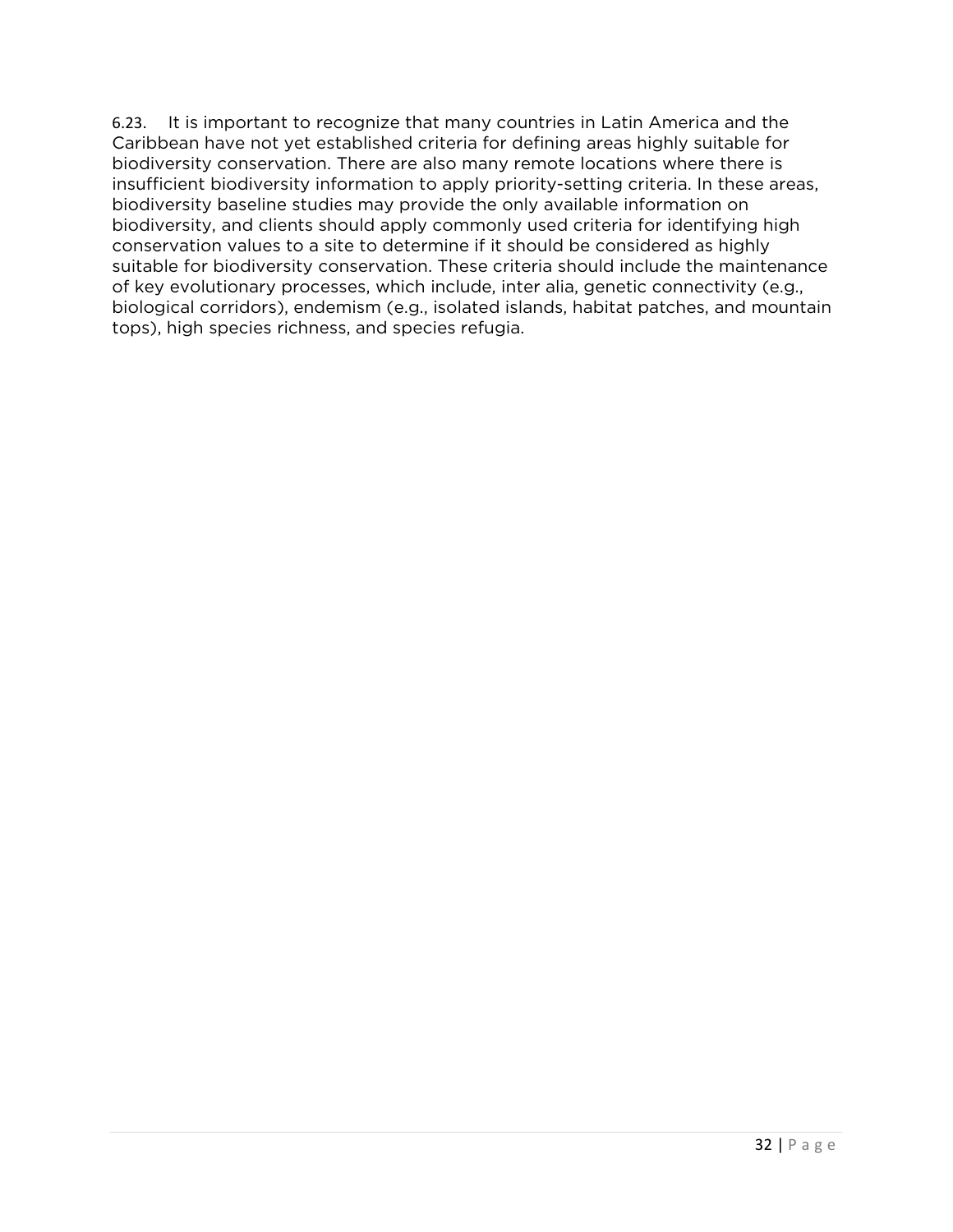6.23. It is important to recognize that many countries in Latin America and the Caribbean have not yet established criteria for defining areas highly suitable for biodiversity conservation. There are also many remote locations where there is insufficient biodiversity information to apply priority-setting criteria. In these areas, biodiversity baseline studies may provide the only available information on biodiversity, and clients should apply commonly used criteria for identifying high conservation values to a site to determine if it should be considered as highly suitable for biodiversity conservation. These criteria should include the maintenance of key evolutionary processes, which include, inter alia, genetic connectivity (e.g., biological corridors), endemism (e.g., isolated islands, habitat patches, and mountain tops), high species richness, and species refugia.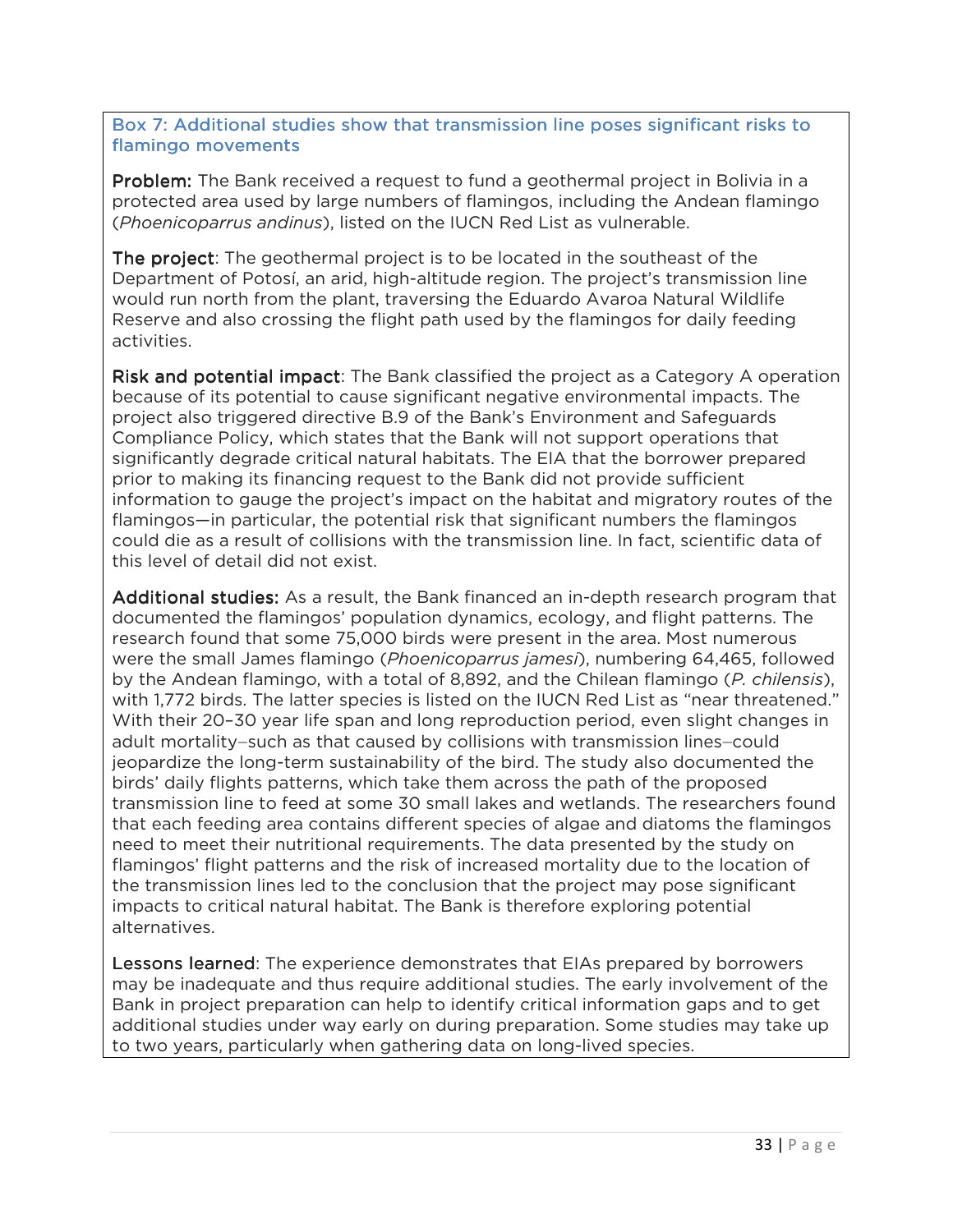### Box 7: Additional studies show that transmission line poses significant risks to flamingo movements

**Problem:** The Bank received a request to fund a geothermal project in Bolivia in a protected area used by large numbers of flamingos, including the Andean flamingo (*Phoenicoparrus andinus*), listed on the IUCN Red List as vulnerable.

**The project**: The geothermal project is to be located in the southeast of the Department of Potosí, an arid, high-altitude region. The project's transmission line would run north from the plant, traversing the Eduardo Avaroa Natural Wildlife Reserve and also crossing the flight path used by the flamingos for daily feeding activities.

**Risk and potential impact**: The Bank classified the project as a Category A operation because of its potential to cause significant negative environmental impacts. The project also triggered directive B.9 of the Bank's Environment and Safeguards Compliance Policy, which states that the Bank will not support operations that significantly degrade critical natural habitats. The EIA that the borrower prepared prior to making its financing request to the Bank did not provide sufficient information to gauge the project's impact on the habitat and migratory routes of the flamingos—in particular, the potential risk that significant numbers the flamingos could die as a result of collisions with the transmission line. In fact, scientific data of this level of detail did not exist.

**Additional studies:** As a result, the Bank financed an in-depth research program that documented the flamingos' population dynamics, ecology, and flight patterns. The research found that some 75,000 birds were present in the area. Most numerous were the small James flamingo (*Phoenicoparrus jamesi*), numbering 64,465, followed by the Andean flamingo, with a total of 8,892, and the Chilean flamingo (*P. chilensis*), with 1,772 birds. The latter species is listed on the IUCN Red List as "near threatened." With their 20–30 year life span and long reproduction period, even slight changes in adult mortality–such as that caused by collisions with transmission lines–could jeopardize the long-term sustainability of the bird. The study also documented the birds' daily flights patterns, which take them across the path of the proposed transmission line to feed at some 30 small lakes and wetlands. The researchers found that each feeding area contains different species of algae and diatoms the flamingos need to meet their nutritional requirements. The data presented by the study on flamingos' flight patterns and the risk of increased mortality due to the location of the transmission lines led to the conclusion that the project may pose significant impacts to critical natural habitat. The Bank is therefore exploring potential alternatives.

**Lessons learned**: The experience demonstrates that EIAs prepared by borrowers may be inadequate and thus require additional studies. The early involvement of the Bank in project preparation can help to identify critical information gaps and to get additional studies under way early on during preparation. Some studies may take up to two years, particularly when gathering data on long-lived species.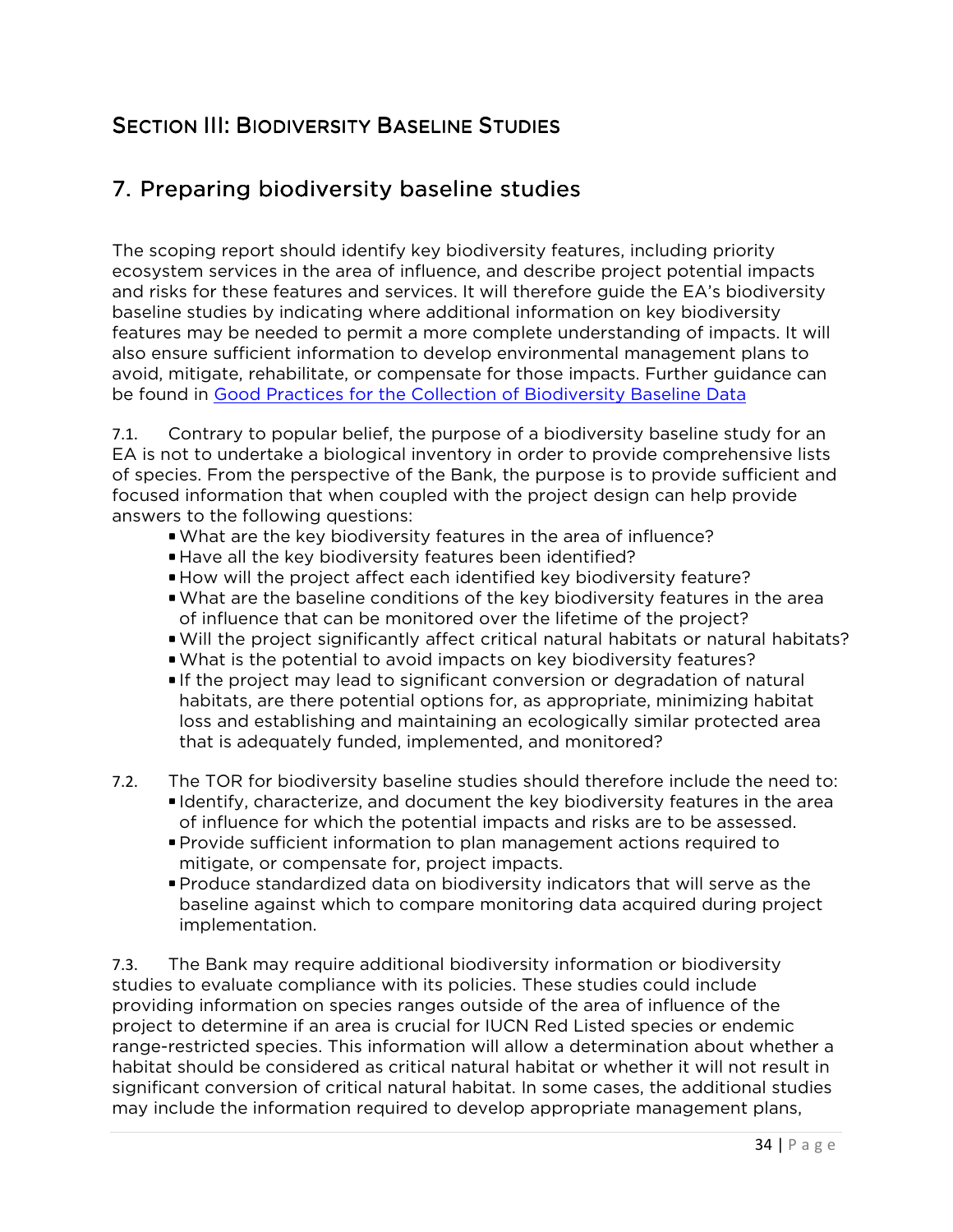# Section III: Biodiversity Baseline Studies

## 7. Preparing biodiversity baseline studies

The scoping report should identify key biodiversity features, including priority ecosystem services in the area of influence, and describe project potential impacts and risks for these features and services. It will therefore guide the EA's biodiversity baseline studies by indicating where additional information on key biodiversity features may be needed to permit a more complete understanding of impacts. It will also ensure sufficient information to develop environmental management plans to avoid, mitigate, rehabilitate, or compensate for those impacts. Further guidance can be found in [Good Practices for the Collection of Biodiversity Baseline Data]

7.1. Contrary to popular belief, the purpose of a biodiversity baseline study for an EA is not to undertake a biological inventory in order to provide comprehensive lists of species. From the perspective of the Bank, the purpose is to provide sufficient and focused information that when coupled with the project design can help provide answers to the following questions:

- What are the key biodiversity features in the area of influence?
- Have all the key biodiversity features been identified?
- How will the project affect each identified key biodiversity feature?
- What are the baseline conditions of the key biodiversity features in the area of influence that can be monitored over the lifetime of the project?
- Will the project significantly affect critical natural habitats or natural habitats?
- What is the potential to avoid impacts on key biodiversity features?
- If the project may lead to significant conversion or degradation of natural habitats, are there potential options for, as appropriate, minimizing habitat loss and establishing and maintaining an ecologically similar protected area that is adequately funded, implemented, and monitored?

7.2. The TOR for biodiversity baseline studies should therefore include the need to:

- Identify, characterize, and document the key biodiversity features in the area of influence for which the potential impacts and risks are to be assessed.
- Provide sufficient information to plan management actions required to mitigate, or compensate for, project impacts.
- Produce standardized data on biodiversity indicators that will serve as the baseline against which to compare monitoring data acquired during project implementation.

7.3. The Bank may require additional biodiversity information or biodiversity studies to evaluate compliance with its policies. These studies could include providing information on species ranges outside of the area of influence of the project to determine if an area is crucial for IUCN Red Listed species or endemic range-restricted species. This information will allow a determination about whether a habitat should be considered as critical natural habitat or whether it will not result in significant conversion of critical natural habitat. In some cases, the additional studies may include the information required to develop appropriate management plans,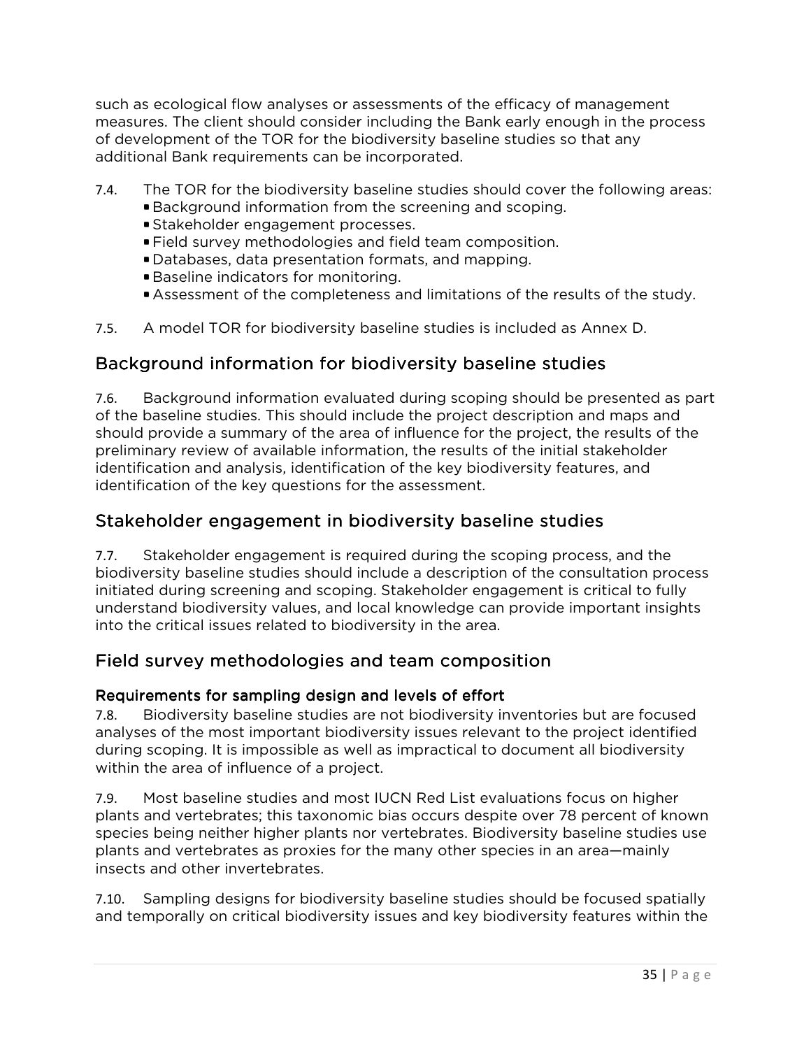such as ecological flow analyses or assessments of the efficacy of management measures. The client should consider including the Bank early enough in the process of development of the TOR for the biodiversity baseline studies so that any additional Bank requirements can be incorporated.

7.4. The TOR for the biodiversity baseline studies should cover the following areas:

- Background information from the screening and scoping.
- Stakeholder engagement processes.
- Field survey methodologies and field team composition.
- Databases, data presentation formats, and mapping.
- Baseline indicators for monitoring.
- Assessment of the completeness and limitations of the results of the study.

7.5. A model TOR for biodiversity baseline studies is included as Annex D.

## Background information for biodiversity baseline studies

7.6. Background information evaluated during scoping should be presented as part of the baseline studies. This should include the project description and maps and should provide a summary of the area of influence for the project, the results of the preliminary review of available information, the results of the initial stakeholder identification and analysis, identification of the key biodiversity features, and identification of the key questions for the assessment.

## Stakeholder engagement in biodiversity baseline studies

7.7. Stakeholder engagement is required during the scoping process, and the biodiversity baseline studies should include a description of the consultation process initiated during screening and scoping. Stakeholder engagement is critical to fully understand biodiversity values, and local knowledge can provide important insights into the critical issues related to biodiversity in the area.

## Field survey methodologies and team composition

### Requirements for sampling design and levels of effort

7.8. Biodiversity baseline studies are not biodiversity inventories but are focused analyses of the most important biodiversity issues relevant to the project identified during scoping. It is impossible as well as impractical to document all biodiversity within the area of influence of a project.

7.9. Most baseline studies and most IUCN Red List evaluations focus on higher plants and vertebrates; this taxonomic bias occurs despite over 78 percent of known species being neither higher plants nor vertebrates. Biodiversity baseline studies use plants and vertebrates as proxies for the many other species in an area—mainly insects and other invertebrates.

7.10. Sampling designs for biodiversity baseline studies should be focused spatially and temporally on critical biodiversity issues and key biodiversity features within the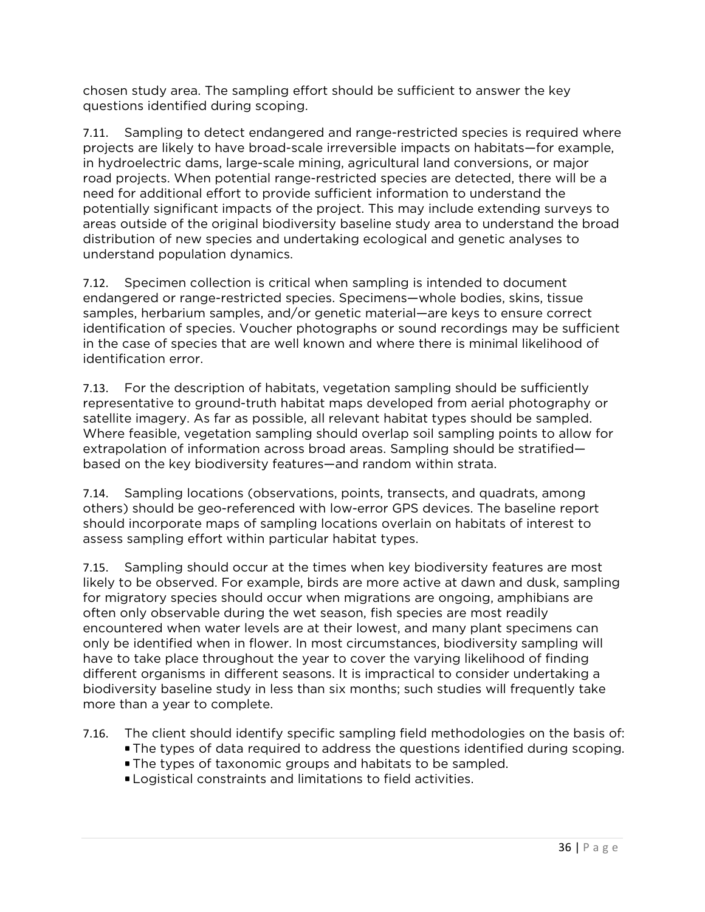chosen study area. The sampling effort should be sufficient to answer the key questions identified during scoping.

7.11. Sampling to detect endangered and range-restricted species is required where projects are likely to have broad-scale irreversible impacts on habitats—for example, in hydroelectric dams, large-scale mining, agricultural land conversions, or major road projects. When potential range-restricted species are detected, there will be a need for additional effort to provide sufficient information to understand the potentially significant impacts of the project. This may include extending surveys to areas outside of the original biodiversity baseline study area to understand the broad distribution of new species and undertaking ecological and genetic analyses to understand population dynamics.

7.12. Specimen collection is critical when sampling is intended to document endangered or range-restricted species. Specimens—whole bodies, skins, tissue samples, herbarium samples, and/or genetic material—are keys to ensure correct identification of species. Voucher photographs or sound recordings may be sufficient in the case of species that are well known and where there is minimal likelihood of identification error.

7.13. For the description of habitats, vegetation sampling should be sufficiently representative to ground-truth habitat maps developed from aerial photography or satellite imagery. As far as possible, all relevant habitat types should be sampled. Where feasible, vegetation sampling should overlap soil sampling points to allow for extrapolation of information across broad areas. Sampling should be stratified—based on the key biodiversity features—and random within strata.

7.14. Sampling locations (observations, points, transects, and quadrats, among others) should be geo-referenced with low-error GPS devices. The baseline report should incorporate maps of sampling locations overlain on habitats of interest to assess sampling effort within particular habitat types.

7.15. Sampling should occur at the times when key biodiversity features are most likely to be observed. For example, birds are more active at dawn and dusk, sampling for migratory species should occur when migrations are ongoing, amphibians are often only observable during the wet season, fish species are most readily encountered when water levels are at their lowest, and many plant specimens can only be identified when in flower. In most circumstances, biodiversity sampling will have to take place throughout the year to cover the varying likelihood of finding different organisms in different seasons. It is impractical to consider undertaking a biodiversity baseline study in less than six months; such studies will frequently take more than a year to complete.

7.16. The client should identify specific sampling field methodologies on the basis of:

- The types of data required to address the questions identified during scoping.
- The types of taxonomic groups and habitats to be sampled.
- Logistical constraints and limitations to field activities.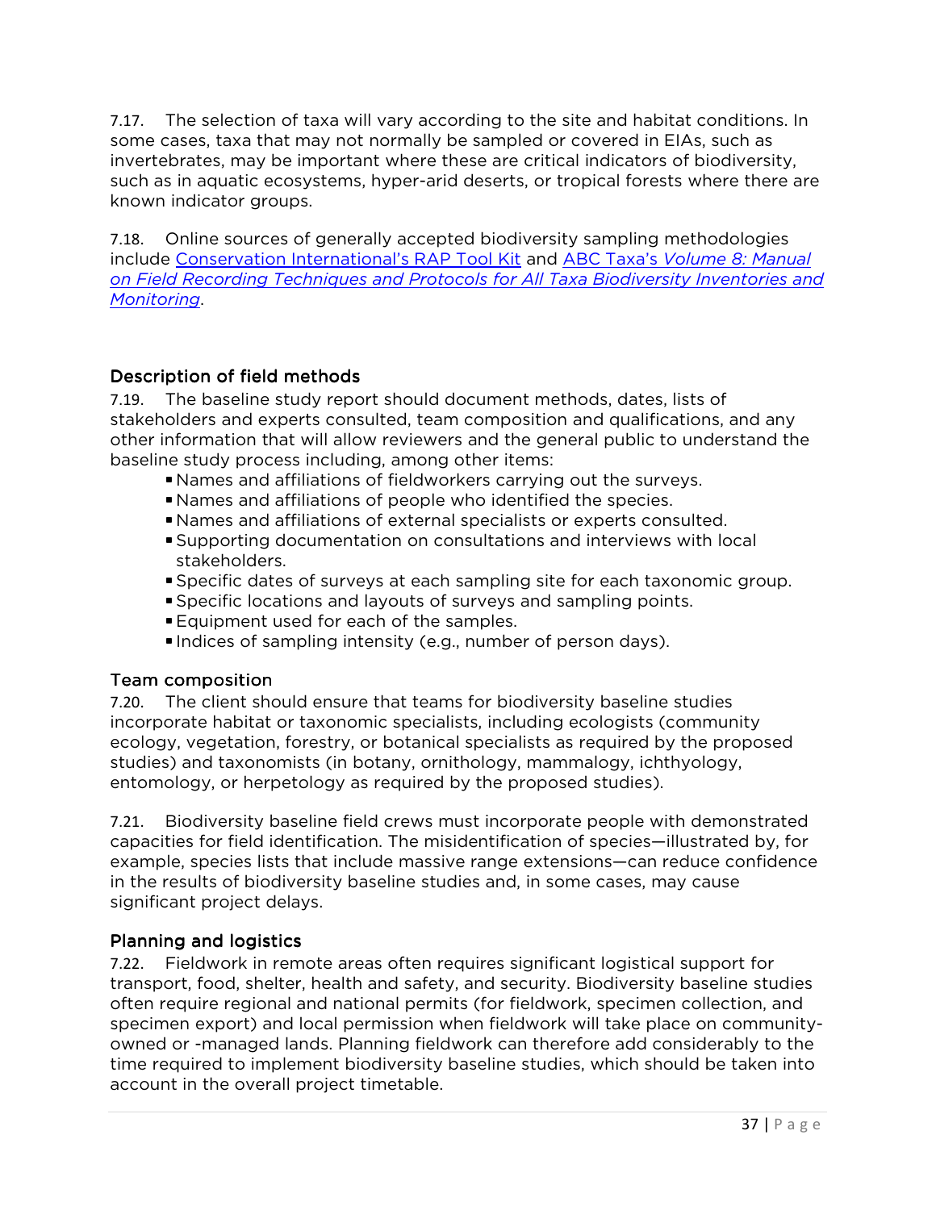7.17. The selection of taxa will vary according to the site and habitat conditions. In some cases, taxa that may not normally be sampled or covered in EIAs, such as invertebrates, may be important where these are critical indicators of biodiversity, such as in aquatic ecosystems, hyper-arid deserts, or tropical forests where there are known indicator groups.

7.18. Online sources of generally accepted biodiversity sampling methodologies include Conservation International's RAP Tool Kit and ABC Taxa's *Volume 8: Manual on Field Recording Techniques and Protocols for All Taxa Biodiversity Inventories and Monitoring*.

### Description of field methods

7.19. The baseline study report should document methods, dates, lists of stakeholders and experts consulted, team composition and qualifications, and any other information that will allow reviewers and the general public to understand the baseline study process including, among other items:

- Names and affiliations of fieldworkers carrying out the surveys.
- Names and affiliations of people who identified the species.
- Names and affiliations of external specialists or experts consulted.
- Supporting documentation on consultations and interviews with local stakeholders.
- Specific dates of surveys at each sampling site for each taxonomic group.
- Specific locations and layouts of surveys and sampling points.
- Equipment used for each of the samples.
- Indices of sampling intensity (e.g., number of person days).

### Team composition

7.20. The client should ensure that teams for biodiversity baseline studies incorporate habitat or taxonomic specialists, including ecologists (community ecology, vegetation, forestry, or botanical specialists as required by the proposed studies) and taxonomists (in botany, ornithology, mammalogy, ichthyology, entomology, or herpetology as required by the proposed studies).

7.21. Biodiversity baseline field crews must incorporate people with demonstrated capacities for field identification. The misidentification of species—illustrated by, for example, species lists that include massive range extensions—can reduce confidence in the results of biodiversity baseline studies and, in some cases, may cause significant project delays.

### Planning and logistics

7.22. Fieldwork in remote areas often requires significant logistical support for transport, food, shelter, health and safety, and security. Biodiversity baseline studies often require regional and national permits (for fieldwork, specimen collection, and specimen export) and local permission when fieldwork will take place on community-owned or -managed lands. Planning fieldwork can therefore add considerably to the time required to implement biodiversity baseline studies, which should be taken into account in the overall project timetable.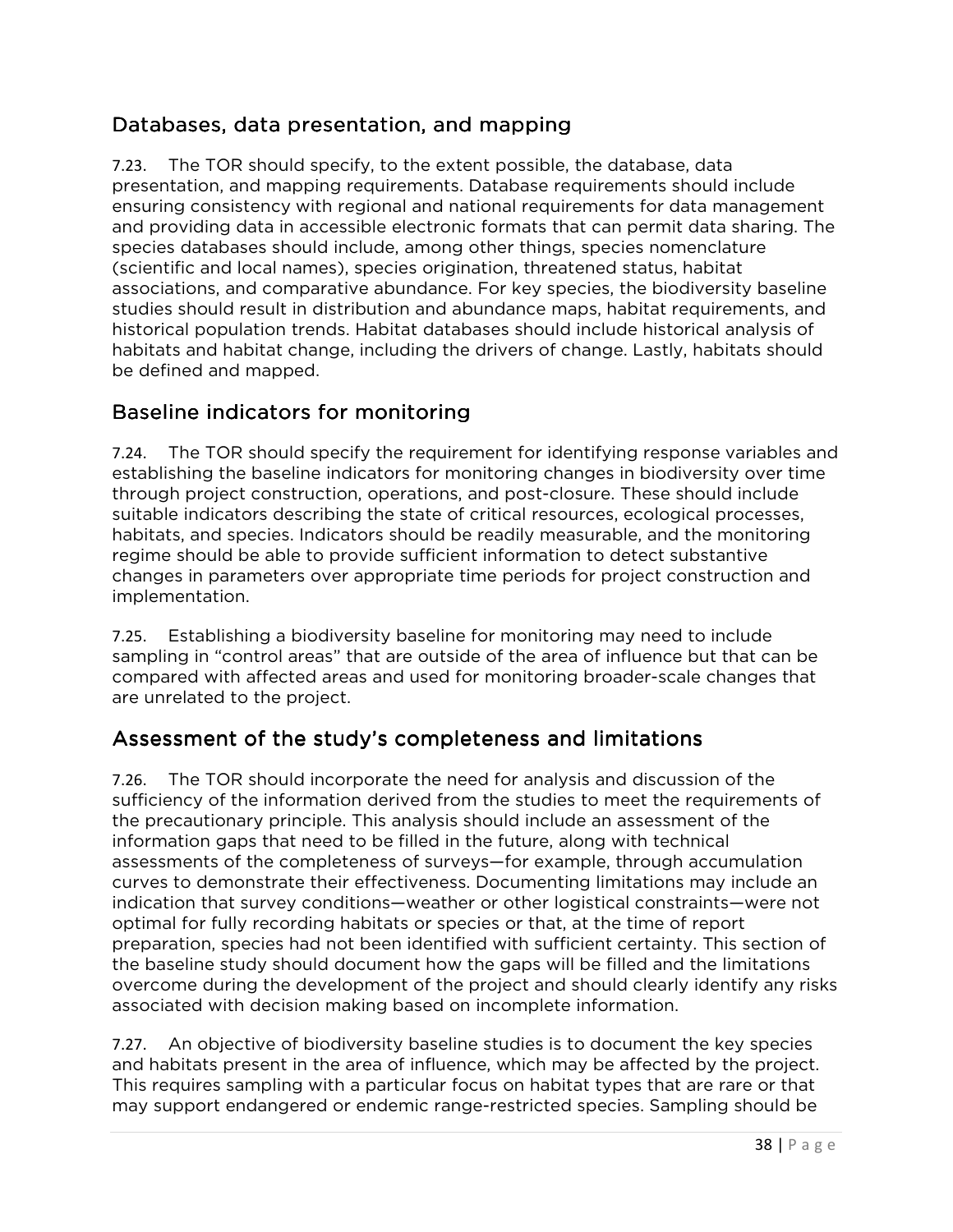## Databases, data presentation, and mapping

7.23. The TOR should specify, to the extent possible, the database, data presentation, and mapping requirements. Database requirements should include ensuring consistency with regional and national requirements for data management and providing data in accessible electronic formats that can permit data sharing. The species databases should include, among other things, species nomenclature (scientific and local names), species origination, threatened status, habitat associations, and comparative abundance. For key species, the biodiversity baseline studies should result in distribution and abundance maps, habitat requirements, and historical population trends. Habitat databases should include historical analysis of habitats and habitat change, including the drivers of change. Lastly, habitats should be defined and mapped.

## Baseline indicators for monitoring

7.24. The TOR should specify the requirement for identifying response variables and establishing the baseline indicators for monitoring changes in biodiversity over time through project construction, operations, and post-closure. These should include suitable indicators describing the state of critical resources, ecological processes, habitats, and species. Indicators should be readily measurable, and the monitoring regime should be able to provide sufficient information to detect substantive changes in parameters over appropriate time periods for project construction and implementation.

7.25. Establishing a biodiversity baseline for monitoring may need to include sampling in "control areas" that are outside of the area of influence but that can be compared with affected areas and used for monitoring broader-scale changes that are unrelated to the project.

## Assessment of the study's completeness and limitations

7.26. The TOR should incorporate the need for analysis and discussion of the sufficiency of the information derived from the studies to meet the requirements of the precautionary principle. This analysis should include an assessment of the information gaps that need to be filled in the future, along with technical assessments of the completeness of surveys—for example, through accumulation curves to demonstrate their effectiveness. Documenting limitations may include an indication that survey conditions—weather or other logistical constraints—were not optimal for fully recording habitats or species or that, at the time of report preparation, species had not been identified with sufficient certainty. This section of the baseline study should document how the gaps will be filled and the limitations overcome during the development of the project and should clearly identify any risks associated with decision making based on incomplete information.

7.27. An objective of biodiversity baseline studies is to document the key species and habitats present in the area of influence, which may be affected by the project. This requires sampling with a particular focus on habitat types that are rare or that may support endangered or endemic range-restricted species. Sampling should be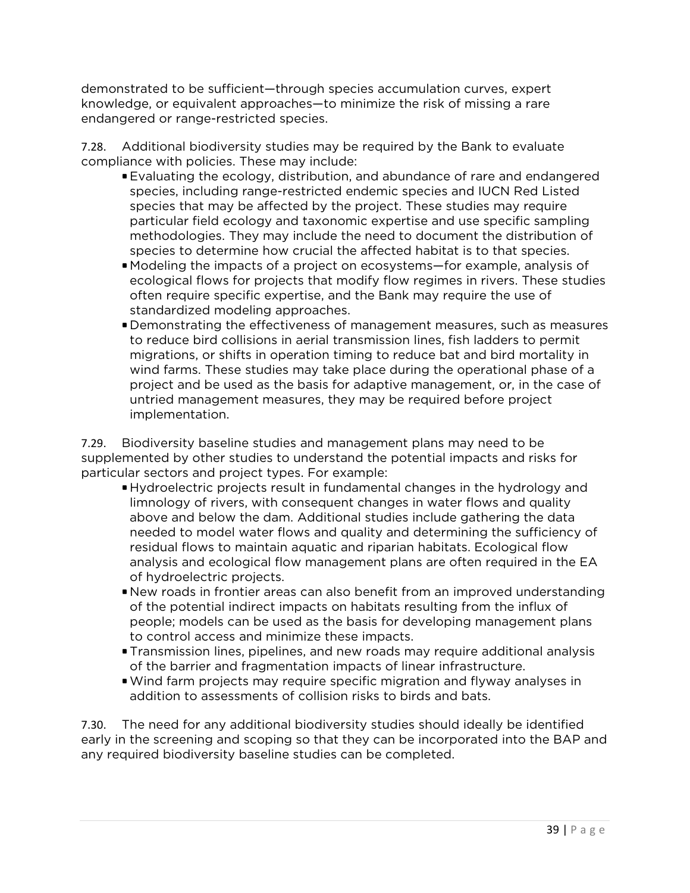demonstrated to be sufficient—through species accumulation curves, expert knowledge, or equivalent approaches—to minimize the risk of missing a rare endangered or range-restricted species.

7.28. Additional biodiversity studies may be required by the Bank to evaluate compliance with policies. These may include:

- Evaluating the ecology, distribution, and abundance of rare and endangered species, including range-restricted endemic species and IUCN Red Listed species that may be affected by the project. These studies may require particular field ecology and taxonomic expertise and use specific sampling methodologies. They may include the need to document the distribution of species to determine how crucial the affected habitat is to that species.
- Modeling the impacts of a project on ecosystems—for example, analysis of ecological flows for projects that modify flow regimes in rivers. These studies often require specific expertise, and the Bank may require the use of standardized modeling approaches.
- Demonstrating the effectiveness of management measures, such as measures to reduce bird collisions in aerial transmission lines, fish ladders to permit migrations, or shifts in operation timing to reduce bat and bird mortality in wind farms. These studies may take place during the operational phase of a project and be used as the basis for adaptive management, or, in the case of untried management measures, they may be required before project implementation.

7.29. Biodiversity baseline studies and management plans may need to be supplemented by other studies to understand the potential impacts and risks for particular sectors and project types. For example:

- Hydroelectric projects result in fundamental changes in the hydrology and limnology of rivers, with consequent changes in water flows and quality above and below the dam. Additional studies include gathering the data needed to model water flows and quality and determining the sufficiency of residual flows to maintain aquatic and riparian habitats. Ecological flow analysis and ecological flow management plans are often required in the EA of hydroelectric projects.
- New roads in frontier areas can also benefit from an improved understanding of the potential indirect impacts on habitats resulting from the influx of people; models can be used as the basis for developing management plans to control access and minimize these impacts.
- Transmission lines, pipelines, and new roads may require additional analysis of the barrier and fragmentation impacts of linear infrastructure.
- Wind farm projects may require specific migration and flyway analyses in addition to assessments of collision risks to birds and bats.

7.30. The need for any additional biodiversity studies should ideally be identified early in the screening and scoping so that they can be incorporated into the BAP and any required biodiversity baseline studies can be completed.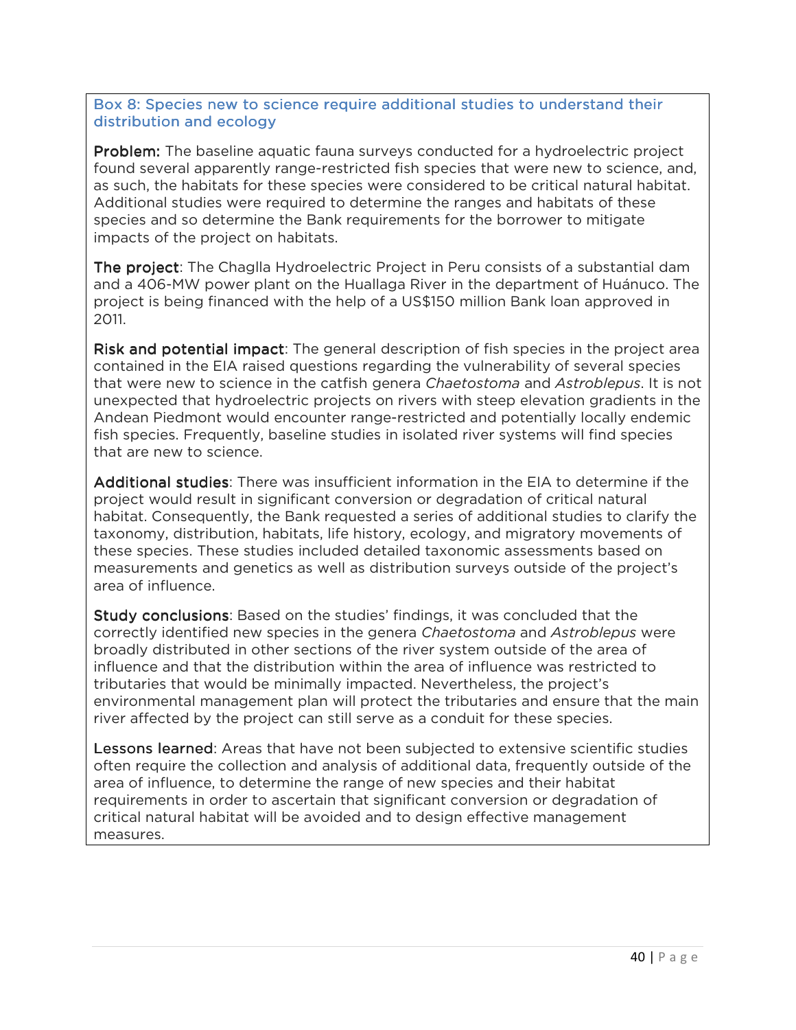### Box 8: Species new to science require additional studies to understand their distribution and ecology

**Problem:** The baseline aquatic fauna surveys conducted for a hydroelectric project found several apparently range-restricted fish species that were new to science, and, as such, the habitats for these species were considered to be critical natural habitat. Additional studies were required to determine the ranges and habitats of these species and so determine the Bank requirements for the borrower to mitigate impacts of the project on habitats.

**The project**: The Chaglla Hydroelectric Project in Peru consists of a substantial dam and a 406-MW power plant on the Huallaga River in the department of Huánuco. The project is being financed with the help of a US$150 million Bank loan approved in 2011.

**Risk and potential impact**: The general description of fish species in the project area contained in the EIA raised questions regarding the vulnerability of several species that were new to science in the catfish genera *Chaetostoma* and *Astroblepus*. It is not unexpected that hydroelectric projects on rivers with steep elevation gradients in the Andean Piedmont would encounter range-restricted and potentially locally endemic fish species. Frequently, baseline studies in isolated river systems will find species that are new to science.

**Additional studies**: There was insufficient information in the EIA to determine if the project would result in significant conversion or degradation of critical natural habitat. Consequently, the Bank requested a series of additional studies to clarify the taxonomy, distribution, habitats, life history, ecology, and migratory movements of these species. These studies included detailed taxonomic assessments based on measurements and genetics as well as distribution surveys outside of the project's area of influence.

**Study conclusions**: Based on the studies' findings, it was concluded that the correctly identified new species in the genera *Chaetostoma* and *Astroblepus* were broadly distributed in other sections of the river system outside of the area of influence and that the distribution within the area of influence was restricted to tributaries that would be minimally impacted. Nevertheless, the project's environmental management plan will protect the tributaries and ensure that the main river affected by the project can still serve as a conduit for these species.

**Lessons learned**: Areas that have not been subjected to extensive scientific studies often require the collection and analysis of additional data, frequently outside of the area of influence, to determine the range of new species and their habitat requirements in order to ascertain that significant conversion or degradation of critical natural habitat will be avoided and to design effective management measures.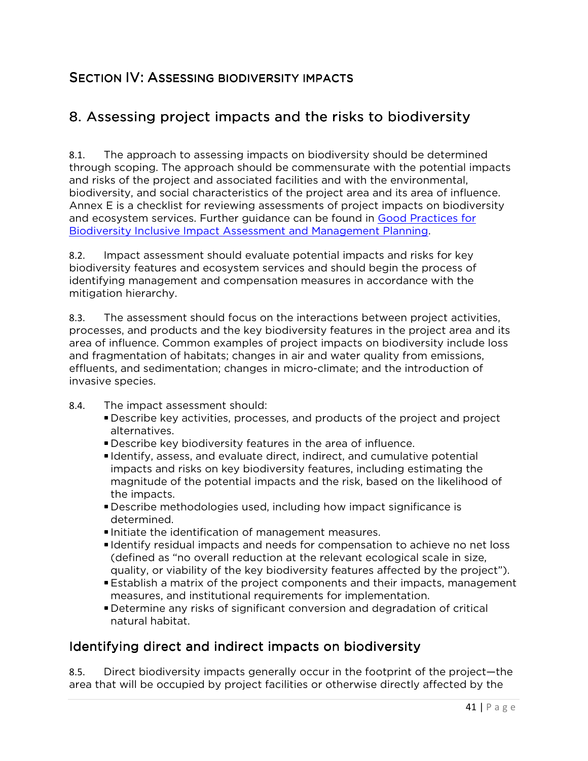# Section IV: Assessing biodiversity impacts

## 8. Assessing project impacts and the risks to biodiversity

8.1. The approach to assessing impacts on biodiversity should be determined through scoping. The approach should be commensurate with the potential impacts and risks of the project and associated facilities and with the environmental, biodiversity, and social characteristics of the project area and its area of influence. Annex E is a checklist for reviewing assessments of project impacts on biodiversity and ecosystem services. Further guidance can be found in Good Practices for Biodiversity Inclusive Impact Assessment and Management Planning.

8.2. Impact assessment should evaluate potential impacts and risks for key biodiversity features and ecosystem services and should begin the process of identifying management and compensation measures in accordance with the mitigation hierarchy.

8.3. The assessment should focus on the interactions between project activities, processes, and products and the key biodiversity features in the project area and its area of influence. Common examples of project impacts on biodiversity include loss and fragmentation of habitats; changes in air and water quality from emissions, effluents, and sedimentation; changes in micro-climate; and the introduction of invasive species.

8.4. The impact assessment should:

- Describe key activities, processes, and products of the project and project alternatives.
- Describe key biodiversity features in the area of influence.
- Identify, assess, and evaluate direct, indirect, and cumulative potential impacts and risks on key biodiversity features, including estimating the magnitude of the potential impacts and the risk, based on the likelihood of the impacts.
- Describe methodologies used, including how impact significance is determined.
- Initiate the identification of management measures.
- Identify residual impacts and needs for compensation to achieve no net loss (defined as "no overall reduction at the relevant ecological scale in size, quality, or viability of the key biodiversity features affected by the project").
- Establish a matrix of the project components and their impacts, management measures, and institutional requirements for implementation.
- Determine any risks of significant conversion and degradation of critical natural habitat.

### Identifying direct and indirect impacts on biodiversity

8.5. Direct biodiversity impacts generally occur in the footprint of the project—the area that will be occupied by project facilities or otherwise directly affected by the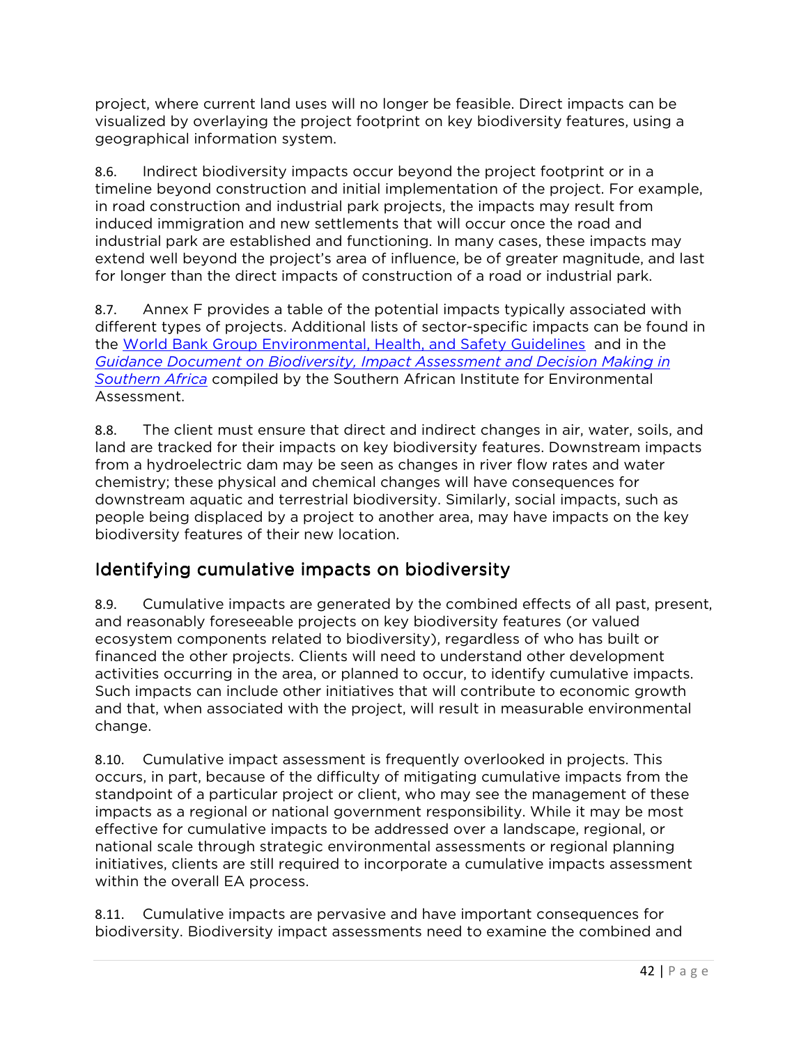project, where current land uses will no longer be feasible. Direct impacts can be visualized by overlaying the project footprint on key biodiversity features, using a geographical information system.

8.6. Indirect biodiversity impacts occur beyond the project footprint or in a timeline beyond construction and initial implementation of the project. For example, in road construction and industrial park projects, the impacts may result from induced immigration and new settlements that will occur once the road and industrial park are established and functioning. In many cases, these impacts may extend well beyond the project's area of influence, be of greater magnitude, and last for longer than the direct impacts of construction of a road or industrial park.

8.7. Annex F provides a table of the potential impacts typically associated with different types of projects. Additional lists of sector-specific impacts can be found in the World Bank Group Environmental, Health, and Safety Guidelines and in the *Guidance Document on Biodiversity, Impact Assessment and Decision Making in Southern Africa* compiled by the Southern African Institute for Environmental Assessment.

8.8. The client must ensure that direct and indirect changes in air, water, soils, and land are tracked for their impacts on key biodiversity features. Downstream impacts from a hydroelectric dam may be seen as changes in river flow rates and water chemistry; these physical and chemical changes will have consequences for downstream aquatic and terrestrial biodiversity. Similarly, social impacts, such as people being displaced by a project to another area, may have impacts on the key biodiversity features of their new location.

## Identifying cumulative impacts on biodiversity

8.9. Cumulative impacts are generated by the combined effects of all past, present, and reasonably foreseeable projects on key biodiversity features (or valued ecosystem components related to biodiversity), regardless of who has built or financed the other projects. Clients will need to understand other development activities occurring in the area, or planned to occur, to identify cumulative impacts. Such impacts can include other initiatives that will contribute to economic growth and that, when associated with the project, will result in measurable environmental change.

8.10. Cumulative impact assessment is frequently overlooked in projects. This occurs, in part, because of the difficulty of mitigating cumulative impacts from the standpoint of a particular project or client, who may see the management of these impacts as a regional or national government responsibility. While it may be most effective for cumulative impacts to be addressed over a landscape, regional, or national scale through strategic environmental assessments or regional planning initiatives, clients are still required to incorporate a cumulative impacts assessment within the overall EA process.

8.11. Cumulative impacts are pervasive and have important consequences for biodiversity. Biodiversity impact assessments need to examine the combined and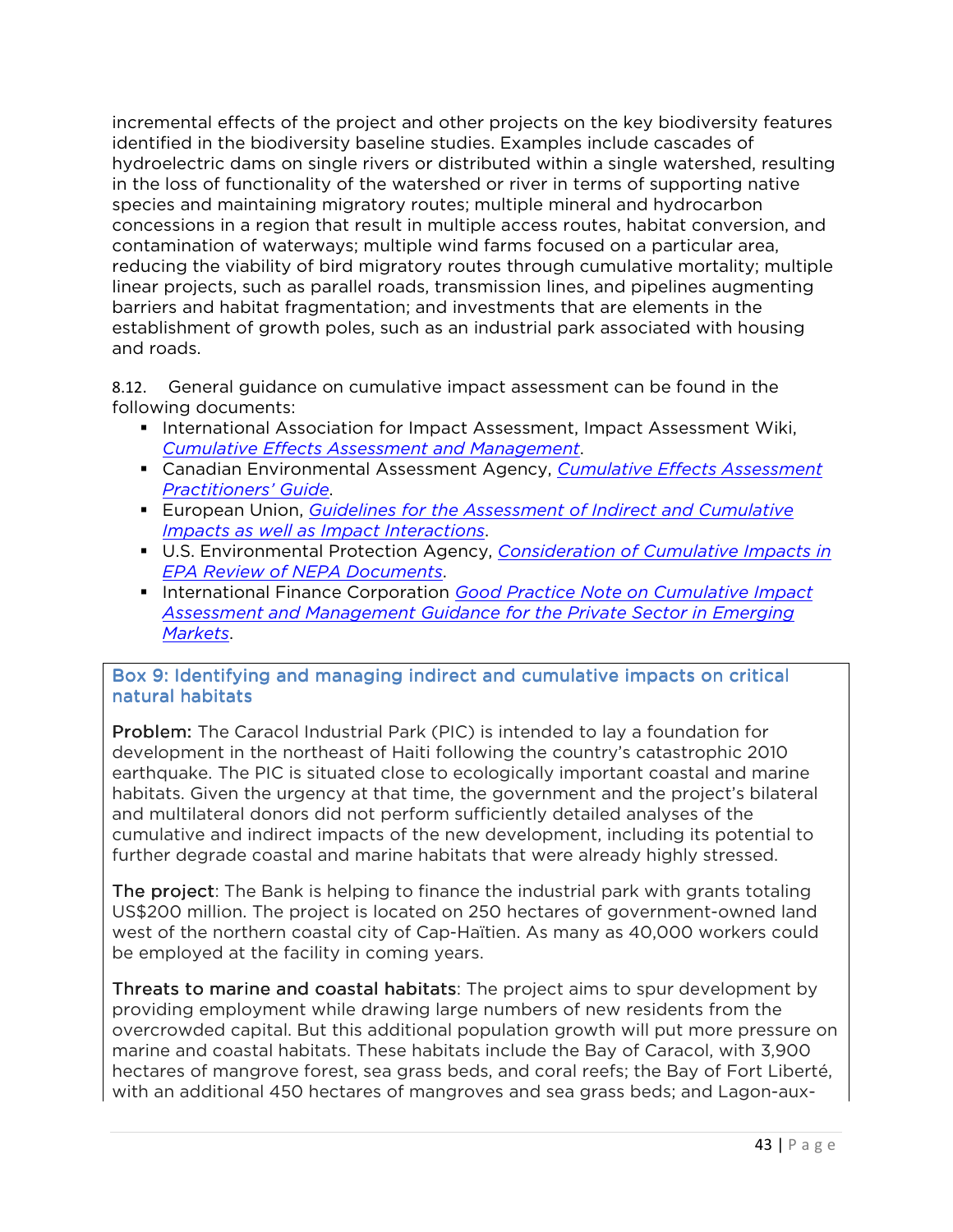incremental effects of the project and other projects on the key biodiversity features identified in the biodiversity baseline studies. Examples include cascades of hydroelectric dams on single rivers or distributed within a single watershed, resulting in the loss of functionality of the watershed or river in terms of supporting native species and maintaining migratory routes; multiple mineral and hydrocarbon concessions in a region that result in multiple access routes, habitat conversion, and contamination of waterways; multiple wind farms focused on a particular area, reducing the viability of bird migratory routes through cumulative mortality; multiple linear projects, such as parallel roads, transmission lines, and pipelines augmenting barriers and habitat fragmentation; and investments that are elements in the establishment of growth poles, such as an industrial park associated with housing and roads.

8.12. General guidance on cumulative impact assessment can be found in the following documents:

- International Association for Impact Assessment, Impact Assessment Wiki, *Cumulative Effects Assessment and Management*.
- Canadian Environmental Assessment Agency, *Cumulative Effects Assessment Practitioners' Guide*.
- European Union, *Guidelines for the Assessment of Indirect and Cumulative Impacts as well as Impact Interactions*.
- U.S. Environmental Protection Agency, *Consideration of Cumulative Impacts in EPA Review of NEPA Documents*.
- International Finance Corporation *Good Practice Note on Cumulative Impact Assessment and Management Guidance for the Private Sector in Emerging Markets*.

### Box 9: Identifying and managing indirect and cumulative impacts on critical natural habitats

**Problem:** The Caracol Industrial Park (PIC) is intended to lay a foundation for development in the northeast of Haiti following the country's catastrophic 2010 earthquake. The PIC is situated close to ecologically important coastal and marine habitats. Given the urgency at that time, the government and the project's bilateral and multilateral donors did not perform sufficiently detailed analyses of the cumulative and indirect impacts of the new development, including its potential to further degrade coastal and marine habitats that were already highly stressed.

**The project**: The Bank is helping to finance the industrial park with grants totaling US$200 million. The project is located on 250 hectares of government-owned land west of the northern coastal city of Cap-Haïtien. As many as 40,000 workers could be employed at the facility in coming years.

**Threats to marine and coastal habitats**: The project aims to spur development by providing employment while drawing large numbers of new residents from the overcrowded capital. But this additional population growth will put more pressure on marine and coastal habitats. These habitats include the Bay of Caracol, with 3,900 hectares of mangrove forest, sea grass beds, and coral reefs; the Bay of Fort Liberté, with an additional 450 hectares of mangroves and sea grass beds; and Lagon-aux-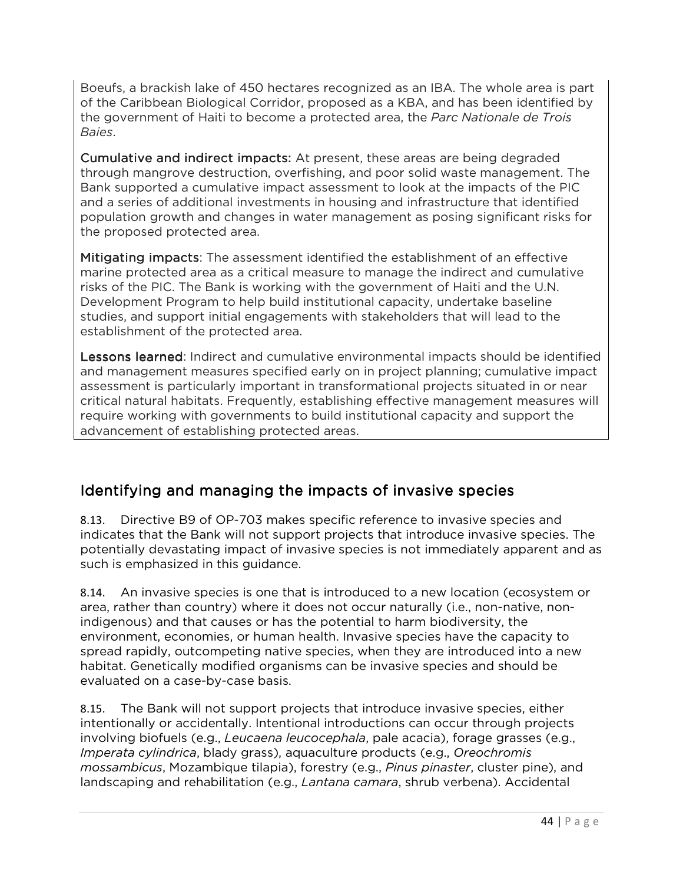Boeufs, a brackish lake of 450 hectares recognized as an IBA. The whole area is part of the Caribbean Biological Corridor, proposed as a KBA, and has been identified by the government of Haiti to become a protected area, the *Parc Nationale de Trois Baies*.

**Cumulative and indirect impacts:** At present, these areas are being degraded through mangrove destruction, overfishing, and poor solid waste management. The Bank supported a cumulative impact assessment to look at the impacts of the PIC and a series of additional investments in housing and infrastructure that identified population growth and changes in water management as posing significant risks for the proposed protected area.

**Mitigating impacts**: The assessment identified the establishment of an effective marine protected area as a critical measure to manage the indirect and cumulative risks of the PIC. The Bank is working with the government of Haiti and the U.N. Development Program to help build institutional capacity, undertake baseline studies, and support initial engagements with stakeholders that will lead to the establishment of the protected area.

**Lessons learned**: Indirect and cumulative environmental impacts should be identified and management measures specified early on in project planning; cumulative impact assessment is particularly important in transformational projects situated in or near critical natural habitats. Frequently, establishing effective management measures will require working with governments to build institutional capacity and support the advancement of establishing protected areas.

## Identifying and managing the impacts of invasive species

8.13. Directive B9 of OP-703 makes specific reference to invasive species and indicates that the Bank will not support projects that introduce invasive species. The potentially devastating impact of invasive species is not immediately apparent and as such is emphasized in this guidance.

8.14. An invasive species is one that is introduced to a new location (ecosystem or area, rather than country) where it does not occur naturally (i.e., non-native, non-indigenous) and that causes or has the potential to harm biodiversity, the environment, economies, or human health. Invasive species have the capacity to spread rapidly, outcompeting native species, when they are introduced into a new habitat. Genetically modified organisms can be invasive species and should be evaluated on a case-by-case basis.

8.15. The Bank will not support projects that introduce invasive species, either intentionally or accidentally. Intentional introductions can occur through projects involving biofuels (e.g., *Leucaena leucocephala*, pale acacia), forage grasses (e.g., *Imperata cylindrica*, blady grass), aquaculture products (e.g., *Oreochromis mossambicus*, Mozambique tilapia), forestry (e.g., *Pinus pinaster*, cluster pine), and landscaping and rehabilitation (e.g., *Lantana camara*, shrub verbena). Accidental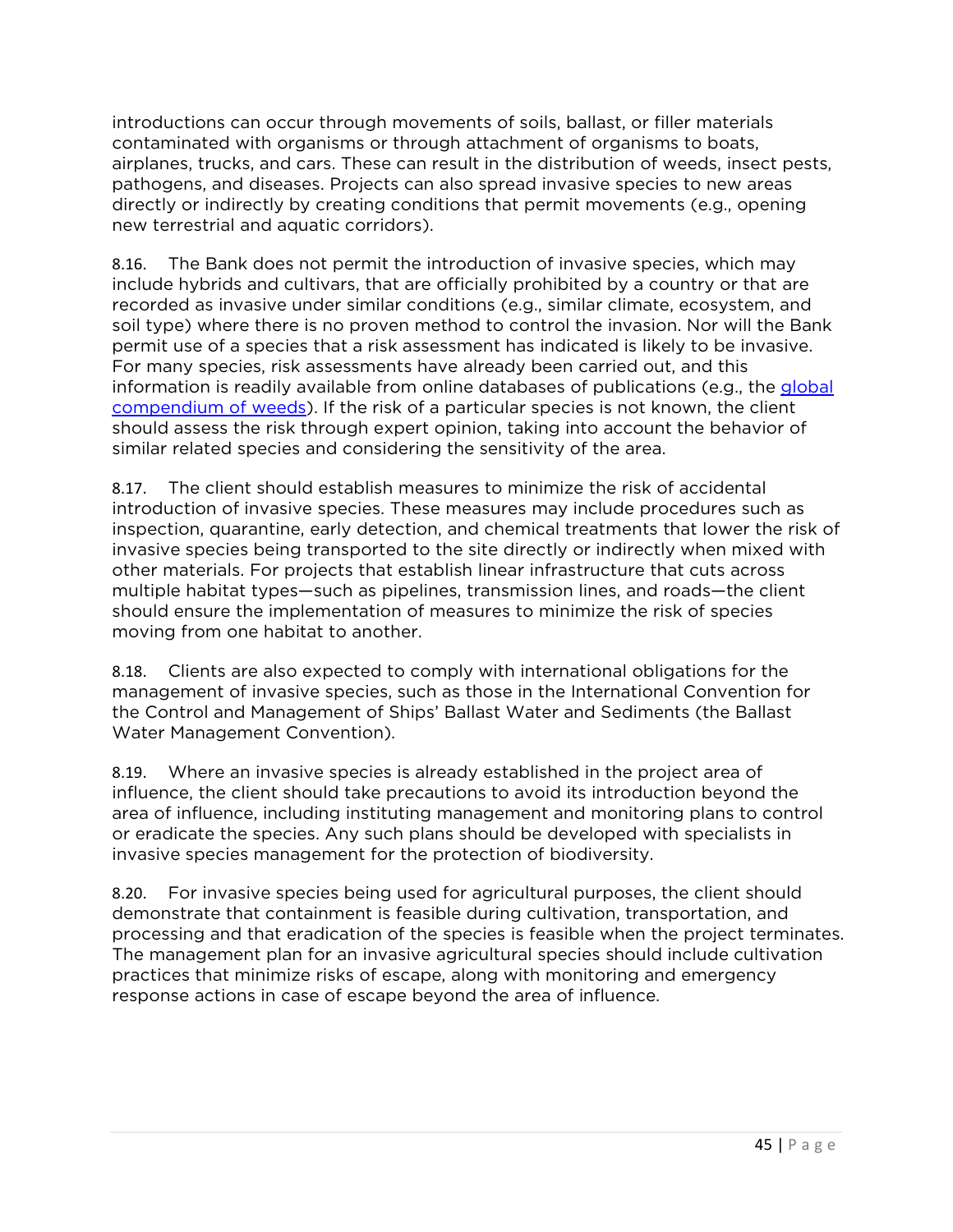introductions can occur through movements of soils, ballast, or filler materials contaminated with organisms or through attachment of organisms to boats, airplanes, trucks, and cars. These can result in the distribution of weeds, insect pests, pathogens, and diseases. Projects can also spread invasive species to new areas directly or indirectly by creating conditions that permit movements (e.g., opening new terrestrial and aquatic corridors).

8.16. The Bank does not permit the introduction of invasive species, which may include hybrids and cultivars, that are officially prohibited by a country or that are recorded as invasive under similar conditions (e.g., similar climate, ecosystem, and soil type) where there is no proven method to control the invasion. Nor will the Bank permit use of a species that a risk assessment has indicated is likely to be invasive. For many species, risk assessments have already been carried out, and this information is readily available from online databases of publications (e.g., the [global compendium of weeds]). If the risk of a particular species is not known, the client should assess the risk through expert opinion, taking into account the behavior of similar related species and considering the sensitivity of the area.

8.17. The client should establish measures to minimize the risk of accidental introduction of invasive species. These measures may include procedures such as inspection, quarantine, early detection, and chemical treatments that lower the risk of invasive species being transported to the site directly or indirectly when mixed with other materials. For projects that establish linear infrastructure that cuts across multiple habitat types—such as pipelines, transmission lines, and roads—the client should ensure the implementation of measures to minimize the risk of species moving from one habitat to another.

8.18. Clients are also expected to comply with international obligations for the management of invasive species, such as those in the International Convention for the Control and Management of Ships' Ballast Water and Sediments (the Ballast Water Management Convention).

8.19. Where an invasive species is already established in the project area of influence, the client should take precautions to avoid its introduction beyond the area of influence, including instituting management and monitoring plans to control or eradicate the species. Any such plans should be developed with specialists in invasive species management for the protection of biodiversity.

8.20. For invasive species being used for agricultural purposes, the client should demonstrate that containment is feasible during cultivation, transportation, and processing and that eradication of the species is feasible when the project terminates. The management plan for an invasive agricultural species should include cultivation practices that minimize risks of escape, along with monitoring and emergency response actions in case of escape beyond the area of influence.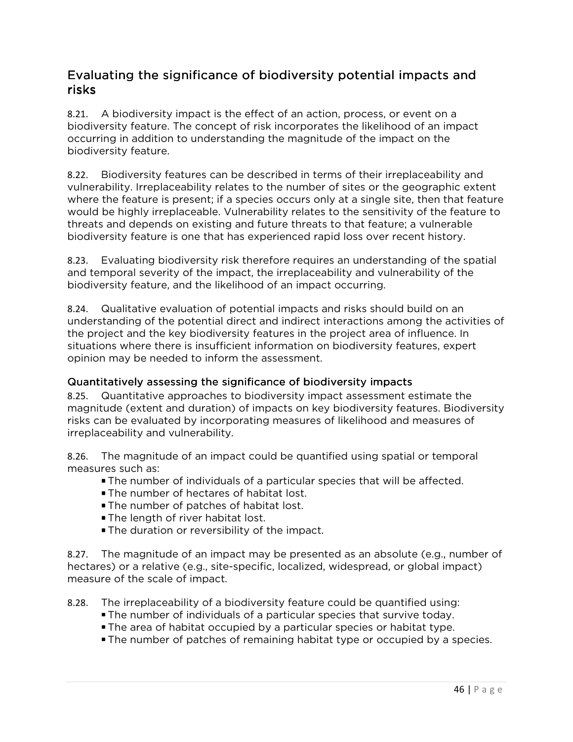## Evaluating the significance of biodiversity potential impacts and risks

8.21. A biodiversity impact is the effect of an action, process, or event on a biodiversity feature. The concept of risk incorporates the likelihood of an impact occurring in addition to understanding the magnitude of the impact on the biodiversity feature.

8.22. Biodiversity features can be described in terms of their irreplaceability and vulnerability. Irreplaceability relates to the number of sites or the geographic extent where the feature is present; if a species occurs only at a single site, then that feature would be highly irreplaceable. Vulnerability relates to the sensitivity of the feature to threats and depends on existing and future threats to that feature; a vulnerable biodiversity feature is one that has experienced rapid loss over recent history.

8.23. Evaluating biodiversity risk therefore requires an understanding of the spatial and temporal severity of the impact, the irreplaceability and vulnerability of the biodiversity feature, and the likelihood of an impact occurring.

8.24. Qualitative evaluation of potential impacts and risks should build on an understanding of the potential direct and indirect interactions among the activities of the project and the key biodiversity features in the project area of influence. In situations where there is insufficient information on biodiversity features, expert opinion may be needed to inform the assessment.

### Quantitatively assessing the significance of biodiversity impacts

8.25. Quantitative approaches to biodiversity impact assessment estimate the magnitude (extent and duration) of impacts on key biodiversity features. Biodiversity risks can be evaluated by incorporating measures of likelihood and measures of irreplaceability and vulnerability.

8.26. The magnitude of an impact could be quantified using spatial or temporal measures such as:

- The number of individuals of a particular species that will be affected.
- The number of hectares of habitat lost.
- The number of patches of habitat lost.
- The length of river habitat lost.
- The duration or reversibility of the impact.

8.27. The magnitude of an impact may be presented as an absolute (e.g., number of hectares) or a relative (e.g., site-specific, localized, widespread, or global impact) measure of the scale of impact.

8.28. The irreplaceability of a biodiversity feature could be quantified using:

- The number of individuals of a particular species that survive today.
- The area of habitat occupied by a particular species or habitat type.
- The number of patches of remaining habitat type or occupied by a species.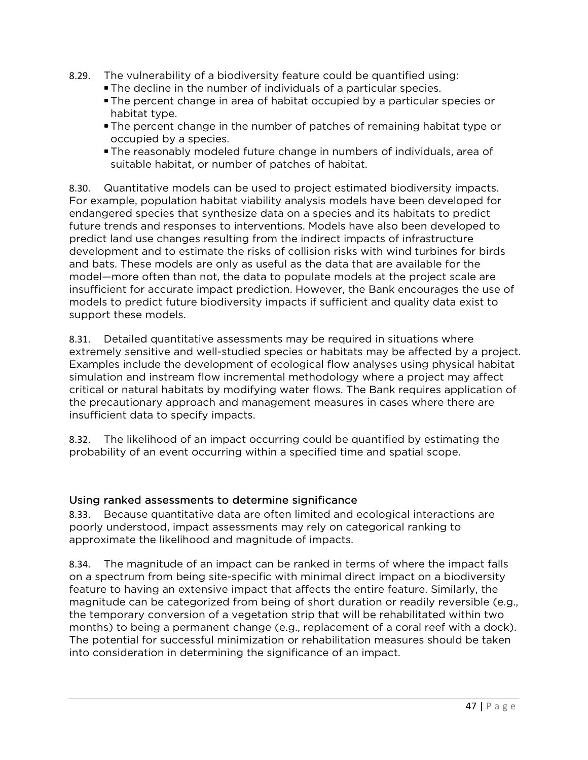8.29. The vulnerability of a biodiversity feature could be quantified using:

- The decline in the number of individuals of a particular species.
- The percent change in area of habitat occupied by a particular species or habitat type.
- The percent change in the number of patches of remaining habitat type or occupied by a species.
- The reasonably modeled future change in numbers of individuals, area of suitable habitat, or number of patches of habitat.

8.30. Quantitative models can be used to project estimated biodiversity impacts. For example, population habitat viability analysis models have been developed for endangered species that synthesize data on a species and its habitats to predict future trends and responses to interventions. Models have also been developed to predict land use changes resulting from the indirect impacts of infrastructure development and to estimate the risks of collision risks with wind turbines for birds and bats. These models are only as useful as the data that are available for the model—more often than not, the data to populate models at the project scale are insufficient for accurate impact prediction. However, the Bank encourages the use of models to predict future biodiversity impacts if sufficient and quality data exist to support these models.

8.31. Detailed quantitative assessments may be required in situations where extremely sensitive and well-studied species or habitats may be affected by a project. Examples include the development of ecological flow analyses using physical habitat simulation and instream flow incremental methodology where a project may affect critical or natural habitats by modifying water flows. The Bank requires application of the precautionary approach and management measures in cases where there are insufficient data to specify impacts.

8.32. The likelihood of an impact occurring could be quantified by estimating the probability of an event occurring within a specified time and spatial scope.

### Using ranked assessments to determine significance

8.33. Because quantitative data are often limited and ecological interactions are poorly understood, impact assessments may rely on categorical ranking to approximate the likelihood and magnitude of impacts.

8.34. The magnitude of an impact can be ranked in terms of where the impact falls on a spectrum from being site-specific with minimal direct impact on a biodiversity feature to having an extensive impact that affects the entire feature. Similarly, the magnitude can be categorized from being of short duration or readily reversible (e.g., the temporary conversion of a vegetation strip that will be rehabilitated within two months) to being a permanent change (e.g., replacement of a coral reef with a dock). The potential for successful minimization or rehabilitation measures should be taken into consideration in determining the significance of an impact.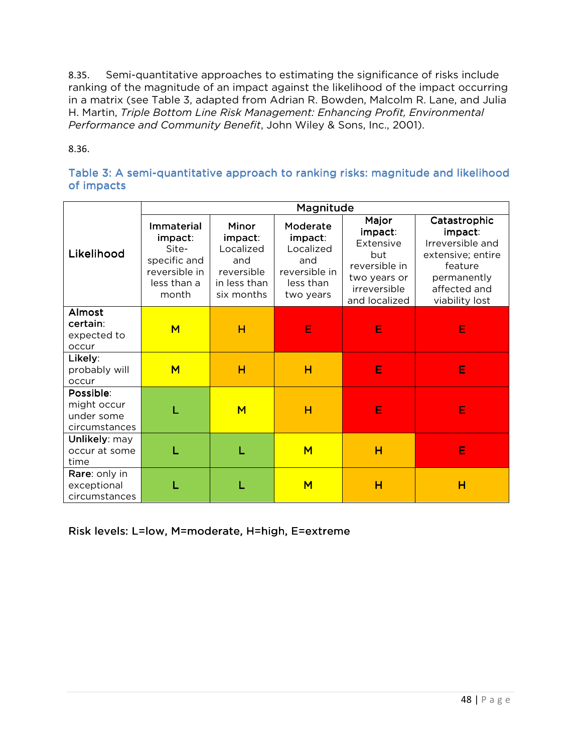8.35. Semi-quantitative approaches to estimating the significance of risks include ranking of the magnitude of an impact against the likelihood of the impact occurring in a matrix (see Table 3, adapted from Adrian R. Bowden, Malcolm R. Lane, and Julia H. Martin, *Triple Bottom Line Risk Management: Enhancing Profit, Environmental Performance and Community Benefit*, John Wiley & Sons, Inc., 2001).

8.36.

### Table 3: A semi-quantitative approach to ranking risks: magnitude and likelihood of impacts

| Likelihood | Magnitude | | | | |
|---|---|---|---|---|---|
| | **Immaterial impact**: Site-specific and reversible in less than a month | **Minor impact**: Localized and reversible in less than six months | **Moderate impact**: Localized and reversible in less than two years | **Major impact**: Extensive but reversible in two years or irreversible and localized | **Catastrophic impact**: Irreversible and extensive; entire feature permanently affected and viability lost |
| **Almost certain**: expected to occur | M | H | E | E | E |
| **Likely**: probably will occur | M | H | H | E | E |
| **Possible**: might occur under some circumstances | L | M | H | E | E |
| **Unlikely**: may occur at some time | L | L | M | H | E |
| **Rare**: only in exceptional circumstances | L | L | M | H | H |

Risk levels: L=low, M=moderate, H=high, E=extreme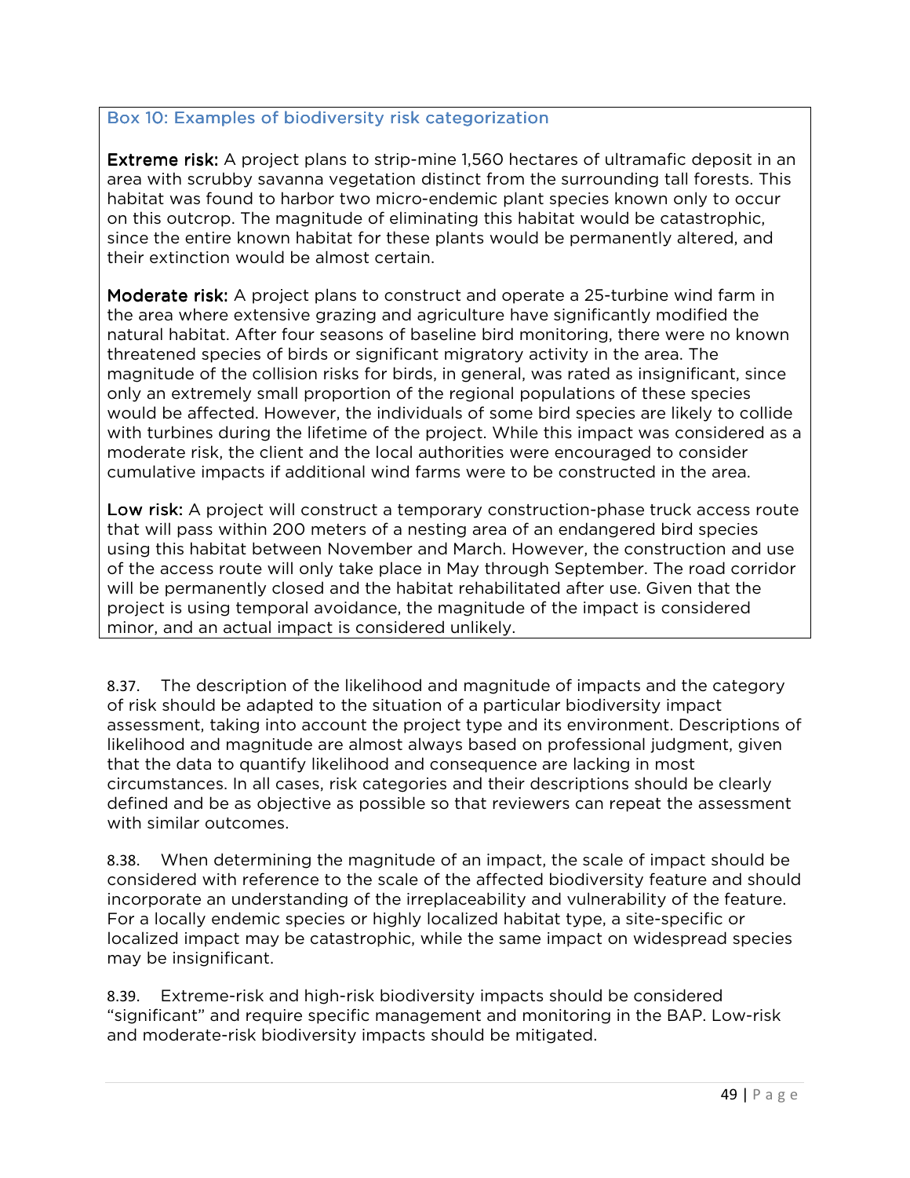### Box 10: Examples of biodiversity risk categorization

**Extreme risk:** A project plans to strip-mine 1,560 hectares of ultramafic deposit in an area with scrubby savanna vegetation distinct from the surrounding tall forests. This habitat was found to harbor two micro-endemic plant species known only to occur on this outcrop. The magnitude of eliminating this habitat would be catastrophic, since the entire known habitat for these plants would be permanently altered, and their extinction would be almost certain.

**Moderate risk:** A project plans to construct and operate a 25-turbine wind farm in the area where extensive grazing and agriculture have significantly modified the natural habitat. After four seasons of baseline bird monitoring, there were no known threatened species of birds or significant migratory activity in the area. The magnitude of the collision risks for birds, in general, was rated as insignificant, since only an extremely small proportion of the regional populations of these species would be affected. However, the individuals of some bird species are likely to collide with turbines during the lifetime of the project. While this impact was considered as a moderate risk, the client and the local authorities were encouraged to consider cumulative impacts if additional wind farms were to be constructed in the area.

**Low risk:** A project will construct a temporary construction-phase truck access route that will pass within 200 meters of a nesting area of an endangered bird species using this habitat between November and March. However, the construction and use of the access route will only take place in May through September. The road corridor will be permanently closed and the habitat rehabilitated after use. Given that the project is using temporal avoidance, the magnitude of the impact is considered minor, and an actual impact is considered unlikely.

8.37. The description of the likelihood and magnitude of impacts and the category of risk should be adapted to the situation of a particular biodiversity impact assessment, taking into account the project type and its environment. Descriptions of likelihood and magnitude are almost always based on professional judgment, given that the data to quantify likelihood and consequence are lacking in most circumstances. In all cases, risk categories and their descriptions should be clearly defined and be as objective as possible so that reviewers can repeat the assessment with similar outcomes.

8.38. When determining the magnitude of an impact, the scale of impact should be considered with reference to the scale of the affected biodiversity feature and should incorporate an understanding of the irreplaceability and vulnerability of the feature. For a locally endemic species or highly localized habitat type, a site-specific or localized impact may be catastrophic, while the same impact on widespread species may be insignificant.

8.39. Extreme-risk and high-risk biodiversity impacts should be considered "significant" and require specific management and monitoring in the BAP. Low-risk and moderate-risk biodiversity impacts should be mitigated.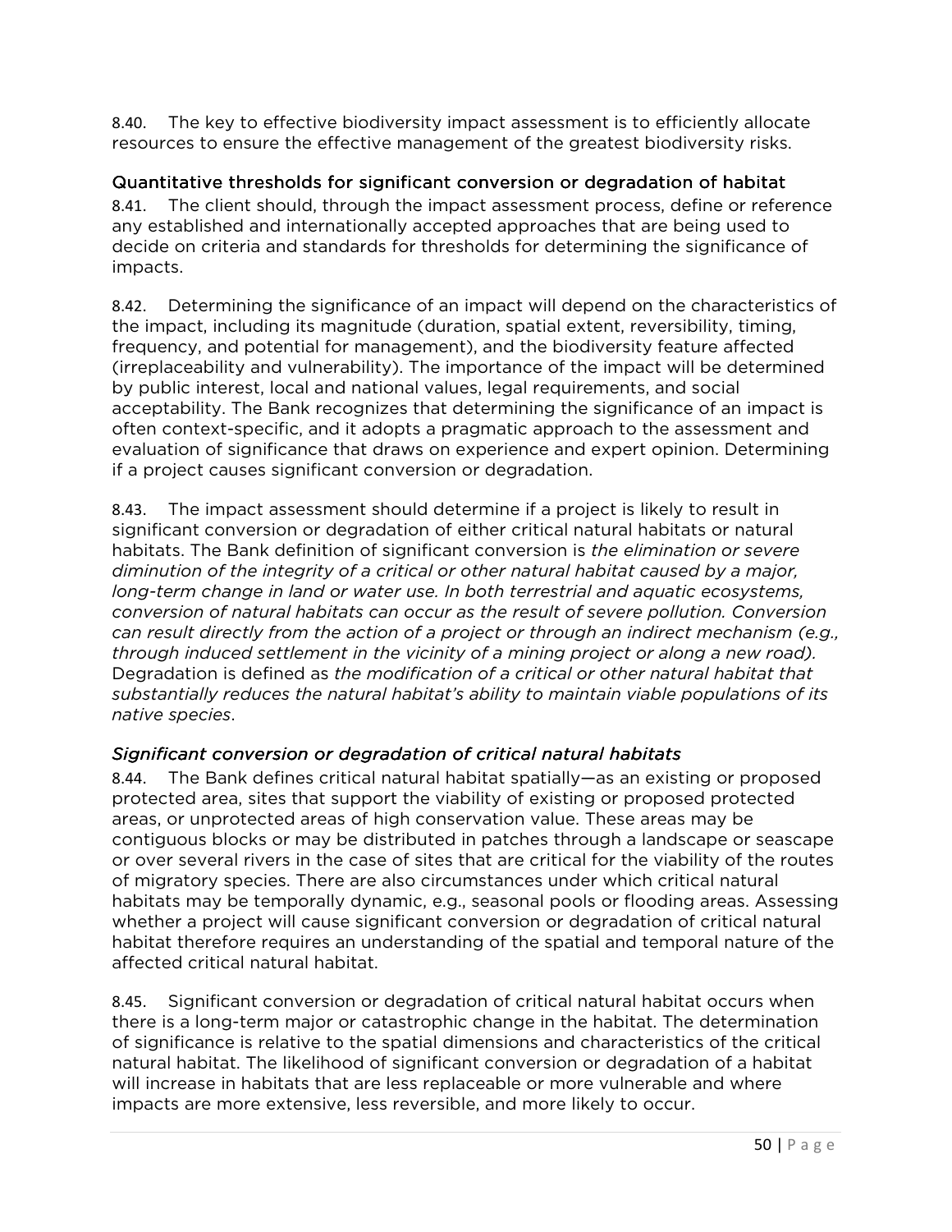8.40. The key to effective biodiversity impact assessment is to efficiently allocate resources to ensure the effective management of the greatest biodiversity risks.

### Quantitative thresholds for significant conversion or degradation of habitat

8.41. The client should, through the impact assessment process, define or reference any established and internationally accepted approaches that are being used to decide on criteria and standards for thresholds for determining the significance of impacts.

8.42. Determining the significance of an impact will depend on the characteristics of the impact, including its magnitude (duration, spatial extent, reversibility, timing, frequency, and potential for management), and the biodiversity feature affected (irreplaceability and vulnerability). The importance of the impact will be determined by public interest, local and national values, legal requirements, and social acceptability. The Bank recognizes that determining the significance of an impact is often context-specific, and it adopts a pragmatic approach to the assessment and evaluation of significance that draws on experience and expert opinion. Determining if a project causes significant conversion or degradation.

8.43. The impact assessment should determine if a project is likely to result in significant conversion or degradation of either critical natural habitats or natural habitats. The Bank definition of significant conversion is *the elimination or severe diminution of the integrity of a critical or other natural habitat caused by a major, long-term change in land or water use. In both terrestrial and aquatic ecosystems, conversion of natural habitats can occur as the result of severe pollution. Conversion can result directly from the action of a project or through an indirect mechanism (e.g., through induced settlement in the vicinity of a mining project or along a new road).* Degradation is defined as *the modification of a critical or other natural habitat that substantially reduces the natural habitat's ability to maintain viable populations of its native species*.

#### *Significant conversion or degradation of critical natural habitats*

8.44. The Bank defines critical natural habitat spatially—as an existing or proposed protected area, sites that support the viability of existing or proposed protected areas, or unprotected areas of high conservation value. These areas may be contiguous blocks or may be distributed in patches through a landscape or seascape or over several rivers in the case of sites that are critical for the viability of the routes of migratory species. There are also circumstances under which critical natural habitats may be temporally dynamic, e.g., seasonal pools or flooding areas. Assessing whether a project will cause significant conversion or degradation of critical natural habitat therefore requires an understanding of the spatial and temporal nature of the affected critical natural habitat.

8.45. Significant conversion or degradation of critical natural habitat occurs when there is a long-term major or catastrophic change in the habitat. The determination of significance is relative to the spatial dimensions and characteristics of the critical natural habitat. The likelihood of significant conversion or degradation of a habitat will increase in habitats that are less replaceable or more vulnerable and where impacts are more extensive, less reversible, and more likely to occur.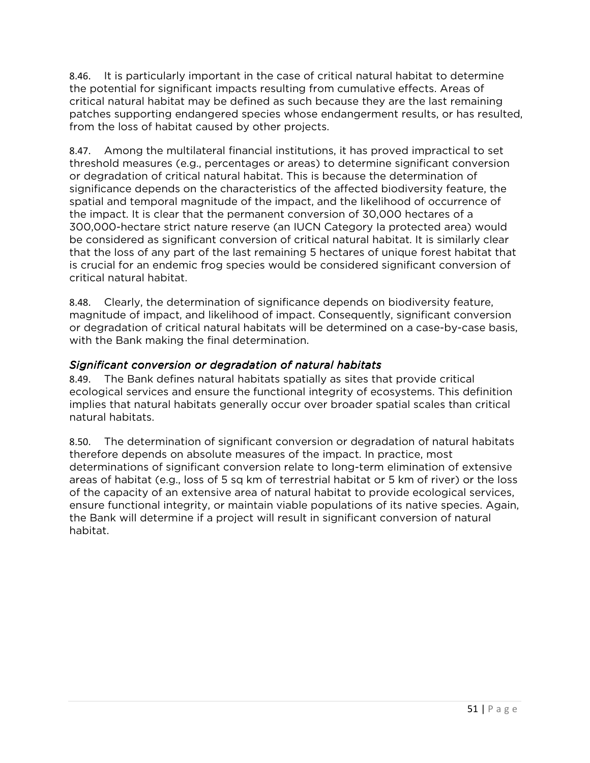8.46. It is particularly important in the case of critical natural habitat to determine the potential for significant impacts resulting from cumulative effects. Areas of critical natural habitat may be defined as such because they are the last remaining patches supporting endangered species whose endangerment results, or has resulted, from the loss of habitat caused by other projects.

8.47. Among the multilateral financial institutions, it has proved impractical to set threshold measures (e.g., percentages or areas) to determine significant conversion or degradation of critical natural habitat. This is because the determination of significance depends on the characteristics of the affected biodiversity feature, the spatial and temporal magnitude of the impact, and the likelihood of occurrence of the impact. It is clear that the permanent conversion of 30,000 hectares of a 300,000-hectare strict nature reserve (an IUCN Category Ia protected area) would be considered as significant conversion of critical natural habitat. It is similarly clear that the loss of any part of the last remaining 5 hectares of unique forest habitat that is crucial for an endemic frog species would be considered significant conversion of critical natural habitat.

8.48. Clearly, the determination of significance depends on biodiversity feature, magnitude of impact, and likelihood of impact. Consequently, significant conversion or degradation of critical natural habitats will be determined on a case-by-case basis, with the Bank making the final determination.

### *Significant conversion or degradation of natural habitats*

8.49. The Bank defines natural habitats spatially as sites that provide critical ecological services and ensure the functional integrity of ecosystems. This definition implies that natural habitats generally occur over broader spatial scales than critical natural habitats.

8.50. The determination of significant conversion or degradation of natural habitats therefore depends on absolute measures of the impact. In practice, most determinations of significant conversion relate to long-term elimination of extensive areas of habitat (e.g., loss of 5 sq km of terrestrial habitat or 5 km of river) or the loss of the capacity of an extensive area of natural habitat to provide ecological services, ensure functional integrity, or maintain viable populations of its native species. Again, the Bank will determine if a project will result in significant conversion of natural habitat.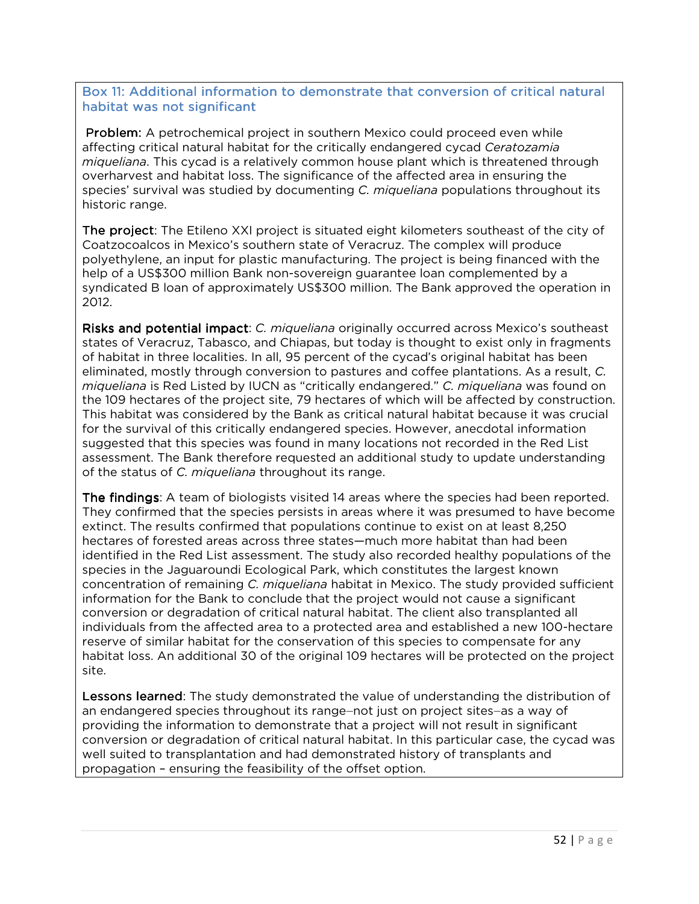### Box 11: Additional information to demonstrate that conversion of critical natural habitat was not significant

**Problem:** A petrochemical project in southern Mexico could proceed even while affecting critical natural habitat for the critically endangered cycad *Ceratozamia miqueliana*. This cycad is a relatively common house plant which is threatened through overharvest and habitat loss. The significance of the affected area in ensuring the species' survival was studied by documenting *C. miqueliana* populations throughout its historic range.

**The project**: The Etileno XXI project is situated eight kilometers southeast of the city of Coatzocoalcos in Mexico's southern state of Veracruz. The complex will produce polyethylene, an input for plastic manufacturing. The project is being financed with the help of a US$300 million Bank non-sovereign guarantee loan complemented by a syndicated B loan of approximately US$300 million. The Bank approved the operation in 2012.

**Risks and potential impact**: *C. miqueliana* originally occurred across Mexico's southeast states of Veracruz, Tabasco, and Chiapas, but today is thought to exist only in fragments of habitat in three localities. In all, 95 percent of the cycad's original habitat has been eliminated, mostly through conversion to pastures and coffee plantations. As a result, *C. miqueliana* is Red Listed by IUCN as "critically endangered." *C. miqueliana* was found on the 109 hectares of the project site, 79 hectares of which will be affected by construction. This habitat was considered by the Bank as critical natural habitat because it was crucial for the survival of this critically endangered species. However, anecdotal information suggested that this species was found in many locations not recorded in the Red List assessment. The Bank therefore requested an additional study to update understanding of the status of *C. miqueliana* throughout its range.

**The findings**: A team of biologists visited 14 areas where the species had been reported. They confirmed that the species persists in areas where it was presumed to have become extinct. The results confirmed that populations continue to exist on at least 8,250 hectares of forested areas across three states—much more habitat than had been identified in the Red List assessment. The study also recorded healthy populations of the species in the Jaguaroundi Ecological Park, which constitutes the largest known concentration of remaining *C. miqueliana* habitat in Mexico. The study provided sufficient information for the Bank to conclude that the project would not cause a significant conversion or degradation of critical natural habitat. The client also transplanted all individuals from the affected area to a protected area and established a new 100-hectare reserve of similar habitat for the conservation of this species to compensate for any habitat loss. An additional 30 of the original 109 hectares will be protected on the project site.

**Lessons learned**: The study demonstrated the value of understanding the distribution of an endangered species throughout its range–not just on project sites–as a way of providing the information to demonstrate that a project will not result in significant conversion or degradation of critical natural habitat. In this particular case, the cycad was well suited to transplantation and had demonstrated history of transplants and propagation – ensuring the feasibility of the offset option.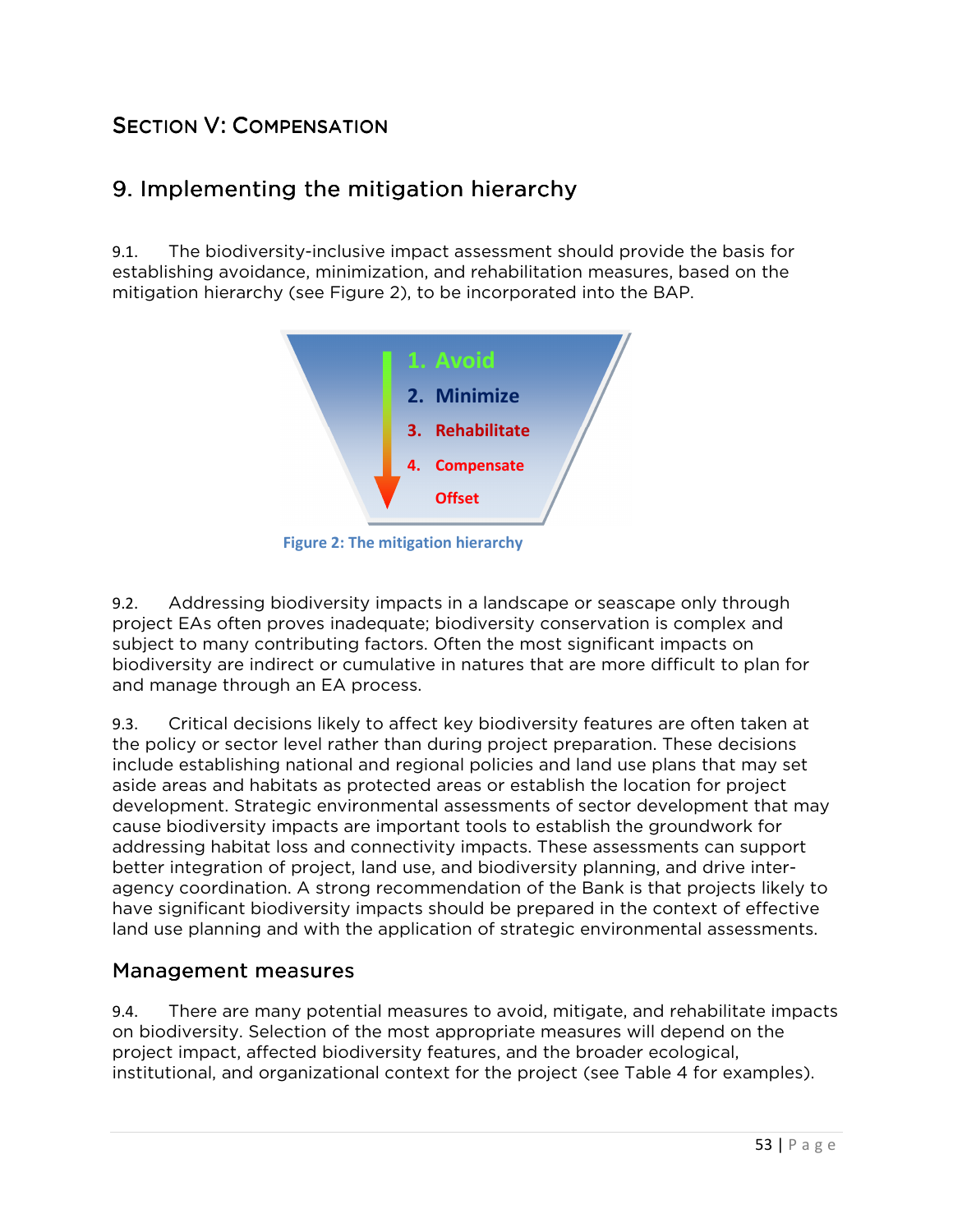# Section V: Compensation

## 9. Implementing the mitigation hierarchy

9.1. The biodiversity-inclusive impact assessment should provide the basis for establishing avoidance, minimization, and rehabilitation measures, based on the mitigation hierarchy (see Figure 2), to be incorporated into the BAP.

1. Avoid
2. Minimize
3. Rehabilitate
4. Compensate

Offset

Figure 2: The mitigation hierarchy

9.2. Addressing biodiversity impacts in a landscape or seascape only through project EAs often proves inadequate; biodiversity conservation is complex and subject to many contributing factors. Often the most significant impacts on biodiversity are indirect or cumulative in natures that are more difficult to plan for and manage through an EA process.

9.3. Critical decisions likely to affect key biodiversity features are often taken at the policy or sector level rather than during project preparation. These decisions include establishing national and regional policies and land use plans that may set aside areas and habitats as protected areas or establish the location for project development. Strategic environmental assessments of sector development that may cause biodiversity impacts are important tools to establish the groundwork for addressing habitat loss and connectivity impacts. These assessments can support better integration of project, land use, and biodiversity planning, and drive inter-agency coordination. A strong recommendation of the Bank is that projects likely to have significant biodiversity impacts should be prepared in the context of effective land use planning and with the application of strategic environmental assessments.

### Management measures

9.4. There are many potential measures to avoid, mitigate, and rehabilitate impacts on biodiversity. Selection of the most appropriate measures will depend on the project impact, affected biodiversity features, and the broader ecological, institutional, and organizational context for the project (see Table 4 for examples).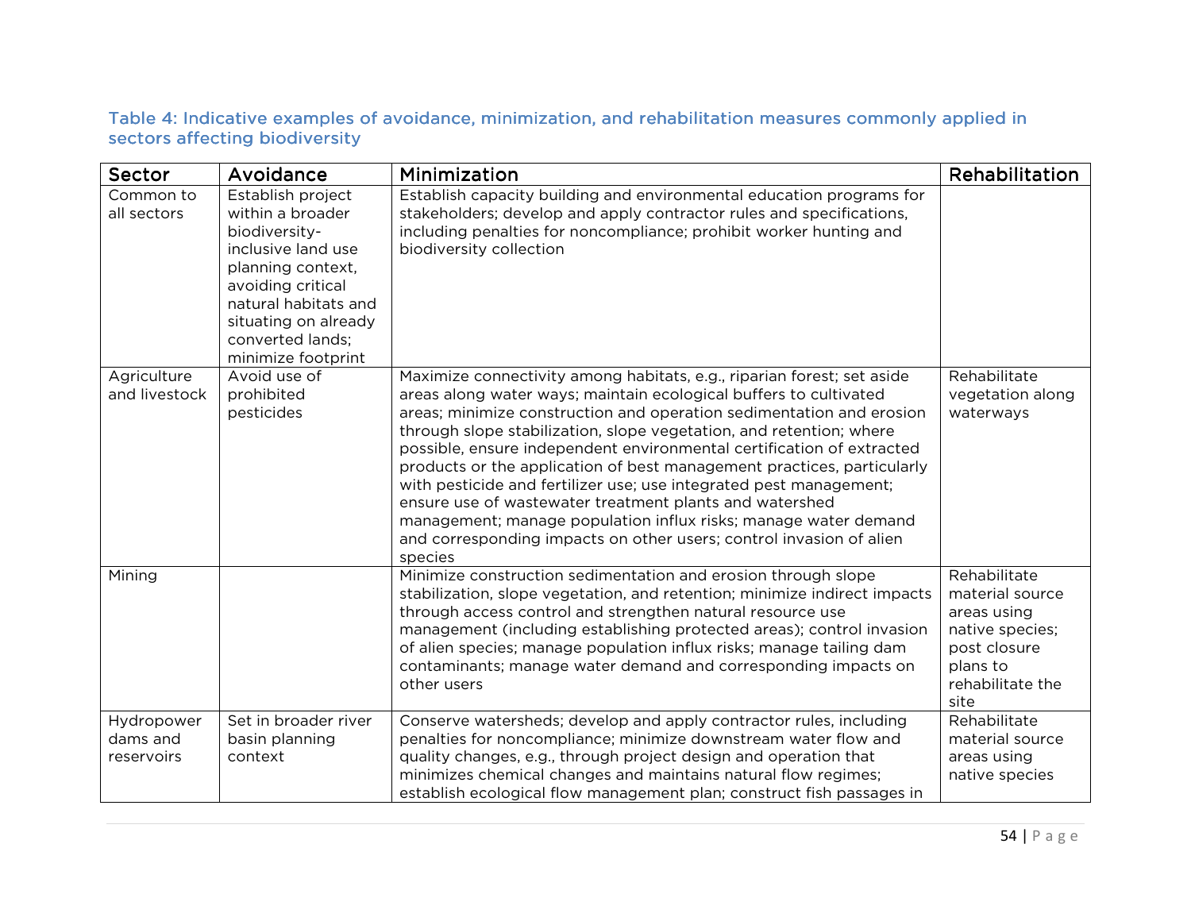### Table 4: Indicative examples of avoidance, minimization, and rehabilitation measures commonly applied in sectors affecting biodiversity

| Sector | Avoidance | Minimization | Rehabilitation |
|---|---|---|---|
| Common to all sectors | Establish project within a broader biodiversity-inclusive land use planning context, avoiding critical natural habitats and situating on already converted lands; minimize footprint | Establish capacity building and environmental education programs for stakeholders; develop and apply contractor rules and specifications, including penalties for noncompliance; prohibit worker hunting and biodiversity collection | |
| Agriculture and livestock | Avoid use of prohibited pesticides | Maximize connectivity among habitats, e.g., riparian forest; set aside areas along water ways; maintain ecological buffers to cultivated areas; minimize construction and operation sedimentation and erosion through slope stabilization, slope vegetation, and retention; where possible, ensure independent environmental certification of extracted products or the application of best management practices, particularly with pesticide and fertilizer use; use integrated pest management; ensure use of wastewater treatment plants and watershed management; manage population influx risks; manage water demand and corresponding impacts on other users; control invasion of alien species | Rehabilitate vegetation along waterways |
| Mining | | Minimize construction sedimentation and erosion through slope stabilization, slope vegetation, and retention; minimize indirect impacts through access control and strengthen natural resource use management (including establishing protected areas); control invasion of alien species; manage population influx risks; manage tailing dam contaminants; manage water demand and corresponding impacts on other users | Rehabilitate material source areas using native species; post closure plans to rehabilitate the site |
| Hydropower dams and reservoirs | Set in broader river basin planning context | Conserve watersheds; develop and apply contractor rules, including penalties for noncompliance; minimize downstream water flow and quality changes, e.g., through project design and operation that minimizes chemical changes and maintains natural flow regimes; establish ecological flow management plan; construct fish passages in | Rehabilitate material source areas using native species |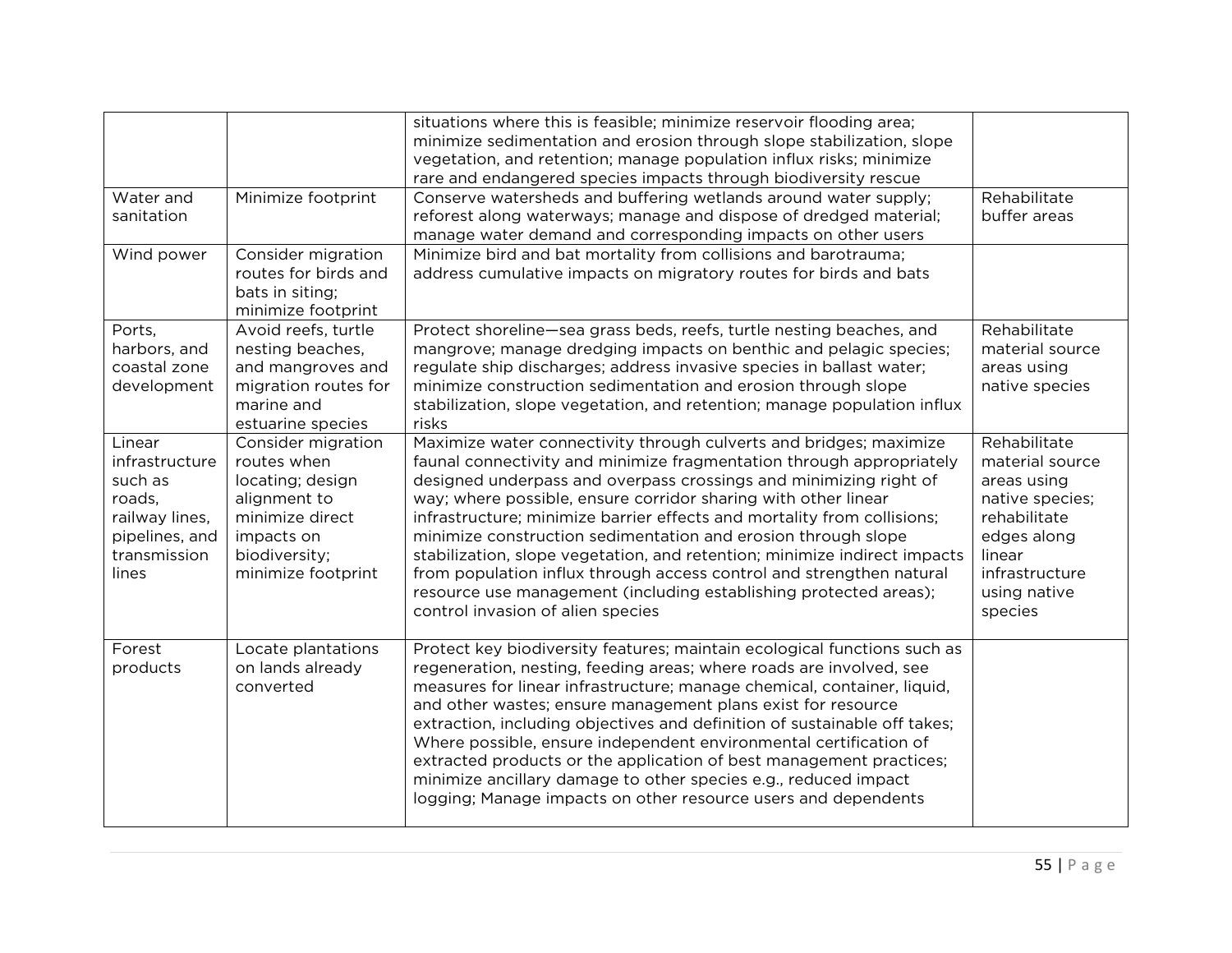| | | | |
|---|---|---|---|
| | | situations where this is feasible; minimize reservoir flooding area; minimize sedimentation and erosion through slope stabilization, slope vegetation, and retention; manage population influx risks; minimize rare and endangered species impacts through biodiversity rescue | |
| Water and sanitation | Minimize footprint | Conserve watersheds and buffering wetlands around water supply; reforest along waterways; manage and dispose of dredged material; manage water demand and corresponding impacts on other users | Rehabilitate buffer areas |
| Wind power | Consider migration routes for birds and bats in siting; minimize footprint | Minimize bird and bat mortality from collisions and barotrauma; address cumulative impacts on migratory routes for birds and bats | |
| Ports, harbors, and coastal zone development | Avoid reefs, turtle nesting beaches, and mangroves and migration routes for marine and estuarine species | Protect shoreline—sea grass beds, reefs, turtle nesting beaches, and mangrove; manage dredging impacts on benthic and pelagic species; regulate ship discharges; address invasive species in ballast water; minimize construction sedimentation and erosion through slope stabilization, slope vegetation, and retention; manage population influx risks | Rehabilitate material source areas using native species |
| Linear infrastructure such as roads, railway lines, pipelines, and transmission lines | Consider migration routes when locating; design alignment to minimize direct impacts on biodiversity; minimize footprint | Maximize water connectivity through culverts and bridges; maximize faunal connectivity and minimize fragmentation through appropriately designed underpass and overpass crossings and minimizing right of way; where possible, ensure corridor sharing with other linear infrastructure; minimize barrier effects and mortality from collisions; minimize construction sedimentation and erosion through slope stabilization, slope vegetation, and retention; minimize indirect impacts from population influx through access control and strengthen natural resource use management (including establishing protected areas); control invasion of alien species | Rehabilitate material source areas using native species; rehabilitate edges along linear infrastructure using native species |
| Forest products | Locate plantations on lands already converted | Protect key biodiversity features; maintain ecological functions such as regeneration, nesting, feeding areas; where roads are involved, see measures for linear infrastructure; manage chemical, container, liquid, and other wastes; ensure management plans exist for resource extraction, including objectives and definition of sustainable off takes; Where possible, ensure independent environmental certification of extracted products or the application of best management practices; minimize ancillary damage to other species e.g., reduced impact logging; Manage impacts on other resource users and dependents | |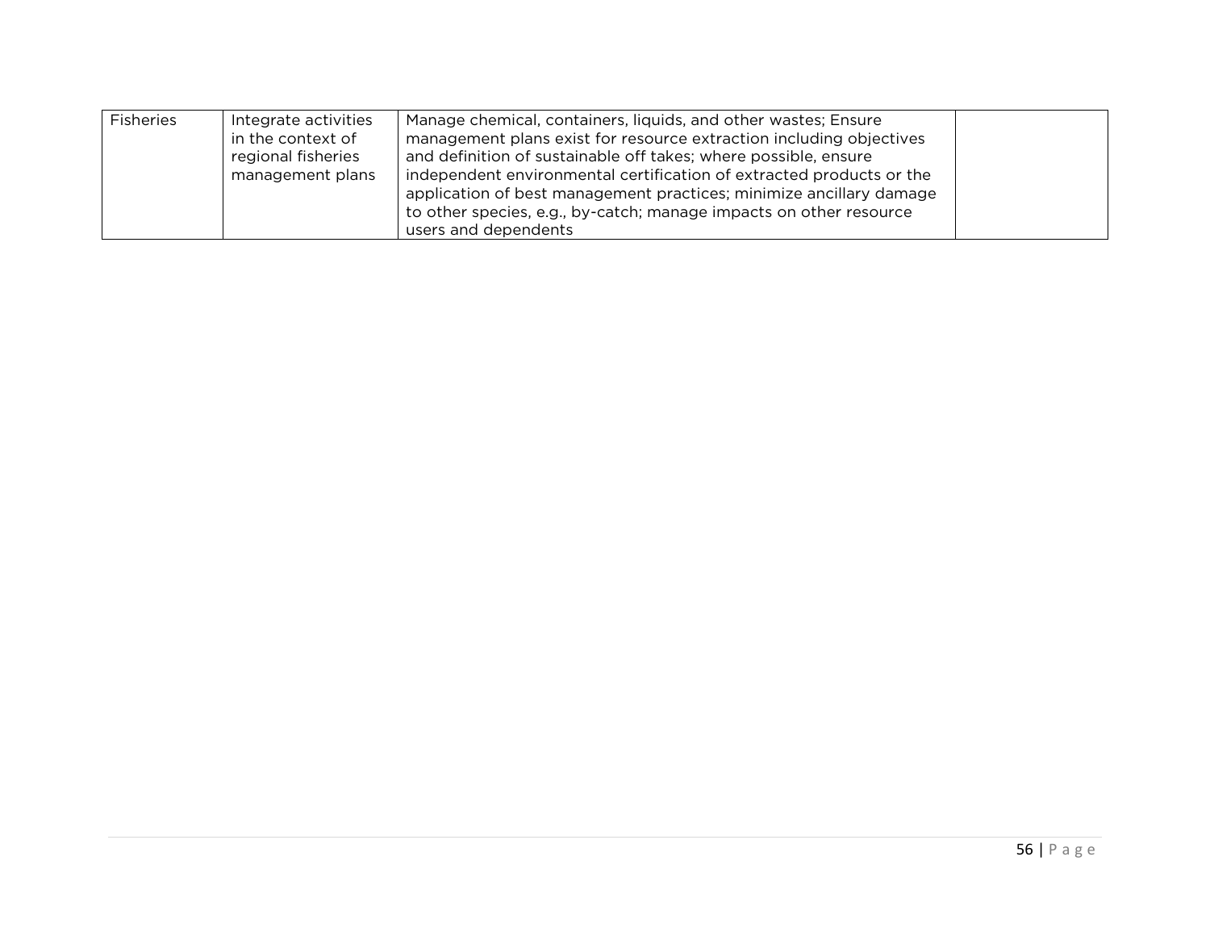| | | | |
|---|---|---|---|
| Fisheries | Integrate activities in the context of regional fisheries management plans | Manage chemical, containers, liquids, and other wastes; Ensure management plans exist for resource extraction including objectives and definition of sustainable off takes; where possible, ensure independent environmental certification of extracted products or the application of best management practices; minimize ancillary damage to other species, e.g., by-catch; manage impacts on other resource users and dependents | |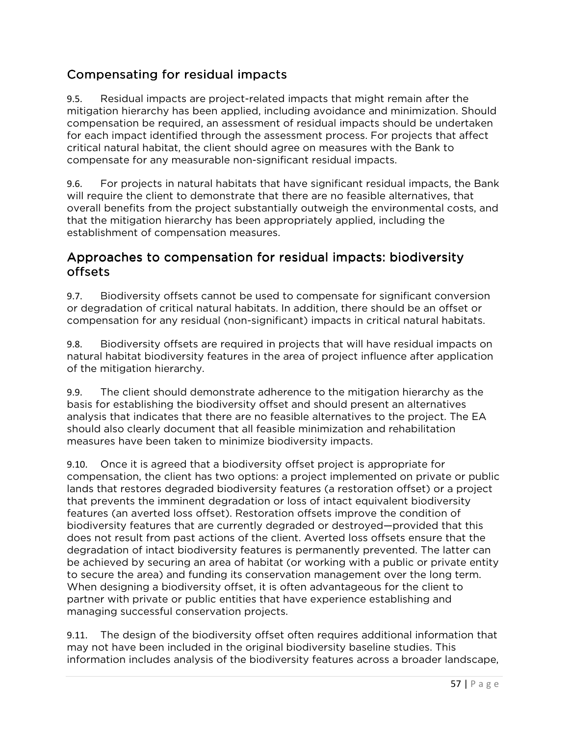## Compensating for residual impacts

9.5. Residual impacts are project-related impacts that might remain after the mitigation hierarchy has been applied, including avoidance and minimization. Should compensation be required, an assessment of residual impacts should be undertaken for each impact identified through the assessment process. For projects that affect critical natural habitat, the client should agree on measures with the Bank to compensate for any measurable non-significant residual impacts.

9.6. For projects in natural habitats that have significant residual impacts, the Bank will require the client to demonstrate that there are no feasible alternatives, that overall benefits from the project substantially outweigh the environmental costs, and that the mitigation hierarchy has been appropriately applied, including the establishment of compensation measures.

## Approaches to compensation for residual impacts: biodiversity offsets

9.7. Biodiversity offsets cannot be used to compensate for significant conversion or degradation of critical natural habitats. In addition, there should be an offset or compensation for any residual (non-significant) impacts in critical natural habitats.

9.8. Biodiversity offsets are required in projects that will have residual impacts on natural habitat biodiversity features in the area of project influence after application of the mitigation hierarchy.

9.9. The client should demonstrate adherence to the mitigation hierarchy as the basis for establishing the biodiversity offset and should present an alternatives analysis that indicates that there are no feasible alternatives to the project. The EA should also clearly document that all feasible minimization and rehabilitation measures have been taken to minimize biodiversity impacts.

9.10. Once it is agreed that a biodiversity offset project is appropriate for compensation, the client has two options: a project implemented on private or public lands that restores degraded biodiversity features (a restoration offset) or a project that prevents the imminent degradation or loss of intact equivalent biodiversity features (an averted loss offset). Restoration offsets improve the condition of biodiversity features that are currently degraded or destroyed—provided that this does not result from past actions of the client. Averted loss offsets ensure that the degradation of intact biodiversity features is permanently prevented. The latter can be achieved by securing an area of habitat (or working with a public or private entity to secure the area) and funding its conservation management over the long term. When designing a biodiversity offset, it is often advantageous for the client to partner with private or public entities that have experience establishing and managing successful conservation projects.

9.11. The design of the biodiversity offset often requires additional information that may not have been included in the original biodiversity baseline studies. This information includes analysis of the biodiversity features across a broader landscape,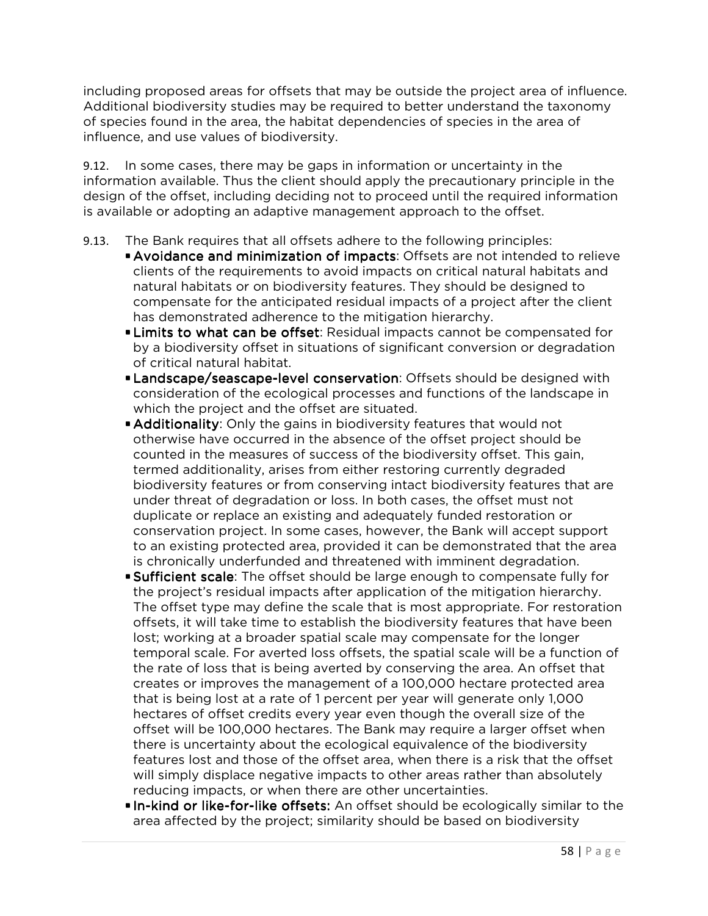including proposed areas for offsets that may be outside the project area of influence. Additional biodiversity studies may be required to better understand the taxonomy of species found in the area, the habitat dependencies of species in the area of influence, and use values of biodiversity.

9.12. In some cases, there may be gaps in information or uncertainty in the information available. Thus the client should apply the precautionary principle in the design of the offset, including deciding not to proceed until the required information is available or adopting an adaptive management approach to the offset.

9.13. The Bank requires that all offsets adhere to the following principles:

- **Avoidance and minimization of impacts**: Offsets are not intended to relieve clients of the requirements to avoid impacts on critical natural habitats and natural habitats or on biodiversity features. They should be designed to compensate for the anticipated residual impacts of a project after the client has demonstrated adherence to the mitigation hierarchy.
- **Limits to what can be offset**: Residual impacts cannot be compensated for by a biodiversity offset in situations of significant conversion or degradation of critical natural habitat.
- **Landscape/seascape-level conservation**: Offsets should be designed with consideration of the ecological processes and functions of the landscape in which the project and the offset are situated.
- **Additionality**: Only the gains in biodiversity features that would not otherwise have occurred in the absence of the offset project should be counted in the measures of success of the biodiversity offset. This gain, termed additionality, arises from either restoring currently degraded biodiversity features or from conserving intact biodiversity features that are under threat of degradation or loss. In both cases, the offset must not duplicate or replace an existing and adequately funded restoration or conservation project. In some cases, however, the Bank will accept support to an existing protected area, provided it can be demonstrated that the area is chronically underfunded and threatened with imminent degradation.
- **Sufficient scale**: The offset should be large enough to compensate fully for the project's residual impacts after application of the mitigation hierarchy. The offset type may define the scale that is most appropriate. For restoration offsets, it will take time to establish the biodiversity features that have been lost; working at a broader spatial scale may compensate for the longer temporal scale. For averted loss offsets, the spatial scale will be a function of the rate of loss that is being averted by conserving the area. An offset that creates or improves the management of a 100,000 hectare protected area that is being lost at a rate of 1 percent per year will generate only 1,000 hectares of offset credits every year even though the overall size of the offset will be 100,000 hectares. The Bank may require a larger offset when there is uncertainty about the ecological equivalence of the biodiversity features lost and those of the offset area, when there is a risk that the offset will simply displace negative impacts to other areas rather than absolutely reducing impacts, or when there are other uncertainties.
- **In-kind or like-for-like offsets:** An offset should be ecologically similar to the area affected by the project; similarity should be based on biodiversity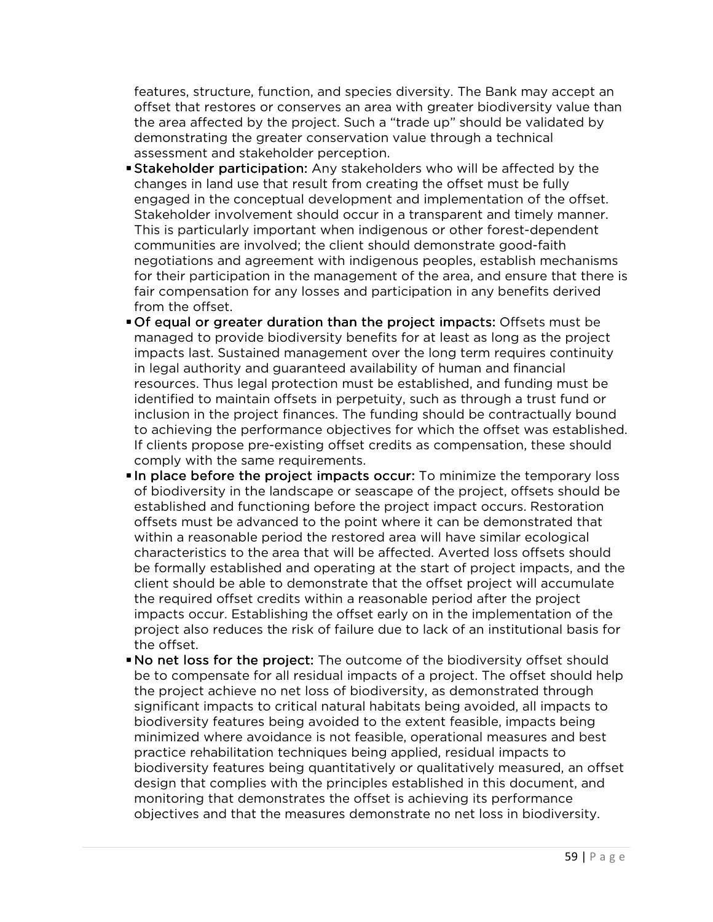features, structure, function, and species diversity. The Bank may accept an offset that restores or conserves an area with greater biodiversity value than the area affected by the project. Such a "trade up" should be validated by demonstrating the greater conservation value through a technical assessment and stakeholder perception.

- **Stakeholder participation:** Any stakeholders who will be affected by the changes in land use that result from creating the offset must be fully engaged in the conceptual development and implementation of the offset. Stakeholder involvement should occur in a transparent and timely manner. This is particularly important when indigenous or other forest-dependent communities are involved; the client should demonstrate good-faith negotiations and agreement with indigenous peoples, establish mechanisms for their participation in the management of the area, and ensure that there is fair compensation for any losses and participation in any benefits derived from the offset.
- **Of equal or greater duration than the project impacts:** Offsets must be managed to provide biodiversity benefits for at least as long as the project impacts last. Sustained management over the long term requires continuity in legal authority and guaranteed availability of human and financial resources. Thus legal protection must be established, and funding must be identified to maintain offsets in perpetuity, such as through a trust fund or inclusion in the project finances. The funding should be contractually bound to achieving the performance objectives for which the offset was established. If clients propose pre-existing offset credits as compensation, these should comply with the same requirements.
- **In place before the project impacts occur:** To minimize the temporary loss of biodiversity in the landscape or seascape of the project, offsets should be established and functioning before the project impact occurs. Restoration offsets must be advanced to the point where it can be demonstrated that within a reasonable period the restored area will have similar ecological characteristics to the area that will be affected. Averted loss offsets should be formally established and operating at the start of project impacts, and the client should be able to demonstrate that the offset project will accumulate the required offset credits within a reasonable period after the project impacts occur. Establishing the offset early on in the implementation of the project also reduces the risk of failure due to lack of an institutional basis for the offset.
- **No net loss for the project:** The outcome of the biodiversity offset should be to compensate for all residual impacts of a project. The offset should help the project achieve no net loss of biodiversity, as demonstrated through significant impacts to critical natural habitats being avoided, all impacts to biodiversity features being avoided to the extent feasible, impacts being minimized where avoidance is not feasible, operational measures and best practice rehabilitation techniques being applied, residual impacts to biodiversity features being quantitatively or qualitatively measured, an offset design that complies with the principles established in this document, and monitoring that demonstrates the offset is achieving its performance objectives and that the measures demonstrate no net loss in biodiversity.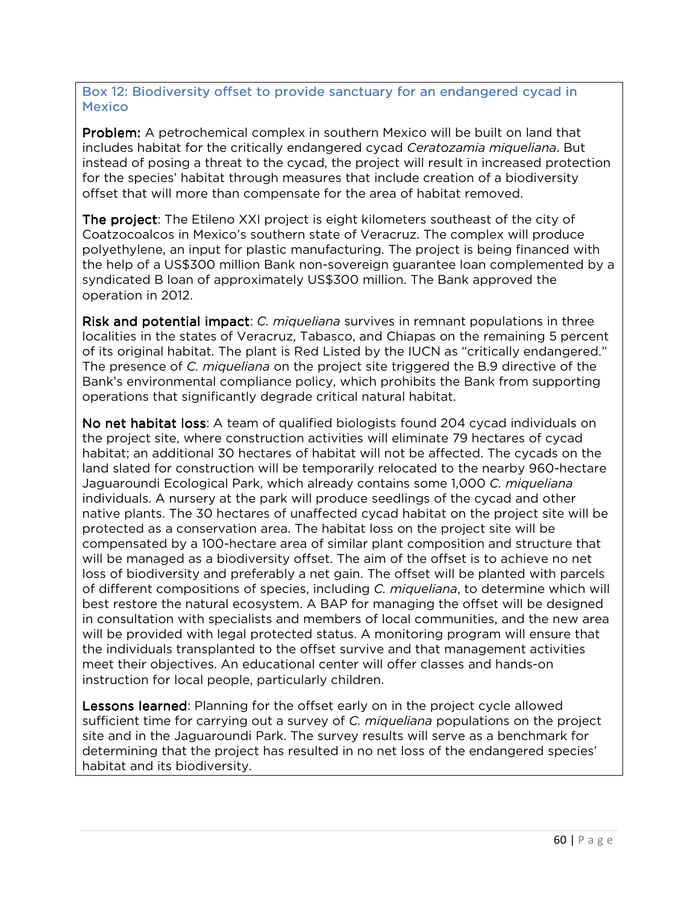### Box 12: Biodiversity offset to provide sanctuary for an endangered cycad in Mexico

**Problem:** A petrochemical complex in southern Mexico will be built on land that includes habitat for the critically endangered cycad *Ceratozamia miqueliana*. But instead of posing a threat to the cycad, the project will result in increased protection for the species' habitat through measures that include creation of a biodiversity offset that will more than compensate for the area of habitat removed.

**The project**: The Etileno XXI project is eight kilometers southeast of the city of Coatzocoalcos in Mexico's southern state of Veracruz. The complex will produce polyethylene, an input for plastic manufacturing. The project is being financed with the help of a US$300 million Bank non-sovereign guarantee loan complemented by a syndicated B loan of approximately US$300 million. The Bank approved the operation in 2012.

**Risk and potential impact**: *C. miqueliana* survives in remnant populations in three localities in the states of Veracruz, Tabasco, and Chiapas on the remaining 5 percent of its original habitat. The plant is Red Listed by the IUCN as "critically endangered." The presence of *C. miqueliana* on the project site triggered the B.9 directive of the Bank's environmental compliance policy, which prohibits the Bank from supporting operations that significantly degrade critical natural habitat.

**No net habitat loss**: A team of qualified biologists found 204 cycad individuals on the project site, where construction activities will eliminate 79 hectares of cycad habitat; an additional 30 hectares of habitat will not be affected. The cycads on the land slated for construction will be temporarily relocated to the nearby 960-hectare Jaguaroundi Ecological Park, which already contains some 1,000 *C. miqueliana* individuals. A nursery at the park will produce seedlings of the cycad and other native plants. The 30 hectares of unaffected cycad habitat on the project site will be protected as a conservation area. The habitat loss on the project site will be compensated by a 100-hectare area of similar plant composition and structure that will be managed as a biodiversity offset. The aim of the offset is to achieve no net loss of biodiversity and preferably a net gain. The offset will be planted with parcels of different compositions of species, including *C. miqueliana*, to determine which will best restore the natural ecosystem. A BAP for managing the offset will be designed in consultation with specialists and members of local communities, and the new area will be provided with legal protected status. A monitoring program will ensure that the individuals transplanted to the offset survive and that management activities meet their objectives. An educational center will offer classes and hands-on instruction for local people, particularly children.

**Lessons learned**: Planning for the offset early on in the project cycle allowed sufficient time for carrying out a survey of *C. miqueliana* populations on the project site and in the Jaguaroundi Park. The survey results will serve as a benchmark for determining that the project has resulted in no net loss of the endangered species' habitat and its biodiversity.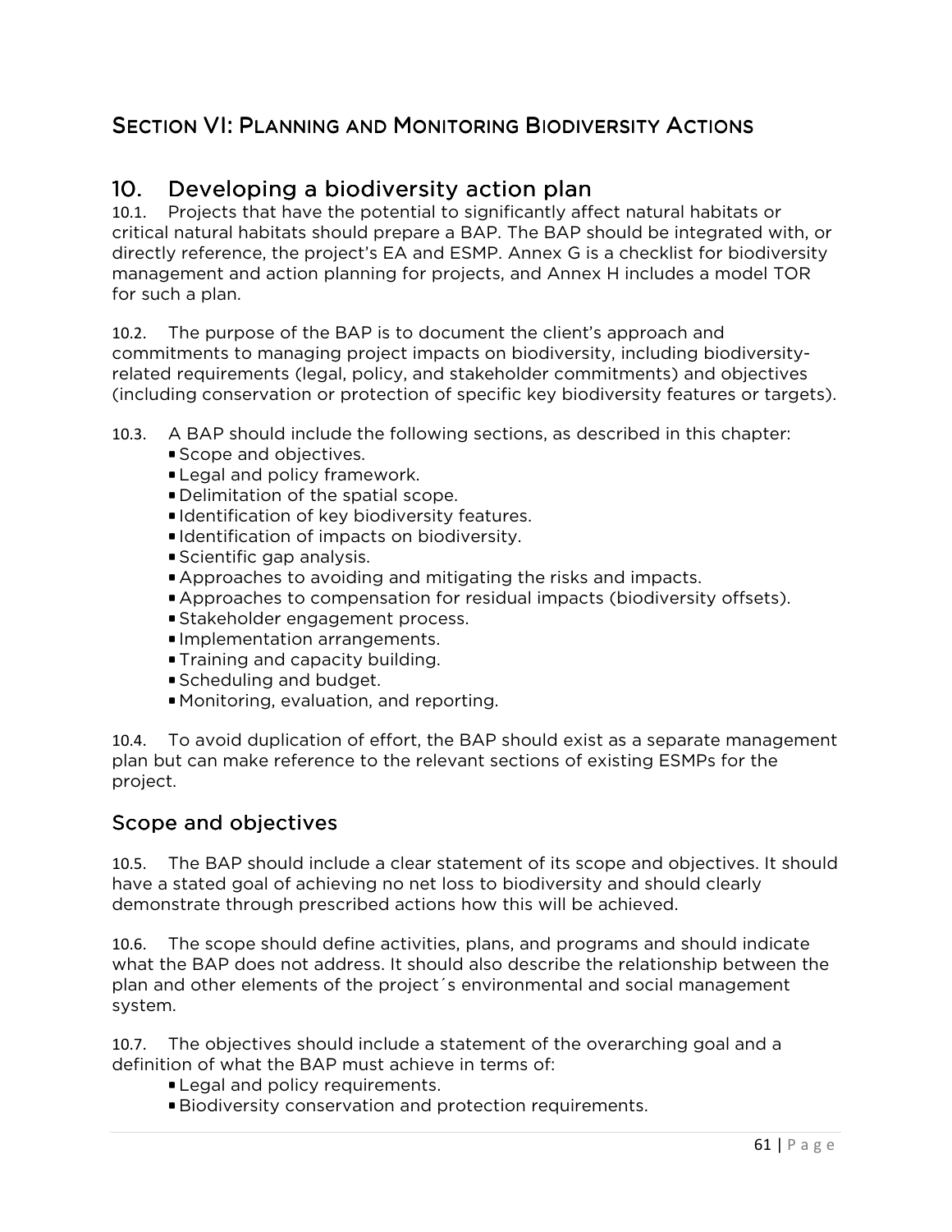# Section VI: Planning and Monitoring Biodiversity Actions

## 10. Developing a biodiversity action plan

10.1. Projects that have the potential to significantly affect natural habitats or critical natural habitats should prepare a BAP. The BAP should be integrated with, or directly reference, the project's EA and ESMP. Annex G is a checklist for biodiversity management and action planning for projects, and Annex H includes a model TOR for such a plan.

10.2. The purpose of the BAP is to document the client's approach and commitments to managing project impacts on biodiversity, including biodiversity-related requirements (legal, policy, and stakeholder commitments) and objectives (including conservation or protection of specific key biodiversity features or targets).

10.3. A BAP should include the following sections, as described in this chapter:

- Scope and objectives.
- Legal and policy framework.
- Delimitation of the spatial scope.
- Identification of key biodiversity features.
- Identification of impacts on biodiversity.
- Scientific gap analysis.
- Approaches to avoiding and mitigating the risks and impacts.
- Approaches to compensation for residual impacts (biodiversity offsets).
- Stakeholder engagement process.
- Implementation arrangements.
- Training and capacity building.
- Scheduling and budget.
- Monitoring, evaluation, and reporting.

10.4. To avoid duplication of effort, the BAP should exist as a separate management plan but can make reference to the relevant sections of existing ESMPs for the project.

### Scope and objectives

10.5. The BAP should include a clear statement of its scope and objectives. It should have a stated goal of achieving no net loss to biodiversity and should clearly demonstrate through prescribed actions how this will be achieved.

10.6. The scope should define activities, plans, and programs and should indicate what the BAP does not address. It should also describe the relationship between the plan and other elements of the project´s environmental and social management system.

10.7. The objectives should include a statement of the overarching goal and a definition of what the BAP must achieve in terms of:

- Legal and policy requirements.
- Biodiversity conservation and protection requirements.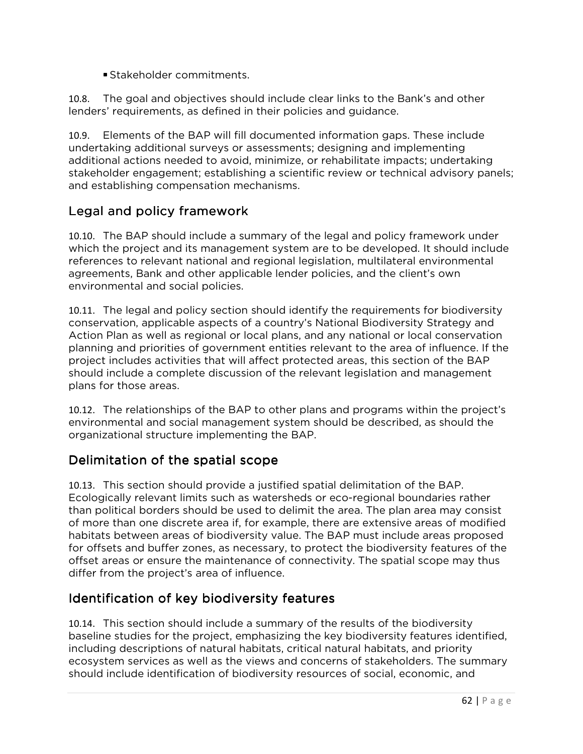- Stakeholder commitments.

10.8. The goal and objectives should include clear links to the Bank's and other lenders' requirements, as defined in their policies and guidance.

10.9. Elements of the BAP will fill documented information gaps. These include undertaking additional surveys or assessments; designing and implementing additional actions needed to avoid, minimize, or rehabilitate impacts; undertaking stakeholder engagement; establishing a scientific review or technical advisory panels; and establishing compensation mechanisms.

## Legal and policy framework

10.10. The BAP should include a summary of the legal and policy framework under which the project and its management system are to be developed. It should include references to relevant national and regional legislation, multilateral environmental agreements, Bank and other applicable lender policies, and the client's own environmental and social policies.

10.11. The legal and policy section should identify the requirements for biodiversity conservation, applicable aspects of a country's National Biodiversity Strategy and Action Plan as well as regional or local plans, and any national or local conservation planning and priorities of government entities relevant to the area of influence. If the project includes activities that will affect protected areas, this section of the BAP should include a complete discussion of the relevant legislation and management plans for those areas.

10.12. The relationships of the BAP to other plans and programs within the project's environmental and social management system should be described, as should the organizational structure implementing the BAP.

## Delimitation of the spatial scope

10.13. This section should provide a justified spatial delimitation of the BAP. Ecologically relevant limits such as watersheds or eco-regional boundaries rather than political borders should be used to delimit the area. The plan area may consist of more than one discrete area if, for example, there are extensive areas of modified habitats between areas of biodiversity value. The BAP must include areas proposed for offsets and buffer zones, as necessary, to protect the biodiversity features of the offset areas or ensure the maintenance of connectivity. The spatial scope may thus differ from the project's area of influence.

## Identification of key biodiversity features

10.14. This section should include a summary of the results of the biodiversity baseline studies for the project, emphasizing the key biodiversity features identified, including descriptions of natural habitats, critical natural habitats, and priority ecosystem services as well as the views and concerns of stakeholders. The summary should include identification of biodiversity resources of social, economic, and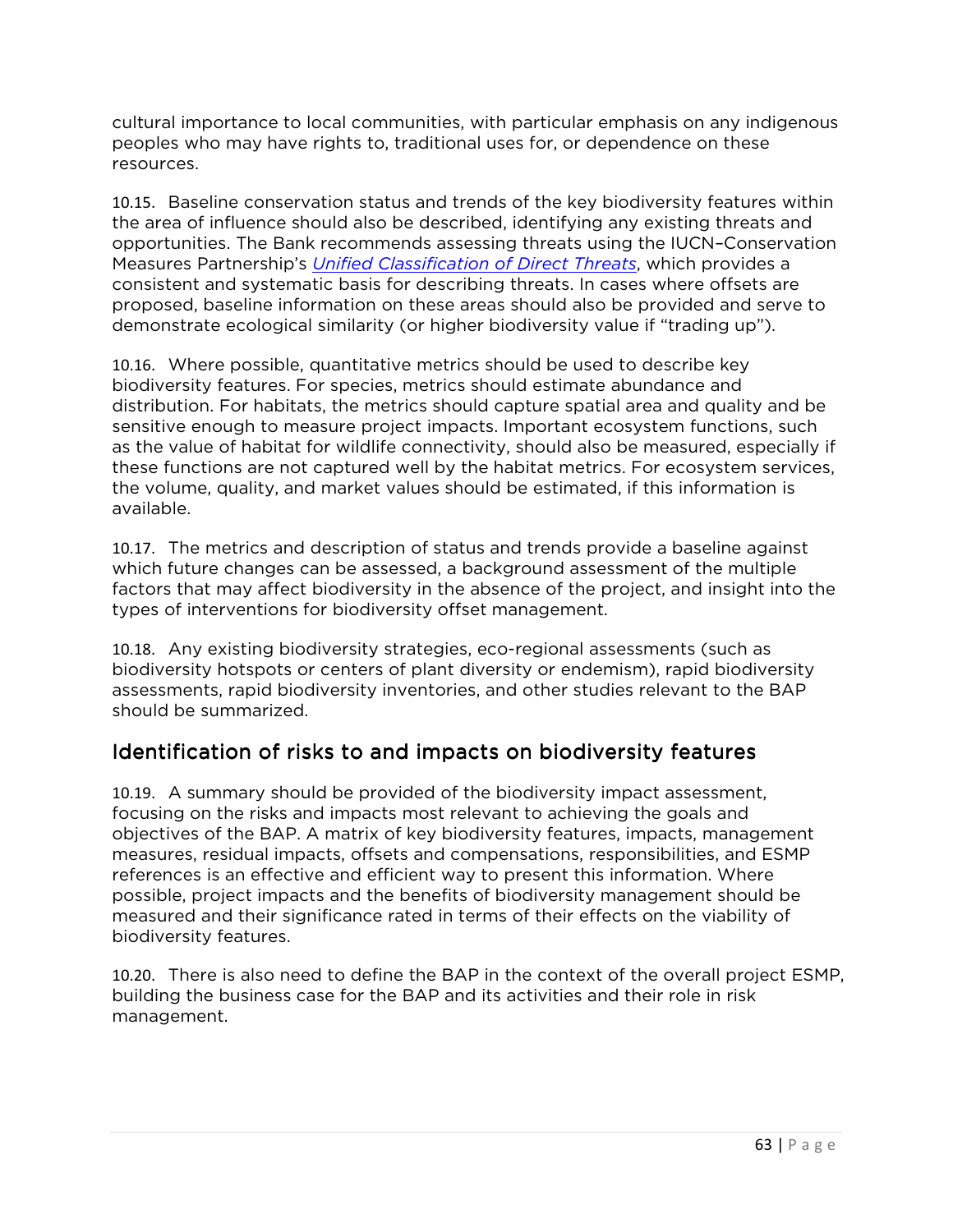cultural importance to local communities, with particular emphasis on any indigenous peoples who may have rights to, traditional uses for, or dependence on these resources.

10.15. Baseline conservation status and trends of the key biodiversity features within the area of influence should also be described, identifying any existing threats and opportunities. The Bank recommends assessing threats using the IUCN–Conservation Measures Partnership's *Unified Classification of Direct Threats*, which provides a consistent and systematic basis for describing threats. In cases where offsets are proposed, baseline information on these areas should also be provided and serve to demonstrate ecological similarity (or higher biodiversity value if "trading up").

10.16. Where possible, quantitative metrics should be used to describe key biodiversity features. For species, metrics should estimate abundance and distribution. For habitats, the metrics should capture spatial area and quality and be sensitive enough to measure project impacts. Important ecosystem functions, such as the value of habitat for wildlife connectivity, should also be measured, especially if these functions are not captured well by the habitat metrics. For ecosystem services, the volume, quality, and market values should be estimated, if this information is available.

10.17. The metrics and description of status and trends provide a baseline against which future changes can be assessed, a background assessment of the multiple factors that may affect biodiversity in the absence of the project, and insight into the types of interventions for biodiversity offset management.

10.18. Any existing biodiversity strategies, eco-regional assessments (such as biodiversity hotspots or centers of plant diversity or endemism), rapid biodiversity assessments, rapid biodiversity inventories, and other studies relevant to the BAP should be summarized.

## Identification of risks to and impacts on biodiversity features

10.19. A summary should be provided of the biodiversity impact assessment, focusing on the risks and impacts most relevant to achieving the goals and objectives of the BAP. A matrix of key biodiversity features, impacts, management measures, residual impacts, offsets and compensations, responsibilities, and ESMP references is an effective and efficient way to present this information. Where possible, project impacts and the benefits of biodiversity management should be measured and their significance rated in terms of their effects on the viability of biodiversity features.

10.20. There is also need to define the BAP in the context of the overall project ESMP, building the business case for the BAP and its activities and their role in risk management.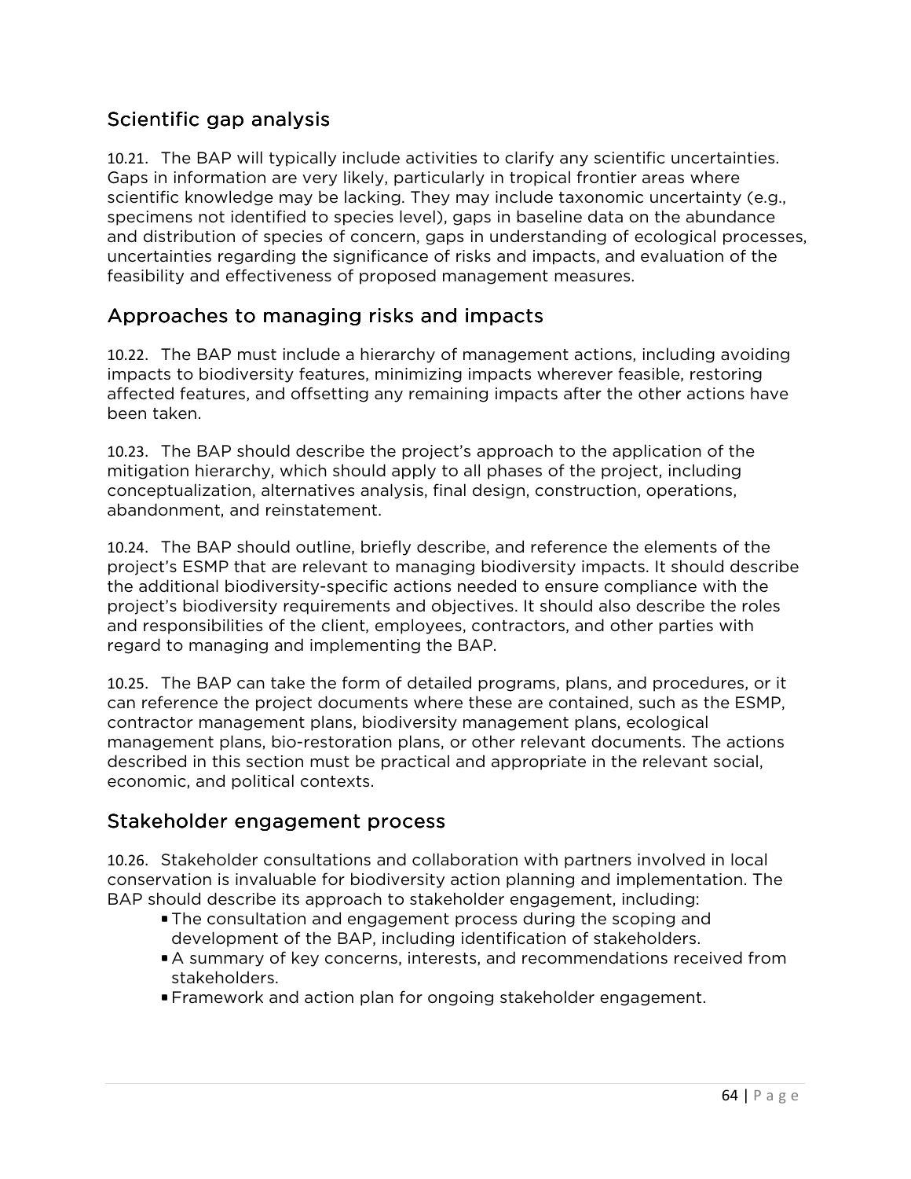## Scientific gap analysis

10.21. The BAP will typically include activities to clarify any scientific uncertainties. Gaps in information are very likely, particularly in tropical frontier areas where scientific knowledge may be lacking. They may include taxonomic uncertainty (e.g., specimens not identified to species level), gaps in baseline data on the abundance and distribution of species of concern, gaps in understanding of ecological processes, uncertainties regarding the significance of risks and impacts, and evaluation of the feasibility and effectiveness of proposed management measures.

## Approaches to managing risks and impacts

10.22. The BAP must include a hierarchy of management actions, including avoiding impacts to biodiversity features, minimizing impacts wherever feasible, restoring affected features, and offsetting any remaining impacts after the other actions have been taken.

10.23. The BAP should describe the project's approach to the application of the mitigation hierarchy, which should apply to all phases of the project, including conceptualization, alternatives analysis, final design, construction, operations, abandonment, and reinstatement.

10.24. The BAP should outline, briefly describe, and reference the elements of the project's ESMP that are relevant to managing biodiversity impacts. It should describe the additional biodiversity-specific actions needed to ensure compliance with the project's biodiversity requirements and objectives. It should also describe the roles and responsibilities of the client, employees, contractors, and other parties with regard to managing and implementing the BAP.

10.25. The BAP can take the form of detailed programs, plans, and procedures, or it can reference the project documents where these are contained, such as the ESMP, contractor management plans, biodiversity management plans, ecological management plans, bio-restoration plans, or other relevant documents. The actions described in this section must be practical and appropriate in the relevant social, economic, and political contexts.

## Stakeholder engagement process

10.26. Stakeholder consultations and collaboration with partners involved in local conservation is invaluable for biodiversity action planning and implementation. The BAP should describe its approach to stakeholder engagement, including:

- The consultation and engagement process during the scoping and development of the BAP, including identification of stakeholders.
- A summary of key concerns, interests, and recommendations received from stakeholders.
- Framework and action plan for ongoing stakeholder engagement.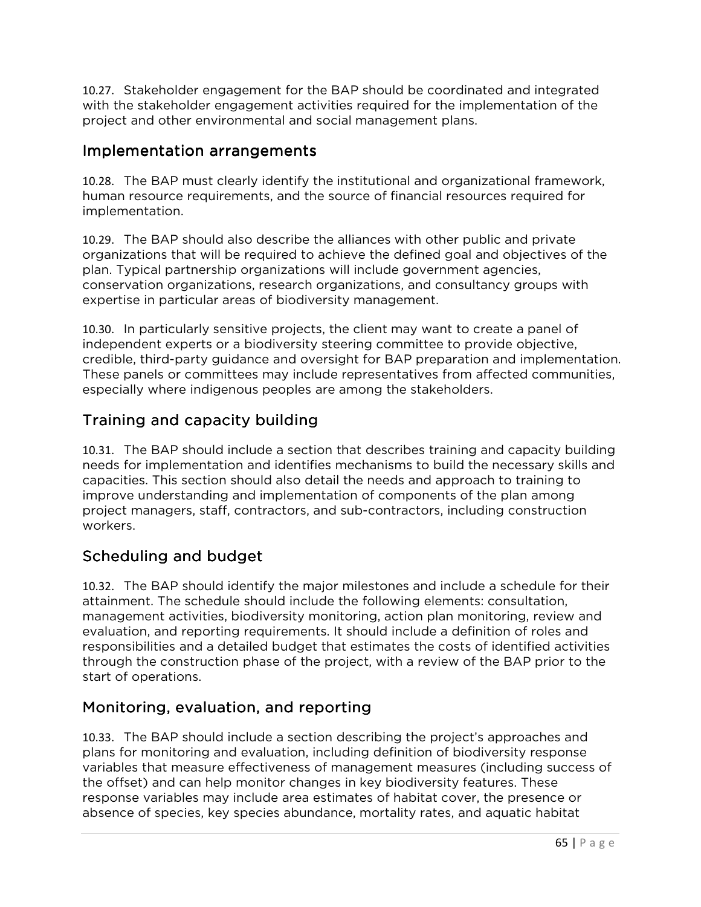10.27. Stakeholder engagement for the BAP should be coordinated and integrated with the stakeholder engagement activities required for the implementation of the project and other environmental and social management plans.

## Implementation arrangements

10.28. The BAP must clearly identify the institutional and organizational framework, human resource requirements, and the source of financial resources required for implementation.

10.29. The BAP should also describe the alliances with other public and private organizations that will be required to achieve the defined goal and objectives of the plan. Typical partnership organizations will include government agencies, conservation organizations, research organizations, and consultancy groups with expertise in particular areas of biodiversity management.

10.30. In particularly sensitive projects, the client may want to create a panel of independent experts or a biodiversity steering committee to provide objective, credible, third-party guidance and oversight for BAP preparation and implementation. These panels or committees may include representatives from affected communities, especially where indigenous peoples are among the stakeholders.

## Training and capacity building

10.31. The BAP should include a section that describes training and capacity building needs for implementation and identifies mechanisms to build the necessary skills and capacities. This section should also detail the needs and approach to training to improve understanding and implementation of components of the plan among project managers, staff, contractors, and sub-contractors, including construction workers.

## Scheduling and budget

10.32. The BAP should identify the major milestones and include a schedule for their attainment. The schedule should include the following elements: consultation, management activities, biodiversity monitoring, action plan monitoring, review and evaluation, and reporting requirements. It should include a definition of roles and responsibilities and a detailed budget that estimates the costs of identified activities through the construction phase of the project, with a review of the BAP prior to the start of operations.

## Monitoring, evaluation, and reporting

10.33. The BAP should include a section describing the project's approaches and plans for monitoring and evaluation, including definition of biodiversity response variables that measure effectiveness of management measures (including success of the offset) and can help monitor changes in key biodiversity features. These response variables may include area estimates of habitat cover, the presence or absence of species, key species abundance, mortality rates, and aquatic habitat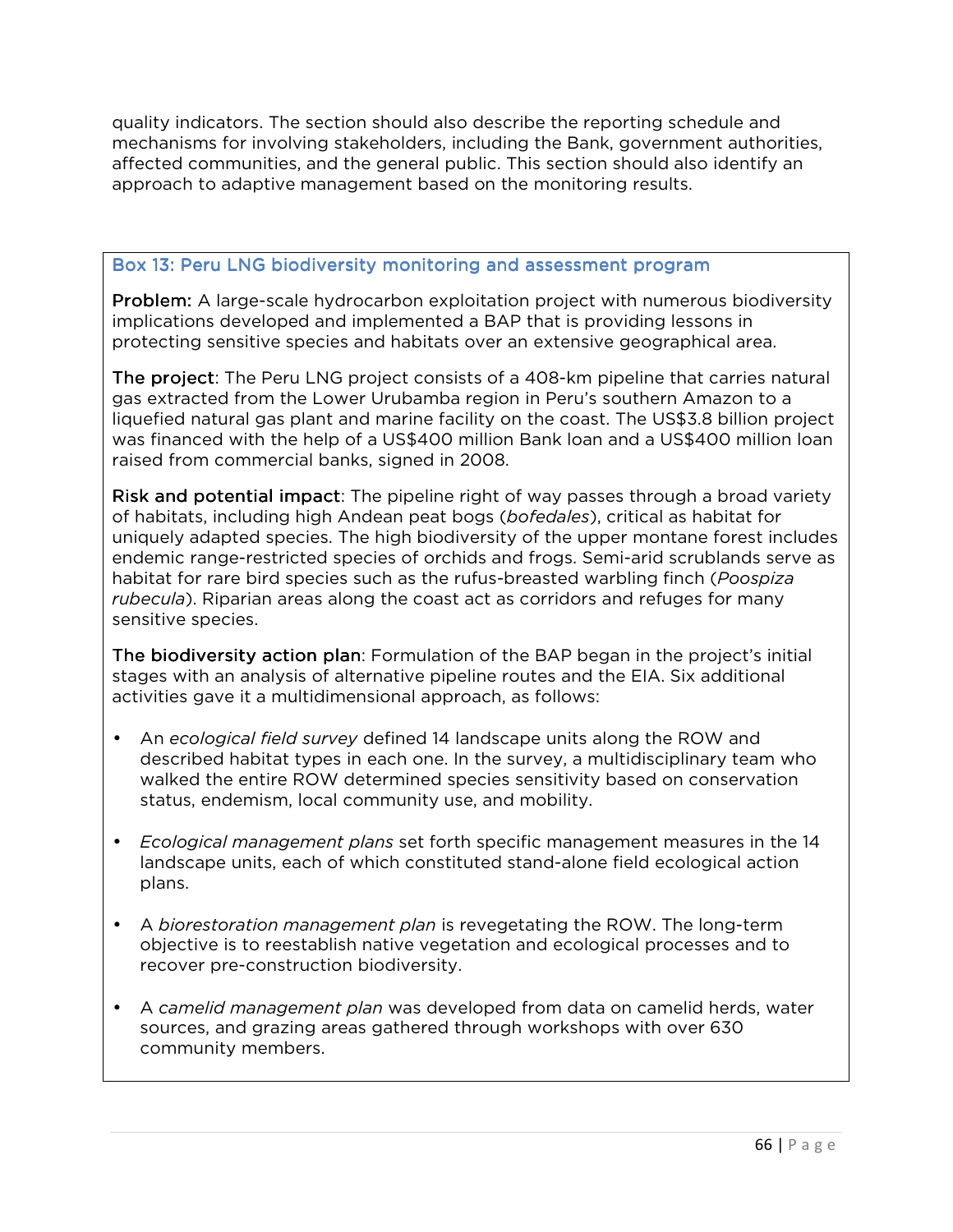quality indicators. The section should also describe the reporting schedule and mechanisms for involving stakeholders, including the Bank, government authorities, affected communities, and the general public. This section should also identify an approach to adaptive management based on the monitoring results.

### Box 13: Peru LNG biodiversity monitoring and assessment program

**Problem:** A large-scale hydrocarbon exploitation project with numerous biodiversity implications developed and implemented a BAP that is providing lessons in protecting sensitive species and habitats over an extensive geographical area.

**The project**: The Peru LNG project consists of a 408-km pipeline that carries natural gas extracted from the Lower Urubamba region in Peru's southern Amazon to a liquefied natural gas plant and marine facility on the coast. The US$3.8 billion project was financed with the help of a US$400 million Bank loan and a US$400 million loan raised from commercial banks, signed in 2008.

**Risk and potential impact**: The pipeline right of way passes through a broad variety of habitats, including high Andean peat bogs (*bofedales*), critical as habitat for uniquely adapted species. The high biodiversity of the upper montane forest includes endemic range-restricted species of orchids and frogs. Semi-arid scrublands serve as habitat for rare bird species such as the rufus-breasted warbling finch (*Poospiza rubecula*). Riparian areas along the coast act as corridors and refuges for many sensitive species.

**The biodiversity action plan**: Formulation of the BAP began in the project's initial stages with an analysis of alternative pipeline routes and the EIA. Six additional activities gave it a multidimensional approach, as follows:

- An *ecological field survey* defined 14 landscape units along the ROW and described habitat types in each one. In the survey, a multidisciplinary team who walked the entire ROW determined species sensitivity based on conservation status, endemism, local community use, and mobility.

- *Ecological management plans* set forth specific management measures in the 14 landscape units, each of which constituted stand-alone field ecological action plans.

- A *biorestoration management plan* is revegetating the ROW. The long-term objective is to reestablish native vegetation and ecological processes and to recover pre-construction biodiversity.

- A *camelid management plan* was developed from data on camelid herds, water sources, and grazing areas gathered through workshops with over 630 community members.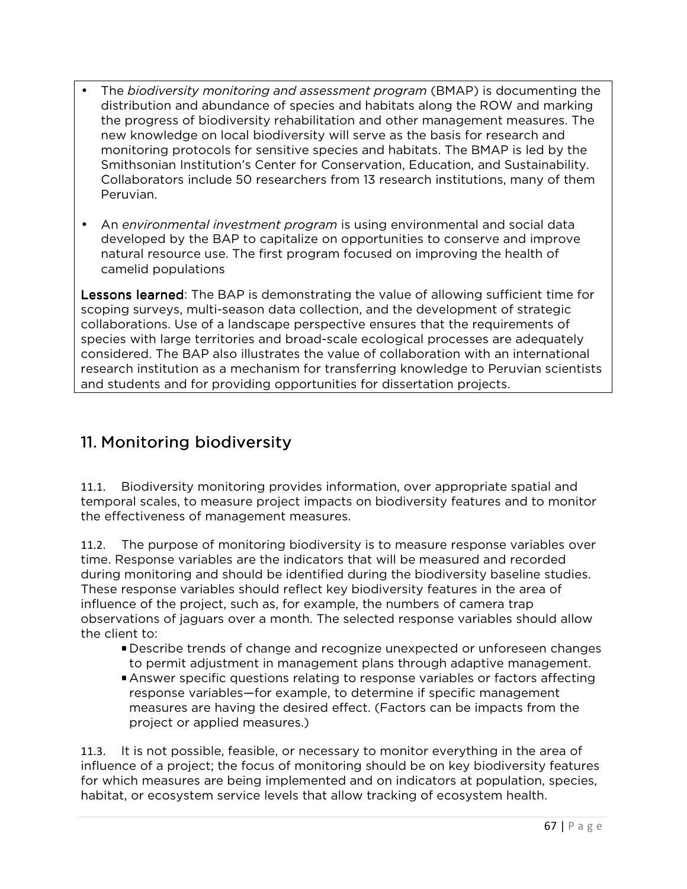- The *biodiversity monitoring and assessment program* (BMAP) is documenting the distribution and abundance of species and habitats along the ROW and marking the progress of biodiversity rehabilitation and other management measures. The new knowledge on local biodiversity will serve as the basis for research and monitoring protocols for sensitive species and habitats. The BMAP is led by the Smithsonian Institution's Center for Conservation, Education, and Sustainability. Collaborators include 50 researchers from 13 research institutions, many of them Peruvian.
- An *environmental investment program* is using environmental and social data developed by the BAP to capitalize on opportunities to conserve and improve natural resource use. The first program focused on improving the health of camelid populations

**Lessons learned**: The BAP is demonstrating the value of allowing sufficient time for scoping surveys, multi-season data collection, and the development of strategic collaborations. Use of a landscape perspective ensures that the requirements of species with large territories and broad-scale ecological processes are adequately considered. The BAP also illustrates the value of collaboration with an international research institution as a mechanism for transferring knowledge to Peruvian scientists and students and for providing opportunities for dissertation projects.

## 11. Monitoring biodiversity

11.1. Biodiversity monitoring provides information, over appropriate spatial and temporal scales, to measure project impacts on biodiversity features and to monitor the effectiveness of management measures.

11.2. The purpose of monitoring biodiversity is to measure response variables over time. Response variables are the indicators that will be measured and recorded during monitoring and should be identified during the biodiversity baseline studies. These response variables should reflect key biodiversity features in the area of influence of the project, such as, for example, the numbers of camera trap observations of jaguars over a month. The selected response variables should allow the client to:

- Describe trends of change and recognize unexpected or unforeseen changes to permit adjustment in management plans through adaptive management.
- Answer specific questions relating to response variables or factors affecting response variables—for example, to determine if specific management measures are having the desired effect. (Factors can be impacts from the project or applied measures.)

11.3. It is not possible, feasible, or necessary to monitor everything in the area of influence of a project; the focus of monitoring should be on key biodiversity features for which measures are being implemented and on indicators at population, species, habitat, or ecosystem service levels that allow tracking of ecosystem health.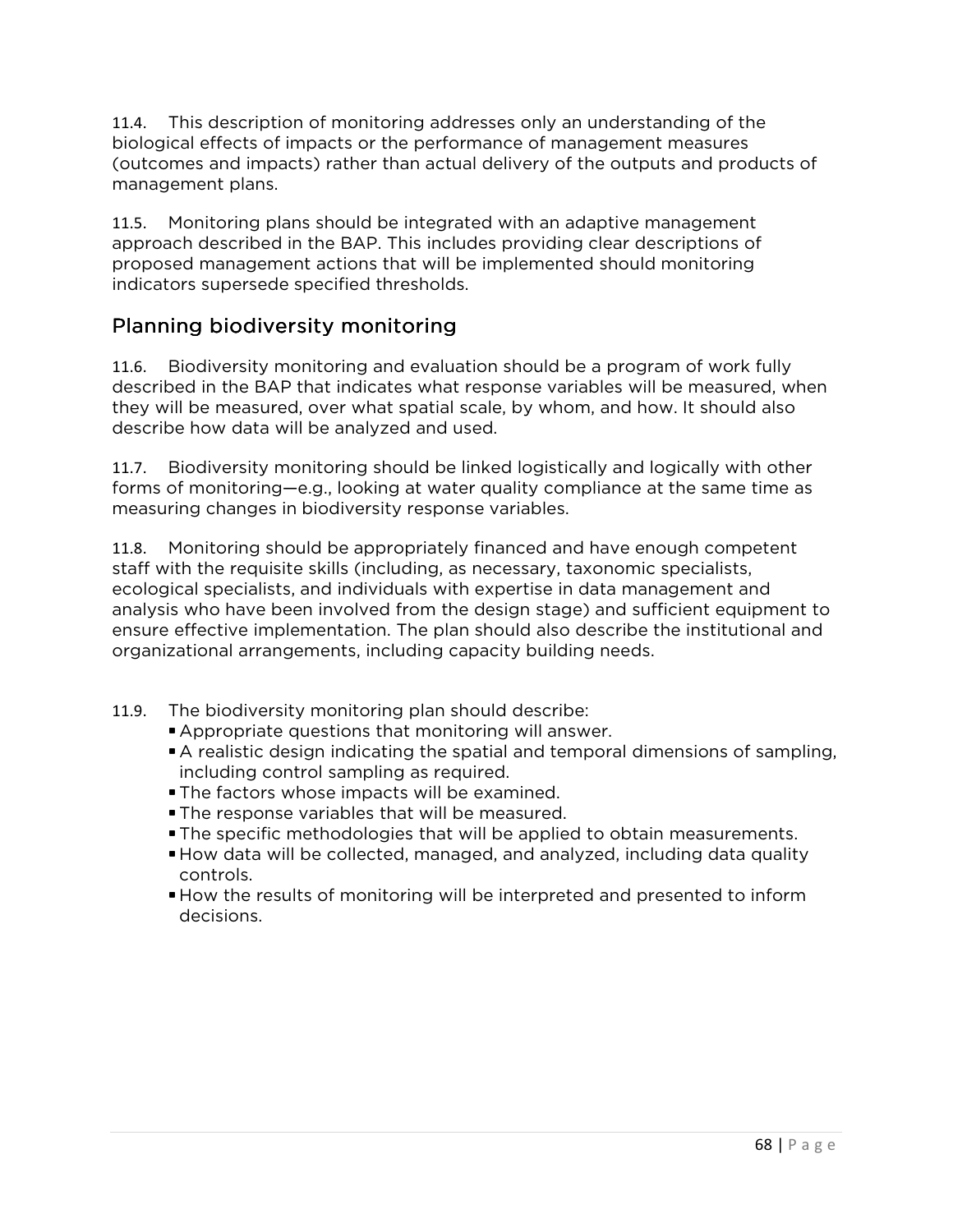11.4. This description of monitoring addresses only an understanding of the biological effects of impacts or the performance of management measures (outcomes and impacts) rather than actual delivery of the outputs and products of management plans.

11.5. Monitoring plans should be integrated with an adaptive management approach described in the BAP. This includes providing clear descriptions of proposed management actions that will be implemented should monitoring indicators supersede specified thresholds.

## Planning biodiversity monitoring

11.6. Biodiversity monitoring and evaluation should be a program of work fully described in the BAP that indicates what response variables will be measured, when they will be measured, over what spatial scale, by whom, and how. It should also describe how data will be analyzed and used.

11.7. Biodiversity monitoring should be linked logistically and logically with other forms of monitoring—e.g., looking at water quality compliance at the same time as measuring changes in biodiversity response variables.

11.8. Monitoring should be appropriately financed and have enough competent staff with the requisite skills (including, as necessary, taxonomic specialists, ecological specialists, and individuals with expertise in data management and analysis who have been involved from the design stage) and sufficient equipment to ensure effective implementation. The plan should also describe the institutional and organizational arrangements, including capacity building needs.

11.9. The biodiversity monitoring plan should describe:

- Appropriate questions that monitoring will answer.
- A realistic design indicating the spatial and temporal dimensions of sampling, including control sampling as required.
- The factors whose impacts will be examined.
- The response variables that will be measured.
- The specific methodologies that will be applied to obtain measurements.
- How data will be collected, managed, and analyzed, including data quality controls.
- How the results of monitoring will be interpreted and presented to inform decisions.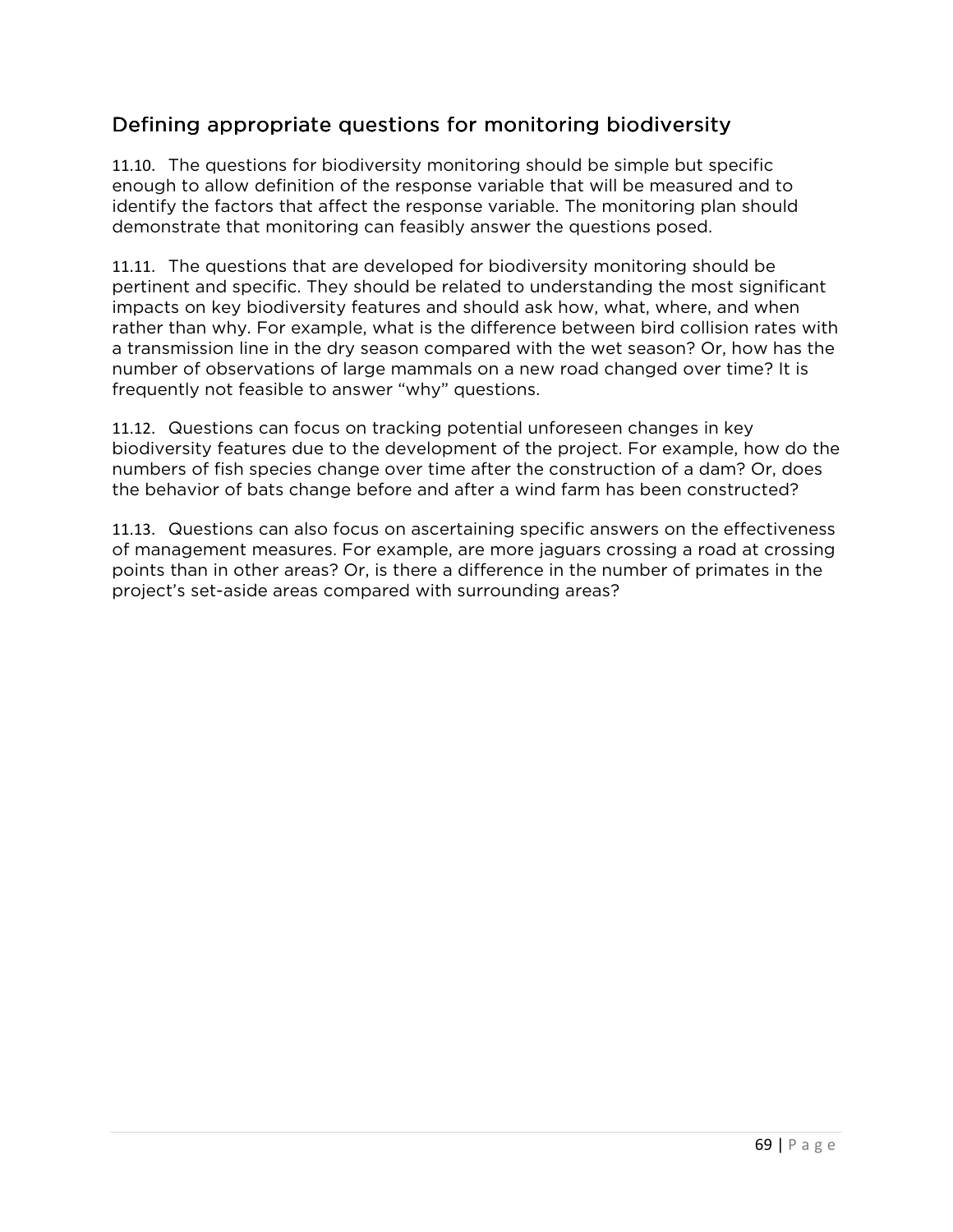## Defining appropriate questions for monitoring biodiversity

11.10. The questions for biodiversity monitoring should be simple but specific enough to allow definition of the response variable that will be measured and to identify the factors that affect the response variable. The monitoring plan should demonstrate that monitoring can feasibly answer the questions posed.

11.11. The questions that are developed for biodiversity monitoring should be pertinent and specific. They should be related to understanding the most significant impacts on key biodiversity features and should ask how, what, where, and when rather than why. For example, what is the difference between bird collision rates with a transmission line in the dry season compared with the wet season? Or, how has the number of observations of large mammals on a new road changed over time? It is frequently not feasible to answer "why" questions.

11.12. Questions can focus on tracking potential unforeseen changes in key biodiversity features due to the development of the project. For example, how do the numbers of fish species change over time after the construction of a dam? Or, does the behavior of bats change before and after a wind farm has been constructed?

11.13. Questions can also focus on ascertaining specific answers on the effectiveness of management measures. For example, are more jaguars crossing a road at crossing points than in other areas? Or, is there a difference in the number of primates in the project's set-aside areas compared with surrounding areas?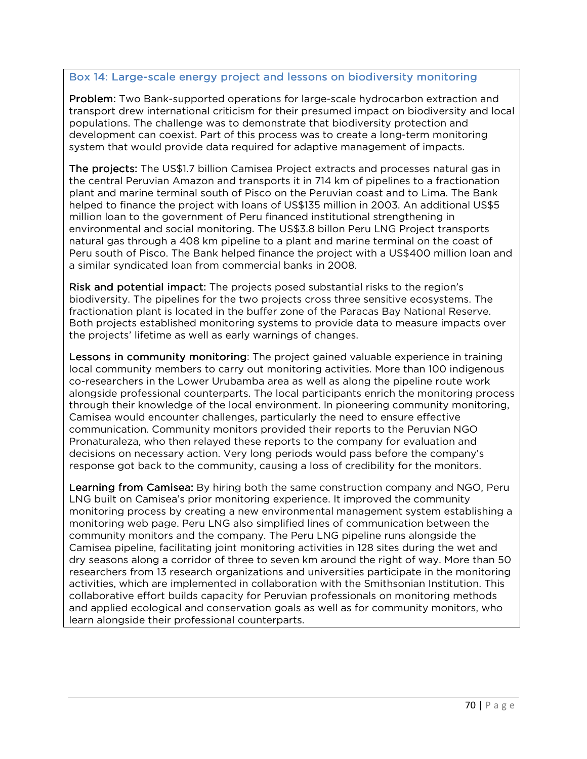### Box 14: Large-scale energy project and lessons on biodiversity monitoring

**Problem:** Two Bank-supported operations for large-scale hydrocarbon extraction and transport drew international criticism for their presumed impact on biodiversity and local populations. The challenge was to demonstrate that biodiversity protection and development can coexist. Part of this process was to create a long-term monitoring system that would provide data required for adaptive management of impacts.

**The projects:** The US$1.7 billion Camisea Project extracts and processes natural gas in the central Peruvian Amazon and transports it in 714 km of pipelines to a fractionation plant and marine terminal south of Pisco on the Peruvian coast and to Lima. The Bank helped to finance the project with loans of US$135 million in 2003. An additional US$5 million loan to the government of Peru financed institutional strengthening in environmental and social monitoring. The US$3.8 billon Peru LNG Project transports natural gas through a 408 km pipeline to a plant and marine terminal on the coast of Peru south of Pisco. The Bank helped finance the project with a US$400 million loan and a similar syndicated loan from commercial banks in 2008.

**Risk and potential impact:** The projects posed substantial risks to the region's biodiversity. The pipelines for the two projects cross three sensitive ecosystems. The fractionation plant is located in the buffer zone of the Paracas Bay National Reserve. Both projects established monitoring systems to provide data to measure impacts over the projects' lifetime as well as early warnings of changes.

**Lessons in community monitoring**: The project gained valuable experience in training local community members to carry out monitoring activities. More than 100 indigenous co-researchers in the Lower Urubamba area as well as along the pipeline route work alongside professional counterparts. The local participants enrich the monitoring process through their knowledge of the local environment. In pioneering community monitoring, Camisea would encounter challenges, particularly the need to ensure effective communication. Community monitors provided their reports to the Peruvian NGO Pronaturaleza, who then relayed these reports to the company for evaluation and decisions on necessary action. Very long periods would pass before the company's response got back to the community, causing a loss of credibility for the monitors.

**Learning from Camisea:** By hiring both the same construction company and NGO, Peru LNG built on Camisea's prior monitoring experience. It improved the community monitoring process by creating a new environmental management system establishing a monitoring web page. Peru LNG also simplified lines of communication between the community monitors and the company. The Peru LNG pipeline runs alongside the Camisea pipeline, facilitating joint monitoring activities in 128 sites during the wet and dry seasons along a corridor of three to seven km around the right of way. More than 50 researchers from 13 research organizations and universities participate in the monitoring activities, which are implemented in collaboration with the Smithsonian Institution. This collaborative effort builds capacity for Peruvian professionals on monitoring methods and applied ecological and conservation goals as well as for community monitors, who learn alongside their professional counterparts.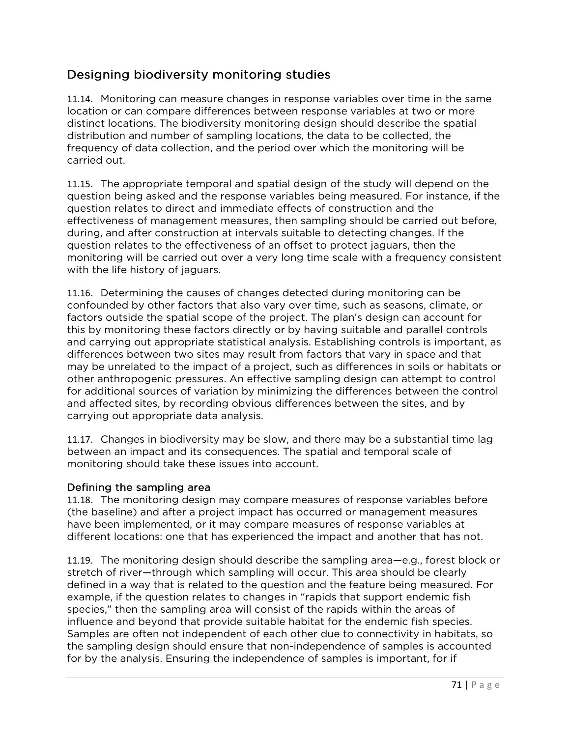## Designing biodiversity monitoring studies

11.14. Monitoring can measure changes in response variables over time in the same location or can compare differences between response variables at two or more distinct locations. The biodiversity monitoring design should describe the spatial distribution and number of sampling locations, the data to be collected, the frequency of data collection, and the period over which the monitoring will be carried out.

11.15. The appropriate temporal and spatial design of the study will depend on the question being asked and the response variables being measured. For instance, if the question relates to direct and immediate effects of construction and the effectiveness of management measures, then sampling should be carried out before, during, and after construction at intervals suitable to detecting changes. If the question relates to the effectiveness of an offset to protect jaguars, then the monitoring will be carried out over a very long time scale with a frequency consistent with the life history of jaguars.

11.16. Determining the causes of changes detected during monitoring can be confounded by other factors that also vary over time, such as seasons, climate, or factors outside the spatial scope of the project. The plan's design can account for this by monitoring these factors directly or by having suitable and parallel controls and carrying out appropriate statistical analysis. Establishing controls is important, as differences between two sites may result from factors that vary in space and that may be unrelated to the impact of a project, such as differences in soils or habitats or other anthropogenic pressures. An effective sampling design can attempt to control for additional sources of variation by minimizing the differences between the control and affected sites, by recording obvious differences between the sites, and by carrying out appropriate data analysis.

11.17. Changes in biodiversity may be slow, and there may be a substantial time lag between an impact and its consequences. The spatial and temporal scale of monitoring should take these issues into account.

### Defining the sampling area

11.18. The monitoring design may compare measures of response variables before (the baseline) and after a project impact has occurred or management measures have been implemented, or it may compare measures of response variables at different locations: one that has experienced the impact and another that has not.

11.19. The monitoring design should describe the sampling area—e.g., forest block or stretch of river—through which sampling will occur. This area should be clearly defined in a way that is related to the question and the feature being measured. For example, if the question relates to changes in "rapids that support endemic fish species," then the sampling area will consist of the rapids within the areas of influence and beyond that provide suitable habitat for the endemic fish species. Samples are often not independent of each other due to connectivity in habitats, so the sampling design should ensure that non-independence of samples is accounted for by the analysis. Ensuring the independence of samples is important, for if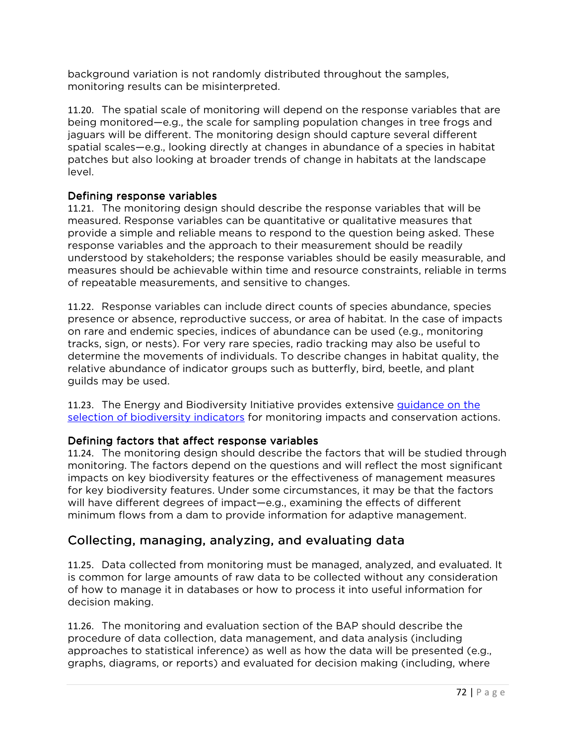background variation is not randomly distributed throughout the samples, monitoring results can be misinterpreted.

11.20. The spatial scale of monitoring will depend on the response variables that are being monitored—e.g., the scale for sampling population changes in tree frogs and jaguars will be different. The monitoring design should capture several different spatial scales—e.g., looking directly at changes in abundance of a species in habitat patches but also looking at broader trends of change in habitats at the landscape level.

### Defining response variables

11.21. The monitoring design should describe the response variables that will be measured. Response variables can be quantitative or qualitative measures that provide a simple and reliable means to respond to the question being asked. These response variables and the approach to their measurement should be readily understood by stakeholders; the response variables should be easily measurable, and measures should be achievable within time and resource constraints, reliable in terms of repeatable measurements, and sensitive to changes.

11.22. Response variables can include direct counts of species abundance, species presence or absence, reproductive success, or area of habitat. In the case of impacts on rare and endemic species, indices of abundance can be used (e.g., monitoring tracks, sign, or nests). For very rare species, radio tracking may also be useful to determine the movements of individuals. To describe changes in habitat quality, the relative abundance of indicator groups such as butterfly, bird, beetle, and plant guilds may be used.

11.23. The Energy and Biodiversity Initiative provides extensive guidance on the selection of biodiversity indicators for monitoring impacts and conservation actions.

### Defining factors that affect response variables

11.24. The monitoring design should describe the factors that will be studied through monitoring. The factors depend on the questions and will reflect the most significant impacts on key biodiversity features or the effectiveness of management measures for key biodiversity features. Under some circumstances, it may be that the factors will have different degrees of impact—e.g., examining the effects of different minimum flows from a dam to provide information for adaptive management.

## Collecting, managing, analyzing, and evaluating data

11.25. Data collected from monitoring must be managed, analyzed, and evaluated. It is common for large amounts of raw data to be collected without any consideration of how to manage it in databases or how to process it into useful information for decision making.

11.26. The monitoring and evaluation section of the BAP should describe the procedure of data collection, data management, and data analysis (including approaches to statistical inference) as well as how the data will be presented (e.g., graphs, diagrams, or reports) and evaluated for decision making (including, where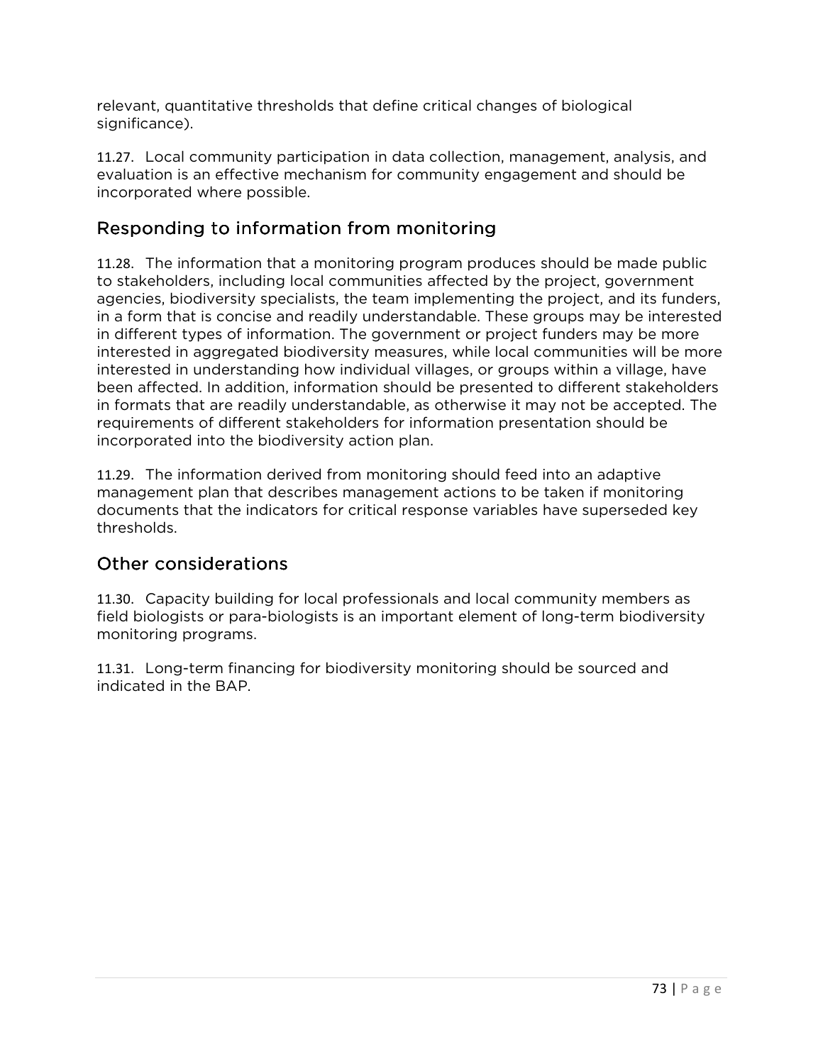relevant, quantitative thresholds that define critical changes of biological significance).

11.27. Local community participation in data collection, management, analysis, and evaluation is an effective mechanism for community engagement and should be incorporated where possible.

## Responding to information from monitoring

11.28. The information that a monitoring program produces should be made public to stakeholders, including local communities affected by the project, government agencies, biodiversity specialists, the team implementing the project, and its funders, in a form that is concise and readily understandable. These groups may be interested in different types of information. The government or project funders may be more interested in aggregated biodiversity measures, while local communities will be more interested in understanding how individual villages, or groups within a village, have been affected. In addition, information should be presented to different stakeholders in formats that are readily understandable, as otherwise it may not be accepted. The requirements of different stakeholders for information presentation should be incorporated into the biodiversity action plan.

11.29. The information derived from monitoring should feed into an adaptive management plan that describes management actions to be taken if monitoring documents that the indicators for critical response variables have superseded key thresholds.

## Other considerations

11.30. Capacity building for local professionals and local community members as field biologists or para-biologists is an important element of long-term biodiversity monitoring programs.

11.31. Long-term financing for biodiversity monitoring should be sourced and indicated in the BAP.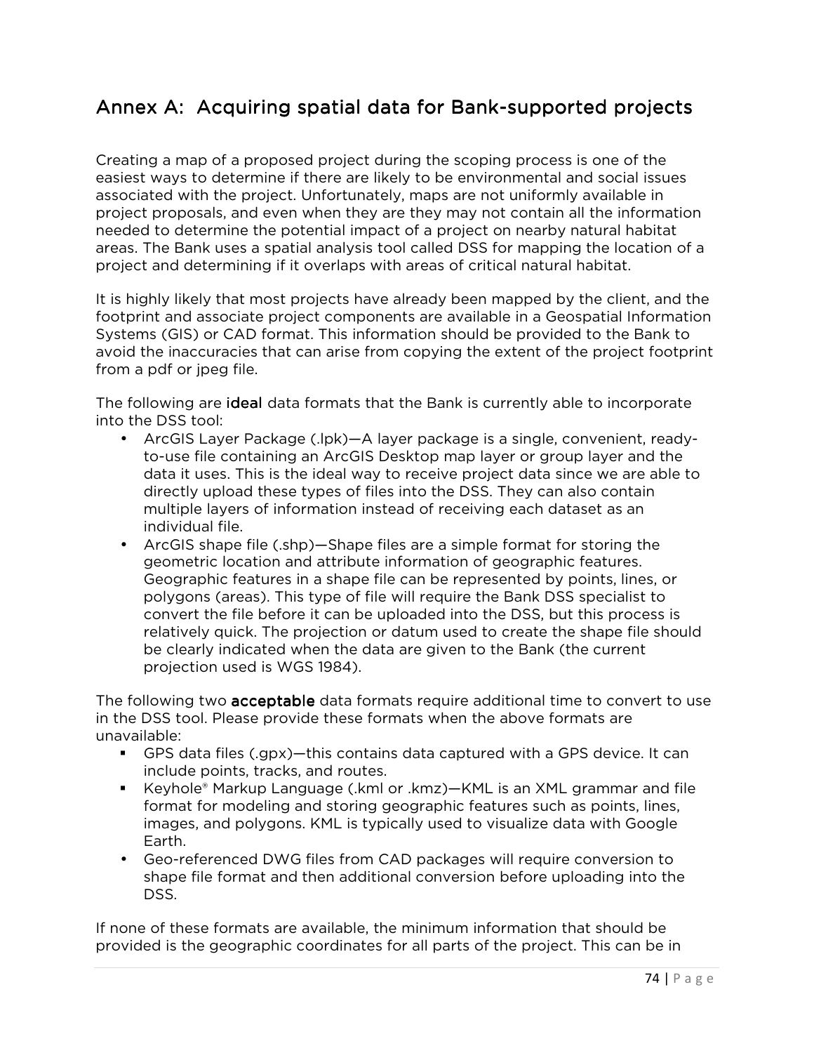## Annex A: Acquiring spatial data for Bank-supported projects

Creating a map of a proposed project during the scoping process is one of the easiest ways to determine if there are likely to be environmental and social issues associated with the project. Unfortunately, maps are not uniformly available in project proposals, and even when they are they may not contain all the information needed to determine the potential impact of a project on nearby natural habitat areas. The Bank uses a spatial analysis tool called DSS for mapping the location of a project and determining if it overlaps with areas of critical natural habitat.

It is highly likely that most projects have already been mapped by the client, and the footprint and associate project components are available in a Geospatial Information Systems (GIS) or CAD format. This information should be provided to the Bank to avoid the inaccuracies that can arise from copying the extent of the project footprint from a pdf or jpeg file.

The following are **ideal** data formats that the Bank is currently able to incorporate into the DSS tool:

- ArcGIS Layer Package (.lpk)—A layer package is a single, convenient, ready-to-use file containing an ArcGIS Desktop map layer or group layer and the data it uses. This is the ideal way to receive project data since we are able to directly upload these types of files into the DSS. They can also contain multiple layers of information instead of receiving each dataset as an individual file.
- ArcGIS shape file (.shp)—Shape files are a simple format for storing the geometric location and attribute information of geographic features. Geographic features in a shape file can be represented by points, lines, or polygons (areas). This type of file will require the Bank DSS specialist to convert the file before it can be uploaded into the DSS, but this process is relatively quick. The projection or datum used to create the shape file should be clearly indicated when the data are given to the Bank (the current projection used is WGS 1984).

The following two **acceptable** data formats require additional time to convert to use in the DSS tool. Please provide these formats when the above formats are unavailable:

- GPS data files (.gpx)—this contains data captured with a GPS device. It can include points, tracks, and routes.
- Keyhole® Markup Language (.kml or .kmz)—KML is an XML grammar and file format for modeling and storing geographic features such as points, lines, images, and polygons. KML is typically used to visualize data with Google Earth.
- Geo-referenced DWG files from CAD packages will require conversion to shape file format and then additional conversion before uploading into the DSS.

If none of these formats are available, the minimum information that should be provided is the geographic coordinates for all parts of the project. This can be in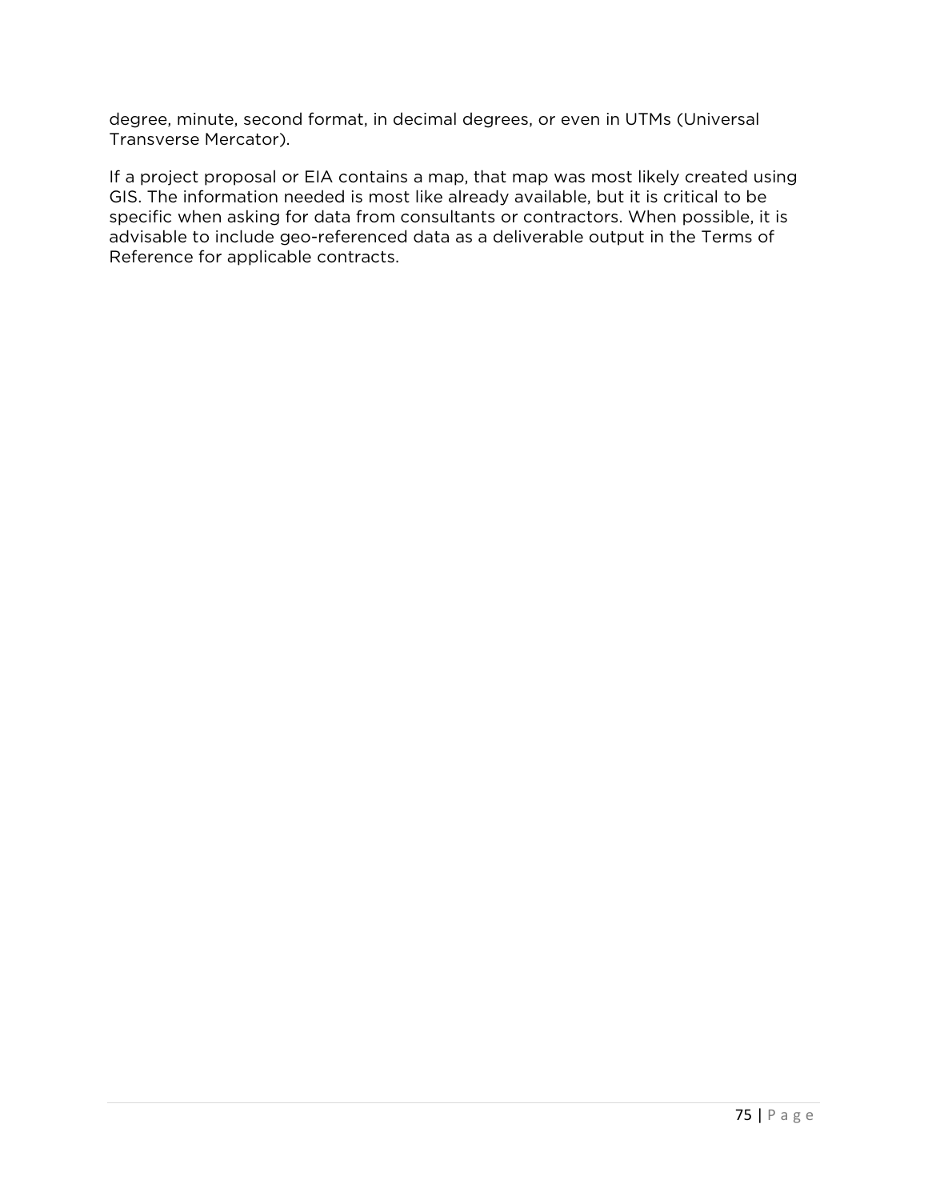degree, minute, second format, in decimal degrees, or even in UTMs (Universal Transverse Mercator).

If a project proposal or EIA contains a map, that map was most likely created using GIS. The information needed is most like already available, but it is critical to be specific when asking for data from consultants or contractors. When possible, it is advisable to include geo-referenced data as a deliverable output in the Terms of Reference for applicable contracts.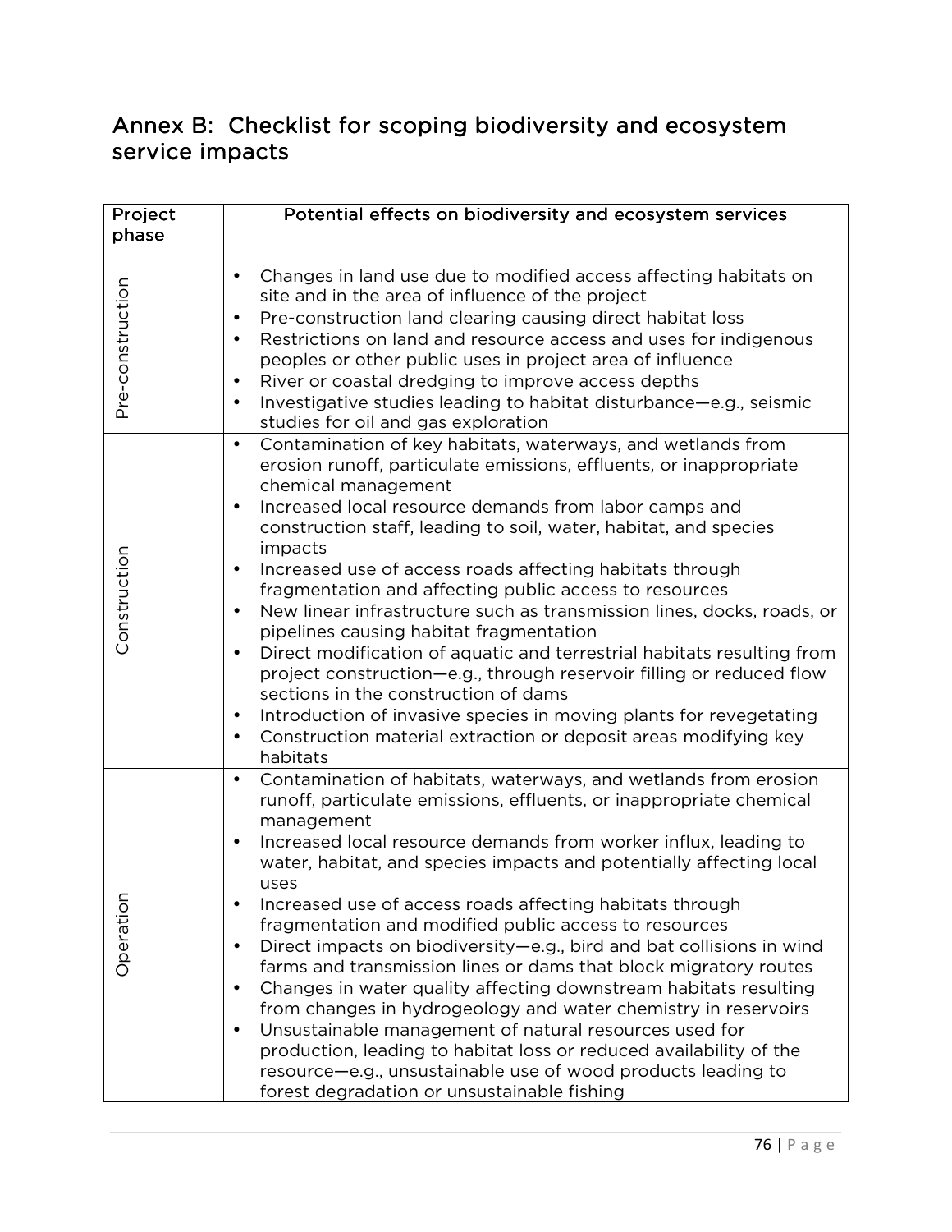# Annex B: Checklist for scoping biodiversity and ecosystem service impacts

| Project phase | Potential effects on biodiversity and ecosystem services |
|---|---|
| Pre-construction | • Changes in land use due to modified access affecting habitats on site and in the area of influence of the project<br>• Pre-construction land clearing causing direct habitat loss<br>• Restrictions on land and resource access and uses for indigenous peoples or other public uses in project area of influence<br>• River or coastal dredging to improve access depths<br>• Investigative studies leading to habitat disturbance—e.g., seismic studies for oil and gas exploration |
| Construction | • Contamination of key habitats, waterways, and wetlands from erosion runoff, particulate emissions, effluents, or inappropriate chemical management<br>• Increased local resource demands from labor camps and construction staff, leading to soil, water, habitat, and species impacts<br>• Increased use of access roads affecting habitats through fragmentation and affecting public access to resources<br>• New linear infrastructure such as transmission lines, docks, roads, or pipelines causing habitat fragmentation<br>• Direct modification of aquatic and terrestrial habitats resulting from project construction—e.g., through reservoir filling or reduced flow sections in the construction of dams<br>• Introduction of invasive species in moving plants for revegetating<br>• Construction material extraction or deposit areas modifying key habitats |
| Operation | • Contamination of habitats, waterways, and wetlands from erosion runoff, particulate emissions, effluents, or inappropriate chemical management<br>• Increased local resource demands from worker influx, leading to water, habitat, and species impacts and potentially affecting local uses<br>• Increased use of access roads affecting habitats through fragmentation and modified public access to resources<br>• Direct impacts on biodiversity—e.g., bird and bat collisions in wind farms and transmission lines or dams that block migratory routes<br>• Changes in water quality affecting downstream habitats resulting from changes in hydrogeology and water chemistry in reservoirs<br>• Unsustainable management of natural resources used for production, leading to habitat loss or reduced availability of the resource—e.g., unsustainable use of wood products leading to forest degradation or unsustainable fishing |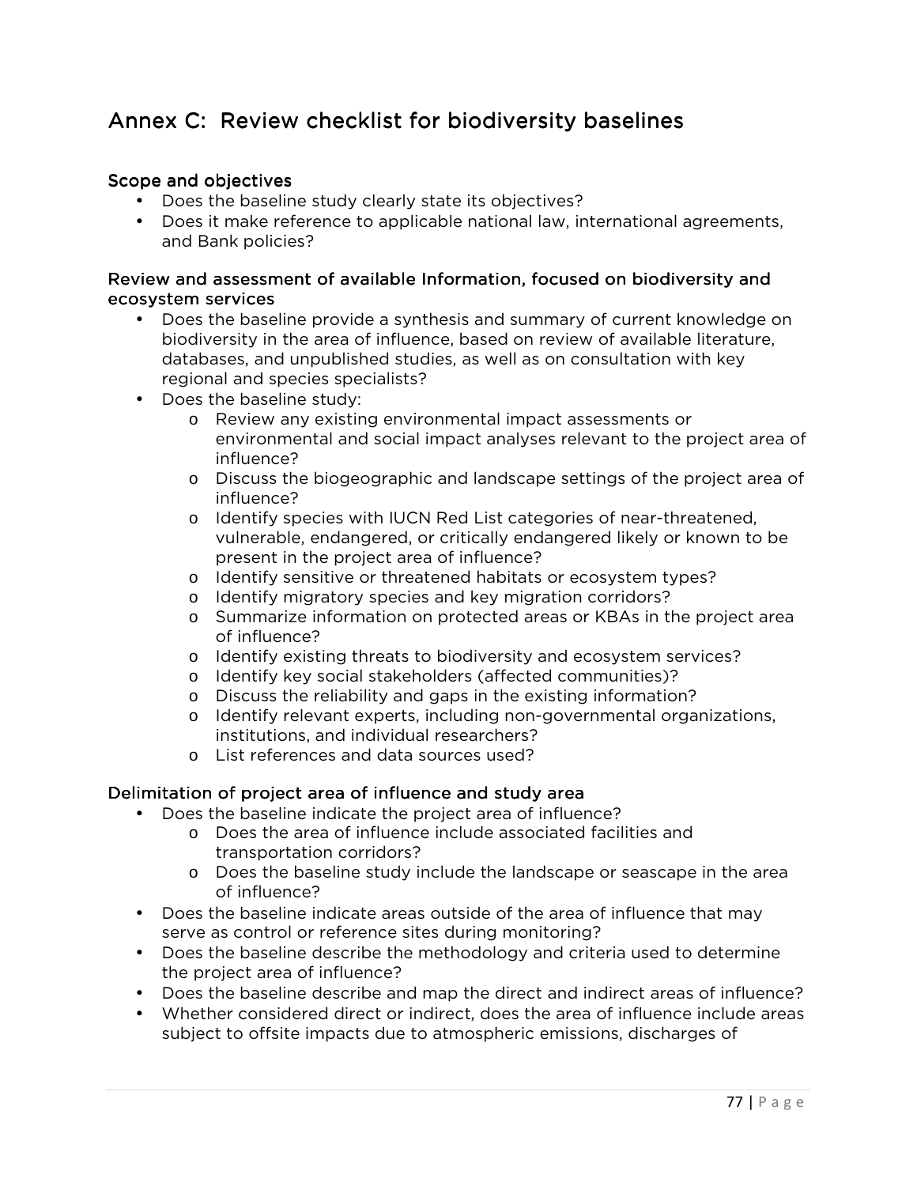# Annex C: Review checklist for biodiversity baselines

### Scope and objectives

- Does the baseline study clearly state its objectives?
- Does it make reference to applicable national law, international agreements, and Bank policies?

### Review and assessment of available Information, focused on biodiversity and ecosystem services

- Does the baseline provide a synthesis and summary of current knowledge on biodiversity in the area of influence, based on review of available literature, databases, and unpublished studies, as well as on consultation with key regional and species specialists?
- Does the baseline study:
  - Review any existing environmental impact assessments or environmental and social impact analyses relevant to the project area of influence?
  - Discuss the biogeographic and landscape settings of the project area of influence?
  - Identify species with IUCN Red List categories of near-threatened, vulnerable, endangered, or critically endangered likely or known to be present in the project area of influence?
  - Identify sensitive or threatened habitats or ecosystem types?
  - Identify migratory species and key migration corridors?
  - Summarize information on protected areas or KBAs in the project area of influence?
  - Identify existing threats to biodiversity and ecosystem services?
  - Identify key social stakeholders (affected communities)?
  - Discuss the reliability and gaps in the existing information?
  - Identify relevant experts, including non-governmental organizations, institutions, and individual researchers?
  - List references and data sources used?

### Delimitation of project area of influence and study area

- Does the baseline indicate the project area of influence?
  - Does the area of influence include associated facilities and transportation corridors?
  - Does the baseline study include the landscape or seascape in the area of influence?
- Does the baseline indicate areas outside of the area of influence that may serve as control or reference sites during monitoring?
- Does the baseline describe the methodology and criteria used to determine the project area of influence?
- Does the baseline describe and map the direct and indirect areas of influence?
- Whether considered direct or indirect, does the area of influence include areas subject to offsite impacts due to atmospheric emissions, discharges of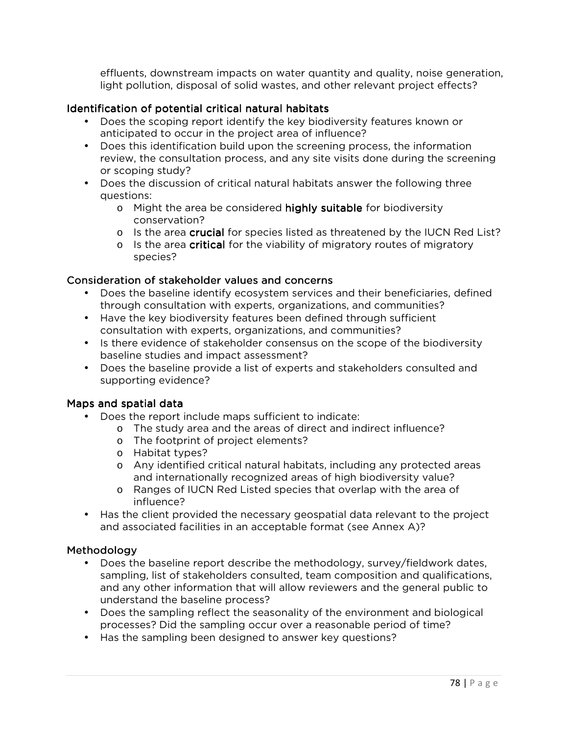effluents, downstream impacts on water quantity and quality, noise generation, light pollution, disposal of solid wastes, and other relevant project effects?

### Identification of potential critical natural habitats

- Does the scoping report identify the key biodiversity features known or anticipated to occur in the project area of influence?
- Does this identification build upon the screening process, the information review, the consultation process, and any site visits done during the screening or scoping study?
- Does the discussion of critical natural habitats answer the following three questions:
  - Might the area be considered **highly suitable** for biodiversity conservation?
  - Is the area **crucial** for species listed as threatened by the IUCN Red List?
  - Is the area **critical** for the viability of migratory routes of migratory species?

### Consideration of stakeholder values and concerns

- Does the baseline identify ecosystem services and their beneficiaries, defined through consultation with experts, organizations, and communities?
- Have the key biodiversity features been defined through sufficient consultation with experts, organizations, and communities?
- Is there evidence of stakeholder consensus on the scope of the biodiversity baseline studies and impact assessment?
- Does the baseline provide a list of experts and stakeholders consulted and supporting evidence?

### Maps and spatial data

- Does the report include maps sufficient to indicate:
  - The study area and the areas of direct and indirect influence?
  - The footprint of project elements?
  - Habitat types?
  - Any identified critical natural habitats, including any protected areas and internationally recognized areas of high biodiversity value?
  - Ranges of IUCN Red Listed species that overlap with the area of influence?
- Has the client provided the necessary geospatial data relevant to the project and associated facilities in an acceptable format (see Annex A)?

### Methodology

- Does the baseline report describe the methodology, survey/fieldwork dates, sampling, list of stakeholders consulted, team composition and qualifications, and any other information that will allow reviewers and the general public to understand the baseline process?
- Does the sampling reflect the seasonality of the environment and biological processes? Did the sampling occur over a reasonable period of time?
- Has the sampling been designed to answer key questions?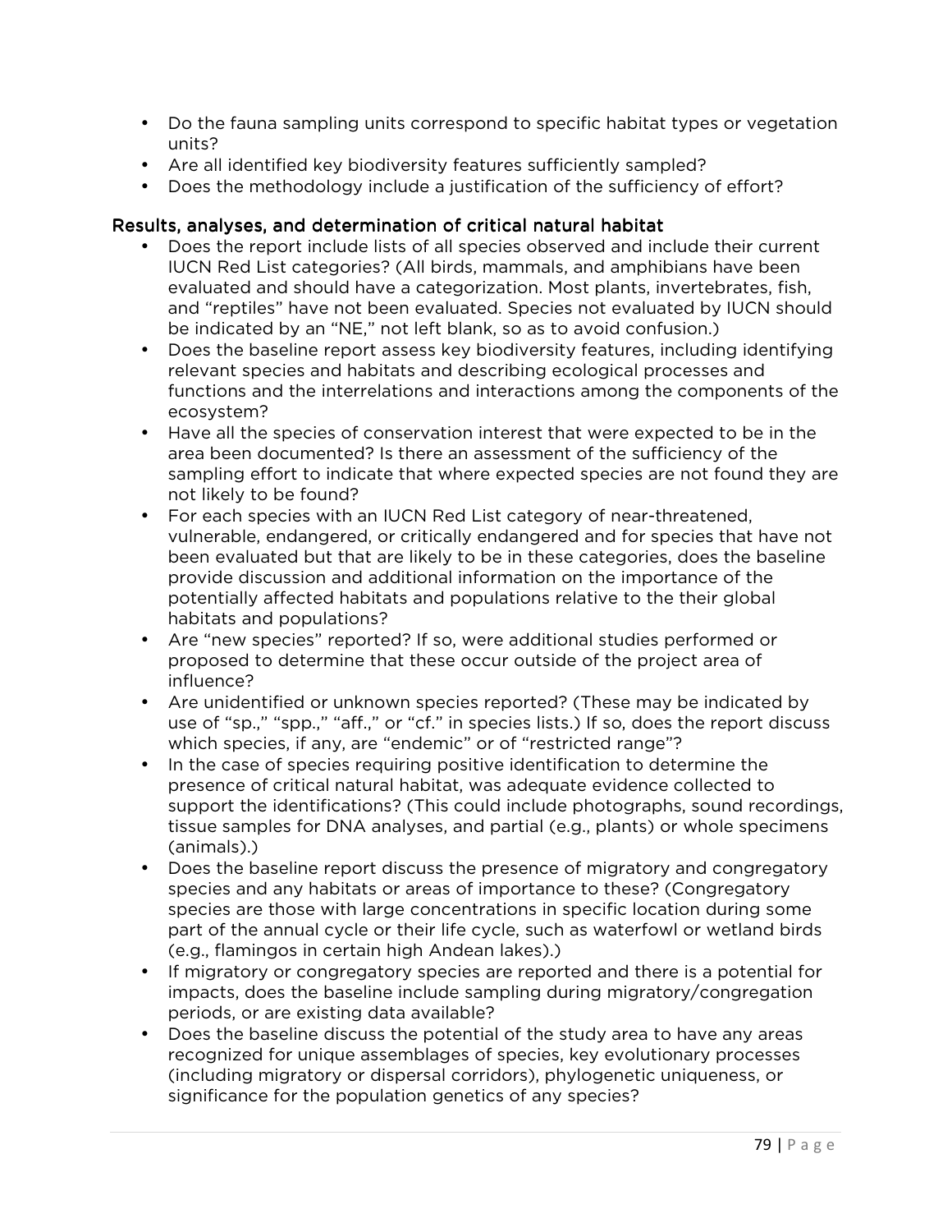- Do the fauna sampling units correspond to specific habitat types or vegetation units?
- Are all identified key biodiversity features sufficiently sampled?
- Does the methodology include a justification of the sufficiency of effort?

### Results, analyses, and determination of critical natural habitat

- Does the report include lists of all species observed and include their current IUCN Red List categories? (All birds, mammals, and amphibians have been evaluated and should have a categorization. Most plants, invertebrates, fish, and "reptiles" have not been evaluated. Species not evaluated by IUCN should be indicated by an "NE," not left blank, so as to avoid confusion.)
- Does the baseline report assess key biodiversity features, including identifying relevant species and habitats and describing ecological processes and functions and the interrelations and interactions among the components of the ecosystem?
- Have all the species of conservation interest that were expected to be in the area been documented? Is there an assessment of the sufficiency of the sampling effort to indicate that where expected species are not found they are not likely to be found?
- For each species with an IUCN Red List category of near-threatened, vulnerable, endangered, or critically endangered and for species that have not been evaluated but that are likely to be in these categories, does the baseline provide discussion and additional information on the importance of the potentially affected habitats and populations relative to the their global habitats and populations?
- Are "new species" reported? If so, were additional studies performed or proposed to determine that these occur outside of the project area of influence?
- Are unidentified or unknown species reported? (These may be indicated by use of "sp.," "spp.," "aff.," or "cf." in species lists.) If so, does the report discuss which species, if any, are "endemic" or of "restricted range"?
- In the case of species requiring positive identification to determine the presence of critical natural habitat, was adequate evidence collected to support the identifications? (This could include photographs, sound recordings, tissue samples for DNA analyses, and partial (e.g., plants) or whole specimens (animals).)
- Does the baseline report discuss the presence of migratory and congregatory species and any habitats or areas of importance to these? (Congregatory species are those with large concentrations in specific location during some part of the annual cycle or their life cycle, such as waterfowl or wetland birds (e.g., flamingos in certain high Andean lakes).)
- If migratory or congregatory species are reported and there is a potential for impacts, does the baseline include sampling during migratory/congregation periods, or are existing data available?
- Does the baseline discuss the potential of the study area to have any areas recognized for unique assemblages of species, key evolutionary processes (including migratory or dispersal corridors), phylogenetic uniqueness, or significance for the population genetics of any species?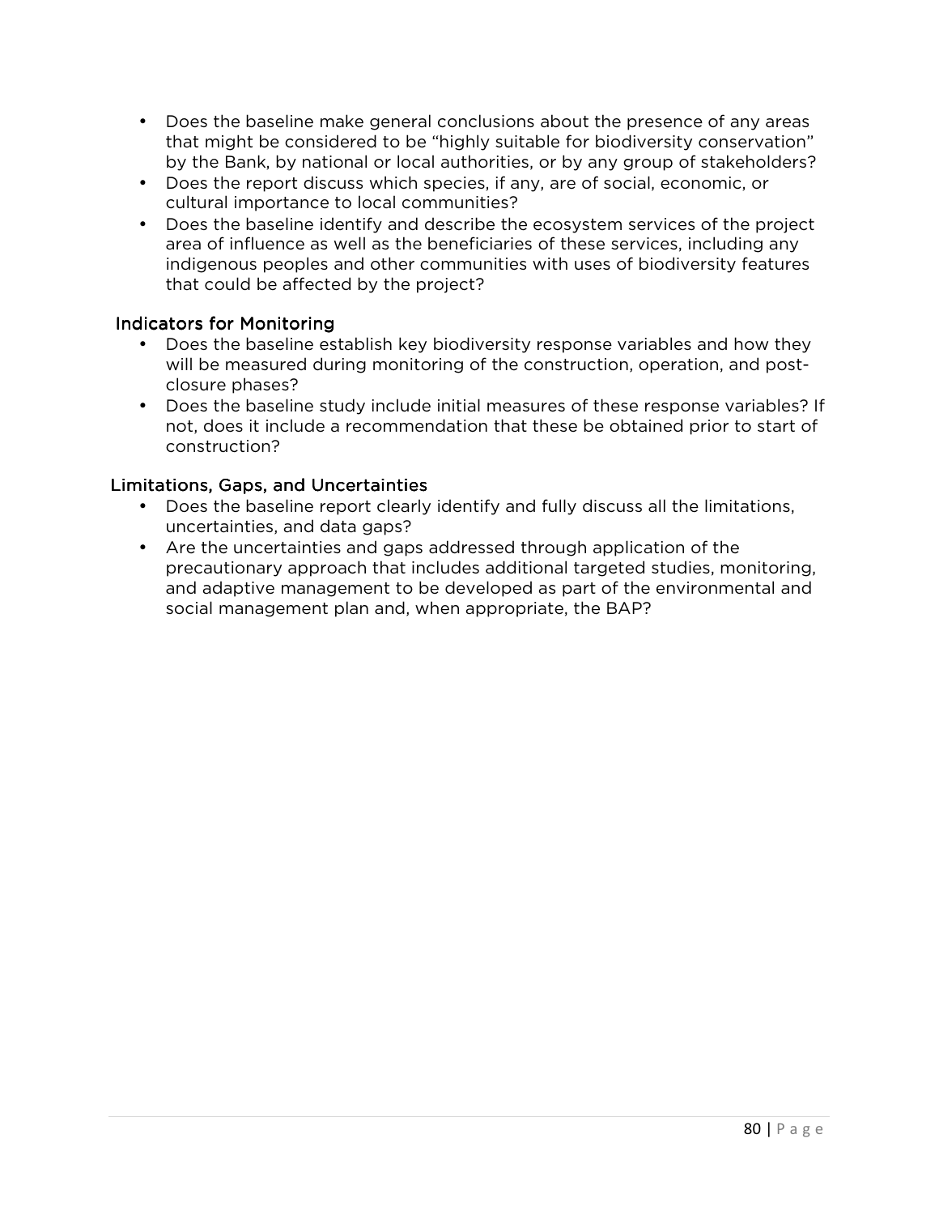- Does the baseline make general conclusions about the presence of any areas that might be considered to be “highly suitable for biodiversity conservation” by the Bank, by national or local authorities, or by any group of stakeholders?
- Does the report discuss which species, if any, are of social, economic, or cultural importance to local communities?
- Does the baseline identify and describe the ecosystem services of the project area of influence as well as the beneficiaries of these services, including any indigenous peoples and other communities with uses of biodiversity features that could be affected by the project?

### Indicators for Monitoring

- Does the baseline establish key biodiversity response variables and how they will be measured during monitoring of the construction, operation, and post-closure phases?
- Does the baseline study include initial measures of these response variables? If not, does it include a recommendation that these be obtained prior to start of construction?

### Limitations, Gaps, and Uncertainties

- Does the baseline report clearly identify and fully discuss all the limitations, uncertainties, and data gaps?
- Are the uncertainties and gaps addressed through application of the precautionary approach that includes additional targeted studies, monitoring, and adaptive management to be developed as part of the environmental and social management plan and, when appropriate, the BAP?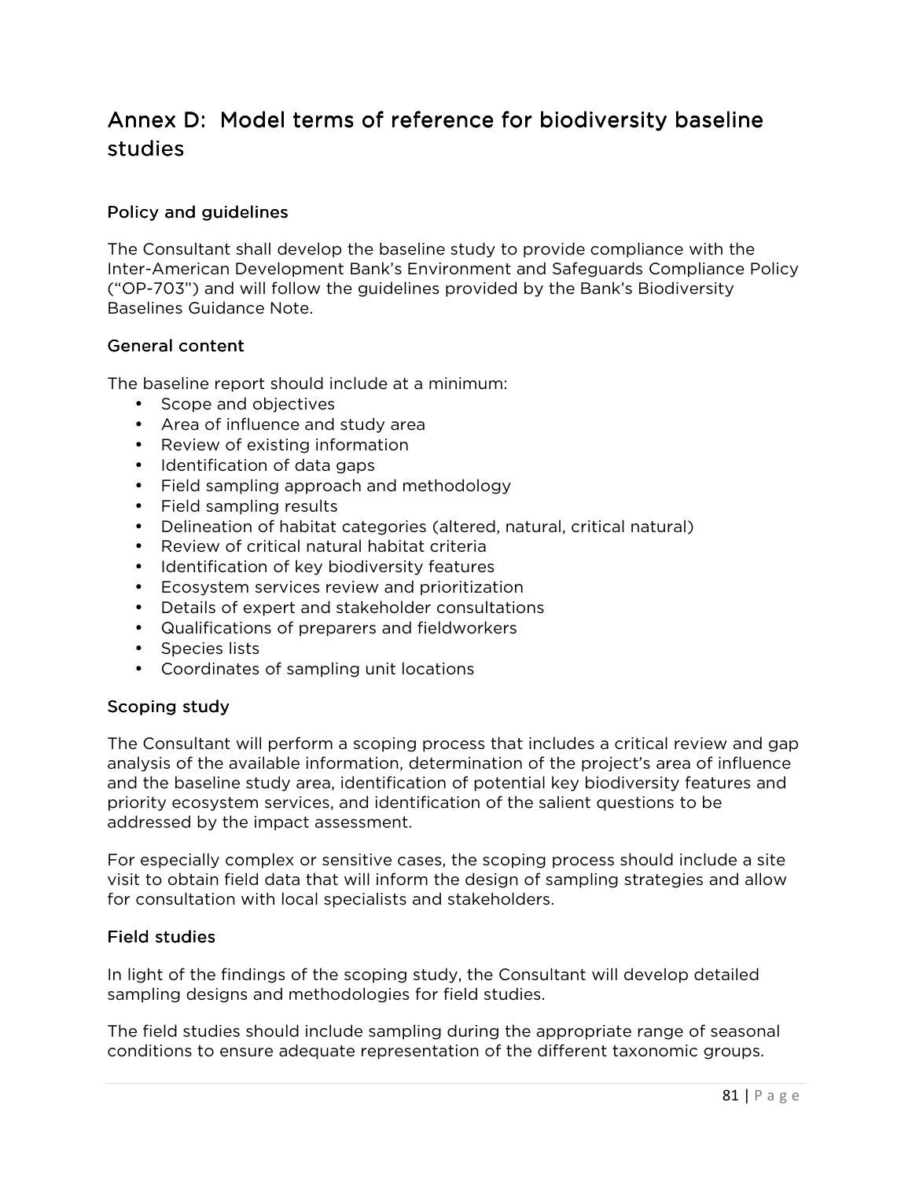# Annex D: Model terms of reference for biodiversity baseline studies

### Policy and guidelines

The Consultant shall develop the baseline study to provide compliance with the Inter-American Development Bank's Environment and Safeguards Compliance Policy ("OP-703") and will follow the guidelines provided by the Bank's Biodiversity Baselines Guidance Note.

### General content

The baseline report should include at a minimum:

- Scope and objectives
- Area of influence and study area
- Review of existing information
- Identification of data gaps
- Field sampling approach and methodology
- Field sampling results
- Delineation of habitat categories (altered, natural, critical natural)
- Review of critical natural habitat criteria
- Identification of key biodiversity features
- Ecosystem services review and prioritization
- Details of expert and stakeholder consultations
- Qualifications of preparers and fieldworkers
- Species lists
- Coordinates of sampling unit locations

### Scoping study

The Consultant will perform a scoping process that includes a critical review and gap analysis of the available information, determination of the project's area of influence and the baseline study area, identification of potential key biodiversity features and priority ecosystem services, and identification of the salient questions to be addressed by the impact assessment.

For especially complex or sensitive cases, the scoping process should include a site visit to obtain field data that will inform the design of sampling strategies and allow for consultation with local specialists and stakeholders.

### Field studies

In light of the findings of the scoping study, the Consultant will develop detailed sampling designs and methodologies for field studies.

The field studies should include sampling during the appropriate range of seasonal conditions to ensure adequate representation of the different taxonomic groups.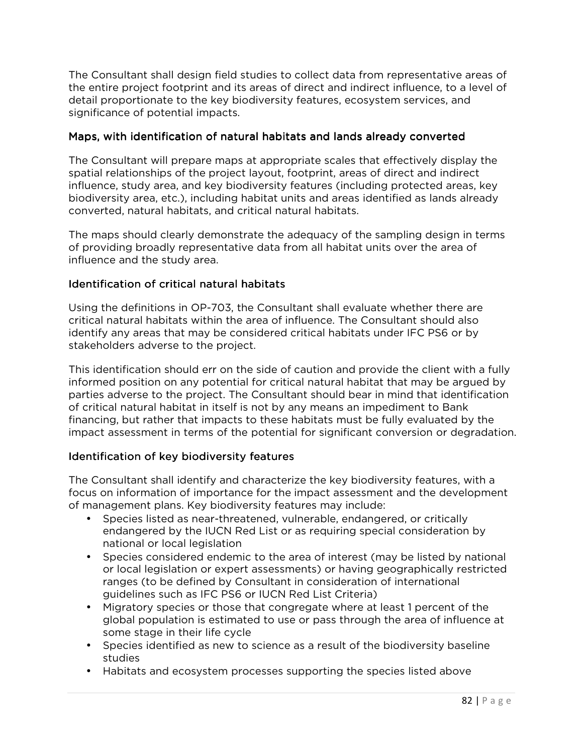The Consultant shall design field studies to collect data from representative areas of the entire project footprint and its areas of direct and indirect influence, to a level of detail proportionate to the key biodiversity features, ecosystem services, and significance of potential impacts.

### Maps, with identification of natural habitats and lands already converted

The Consultant will prepare maps at appropriate scales that effectively display the spatial relationships of the project layout, footprint, areas of direct and indirect influence, study area, and key biodiversity features (including protected areas, key biodiversity area, etc.), including habitat units and areas identified as lands already converted, natural habitats, and critical natural habitats.

The maps should clearly demonstrate the adequacy of the sampling design in terms of providing broadly representative data from all habitat units over the area of influence and the study area.

### Identification of critical natural habitats

Using the definitions in OP-703, the Consultant shall evaluate whether there are critical natural habitats within the area of influence. The Consultant should also identify any areas that may be considered critical habitats under IFC PS6 or by stakeholders adverse to the project.

This identification should err on the side of caution and provide the client with a fully informed position on any potential for critical natural habitat that may be argued by parties adverse to the project. The Consultant should bear in mind that identification of critical natural habitat in itself is not by any means an impediment to Bank financing, but rather that impacts to these habitats must be fully evaluated by the impact assessment in terms of the potential for significant conversion or degradation.

### Identification of key biodiversity features

The Consultant shall identify and characterize the key biodiversity features, with a focus on information of importance for the impact assessment and the development of management plans. Key biodiversity features may include:

- Species listed as near-threatened, vulnerable, endangered, or critically endangered by the IUCN Red List or as requiring special consideration by national or local legislation
- Species considered endemic to the area of interest (may be listed by national or local legislation or expert assessments) or having geographically restricted ranges (to be defined by Consultant in consideration of international guidelines such as IFC PS6 or IUCN Red List Criteria)
- Migratory species or those that congregate where at least 1 percent of the global population is estimated to use or pass through the area of influence at some stage in their life cycle
- Species identified as new to science as a result of the biodiversity baseline studies
- Habitats and ecosystem processes supporting the species listed above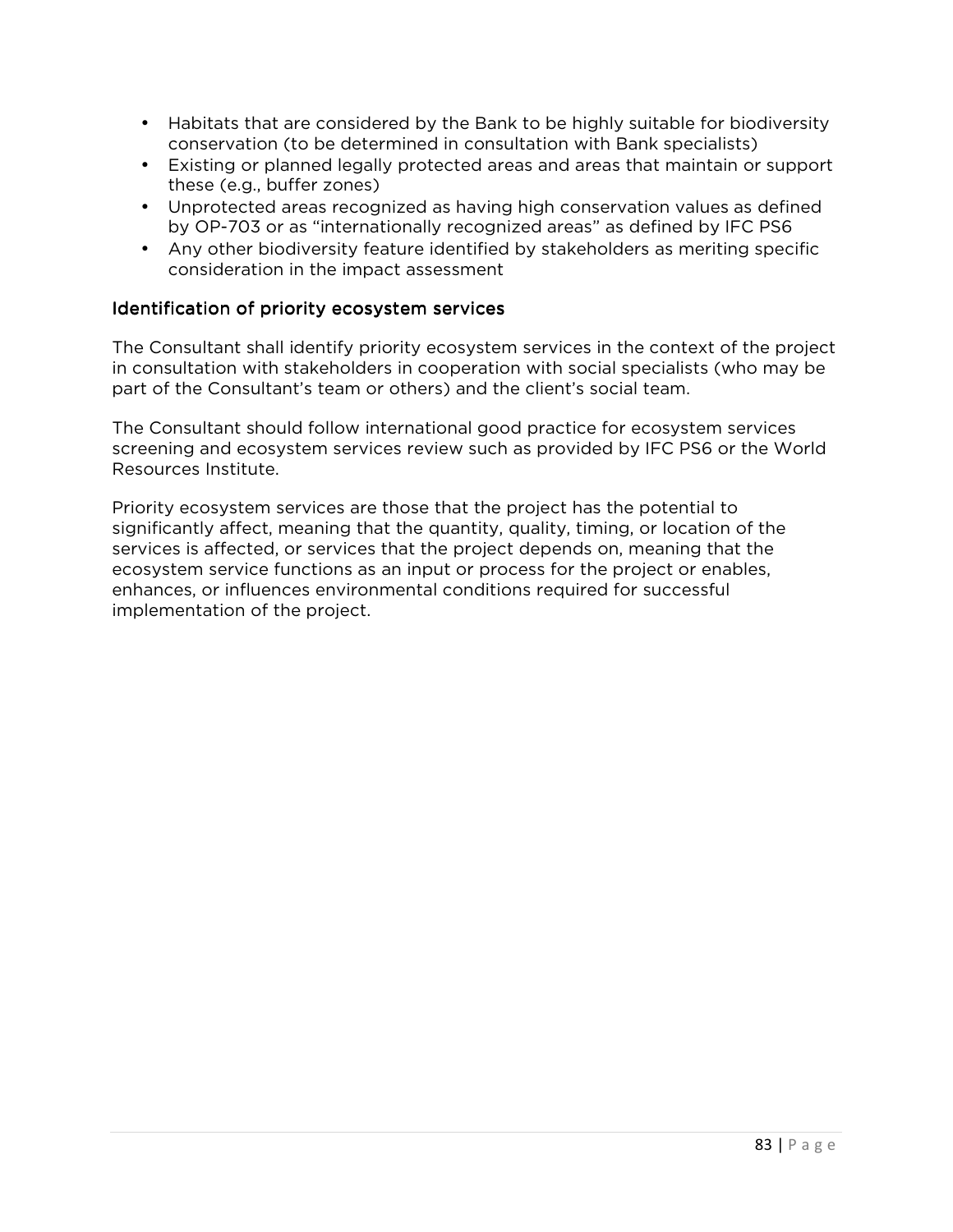- Habitats that are considered by the Bank to be highly suitable for biodiversity conservation (to be determined in consultation with Bank specialists)
- Existing or planned legally protected areas and areas that maintain or support these (e.g., buffer zones)
- Unprotected areas recognized as having high conservation values as defined by OP-703 or as "internationally recognized areas" as defined by IFC PS6
- Any other biodiversity feature identified by stakeholders as meriting specific consideration in the impact assessment

### Identification of priority ecosystem services

The Consultant shall identify priority ecosystem services in the context of the project in consultation with stakeholders in cooperation with social specialists (who may be part of the Consultant's team or others) and the client's social team.

The Consultant should follow international good practice for ecosystem services screening and ecosystem services review such as provided by IFC PS6 or the World Resources Institute.

Priority ecosystem services are those that the project has the potential to significantly affect, meaning that the quantity, quality, timing, or location of the services is affected, or services that the project depends on, meaning that the ecosystem service functions as an input or process for the project or enables, enhances, or influences environmental conditions required for successful implementation of the project.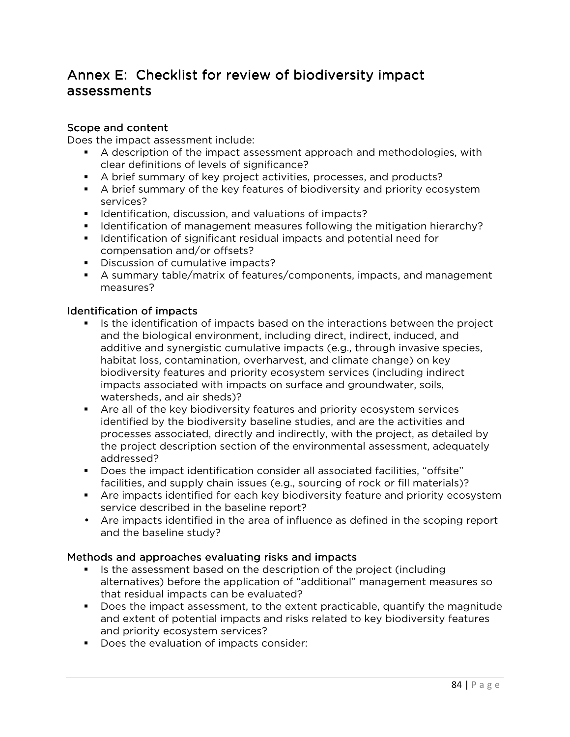# Annex E: Checklist for review of biodiversity impact assessments

### Scope and content

Does the impact assessment include:

- A description of the impact assessment approach and methodologies, with clear definitions of levels of significance?
- A brief summary of key project activities, processes, and products?
- A brief summary of the key features of biodiversity and priority ecosystem services?
- Identification, discussion, and valuations of impacts?
- Identification of management measures following the mitigation hierarchy?
- Identification of significant residual impacts and potential need for compensation and/or offsets?
- Discussion of cumulative impacts?
- A summary table/matrix of features/components, impacts, and management measures?

### Identification of impacts

- Is the identification of impacts based on the interactions between the project and the biological environment, including direct, indirect, induced, and additive and synergistic cumulative impacts (e.g., through invasive species, habitat loss, contamination, overharvest, and climate change) on key biodiversity features and priority ecosystem services (including indirect impacts associated with impacts on surface and groundwater, soils, watersheds, and air sheds)?
- Are all of the key biodiversity features and priority ecosystem services identified by the biodiversity baseline studies, and are the activities and processes associated, directly and indirectly, with the project, as detailed by the project description section of the environmental assessment, adequately addressed?
- Does the impact identification consider all associated facilities, "offsite" facilities, and supply chain issues (e.g., sourcing of rock or fill materials)?
- Are impacts identified for each key biodiversity feature and priority ecosystem service described in the baseline report?
- Are impacts identified in the area of influence as defined in the scoping report and the baseline study?

### Methods and approaches evaluating risks and impacts

- Is the assessment based on the description of the project (including alternatives) before the application of "additional" management measures so that residual impacts can be evaluated?
- Does the impact assessment, to the extent practicable, quantify the magnitude and extent of potential impacts and risks related to key biodiversity features and priority ecosystem services?
- Does the evaluation of impacts consider: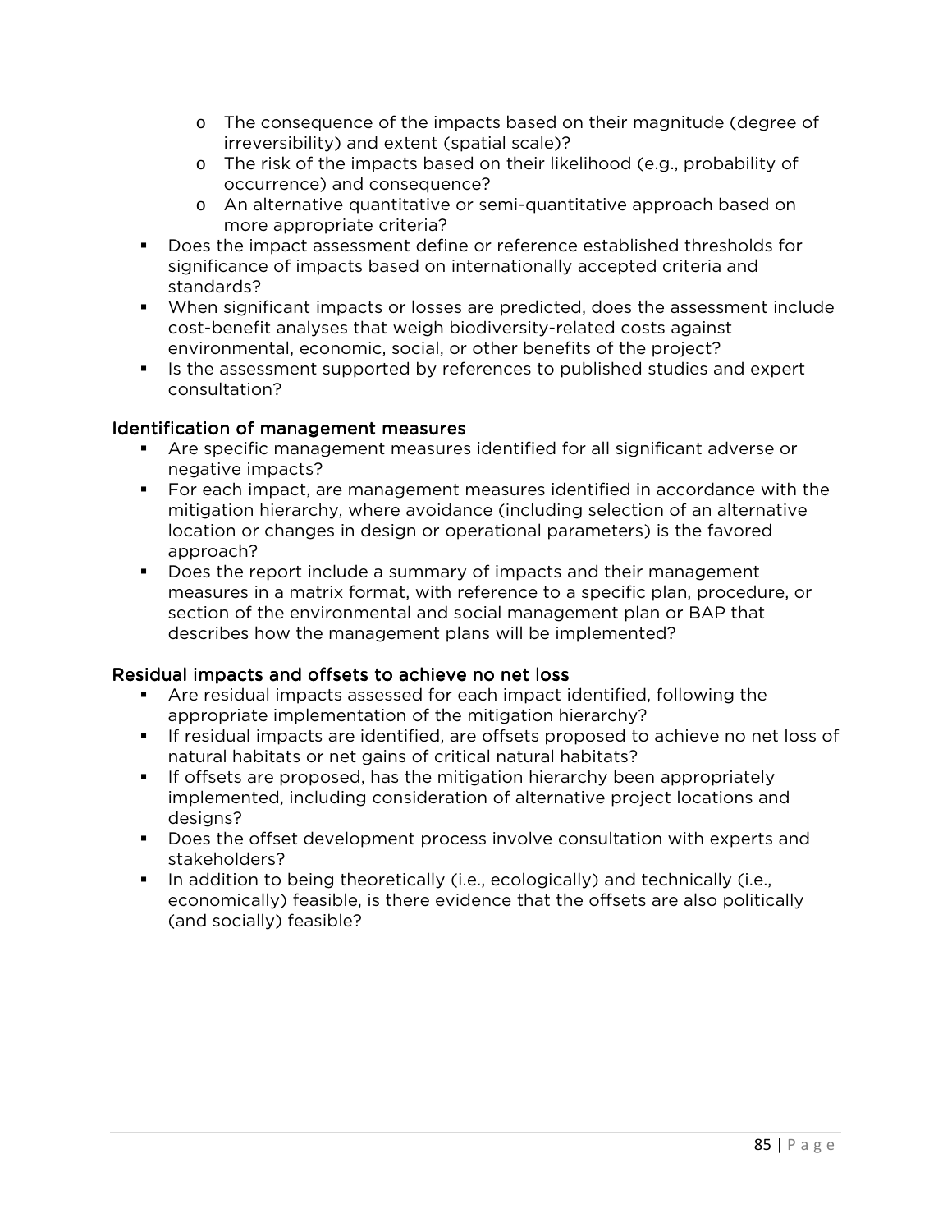- The consequence of the impacts based on their magnitude (degree of irreversibility) and extent (spatial scale)?
    - The risk of the impacts based on their likelihood (e.g., probability of occurrence) and consequence?
    - An alternative quantitative or semi-quantitative approach based on more appropriate criteria?
- Does the impact assessment define or reference established thresholds for significance of impacts based on internationally accepted criteria and standards?
- When significant impacts or losses are predicted, does the assessment include cost-benefit analyses that weigh biodiversity-related costs against environmental, economic, social, or other benefits of the project?
- Is the assessment supported by references to published studies and expert consultation?

### Identification of management measures

- Are specific management measures identified for all significant adverse or negative impacts?
- For each impact, are management measures identified in accordance with the mitigation hierarchy, where avoidance (including selection of an alternative location or changes in design or operational parameters) is the favored approach?
- Does the report include a summary of impacts and their management measures in a matrix format, with reference to a specific plan, procedure, or section of the environmental and social management plan or BAP that describes how the management plans will be implemented?

### Residual impacts and offsets to achieve no net loss

- Are residual impacts assessed for each impact identified, following the appropriate implementation of the mitigation hierarchy?
- If residual impacts are identified, are offsets proposed to achieve no net loss of natural habitats or net gains of critical natural habitats?
- If offsets are proposed, has the mitigation hierarchy been appropriately implemented, including consideration of alternative project locations and designs?
- Does the offset development process involve consultation with experts and stakeholders?
- In addition to being theoretically (i.e., ecologically) and technically (i.e., economically) feasible, is there evidence that the offsets are also politically (and socially) feasible?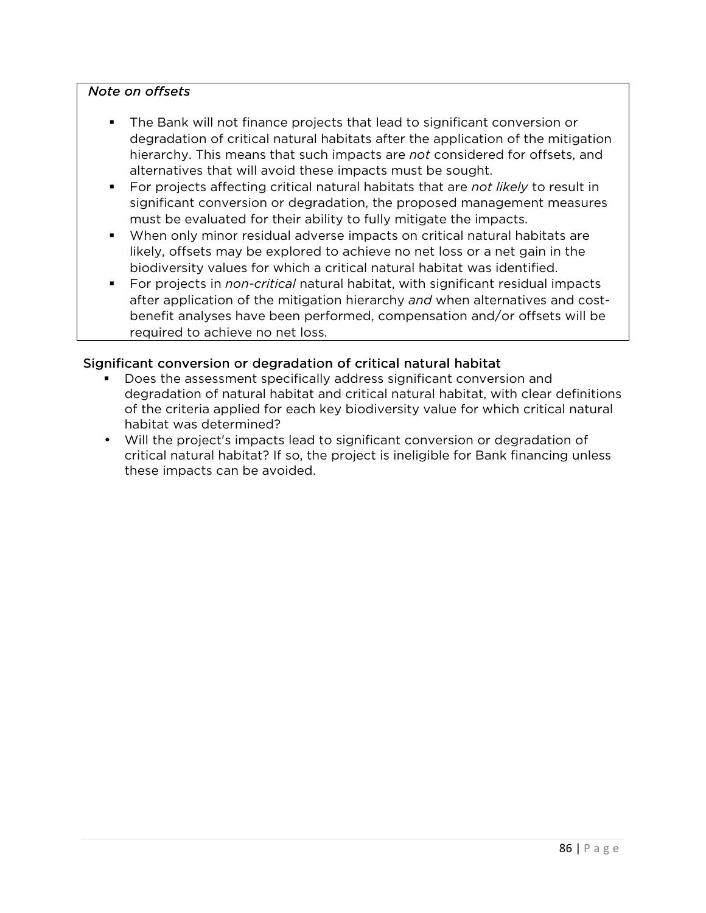*Note on offsets*

- The Bank will not finance projects that lead to significant conversion or degradation of critical natural habitats after the application of the mitigation hierarchy. This means that such impacts are *not* considered for offsets, and alternatives that will avoid these impacts must be sought.
- For projects affecting critical natural habitats that are *not likely* to result in significant conversion or degradation, the proposed management measures must be evaluated for their ability to fully mitigate the impacts.
- When only minor residual adverse impacts on critical natural habitats are likely, offsets may be explored to achieve no net loss or a net gain in the biodiversity values for which a critical natural habitat was identified.
- For projects in *non-critical* natural habitat, with significant residual impacts after application of the mitigation hierarchy *and* when alternatives and cost-benefit analyses have been performed, compensation and/or offsets will be required to achieve no net loss.

### Significant conversion or degradation of critical natural habitat

- Does the assessment specifically address significant conversion and degradation of natural habitat and critical natural habitat, with clear definitions of the criteria applied for each key biodiversity value for which critical natural habitat was determined?
- Will the project's impacts lead to significant conversion or degradation of critical natural habitat? If so, the project is ineligible for Bank financing unless these impacts can be avoided.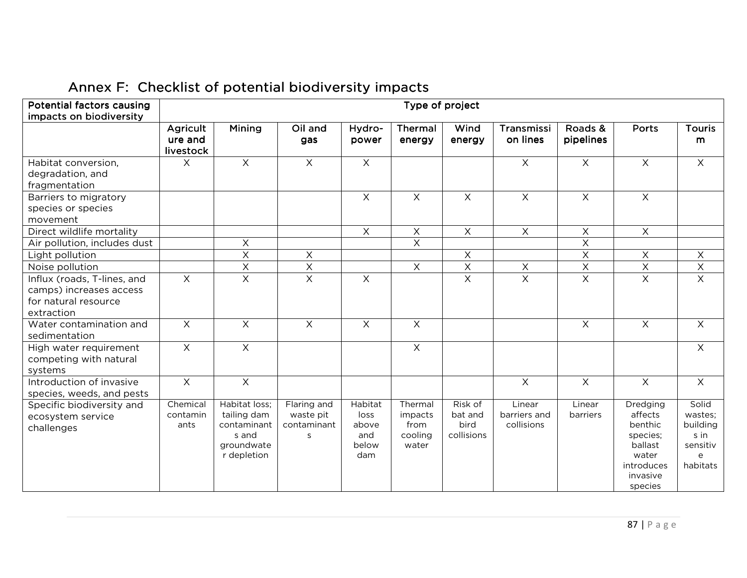## Annex F: Checklist of potential biodiversity impacts

| Potential factors causing impacts on biodiversity | Type of project | | | | | | | | | |
|---|---|---|---|---|---|---|---|---|---|---|
| | Agriculture and livestock | Mining | Oil and gas | Hydro-power | Thermal energy | Wind energy | Transmission lines | Roads & pipelines | Ports | Tourism |
| Habitat conversion, degradation, and fragmentation | X | X | X | X | | | X | X | X | X |
| Barriers to migratory species or species movement | | | | X | X | X | X | X | X | |
| Direct wildlife mortality | | | | X | X | X | X | X | X | |
| Air pollution, includes dust | | X | | | X | | | X | | |
| Light pollution | | X | X | | | X | | X | X | X |
| Noise pollution | | X | X | | X | X | X | X | X | X |
| Influx (roads, T-lines, and camps) increases access for natural resource extraction | X | X | X | X | | X | X | X | X | X |
| Water contamination and sedimentation | X | X | X | X | X | | | X | X | X |
| High water requirement competing with natural systems | X | X | | | X | | | | | X |
| Introduction of invasive species, weeds, and pests | X | X | | | | | X | X | X | X |
| Specific biodiversity and ecosystem service challenges | Chemical contaminants | Habitat loss; tailing dam contaminants and groundwater depletion | Flaring and waste pit contaminants | Habitat loss above and below dam | Thermal impacts from cooling water | Risk of bat and bird collisions | Linear barriers and collisions | Linear barriers | Dredging affects benthic species; ballast water introduces invasive species | Solid wastes; buildings in sensitive habitats |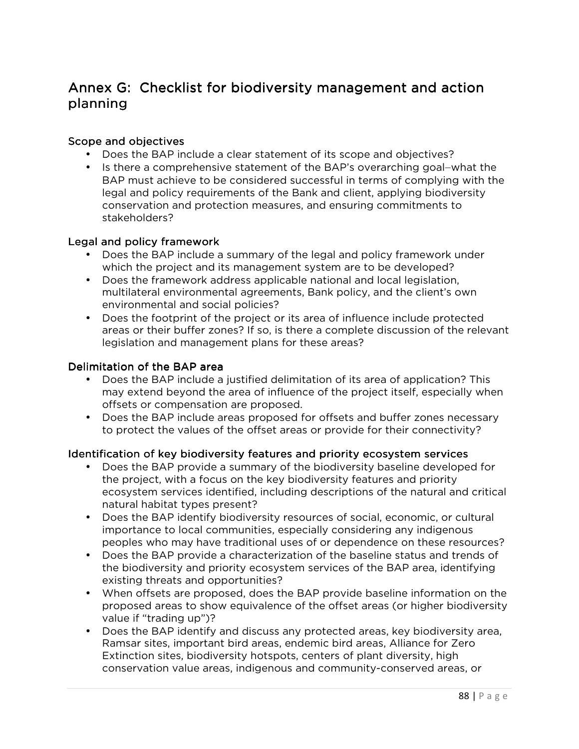# Annex G: Checklist for biodiversity management and action planning

### Scope and objectives

- Does the BAP include a clear statement of its scope and objectives?
- Is there a comprehensive statement of the BAP's overarching goal–what the BAP must achieve to be considered successful in terms of complying with the legal and policy requirements of the Bank and client, applying biodiversity conservation and protection measures, and ensuring commitments to stakeholders?

### Legal and policy framework

- Does the BAP include a summary of the legal and policy framework under which the project and its management system are to be developed?
- Does the framework address applicable national and local legislation, multilateral environmental agreements, Bank policy, and the client's own environmental and social policies?
- Does the footprint of the project or its area of influence include protected areas or their buffer zones? If so, is there a complete discussion of the relevant legislation and management plans for these areas?

### Delimitation of the BAP area

- Does the BAP include a justified delimitation of its area of application? This may extend beyond the area of influence of the project itself, especially when offsets or compensation are proposed.
- Does the BAP include areas proposed for offsets and buffer zones necessary to protect the values of the offset areas or provide for their connectivity?

### Identification of key biodiversity features and priority ecosystem services

- Does the BAP provide a summary of the biodiversity baseline developed for the project, with a focus on the key biodiversity features and priority ecosystem services identified, including descriptions of the natural and critical natural habitat types present?
- Does the BAP identify biodiversity resources of social, economic, or cultural importance to local communities, especially considering any indigenous peoples who may have traditional uses of or dependence on these resources?
- Does the BAP provide a characterization of the baseline status and trends of the biodiversity and priority ecosystem services of the BAP area, identifying existing threats and opportunities?
- When offsets are proposed, does the BAP provide baseline information on the proposed areas to show equivalence of the offset areas (or higher biodiversity value if "trading up")?
- Does the BAP identify and discuss any protected areas, key biodiversity area, Ramsar sites, important bird areas, endemic bird areas, Alliance for Zero Extinction sites, biodiversity hotspots, centers of plant diversity, high conservation value areas, indigenous and community-conserved areas, or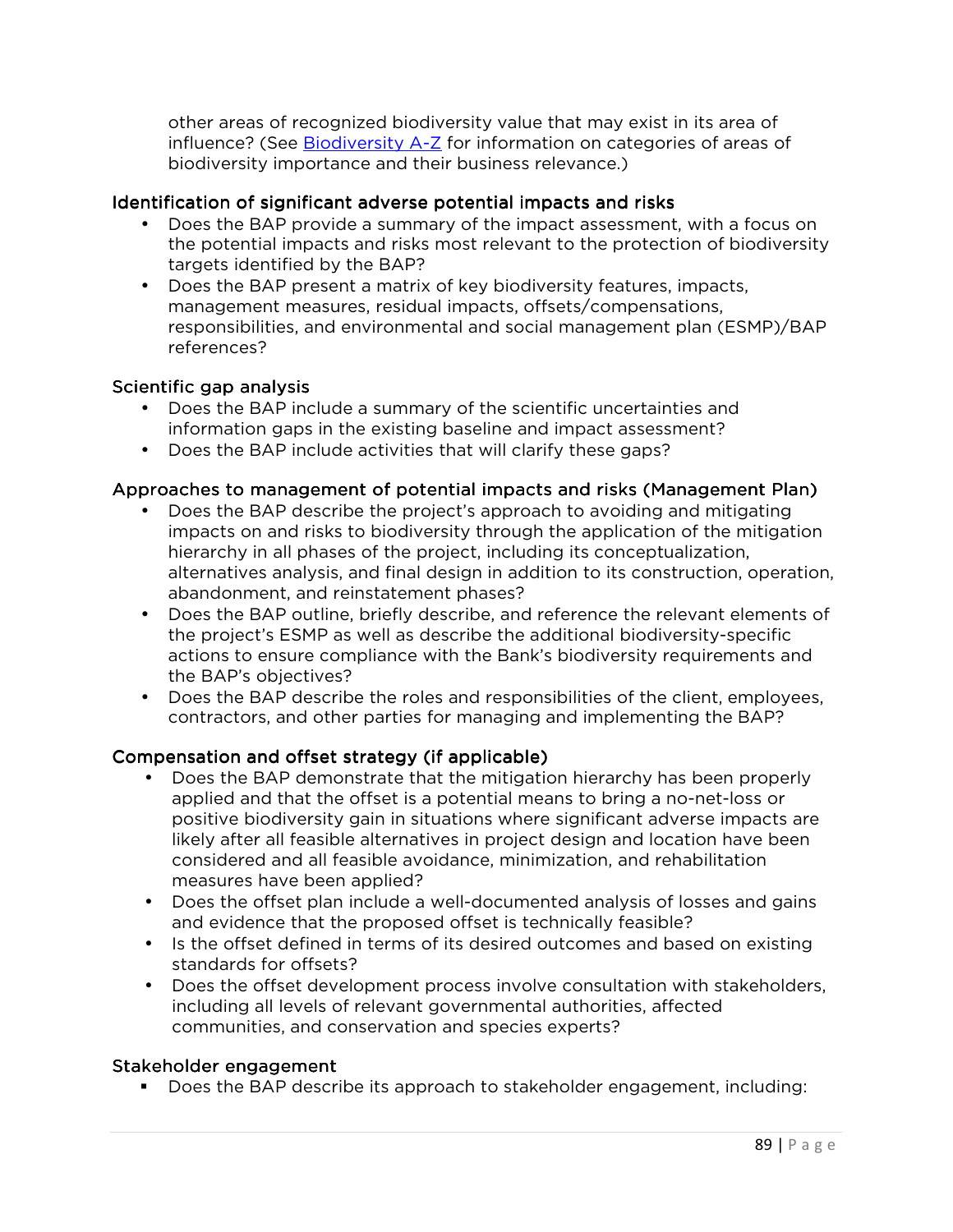other areas of recognized biodiversity value that may exist in its area of influence? (See Biodiversity A-Z for information on categories of areas of biodiversity importance and their business relevance.)

### Identification of significant adverse potential impacts and risks

- Does the BAP provide a summary of the impact assessment, with a focus on the potential impacts and risks most relevant to the protection of biodiversity targets identified by the BAP?
- Does the BAP present a matrix of key biodiversity features, impacts, management measures, residual impacts, offsets/compensations, responsibilities, and environmental and social management plan (ESMP)/BAP references?

### Scientific gap analysis

- Does the BAP include a summary of the scientific uncertainties and information gaps in the existing baseline and impact assessment?
- Does the BAP include activities that will clarify these gaps?

### Approaches to management of potential impacts and risks (Management Plan)

- Does the BAP describe the project's approach to avoiding and mitigating impacts on and risks to biodiversity through the application of the mitigation hierarchy in all phases of the project, including its conceptualization, alternatives analysis, and final design in addition to its construction, operation, abandonment, and reinstatement phases?
- Does the BAP outline, briefly describe, and reference the relevant elements of the project's ESMP as well as describe the additional biodiversity-specific actions to ensure compliance with the Bank's biodiversity requirements and the BAP's objectives?
- Does the BAP describe the roles and responsibilities of the client, employees, contractors, and other parties for managing and implementing the BAP?

### Compensation and offset strategy (if applicable)

- Does the BAP demonstrate that the mitigation hierarchy has been properly applied and that the offset is a potential means to bring a no-net-loss or positive biodiversity gain in situations where significant adverse impacts are likely after all feasible alternatives in project design and location have been considered and all feasible avoidance, minimization, and rehabilitation measures have been applied?
- Does the offset plan include a well-documented analysis of losses and gains and evidence that the proposed offset is technically feasible?
- Is the offset defined in terms of its desired outcomes and based on existing standards for offsets?
- Does the offset development process involve consultation with stakeholders, including all levels of relevant governmental authorities, affected communities, and conservation and species experts?

### Stakeholder engagement

- Does the BAP describe its approach to stakeholder engagement, including: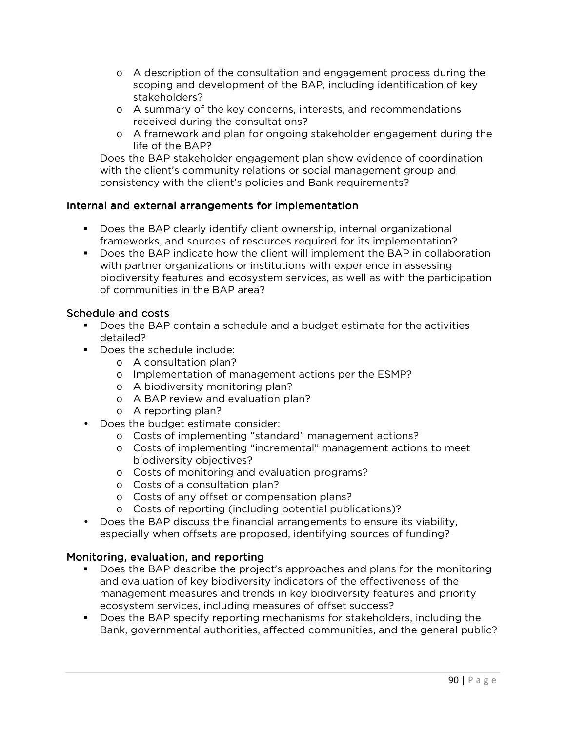- A description of the consultation and engagement process during the scoping and development of the BAP, including identification of key stakeholders?
    - A summary of the key concerns, interests, and recommendations received during the consultations?
    - A framework and plan for ongoing stakeholder engagement during the life of the BAP?

  Does the BAP stakeholder engagement plan show evidence of coordination with the client's community relations or social management group and consistency with the client's policies and Bank requirements?

### Internal and external arrangements for implementation

- Does the BAP clearly identify client ownership, internal organizational frameworks, and sources of resources required for its implementation?
- Does the BAP indicate how the client will implement the BAP in collaboration with partner organizations or institutions with experience in assessing biodiversity features and ecosystem services, as well as with the participation of communities in the BAP area?

### Schedule and costs

- Does the BAP contain a schedule and a budget estimate for the activities detailed?
- Does the schedule include:
    - A consultation plan?
    - Implementation of management actions per the ESMP?
    - A biodiversity monitoring plan?
    - A BAP review and evaluation plan?
    - A reporting plan?
- Does the budget estimate consider:
    - Costs of implementing "standard" management actions?
    - Costs of implementing "incremental" management actions to meet biodiversity objectives?
    - Costs of monitoring and evaluation programs?
    - Costs of a consultation plan?
    - Costs of any offset or compensation plans?
    - Costs of reporting (including potential publications)?
- Does the BAP discuss the financial arrangements to ensure its viability, especially when offsets are proposed, identifying sources of funding?

### Monitoring, evaluation, and reporting

- Does the BAP describe the project's approaches and plans for the monitoring and evaluation of key biodiversity indicators of the effectiveness of the management measures and trends in key biodiversity features and priority ecosystem services, including measures of offset success?
- Does the BAP specify reporting mechanisms for stakeholders, including the Bank, governmental authorities, affected communities, and the general public?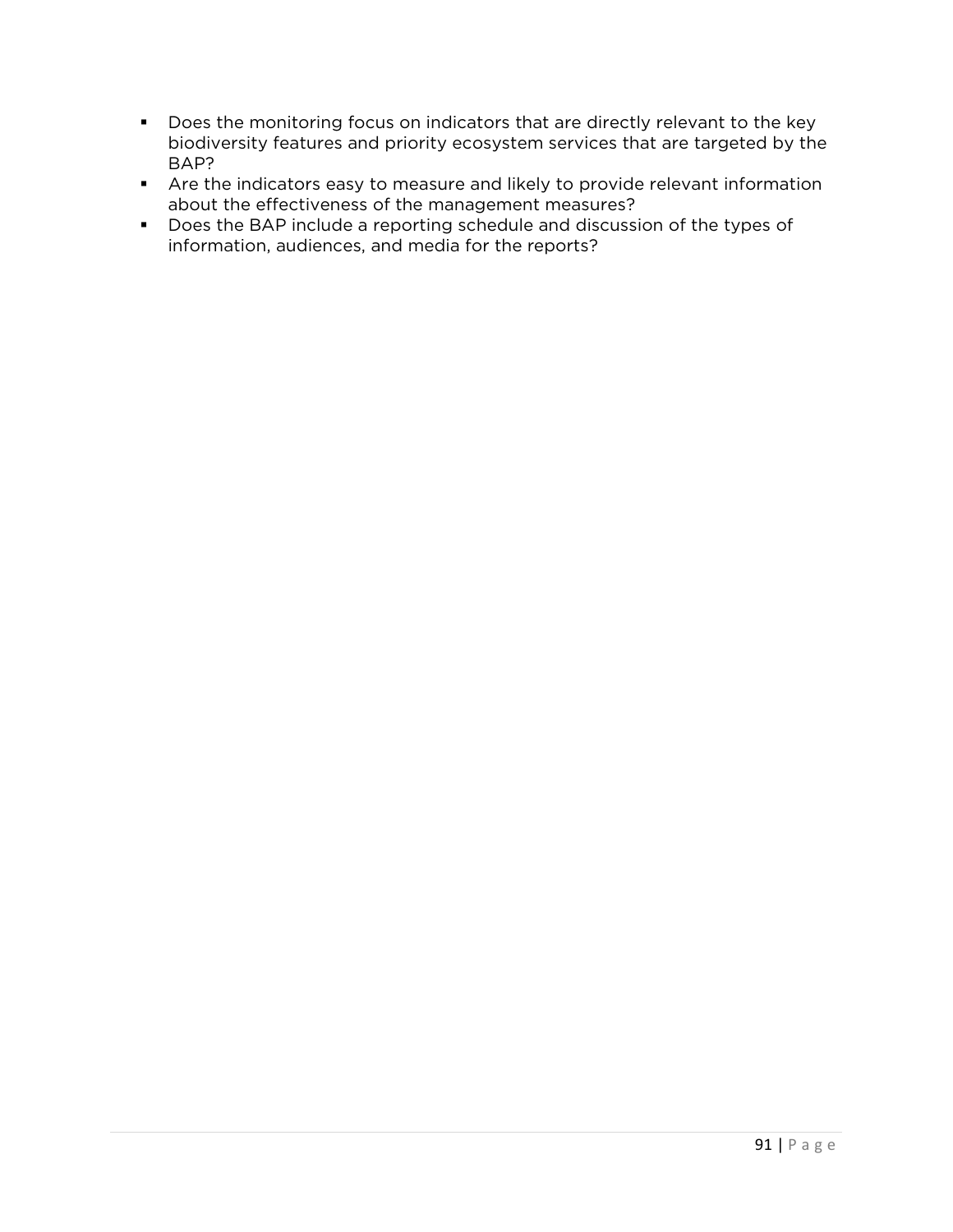- Does the monitoring focus on indicators that are directly relevant to the key biodiversity features and priority ecosystem services that are targeted by the BAP?
- Are the indicators easy to measure and likely to provide relevant information about the effectiveness of the management measures?
- Does the BAP include a reporting schedule and discussion of the types of information, audiences, and media for the reports?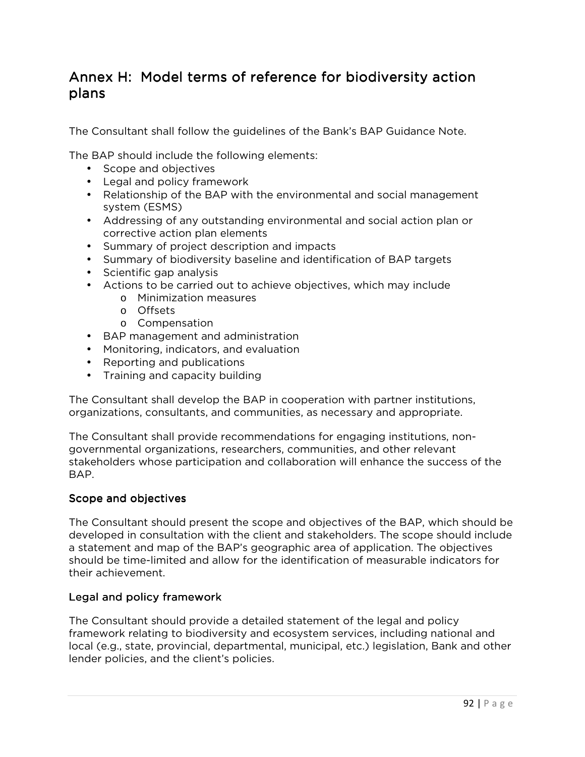# Annex H: Model terms of reference for biodiversity action plans

The Consultant shall follow the guidelines of the Bank's BAP Guidance Note.

The BAP should include the following elements:

- Scope and objectives
- Legal and policy framework
- Relationship of the BAP with the environmental and social management system (ESMS)
- Addressing of any outstanding environmental and social action plan or corrective action plan elements
- Summary of project description and impacts
- Summary of biodiversity baseline and identification of BAP targets
- Scientific gap analysis
- Actions to be carried out to achieve objectives, which may include
  - Minimization measures
  - Offsets
  - Compensation
- BAP management and administration
- Monitoring, indicators, and evaluation
- Reporting and publications
- Training and capacity building

The Consultant shall develop the BAP in cooperation with partner institutions, organizations, consultants, and communities, as necessary and appropriate.

The Consultant shall provide recommendations for engaging institutions, non-governmental organizations, researchers, communities, and other relevant stakeholders whose participation and collaboration will enhance the success of the BAP.

### Scope and objectives

The Consultant should present the scope and objectives of the BAP, which should be developed in consultation with the client and stakeholders. The scope should include a statement and map of the BAP's geographic area of application. The objectives should be time-limited and allow for the identification of measurable indicators for their achievement.

### Legal and policy framework

The Consultant should provide a detailed statement of the legal and policy framework relating to biodiversity and ecosystem services, including national and local (e.g., state, provincial, departmental, municipal, etc.) legislation, Bank and other lender policies, and the client's policies.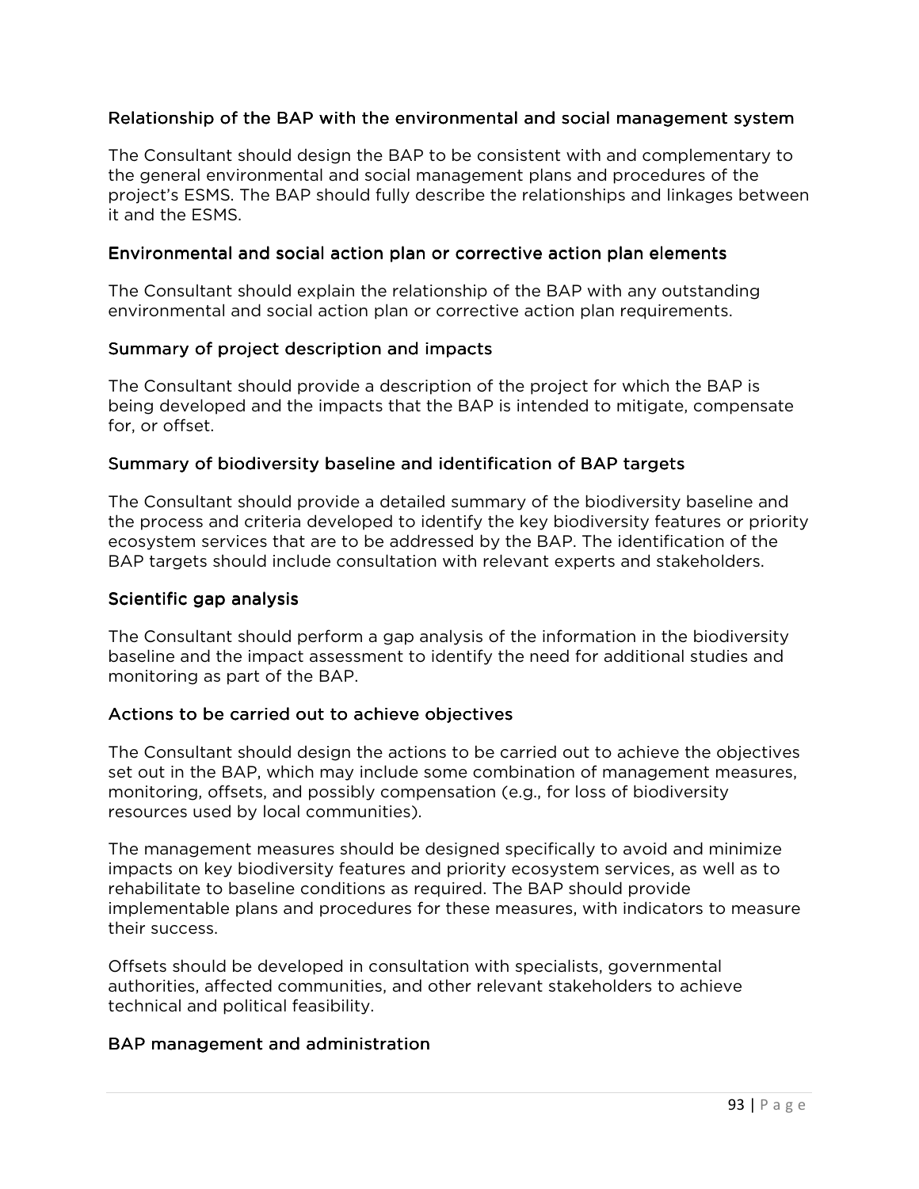### Relationship of the BAP with the environmental and social management system

The Consultant should design the BAP to be consistent with and complementary to the general environmental and social management plans and procedures of the project's ESMS. The BAP should fully describe the relationships and linkages between it and the ESMS.

### Environmental and social action plan or corrective action plan elements

The Consultant should explain the relationship of the BAP with any outstanding environmental and social action plan or corrective action plan requirements.

### Summary of project description and impacts

The Consultant should provide a description of the project for which the BAP is being developed and the impacts that the BAP is intended to mitigate, compensate for, or offset.

### Summary of biodiversity baseline and identification of BAP targets

The Consultant should provide a detailed summary of the biodiversity baseline and the process and criteria developed to identify the key biodiversity features or priority ecosystem services that are to be addressed by the BAP. The identification of the BAP targets should include consultation with relevant experts and stakeholders.

### Scientific gap analysis

The Consultant should perform a gap analysis of the information in the biodiversity baseline and the impact assessment to identify the need for additional studies and monitoring as part of the BAP.

### Actions to be carried out to achieve objectives

The Consultant should design the actions to be carried out to achieve the objectives set out in the BAP, which may include some combination of management measures, monitoring, offsets, and possibly compensation (e.g., for loss of biodiversity resources used by local communities).

The management measures should be designed specifically to avoid and minimize impacts on key biodiversity features and priority ecosystem services, as well as to rehabilitate to baseline conditions as required. The BAP should provide implementable plans and procedures for these measures, with indicators to measure their success.

Offsets should be developed in consultation with specialists, governmental authorities, affected communities, and other relevant stakeholders to achieve technical and political feasibility.

### BAP management and administration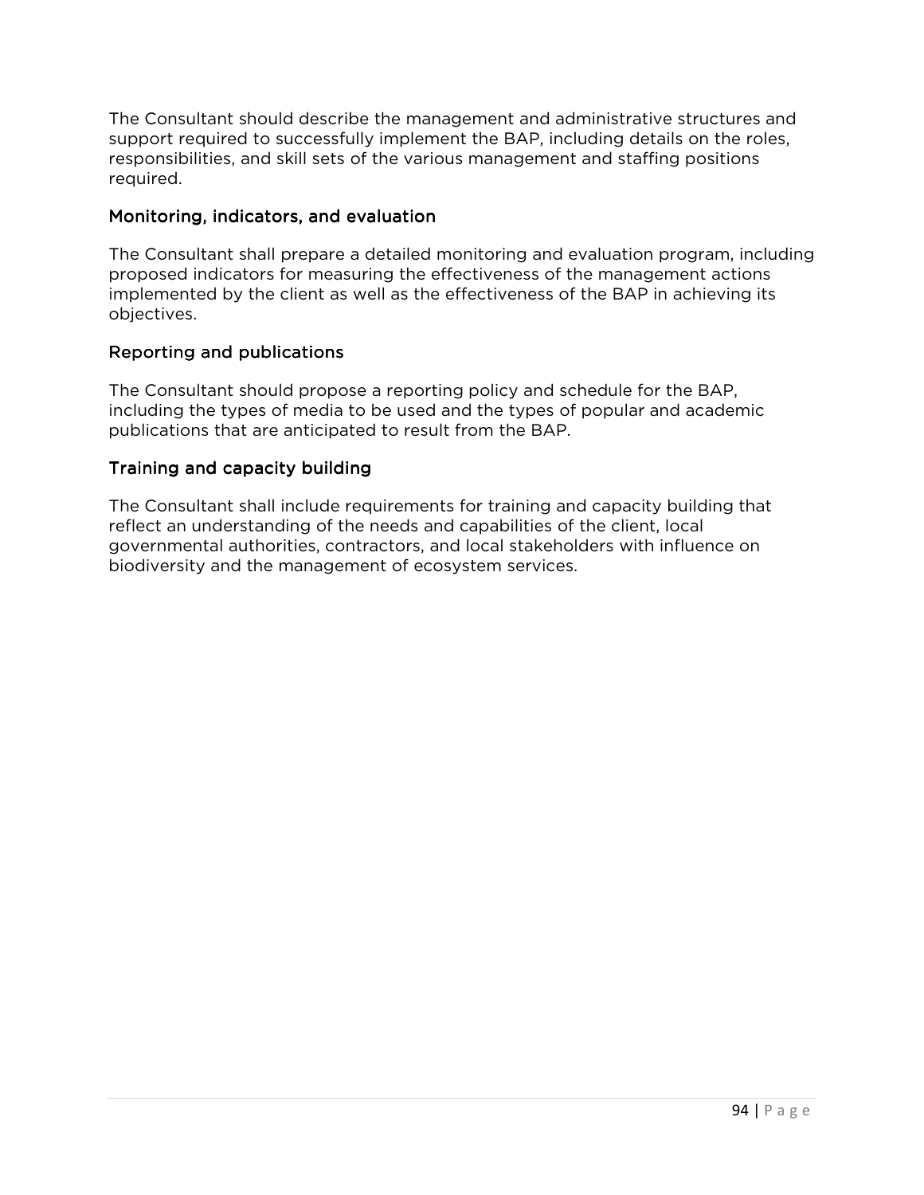The Consultant should describe the management and administrative structures and support required to successfully implement the BAP, including details on the roles, responsibilities, and skill sets of the various management and staffing positions required.

### Monitoring, indicators, and evaluation

The Consultant shall prepare a detailed monitoring and evaluation program, including proposed indicators for measuring the effectiveness of the management actions implemented by the client as well as the effectiveness of the BAP in achieving its objectives.

### Reporting and publications

The Consultant should propose a reporting policy and schedule for the BAP, including the types of media to be used and the types of popular and academic publications that are anticipated to result from the BAP.

### Training and capacity building

The Consultant shall include requirements for training and capacity building that reflect an understanding of the needs and capabilities of the client, local governmental authorities, contractors, and local stakeholders with influence on biodiversity and the management of ecosystem services.